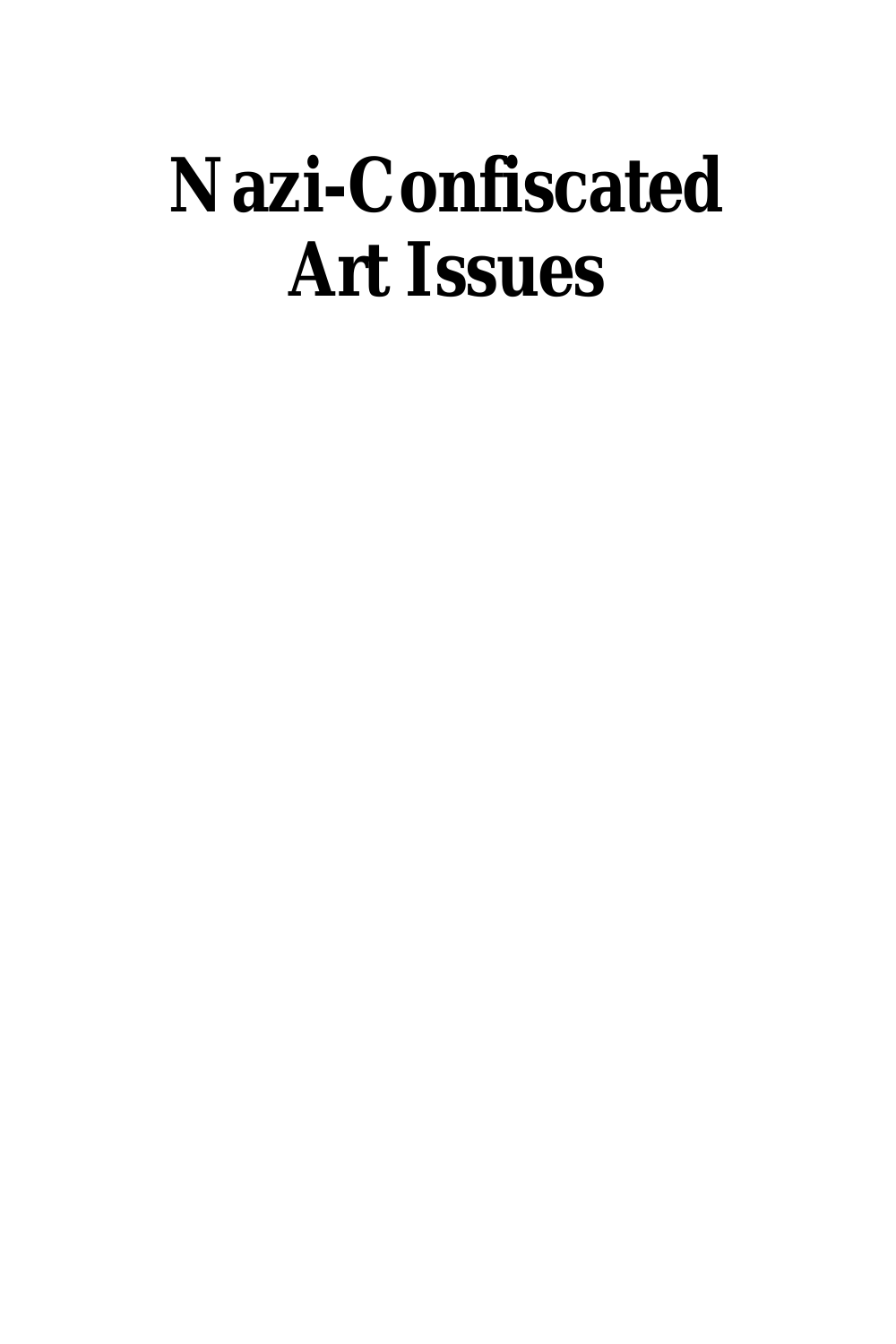# Nazi-Confiscated Art Issues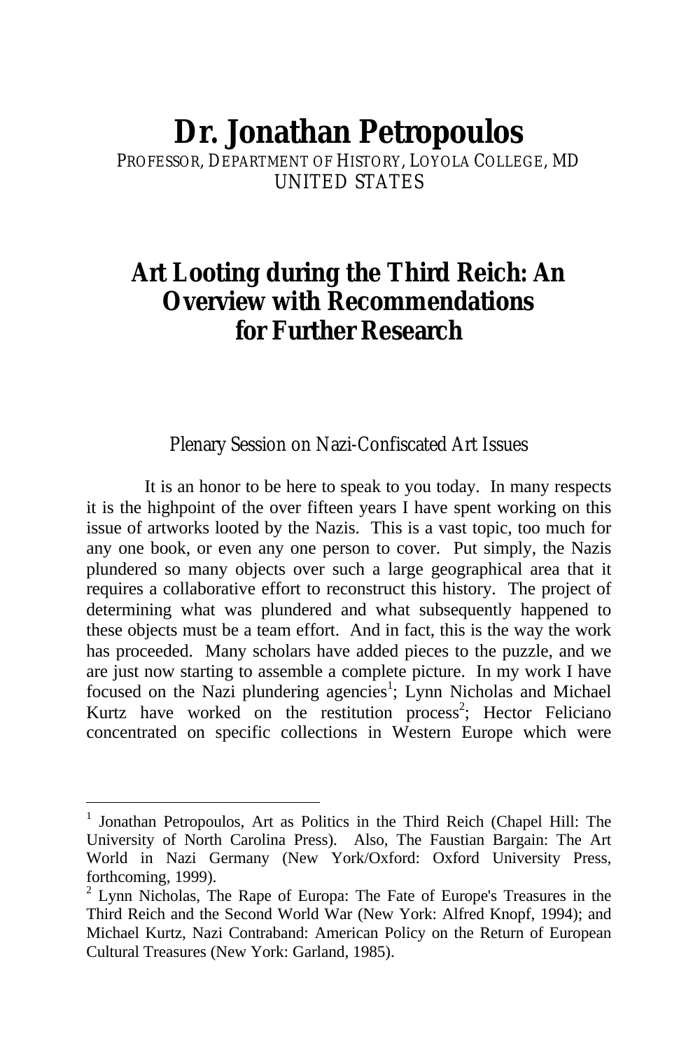# Dr. Jonathan Petropoulos

PROFESSOR, DEPARTMENT OF HISTORY, LOYOLA COLLEGE, MD
UNITED STATES

## Art Looting during the Third Reich: An Overview with Recommendations for Further Research

### Plenary Session on Nazi-Confiscated Art Issues

It is an honor to be here to speak to you today. In many respects it is the highpoint of the over fifteen years I have spent working on this issue of artworks looted by the Nazis. This is a vast topic, too much for any one book, or even any one person to cover. Put simply, the Nazis plundered so many objects over such a large geographical area that it requires a collaborative effort to reconstruct this history. The project of determining what was plundered and what subsequently happened to these objects must be a team effort. And in fact, this is the way the work has proceeded. Many scholars have added pieces to the puzzle, and we are just now starting to assemble a complete picture. In my work I have focused on the Nazi plundering agencies[1]; Lynn Nicholas and Michael Kurtz have worked on the restitution process[2]; Hector Feliciano concentrated on specific collections in Western Europe which were

---

[1] Jonathan Petropoulos, Art as Politics in the Third Reich (Chapel Hill: The University of North Carolina Press). Also, The Faustian Bargain: The Art World in Nazi Germany (New York/Oxford: Oxford University Press, forthcoming, 1999).

[2] Lynn Nicholas, The Rape of Europa: The Fate of Europe's Treasures in the Third Reich and the Second World War (New York: Alfred Knopf, 1994); and Michael Kurtz, Nazi Contraband: American Policy on the Return of European Cultural Treasures (New York: Garland, 1985).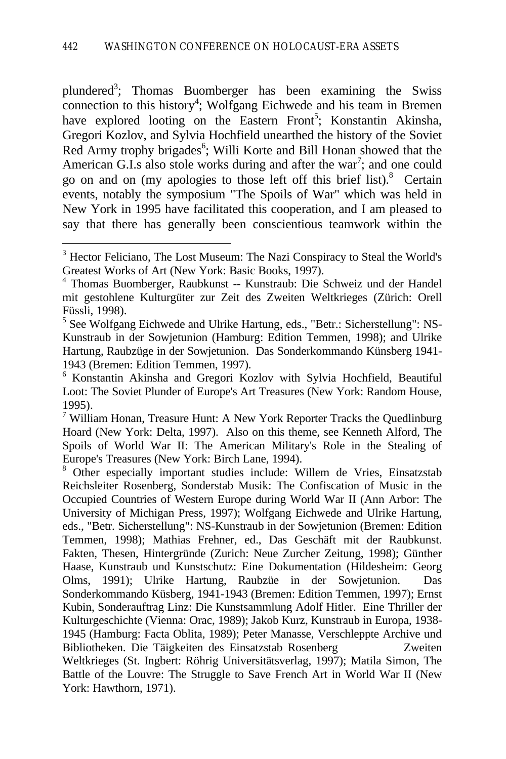plundered[3]; Thomas Buomberger has been examining the Swiss connection to this history[4]; Wolfgang Eichwede and his team in Bremen have explored looting on the Eastern Front[5]; Konstantin Akinsha, Gregori Kozlov, and Sylvia Hochfield unearthed the history of the Soviet Red Army trophy brigades[6]; Willi Korte and Bill Honan showed that the American G.I.s also stole works during and after the war[7]; and one could go on and on (my apologies to those left off this brief list).[8] Certain events, notably the symposium "The Spoils of War" which was held in New York in 1995 have facilitated this cooperation, and I am pleased to say that there has generally been conscientious teamwork within the

---

[3] Hector Feliciano, The Lost Museum: The Nazi Conspiracy to Steal the World's Greatest Works of Art (New York: Basic Books, 1997).

[4] Thomas Buomberger, Raubkunst -- Kunstraub: Die Schweiz und der Handel mit gestohlene Kulturgüter zur Zeit des Zweiten Weltkrieges (Zürich: Orell Füssli, 1998).

[5] See Wolfgang Eichwede and Ulrike Hartung, eds., "Betr.: Sicherstellung": NS-Kunstraub in der Sowjetunion (Hamburg: Edition Temmen, 1998); and Ulrike Hartung, Raubzüge in der Sowjetunion. Das Sonderkommando Künsberg 1941-1943 (Bremen: Edition Temmen, 1997).

[6] Konstantin Akinsha and Gregori Kozlov with Sylvia Hochfield, Beautiful Loot: The Soviet Plunder of Europe's Art Treasures (New York: Random House, 1995).

[7] William Honan, Treasure Hunt: A New York Reporter Tracks the Quedlinburg Hoard (New York: Delta, 1997). Also on this theme, see Kenneth Alford, The Spoils of World War II: The American Military's Role in the Stealing of Europe's Treasures (New York: Birch Lane, 1994).

[8] Other especially important studies include: Willem de Vries, Einsatzstab Reichsleiter Rosenberg, Sonderstab Musik: The Confiscation of Music in the Occupied Countries of Western Europe during World War II (Ann Arbor: The University of Michigan Press, 1997); Wolfgang Eichwede and Ulrike Hartung, eds., "Betr. Sicherstellung": NS-Kunstraub in der Sowjetunion (Bremen: Edition Temmen, 1998); Mathias Frehner, ed., Das Geschäft mit der Raubkunst. Fakten, Thesen, Hintergründe (Zurich: Neue Zurcher Zeitung, 1998); Günther Haase, Kunstraub und Kunstschutz: Eine Dokumentation (Hildesheim: Georg Olms, 1991); Ulrike Hartung, Raubzüe in der Sowjetunion. Das Sonderkommando Küsberg, 1941-1943 (Bremen: Edition Temmen, 1997); Ernst Kubin, Sonderauftrag Linz: Die Kunstsammlung Adolf Hitler. Eine Thriller der Kulturgeschichte (Vienna: Orac, 1989); Jakob Kurz, Kunstraub in Europa, 1938-1945 (Hamburg: Facta Oblita, 1989); Peter Manasse, Verschleppte Archive und Bibliotheken. Die Täigkeiten des Einsatzstab Rosenberg Zweiten Weltkrieges (St. Ingbert: Röhrig Universitätsverlag, 1997); Matila Simon, The Battle of the Louvre: The Struggle to Save French Art in World War II (New York: Hawthorn, 1971).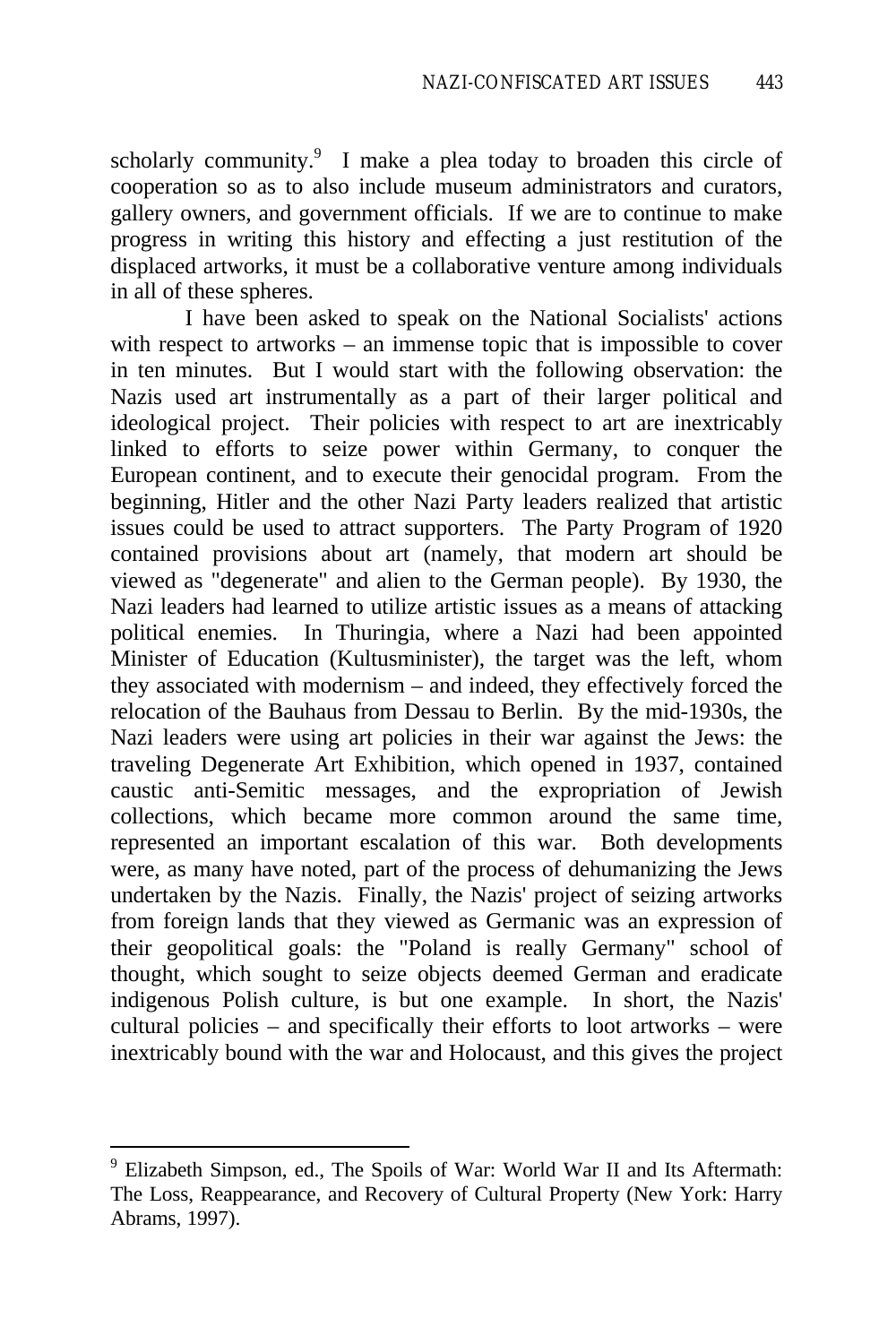scholarly community.[9] I make a plea today to broaden this circle of cooperation so as to also include museum administrators and curators, gallery owners, and government officials. If we are to continue to make progress in writing this history and effecting a just restitution of the displaced artworks, it must be a collaborative venture among individuals in all of these spheres.

I have been asked to speak on the National Socialists' actions with respect to artworks – an immense topic that is impossible to cover in ten minutes. But I would start with the following observation: the Nazis used art instrumentally as a part of their larger political and ideological project. Their policies with respect to art are inextricably linked to efforts to seize power within Germany, to conquer the European continent, and to execute their genocidal program. From the beginning, Hitler and the other Nazi Party leaders realized that artistic issues could be used to attract supporters. The Party Program of 1920 contained provisions about art (namely, that modern art should be viewed as "degenerate" and alien to the German people). By 1930, the Nazi leaders had learned to utilize artistic issues as a means of attacking political enemies. In Thuringia, where a Nazi had been appointed Minister of Education (Kultusminister), the target was the left, whom they associated with modernism – and indeed, they effectively forced the relocation of the Bauhaus from Dessau to Berlin. By the mid-1930s, the Nazi leaders were using art policies in their war against the Jews: the traveling Degenerate Art Exhibition, which opened in 1937, contained caustic anti-Semitic messages, and the expropriation of Jewish collections, which became more common around the same time, represented an important escalation of this war. Both developments were, as many have noted, part of the process of dehumanizing the Jews undertaken by the Nazis. Finally, the Nazis' project of seizing artworks from foreign lands that they viewed as Germanic was an expression of their geopolitical goals: the "Poland is really Germany" school of thought, which sought to seize objects deemed German and eradicate indigenous Polish culture, is but one example. In short, the Nazis' cultural policies – and specifically their efforts to loot artworks – were inextricably bound with the war and Holocaust, and this gives the project

---

[9] Elizabeth Simpson, ed., The Spoils of War: World War II and Its Aftermath: The Loss, Reappearance, and Recovery of Cultural Property (New York: Harry Abrams, 1997).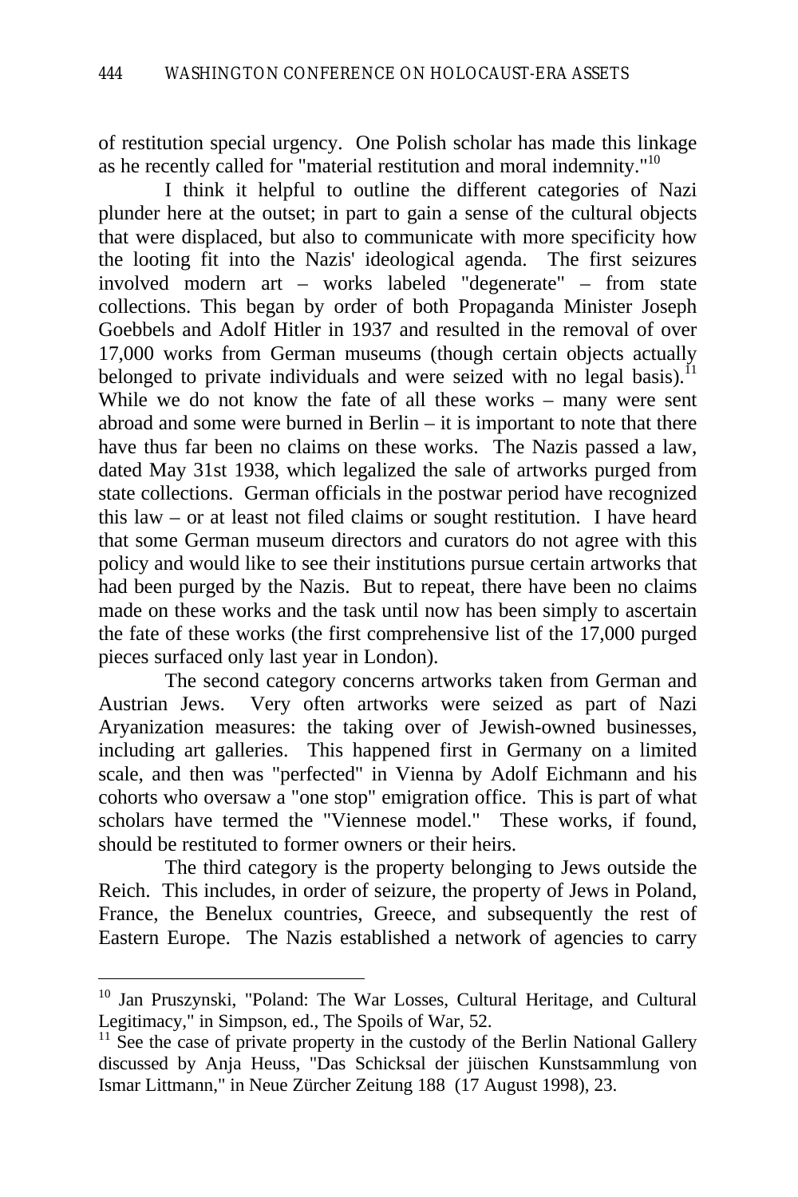of restitution special urgency. One Polish scholar has made this linkage as he recently called for "material restitution and moral indemnity."[10]

I think it helpful to outline the different categories of Nazi plunder here at the outset; in part to gain a sense of the cultural objects that were displaced, but also to communicate with more specificity how the looting fit into the Nazis' ideological agenda. The first seizures involved modern art – works labeled "degenerate" – from state collections. This began by order of both Propaganda Minister Joseph Goebbels and Adolf Hitler in 1937 and resulted in the removal of over 17,000 works from German museums (though certain objects actually belonged to private individuals and were seized with no legal basis).[11] While we do not know the fate of all these works – many were sent abroad and some were burned in Berlin – it is important to note that there have thus far been no claims on these works. The Nazis passed a law, dated May 31st 1938, which legalized the sale of artworks purged from state collections. German officials in the postwar period have recognized this law – or at least not filed claims or sought restitution. I have heard that some German museum directors and curators do not agree with this policy and would like to see their institutions pursue certain artworks that had been purged by the Nazis. But to repeat, there have been no claims made on these works and the task until now has been simply to ascertain the fate of these works (the first comprehensive list of the 17,000 purged pieces surfaced only last year in London).

The second category concerns artworks taken from German and Austrian Jews. Very often artworks were seized as part of Nazi Aryanization measures: the taking over of Jewish-owned businesses, including art galleries. This happened first in Germany on a limited scale, and then was "perfected" in Vienna by Adolf Eichmann and his cohorts who oversaw a "one stop" emigration office. This is part of what scholars have termed the "Viennese model." These works, if found, should be restituted to former owners or their heirs.

The third category is the property belonging to Jews outside the Reich. This includes, in order of seizure, the property of Jews in Poland, France, the Benelux countries, Greece, and subsequently the rest of Eastern Europe. The Nazis established a network of agencies to carry

---

[10] Jan Pruszynski, "Poland: The War Losses, Cultural Heritage, and Cultural Legitimacy," in Simpson, ed., The Spoils of War, 52.

[11] See the case of private property in the custody of the Berlin National Gallery discussed by Anja Heuss, "Das Schicksal der jüischen Kunstsammlung von Ismar Littmann," in Neue Zürcher Zeitung 188 (17 August 1998), 23.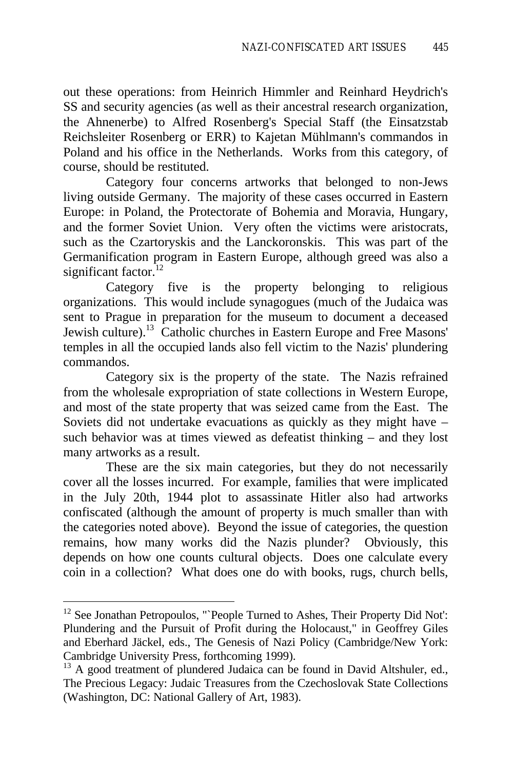out these operations: from Heinrich Himmler and Reinhard Heydrich's SS and security agencies (as well as their ancestral research organization, the Ahnenerbe) to Alfred Rosenberg's Special Staff (the Einsatzstab Reichsleiter Rosenberg or ERR) to Kajetan Mühlmann's commandos in Poland and his office in the Netherlands. Works from this category, of course, should be restituted.

Category four concerns artworks that belonged to non-Jews living outside Germany. The majority of these cases occurred in Eastern Europe: in Poland, the Protectorate of Bohemia and Moravia, Hungary, and the former Soviet Union. Very often the victims were aristocrats, such as the Czartoryskis and the Lanckoronskis. This was part of the Germanification program in Eastern Europe, although greed was also a significant factor.[12]

Category five is the property belonging to religious organizations. This would include synagogues (much of the Judaica was sent to Prague in preparation for the museum to document a deceased Jewish culture).[13] Catholic churches in Eastern Europe and Free Masons' temples in all the occupied lands also fell victim to the Nazis' plundering commandos.

Category six is the property of the state. The Nazis refrained from the wholesale expropriation of state collections in Western Europe, and most of the state property that was seized came from the East. The Soviets did not undertake evacuations as quickly as they might have – such behavior was at times viewed as defeatist thinking – and they lost many artworks as a result.

These are the six main categories, but they do not necessarily cover all the losses incurred. For example, families that were implicated in the July 20th, 1944 plot to assassinate Hitler also had artworks confiscated (although the amount of property is much smaller than with the categories noted above). Beyond the issue of categories, the question remains, how many works did the Nazis plunder? Obviously, this depends on how one counts cultural objects. Does one calculate every coin in a collection? What does one do with books, rugs, church bells,

---

[12] See Jonathan Petropoulos, "`People Turned to Ashes, Their Property Did Not': Plundering and the Pursuit of Profit during the Holocaust," in Geoffrey Giles and Eberhard Jäckel, eds., The Genesis of Nazi Policy (Cambridge/New York: Cambridge University Press, forthcoming 1999).

[13] A good treatment of plundered Judaica can be found in David Altshuler, ed., The Precious Legacy: Judaic Treasures from the Czechoslovak State Collections (Washington, DC: National Gallery of Art, 1983).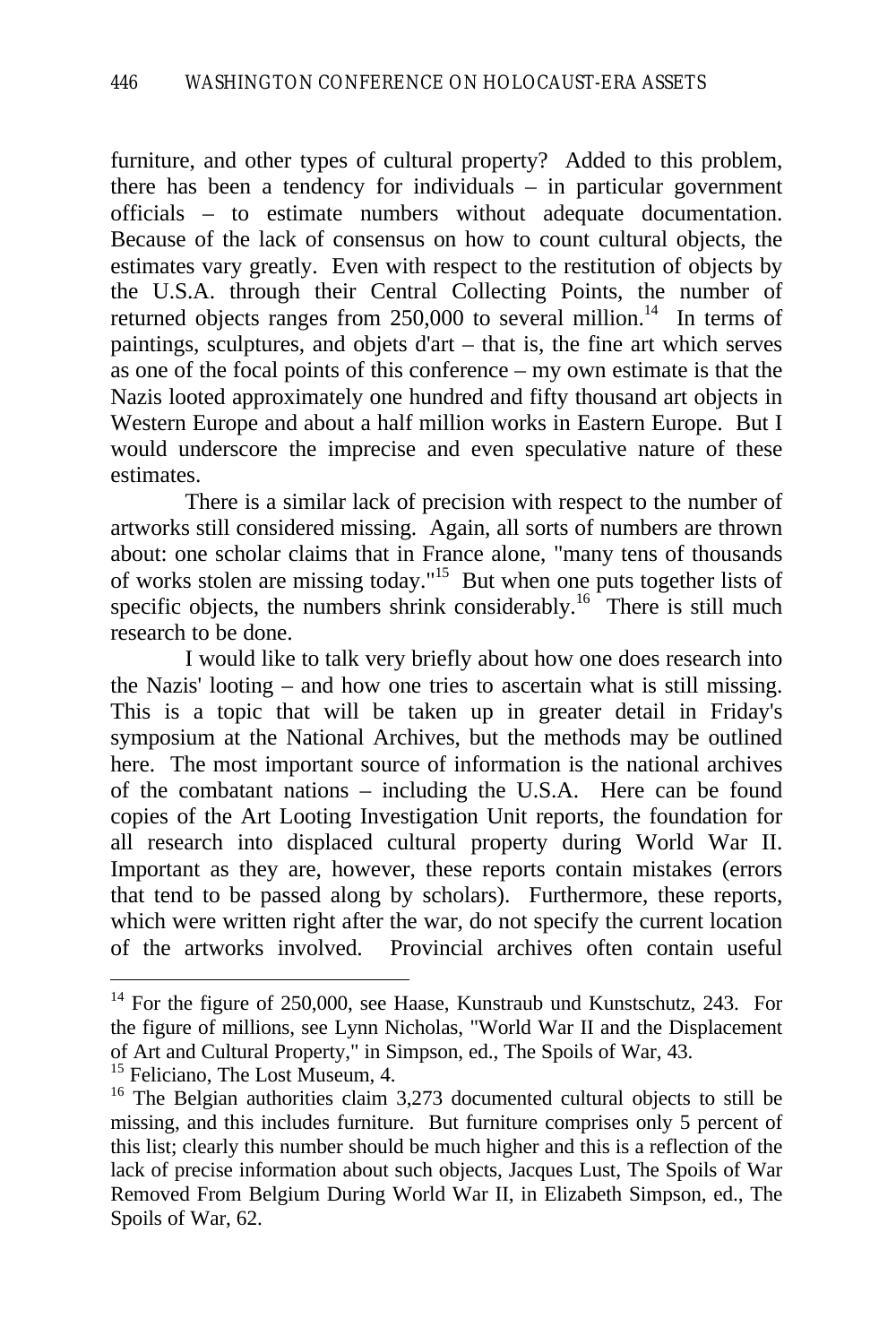furniture, and other types of cultural property? Added to this problem, there has been a tendency for individuals – in particular government officials – to estimate numbers without adequate documentation. Because of the lack of consensus on how to count cultural objects, the estimates vary greatly. Even with respect to the restitution of objects by the U.S.A. through their Central Collecting Points, the number of returned objects ranges from 250,000 to several million.[14] In terms of paintings, sculptures, and objets d'art – that is, the fine art which serves as one of the focal points of this conference – my own estimate is that the Nazis looted approximately one hundred and fifty thousand art objects in Western Europe and about a half million works in Eastern Europe. But I would underscore the imprecise and even speculative nature of these estimates.

There is a similar lack of precision with respect to the number of artworks still considered missing. Again, all sorts of numbers are thrown about: one scholar claims that in France alone, "many tens of thousands of works stolen are missing today."[15] But when one puts together lists of specific objects, the numbers shrink considerably.[16] There is still much research to be done.

I would like to talk very briefly about how one does research into the Nazis' looting – and how one tries to ascertain what is still missing. This is a topic that will be taken up in greater detail in Friday's symposium at the National Archives, but the methods may be outlined here. The most important source of information is the national archives of the combatant nations – including the U.S.A. Here can be found copies of the Art Looting Investigation Unit reports, the foundation for all research into displaced cultural property during World War II. Important as they are, however, these reports contain mistakes (errors that tend to be passed along by scholars). Furthermore, these reports, which were written right after the war, do not specify the current location of the artworks involved. Provincial archives often contain useful

---

[14] For the figure of 250,000, see Haase, Kunstraub und Kunstschutz, 243. For the figure of millions, see Lynn Nicholas, "World War II and the Displacement of Art and Cultural Property," in Simpson, ed., The Spoils of War, 43.

[15] Feliciano, The Lost Museum, 4.

[16] The Belgian authorities claim 3,273 documented cultural objects to still be missing, and this includes furniture. But furniture comprises only 5 percent of this list; clearly this number should be much higher and this is a reflection of the lack of precise information about such objects, Jacques Lust, The Spoils of War Removed From Belgium During World War II, in Elizabeth Simpson, ed., The Spoils of War, 62.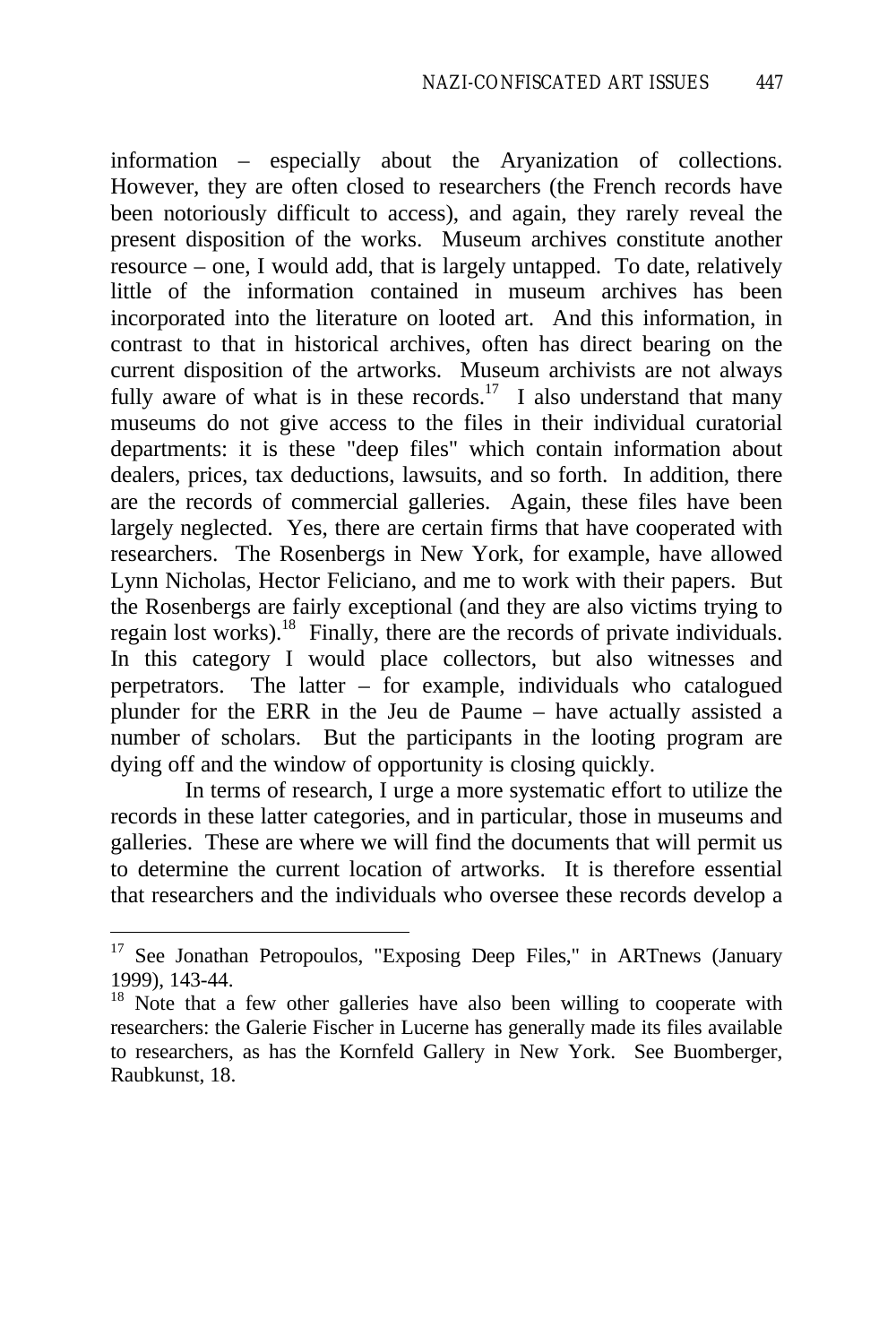information – especially about the Aryanization of collections. However, they are often closed to researchers (the French records have been notoriously difficult to access), and again, they rarely reveal the present disposition of the works. Museum archives constitute another resource – one, I would add, that is largely untapped. To date, relatively little of the information contained in museum archives has been incorporated into the literature on looted art. And this information, in contrast to that in historical archives, often has direct bearing on the current disposition of the artworks. Museum archivists are not always fully aware of what is in these records.[17] I also understand that many museums do not give access to the files in their individual curatorial departments: it is these "deep files" which contain information about dealers, prices, tax deductions, lawsuits, and so forth. In addition, there are the records of commercial galleries. Again, these files have been largely neglected. Yes, there are certain firms that have cooperated with researchers. The Rosenbergs in New York, for example, have allowed Lynn Nicholas, Hector Feliciano, and me to work with their papers. But the Rosenbergs are fairly exceptional (and they are also victims trying to regain lost works).[18] Finally, there are the records of private individuals. In this category I would place collectors, but also witnesses and perpetrators. The latter – for example, individuals who catalogued plunder for the ERR in the Jeu de Paume – have actually assisted a number of scholars. But the participants in the looting program are dying off and the window of opportunity is closing quickly.

In terms of research, I urge a more systematic effort to utilize the records in these latter categories, and in particular, those in museums and galleries. These are where we will find the documents that will permit us to determine the current location of artworks. It is therefore essential that researchers and the individuals who oversee these records develop a

---

[17] See Jonathan Petropoulos, "Exposing Deep Files," in ARTnews (January 1999), 143-44.

[18] Note that a few other galleries have also been willing to cooperate with researchers: the Galerie Fischer in Lucerne has generally made its files available to researchers, as has the Kornfeld Gallery in New York. See Buomberger, Raubkunst, 18.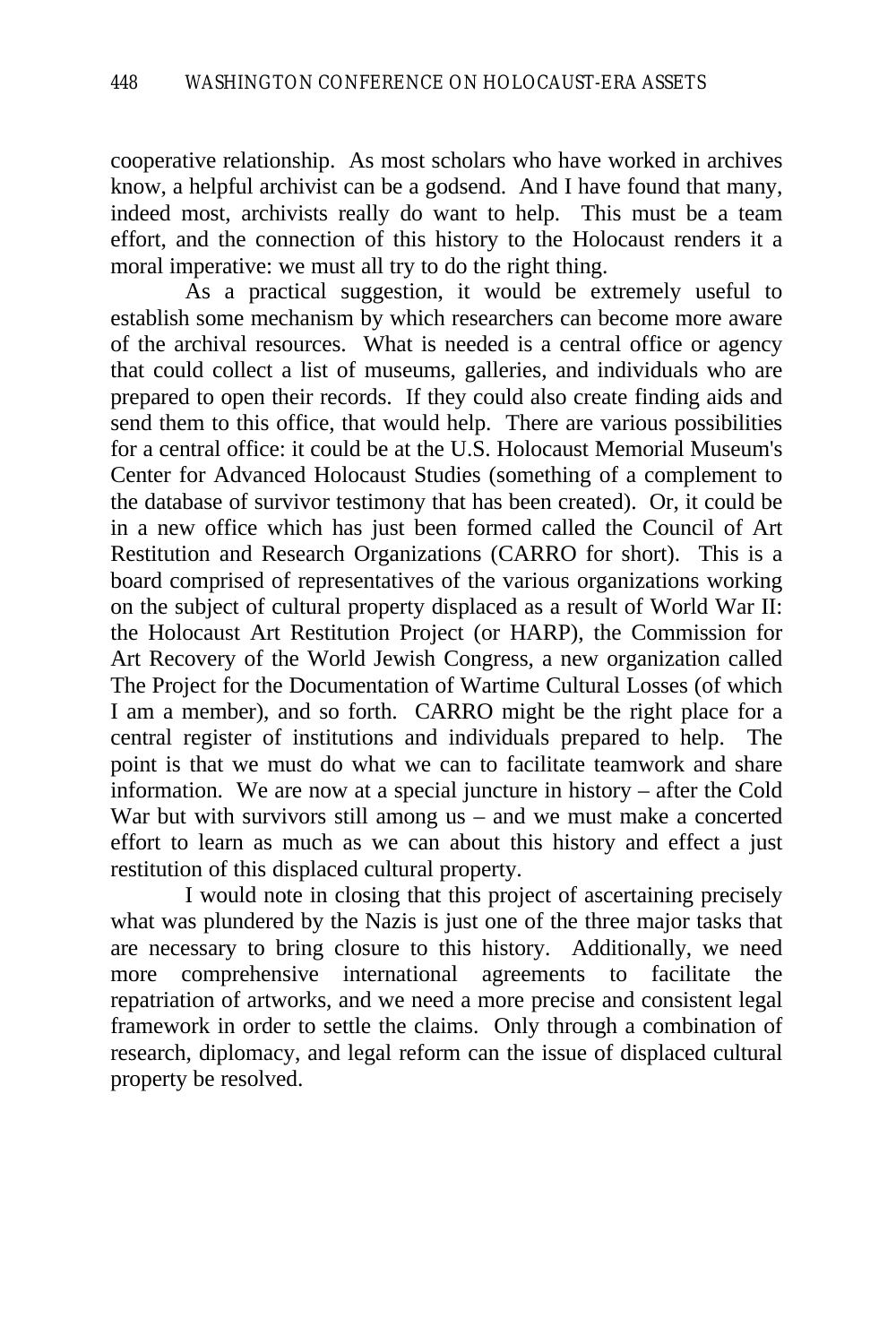cooperative relationship. As most scholars who have worked in archives know, a helpful archivist can be a godsend. And I have found that many, indeed most, archivists really do want to help. This must be a team effort, and the connection of this history to the Holocaust renders it a moral imperative: we must all try to do the right thing.

As a practical suggestion, it would be extremely useful to establish some mechanism by which researchers can become more aware of the archival resources. What is needed is a central office or agency that could collect a list of museums, galleries, and individuals who are prepared to open their records. If they could also create finding aids and send them to this office, that would help. There are various possibilities for a central office: it could be at the U.S. Holocaust Memorial Museum's Center for Advanced Holocaust Studies (something of a complement to the database of survivor testimony that has been created). Or, it could be in a new office which has just been formed called the Council of Art Restitution and Research Organizations (CARRO for short). This is a board comprised of representatives of the various organizations working on the subject of cultural property displaced as a result of World War II: the Holocaust Art Restitution Project (or HARP), the Commission for Art Recovery of the World Jewish Congress, a new organization called The Project for the Documentation of Wartime Cultural Losses (of which I am a member), and so forth. CARRO might be the right place for a central register of institutions and individuals prepared to help. The point is that we must do what we can to facilitate teamwork and share information. We are now at a special juncture in history – after the Cold War but with survivors still among us – and we must make a concerted effort to learn as much as we can about this history and effect a just restitution of this displaced cultural property.

I would note in closing that this project of ascertaining precisely what was plundered by the Nazis is just one of the three major tasks that are necessary to bring closure to this history. Additionally, we need more comprehensive international agreements to facilitate the repatriation of artworks, and we need a more precise and consistent legal framework in order to settle the claims. Only through a combination of research, diplomacy, and legal reform can the issue of displaced cultural property be resolved.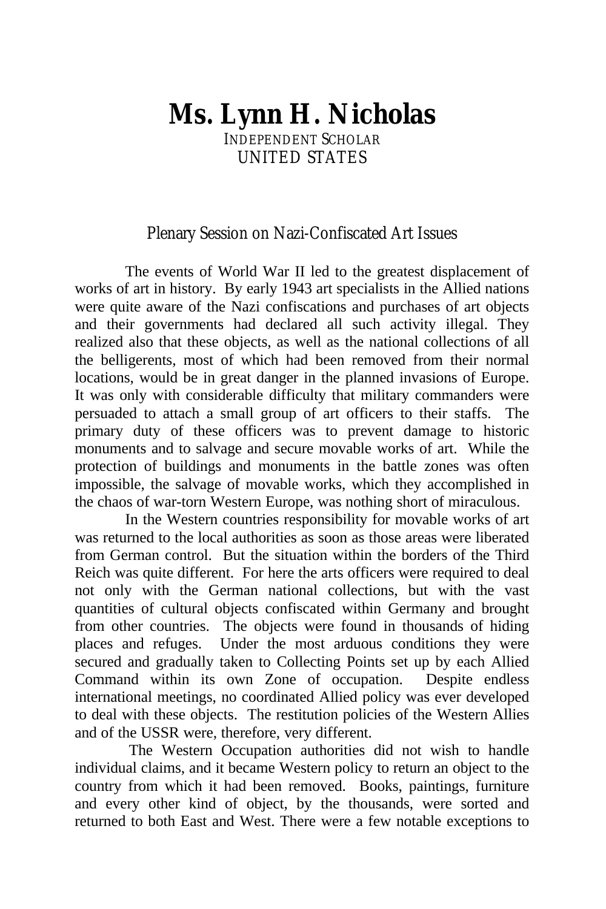# Ms. Lynn H. Nicholas

INDEPENDENT SCHOLAR
UNITED STATES

## Plenary Session on Nazi-Confiscated Art Issues

The events of World War II led to the greatest displacement of works of art in history. By early 1943 art specialists in the Allied nations were quite aware of the Nazi confiscations and purchases of art objects and their governments had declared all such activity illegal. They realized also that these objects, as well as the national collections of all the belligerents, most of which had been removed from their normal locations, would be in great danger in the planned invasions of Europe. It was only with considerable difficulty that military commanders were persuaded to attach a small group of art officers to their staffs. The primary duty of these officers was to prevent damage to historic monuments and to salvage and secure movable works of art. While the protection of buildings and monuments in the battle zones was often impossible, the salvage of movable works, which they accomplished in the chaos of war-torn Western Europe, was nothing short of miraculous.

In the Western countries responsibility for movable works of art was returned to the local authorities as soon as those areas were liberated from German control. But the situation within the borders of the Third Reich was quite different. For here the arts officers were required to deal not only with the German national collections, but with the vast quantities of cultural objects confiscated within Germany and brought from other countries. The objects were found in thousands of hiding places and refuges. Under the most arduous conditions they were secured and gradually taken to Collecting Points set up by each Allied Command within its own Zone of occupation. Despite endless international meetings, no coordinated Allied policy was ever developed to deal with these objects. The restitution policies of the Western Allies and of the USSR were, therefore, very different.

The Western Occupation authorities did not wish to handle individual claims, and it became Western policy to return an object to the country from which it had been removed. Books, paintings, furniture and every other kind of object, by the thousands, were sorted and returned to both East and West. There were a few notable exceptions to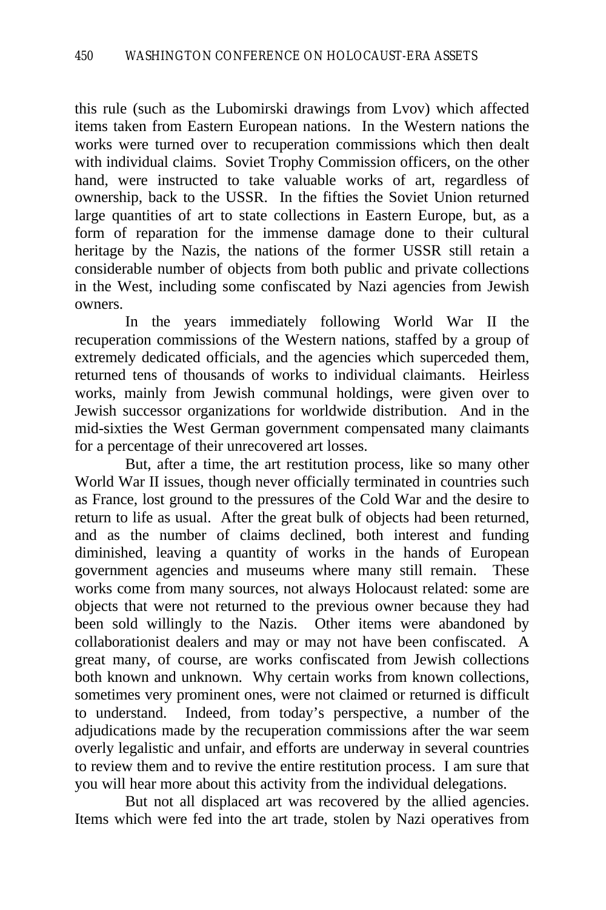this rule (such as the Lubomirski drawings from Lvov) which affected items taken from Eastern European nations. In the Western nations the works were turned over to recuperation commissions which then dealt with individual claims. Soviet Trophy Commission officers, on the other hand, were instructed to take valuable works of art, regardless of ownership, back to the USSR. In the fifties the Soviet Union returned large quantities of art to state collections in Eastern Europe, but, as a form of reparation for the immense damage done to their cultural heritage by the Nazis, the nations of the former USSR still retain a considerable number of objects from both public and private collections in the West, including some confiscated by Nazi agencies from Jewish owners.

In the years immediately following World War II the recuperation commissions of the Western nations, staffed by a group of extremely dedicated officials, and the agencies which superceded them, returned tens of thousands of works to individual claimants. Heirless works, mainly from Jewish communal holdings, were given over to Jewish successor organizations for worldwide distribution. And in the mid-sixties the West German government compensated many claimants for a percentage of their unrecovered art losses.

But, after a time, the art restitution process, like so many other World War II issues, though never officially terminated in countries such as France, lost ground to the pressures of the Cold War and the desire to return to life as usual. After the great bulk of objects had been returned, and as the number of claims declined, both interest and funding diminished, leaving a quantity of works in the hands of European government agencies and museums where many still remain. These works come from many sources, not always Holocaust related: some are objects that were not returned to the previous owner because they had been sold willingly to the Nazis. Other items were abandoned by collaborationist dealers and may or may not have been confiscated. A great many, of course, are works confiscated from Jewish collections both known and unknown. Why certain works from known collections, sometimes very prominent ones, were not claimed or returned is difficult to understand. Indeed, from today's perspective, a number of the adjudications made by the recuperation commissions after the war seem overly legalistic and unfair, and efforts are underway in several countries to review them and to revive the entire restitution process. I am sure that you will hear more about this activity from the individual delegations.

But not all displaced art was recovered by the allied agencies. Items which were fed into the art trade, stolen by Nazi operatives from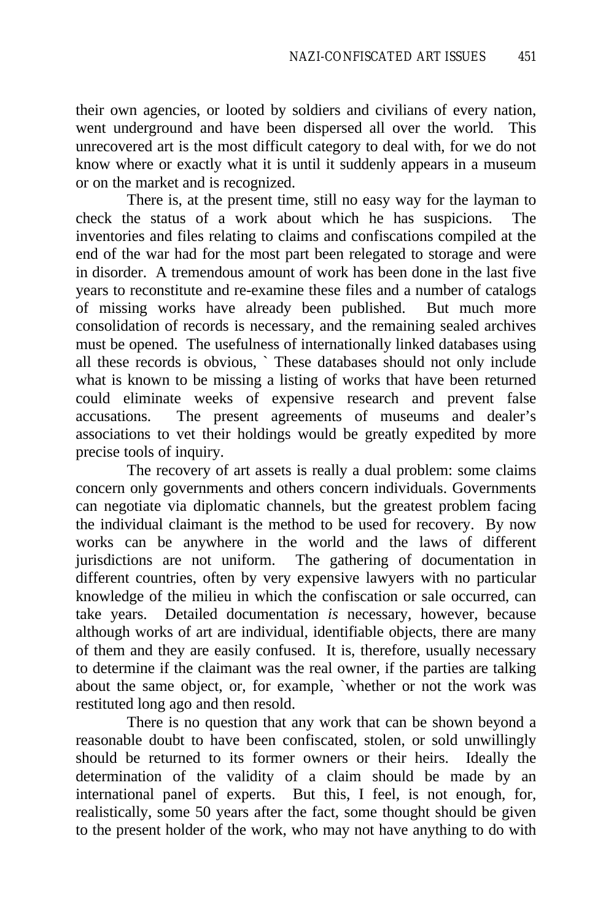their own agencies, or looted by soldiers and civilians of every nation, went underground and have been dispersed all over the world. This unrecovered art is the most difficult category to deal with, for we do not know where or exactly what it is until it suddenly appears in a museum or on the market and is recognized.

There is, at the present time, still no easy way for the layman to check the status of a work about which he has suspicions. The inventories and files relating to claims and confiscations compiled at the end of the war had for the most part been relegated to storage and were in disorder. A tremendous amount of work has been done in the last five years to reconstitute and re-examine these files and a number of catalogs of missing works have already been published. But much more consolidation of records is necessary, and the remaining sealed archives must be opened. The usefulness of internationally linked databases using all these records is obvious, ` These databases should not only include what is known to be missing a listing of works that have been returned could eliminate weeks of expensive research and prevent false accusations. The present agreements of museums and dealer's associations to vet their holdings would be greatly expedited by more precise tools of inquiry.

The recovery of art assets is really a dual problem: some claims concern only governments and others concern individuals. Governments can negotiate via diplomatic channels, but the greatest problem facing the individual claimant is the method to be used for recovery. By now works can be anywhere in the world and the laws of different jurisdictions are not uniform. The gathering of documentation in different countries, often by very expensive lawyers with no particular knowledge of the milieu in which the confiscation or sale occurred, can take years. Detailed documentation *is* necessary, however, because although works of art are individual, identifiable objects, there are many of them and they are easily confused. It is, therefore, usually necessary to determine if the claimant was the real owner, if the parties are talking about the same object, or, for example, `whether or not the work was restituted long ago and then resold.

There is no question that any work that can be shown beyond a reasonable doubt to have been confiscated, stolen, or sold unwillingly should be returned to its former owners or their heirs. Ideally the determination of the validity of a claim should be made by an international panel of experts. But this, I feel, is not enough, for, realistically, some 50 years after the fact, some thought should be given to the present holder of the work, who may not have anything to do with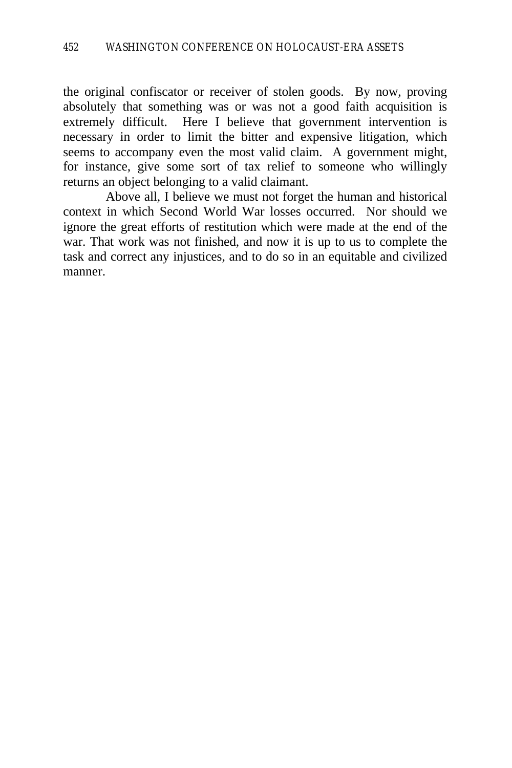the original confiscator or receiver of stolen goods. By now, proving absolutely that something was or was not a good faith acquisition is extremely difficult. Here I believe that government intervention is necessary in order to limit the bitter and expensive litigation, which seems to accompany even the most valid claim. A government might, for instance, give some sort of tax relief to someone who willingly returns an object belonging to a valid claimant.

Above all, I believe we must not forget the human and historical context in which Second World War losses occurred. Nor should we ignore the great efforts of restitution which were made at the end of the war. That work was not finished, and now it is up to us to complete the task and correct any injustices, and to do so in an equitable and civilized manner.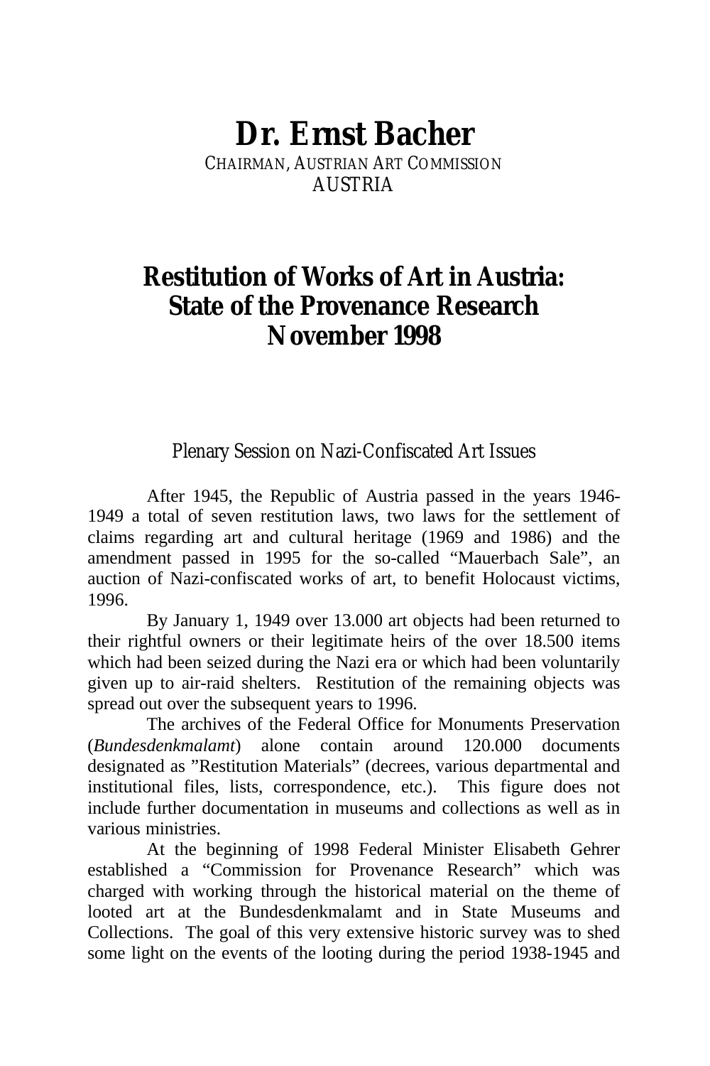# Dr. Ernst Bacher

CHAIRMAN, AUSTRIAN ART COMMISSION
AUSTRIA

## Restitution of Works of Art in Austria: State of the Provenance Research November 1998

Plenary Session on Nazi-Confiscated Art Issues

After 1945, the Republic of Austria passed in the years 1946-1949 a total of seven restitution laws, two laws for the settlement of claims regarding art and cultural heritage (1969 and 1986) and the amendment passed in 1995 for the so-called "Mauerbach Sale", an auction of Nazi-confiscated works of art, to benefit Holocaust victims, 1996.

By January 1, 1949 over 13.000 art objects had been returned to their rightful owners or their legitimate heirs of the over 18.500 items which had been seized during the Nazi era or which had been voluntarily given up to air-raid shelters. Restitution of the remaining objects was spread out over the subsequent years to 1996.

The archives of the Federal Office for Monuments Preservation (*Bundesdenkmalamt*) alone contain around 120.000 documents designated as "Restitution Materials" (decrees, various departmental and institutional files, lists, correspondence, etc.). This figure does not include further documentation in museums and collections as well as in various ministries.

At the beginning of 1998 Federal Minister Elisabeth Gehrer established a "Commission for Provenance Research" which was charged with working through the historical material on the theme of looted art at the Bundesdenkmalamt and in State Museums and Collections. The goal of this very extensive historic survey was to shed some light on the events of the looting during the period 1938-1945 and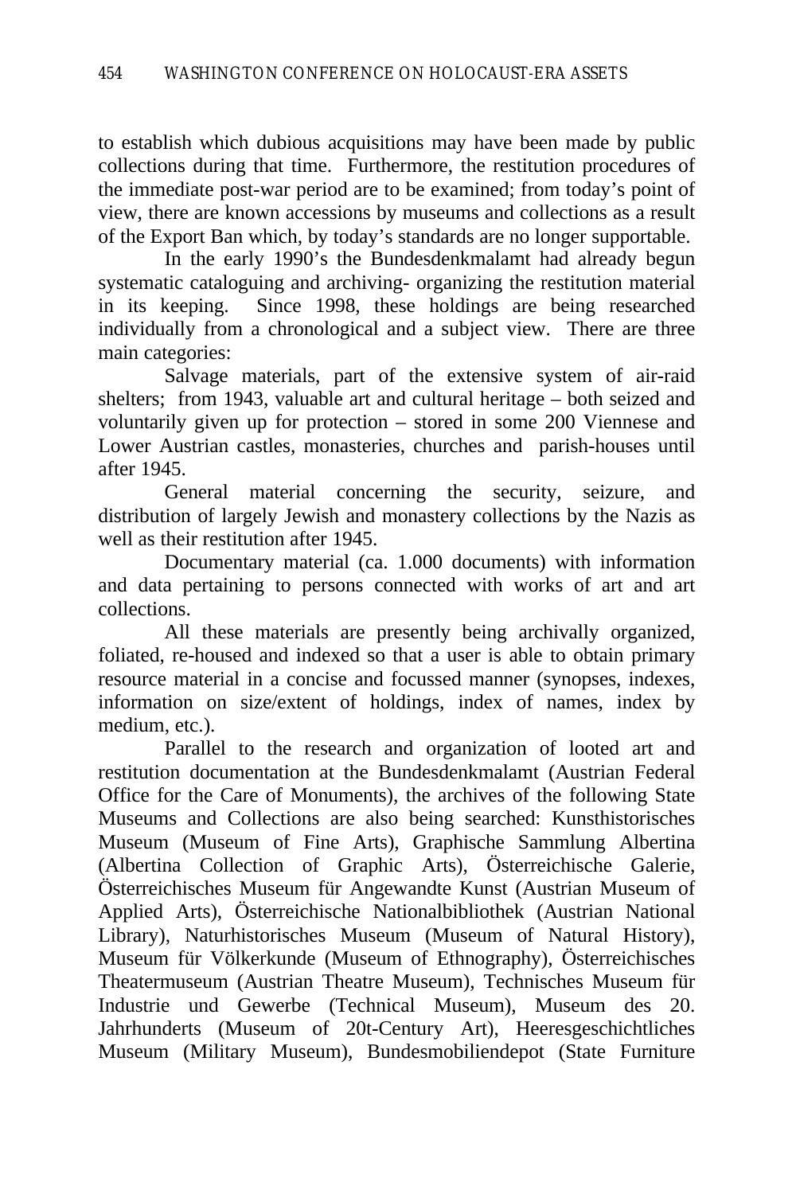to establish which dubious acquisitions may have been made by public collections during that time. Furthermore, the restitution procedures of the immediate post-war period are to be examined; from today's point of view, there are known accessions by museums and collections as a result of the Export Ban which, by today's standards are no longer supportable.

In the early 1990's the Bundesdenkmalamt had already begun systematic cataloguing and archiving- organizing the restitution material in its keeping. Since 1998, these holdings are being researched individually from a chronological and a subject view. There are three main categories:

Salvage materials, part of the extensive system of air-raid shelters; from 1943, valuable art and cultural heritage – both seized and voluntarily given up for protection – stored in some 200 Viennese and Lower Austrian castles, monasteries, churches and parish-houses until after 1945.

General material concerning the security, seizure, and distribution of largely Jewish and monastery collections by the Nazis as well as their restitution after 1945.

Documentary material (ca. 1.000 documents) with information and data pertaining to persons connected with works of art and art collections.

All these materials are presently being archivally organized, foliated, re-housed and indexed so that a user is able to obtain primary resource material in a concise and focussed manner (synopses, indexes, information on size/extent of holdings, index of names, index by medium, etc.).

Parallel to the research and organization of looted art and restitution documentation at the Bundesdenkmalamt (Austrian Federal Office for the Care of Monuments), the archives of the following State Museums and Collections are also being searched: Kunsthistorisches Museum (Museum of Fine Arts), Graphische Sammlung Albertina (Albertina Collection of Graphic Arts), Österreichische Galerie, Österreichisches Museum für Angewandte Kunst (Austrian Museum of Applied Arts), Österreichische Nationalbibliothek (Austrian National Library), Naturhistorisches Museum (Museum of Natural History), Museum für Völkerkunde (Museum of Ethnography), Österreichisches Theatermuseum (Austrian Theatre Museum), Technisches Museum für Industrie und Gewerbe (Technical Museum), Museum des 20. Jahrhunderts (Museum of 20t-Century Art), Heeresgeschichtliches Museum (Military Museum), Bundesmobiliendepot (State Furniture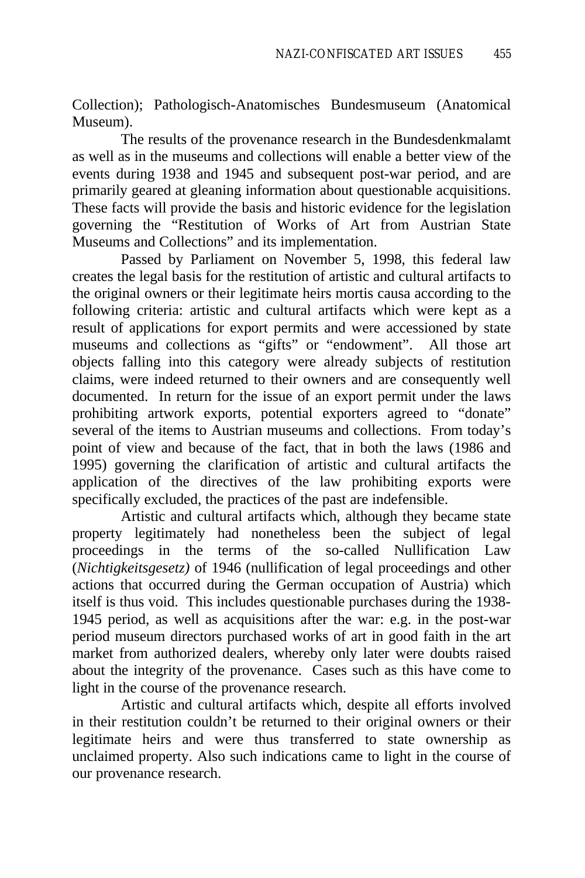Collection); Pathologisch-Anatomisches Bundesmuseum (Anatomical Museum).

The results of the provenance research in the Bundesdenkmalamt as well as in the museums and collections will enable a better view of the events during 1938 and 1945 and subsequent post-war period, and are primarily geared at gleaning information about questionable acquisitions. These facts will provide the basis and historic evidence for the legislation governing the "Restitution of Works of Art from Austrian State Museums and Collections" and its implementation.

Passed by Parliament on November 5, 1998, this federal law creates the legal basis for the restitution of artistic and cultural artifacts to the original owners or their legitimate heirs mortis causa according to the following criteria: artistic and cultural artifacts which were kept as a result of applications for export permits and were accessioned by state museums and collections as "gifts" or "endowment". All those art objects falling into this category were already subjects of restitution claims, were indeed returned to their owners and are consequently well documented. In return for the issue of an export permit under the laws prohibiting artwork exports, potential exporters agreed to "donate" several of the items to Austrian museums and collections. From today's point of view and because of the fact, that in both the laws (1986 and 1995) governing the clarification of artistic and cultural artifacts the application of the directives of the law prohibiting exports were specifically excluded, the practices of the past are indefensible.

Artistic and cultural artifacts which, although they became state property legitimately had nonetheless been the subject of legal proceedings in the terms of the so-called Nullification Law (*Nichtigkeitsgesetz)* of 1946 (nullification of legal proceedings and other actions that occurred during the German occupation of Austria) which itself is thus void. This includes questionable purchases during the 1938-1945 period, as well as acquisitions after the war: e.g. in the post-war period museum directors purchased works of art in good faith in the art market from authorized dealers, whereby only later were doubts raised about the integrity of the provenance. Cases such as this have come to light in the course of the provenance research.

Artistic and cultural artifacts which, despite all efforts involved in their restitution couldn't be returned to their original owners or their legitimate heirs and were thus transferred to state ownership as unclaimed property. Also such indications came to light in the course of our provenance research.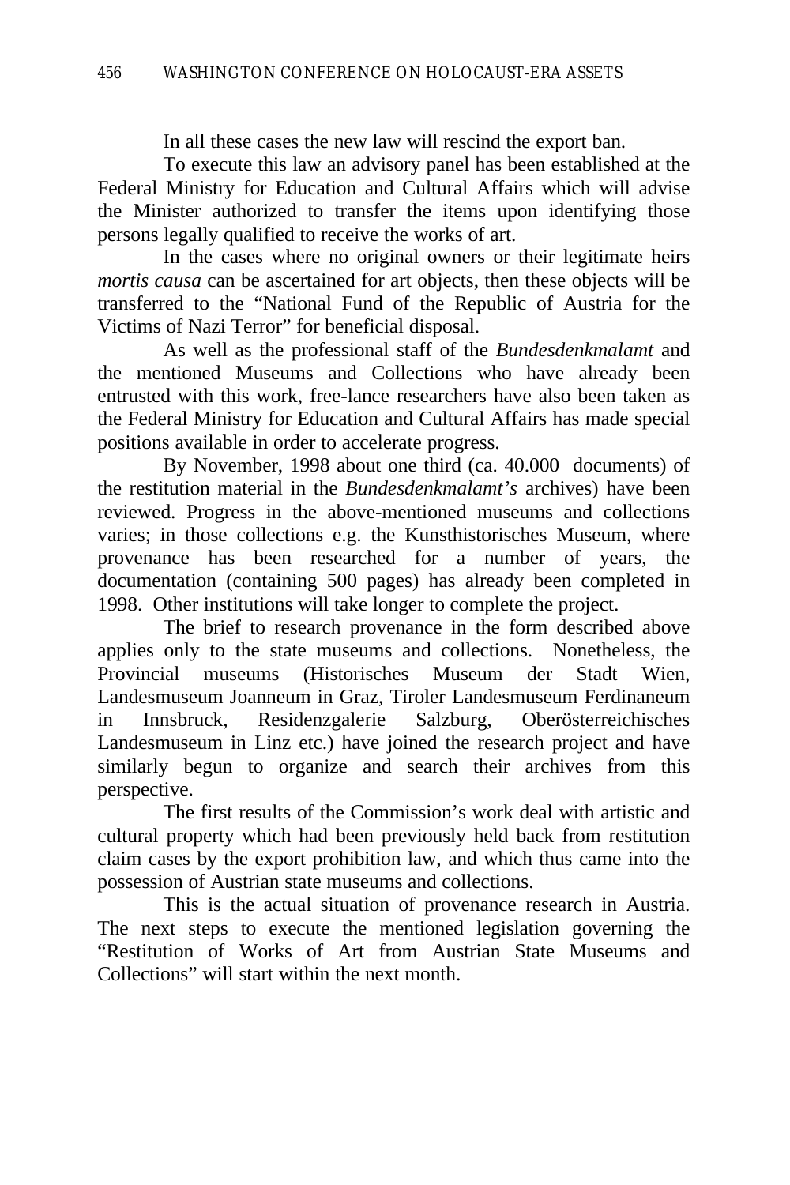In all these cases the new law will rescind the export ban.

To execute this law an advisory panel has been established at the Federal Ministry for Education and Cultural Affairs which will advise the Minister authorized to transfer the items upon identifying those persons legally qualified to receive the works of art.

In the cases where no original owners or their legitimate heirs *mortis causa* can be ascertained for art objects, then these objects will be transferred to the "National Fund of the Republic of Austria for the Victims of Nazi Terror" for beneficial disposal.

As well as the professional staff of the *Bundesdenkmalamt* and the mentioned Museums and Collections who have already been entrusted with this work, free-lance researchers have also been taken as the Federal Ministry for Education and Cultural Affairs has made special positions available in order to accelerate progress.

By November, 1998 about one third (ca. 40.000 documents) of the restitution material in the *Bundesdenkmalamt's* archives) have been reviewed. Progress in the above-mentioned museums and collections varies; in those collections e.g. the Kunsthistorisches Museum, where provenance has been researched for a number of years, the documentation (containing 500 pages) has already been completed in 1998. Other institutions will take longer to complete the project.

The brief to research provenance in the form described above applies only to the state museums and collections. Nonetheless, the Provincial museums (Historisches Museum der Stadt Wien, Landesmuseum Joanneum in Graz, Tiroler Landesmuseum Ferdinaneum in Innsbruck, Residenzgalerie Salzburg, Oberösterreichisches Landesmuseum in Linz etc.) have joined the research project and have similarly begun to organize and search their archives from this perspective.

The first results of the Commission's work deal with artistic and cultural property which had been previously held back from restitution claim cases by the export prohibition law, and which thus came into the possession of Austrian state museums and collections.

This is the actual situation of provenance research in Austria. The next steps to execute the mentioned legislation governing the "Restitution of Works of Art from Austrian State Museums and Collections" will start within the next month.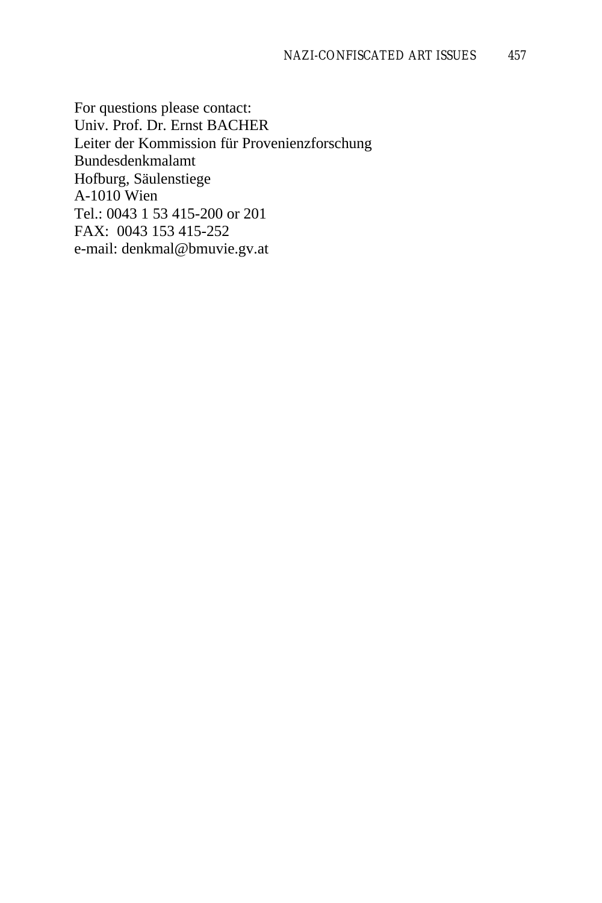For questions please contact:
Univ. Prof. Dr. Ernst BACHER
Leiter der Kommission für Provenienzforschung
Bundesdenkmalamt
Hofburg, Säulenstiege
A-1010 Wien
Tel.: 0043 1 53 415-200 or 201
FAX: 0043 153 415-252
e-mail: denkmal@bmuvie.gv.at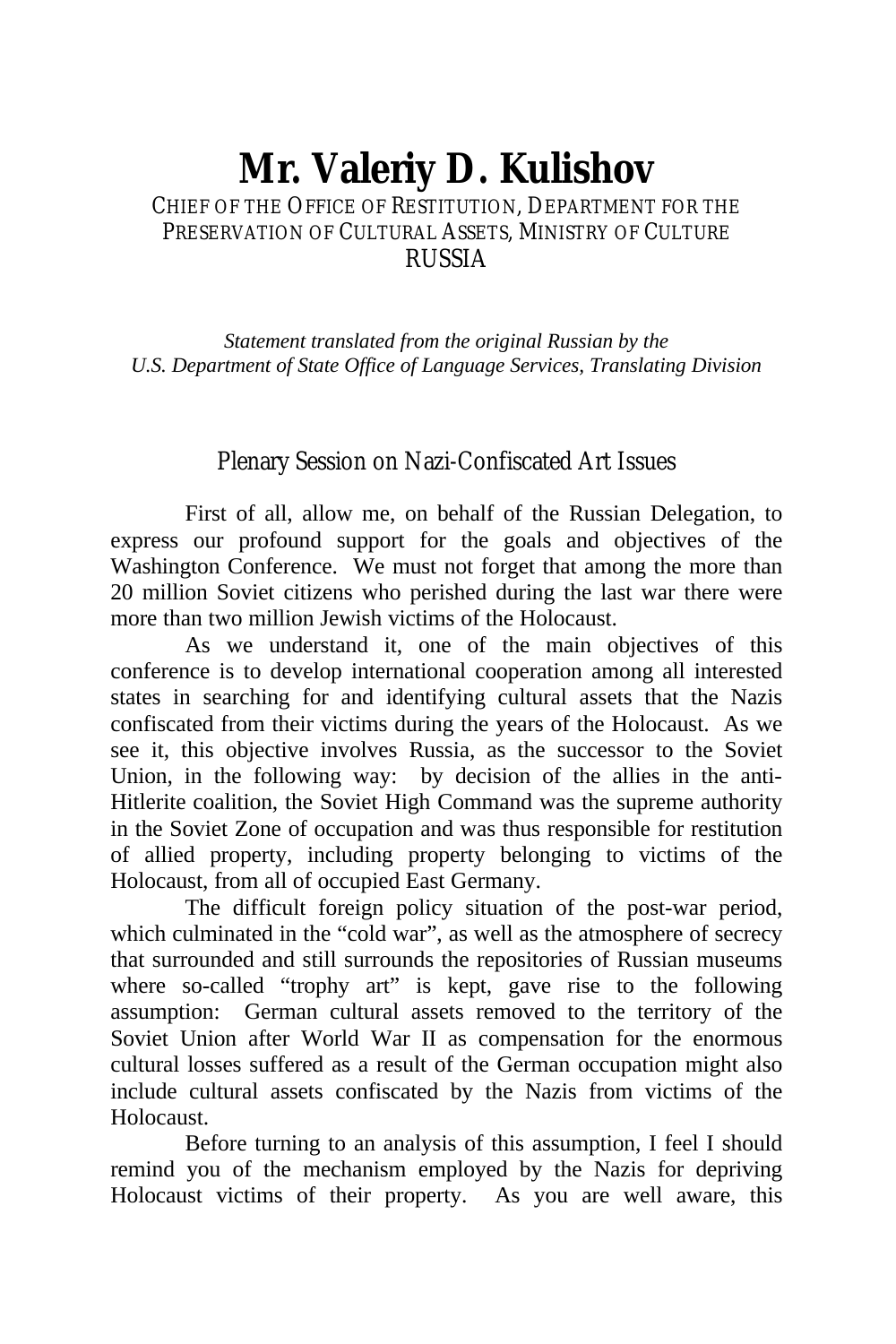# Mr. Valeriy D. Kulishov

CHIEF OF THE OFFICE OF RESTITUTION, DEPARTMENT FOR THE PRESERVATION OF CULTURAL ASSETS, MINISTRY OF CULTURE
RUSSIA

*Statement translated from the original Russian by the U.S. Department of State Office of Language Services, Translating Division*

## Plenary Session on Nazi-Confiscated Art Issues

First of all, allow me, on behalf of the Russian Delegation, to express our profound support for the goals and objectives of the Washington Conference. We must not forget that among the more than 20 million Soviet citizens who perished during the last war there were more than two million Jewish victims of the Holocaust.

As we understand it, one of the main objectives of this conference is to develop international cooperation among all interested states in searching for and identifying cultural assets that the Nazis confiscated from their victims during the years of the Holocaust. As we see it, this objective involves Russia, as the successor to the Soviet Union, in the following way: by decision of the allies in the anti-Hitlerite coalition, the Soviet High Command was the supreme authority in the Soviet Zone of occupation and was thus responsible for restitution of allied property, including property belonging to victims of the Holocaust, from all of occupied East Germany.

The difficult foreign policy situation of the post-war period, which culminated in the "cold war", as well as the atmosphere of secrecy that surrounded and still surrounds the repositories of Russian museums where so-called "trophy art" is kept, gave rise to the following assumption: German cultural assets removed to the territory of the Soviet Union after World War II as compensation for the enormous cultural losses suffered as a result of the German occupation might also include cultural assets confiscated by the Nazis from victims of the Holocaust.

Before turning to an analysis of this assumption, I feel I should remind you of the mechanism employed by the Nazis for depriving Holocaust victims of their property. As you are well aware, this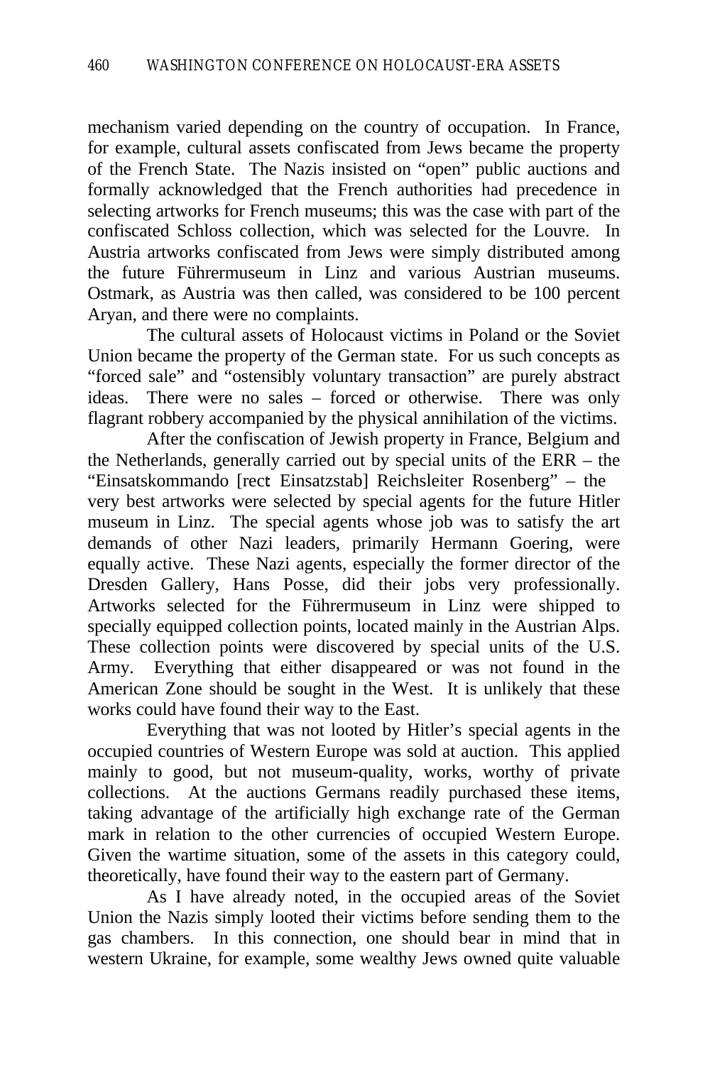mechanism varied depending on the country of occupation. In France, for example, cultural assets confiscated from Jews became the property of the French State. The Nazis insisted on "open" public auctions and formally acknowledged that the French authorities had precedence in selecting artworks for French museums; this was the case with part of the confiscated Schloss collection, which was selected for the Louvre. In Austria artworks confiscated from Jews were simply distributed among the future Führermuseum in Linz and various Austrian museums. Ostmark, as Austria was then called, was considered to be 100 percent Aryan, and there were no complaints.

The cultural assets of Holocaust victims in Poland or the Soviet Union became the property of the German state. For us such concepts as "forced sale" and "ostensibly voluntary transaction" are purely abstract ideas. There were no sales – forced or otherwise. There was only flagrant robbery accompanied by the physical annihilation of the victims.

After the confiscation of Jewish property in France, Belgium and the Netherlands, generally carried out by special units of the ERR – the "Einsatskommando [rect: Einsatzstab] Reichsleiter Rosenberg" – the very best artworks were selected by special agents for the future Hitler museum in Linz. The special agents whose job was to satisfy the art demands of other Nazi leaders, primarily Hermann Goering, were equally active. These Nazi agents, especially the former director of the Dresden Gallery, Hans Posse, did their jobs very professionally. Artworks selected for the Führermuseum in Linz were shipped to specially equipped collection points, located mainly in the Austrian Alps. These collection points were discovered by special units of the U.S. Army. Everything that either disappeared or was not found in the American Zone should be sought in the West. It is unlikely that these works could have found their way to the East.

Everything that was not looted by Hitler's special agents in the occupied countries of Western Europe was sold at auction. This applied mainly to good, but not museum-quality, works, worthy of private collections. At the auctions Germans readily purchased these items, taking advantage of the artificially high exchange rate of the German mark in relation to the other currencies of occupied Western Europe. Given the wartime situation, some of the assets in this category could, theoretically, have found their way to the eastern part of Germany.

As I have already noted, in the occupied areas of the Soviet Union the Nazis simply looted their victims before sending them to the gas chambers. In this connection, one should bear in mind that in western Ukraine, for example, some wealthy Jews owned quite valuable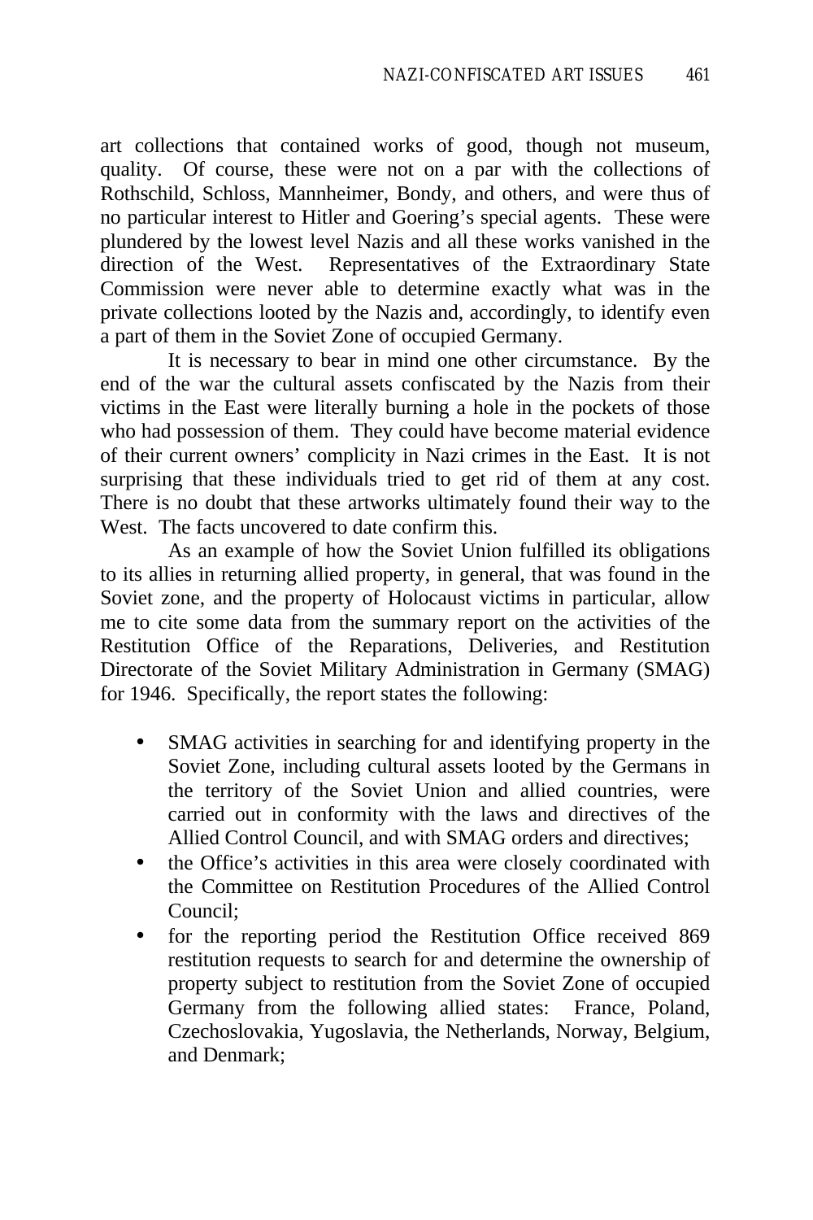art collections that contained works of good, though not museum, quality. Of course, these were not on a par with the collections of Rothschild, Schloss, Mannheimer, Bondy, and others, and were thus of no particular interest to Hitler and Goering's special agents. These were plundered by the lowest level Nazis and all these works vanished in the direction of the West. Representatives of the Extraordinary State Commission were never able to determine exactly what was in the private collections looted by the Nazis and, accordingly, to identify even a part of them in the Soviet Zone of occupied Germany.

It is necessary to bear in mind one other circumstance. By the end of the war the cultural assets confiscated by the Nazis from their victims in the East were literally burning a hole in the pockets of those who had possession of them. They could have become material evidence of their current owners' complicity in Nazi crimes in the East. It is not surprising that these individuals tried to get rid of them at any cost. There is no doubt that these artworks ultimately found their way to the West. The facts uncovered to date confirm this.

As an example of how the Soviet Union fulfilled its obligations to its allies in returning allied property, in general, that was found in the Soviet zone, and the property of Holocaust victims in particular, allow me to cite some data from the summary report on the activities of the Restitution Office of the Reparations, Deliveries, and Restitution Directorate of the Soviet Military Administration in Germany (SMAG) for 1946. Specifically, the report states the following:

- SMAG activities in searching for and identifying property in the Soviet Zone, including cultural assets looted by the Germans in the territory of the Soviet Union and allied countries, were carried out in conformity with the laws and directives of the Allied Control Council, and with SMAG orders and directives;
- the Office's activities in this area were closely coordinated with the Committee on Restitution Procedures of the Allied Control Council;
- for the reporting period the Restitution Office received 869 restitution requests to search for and determine the ownership of property subject to restitution from the Soviet Zone of occupied Germany from the following allied states: France, Poland, Czechoslovakia, Yugoslavia, the Netherlands, Norway, Belgium, and Denmark;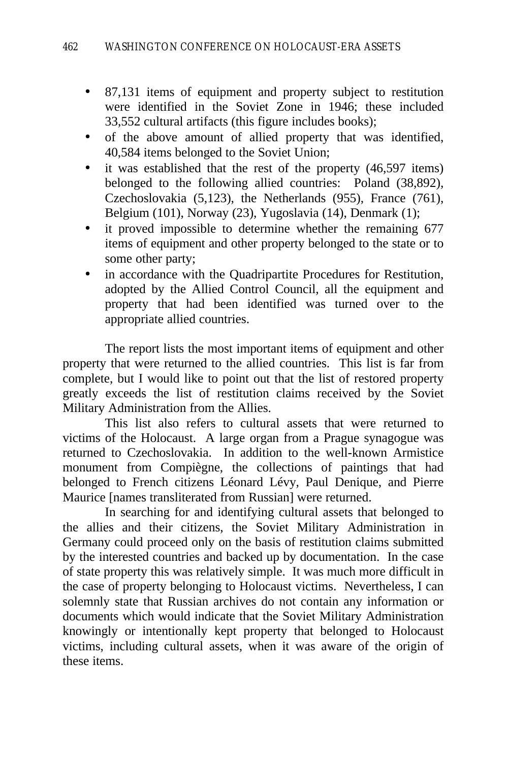- 87,131 items of equipment and property subject to restitution were identified in the Soviet Zone in 1946; these included 33,552 cultural artifacts (this figure includes books);
- of the above amount of allied property that was identified, 40,584 items belonged to the Soviet Union;
- it was established that the rest of the property (46,597 items) belonged to the following allied countries: Poland (38,892), Czechoslovakia (5,123), the Netherlands (955), France (761), Belgium (101), Norway (23), Yugoslavia (14), Denmark (1);
- it proved impossible to determine whether the remaining 677 items of equipment and other property belonged to the state or to some other party;
- in accordance with the Quadripartite Procedures for Restitution, adopted by the Allied Control Council, all the equipment and property that had been identified was turned over to the appropriate allied countries.

The report lists the most important items of equipment and other property that were returned to the allied countries. This list is far from complete, but I would like to point out that the list of restored property greatly exceeds the list of restitution claims received by the Soviet Military Administration from the Allies.

This list also refers to cultural assets that were returned to victims of the Holocaust. A large organ from a Prague synagogue was returned to Czechoslovakia. In addition to the well-known Armistice monument from Compiègne, the collections of paintings that had belonged to French citizens Léonard Lévy, Paul Denique, and Pierre Maurice [names transliterated from Russian] were returned.

In searching for and identifying cultural assets that belonged to the allies and their citizens, the Soviet Military Administration in Germany could proceed only on the basis of restitution claims submitted by the interested countries and backed up by documentation. In the case of state property this was relatively simple. It was much more difficult in the case of property belonging to Holocaust victims. Nevertheless, I can solemnly state that Russian archives do not contain any information or documents which would indicate that the Soviet Military Administration knowingly or intentionally kept property that belonged to Holocaust victims, including cultural assets, when it was aware of the origin of these items.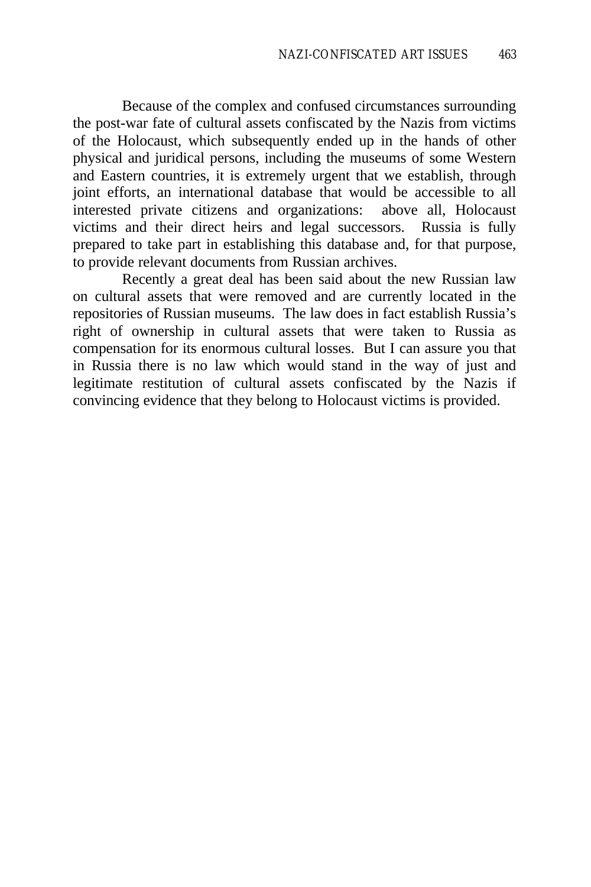Because of the complex and confused circumstances surrounding the post-war fate of cultural assets confiscated by the Nazis from victims of the Holocaust, which subsequently ended up in the hands of other physical and juridical persons, including the museums of some Western and Eastern countries, it is extremely urgent that we establish, through joint efforts, an international database that would be accessible to all interested private citizens and organizations: above all, Holocaust victims and their direct heirs and legal successors. Russia is fully prepared to take part in establishing this database and, for that purpose, to provide relevant documents from Russian archives.

Recently a great deal has been said about the new Russian law on cultural assets that were removed and are currently located in the repositories of Russian museums. The law does in fact establish Russia's right of ownership in cultural assets that were taken to Russia as compensation for its enormous cultural losses. But I can assure you that in Russia there is no law which would stand in the way of just and legitimate restitution of cultural assets confiscated by the Nazis if convincing evidence that they belong to Holocaust victims is provided.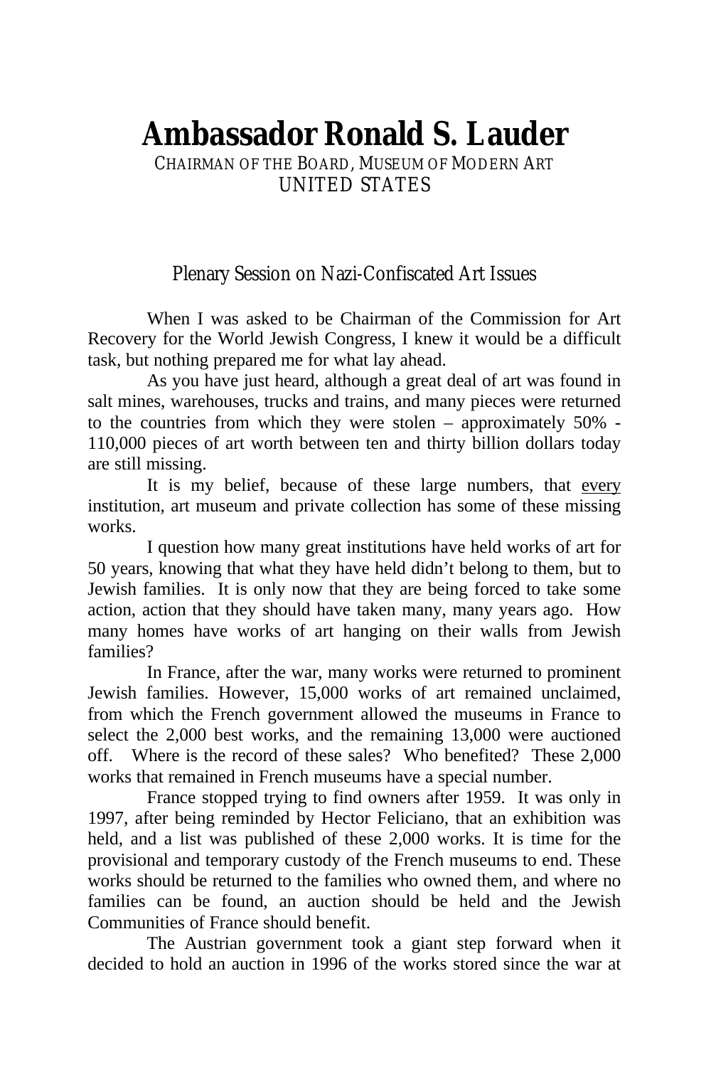# Ambassador Ronald S. Lauder

CHAIRMAN OF THE BOARD, MUSEUM OF MODERN ART
UNITED STATES

## Plenary Session on Nazi-Confiscated Art Issues

When I was asked to be Chairman of the Commission for Art Recovery for the World Jewish Congress, I knew it would be a difficult task, but nothing prepared me for what lay ahead.

As you have just heard, although a great deal of art was found in salt mines, warehouses, trucks and trains, and many pieces were returned to the countries from which they were stolen – approximately 50% - 110,000 pieces of art worth between ten and thirty billion dollars today are still missing.

It is my belief, because of these large numbers, that <u>every</u> institution, art museum and private collection has some of these missing works.

I question how many great institutions have held works of art for 50 years, knowing that what they have held didn't belong to them, but to Jewish families. It is only now that they are being forced to take some action, action that they should have taken many, many years ago. How many homes have works of art hanging on their walls from Jewish families?

In France, after the war, many works were returned to prominent Jewish families. However, 15,000 works of art remained unclaimed, from which the French government allowed the museums in France to select the 2,000 best works, and the remaining 13,000 were auctioned off. Where is the record of these sales? Who benefited? These 2,000 works that remained in French museums have a special number.

France stopped trying to find owners after 1959. It was only in 1997, after being reminded by Hector Feliciano, that an exhibition was held, and a list was published of these 2,000 works. It is time for the provisional and temporary custody of the French museums to end. These works should be returned to the families who owned them, and where no families can be found, an auction should be held and the Jewish Communities of France should benefit.

The Austrian government took a giant step forward when it decided to hold an auction in 1996 of the works stored since the war at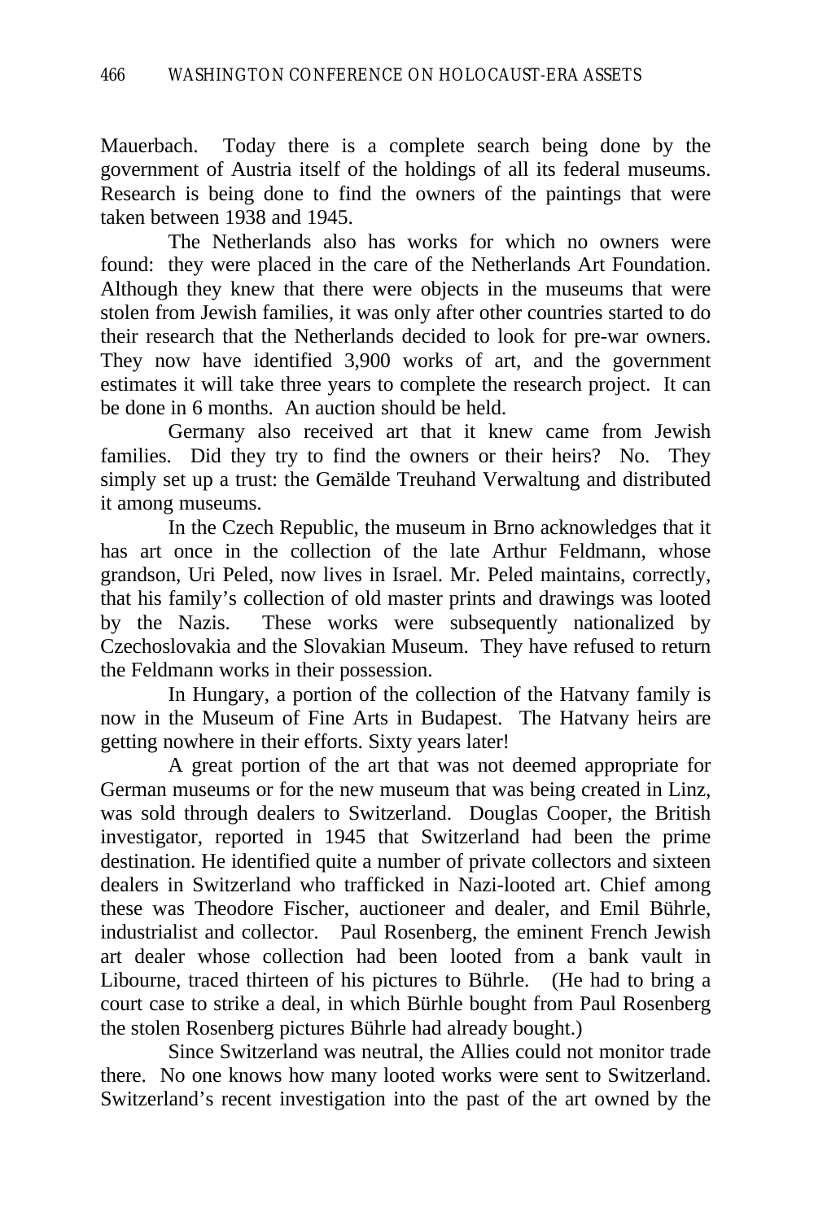Mauerbach. Today there is a complete search being done by the government of Austria itself of the holdings of all its federal museums. Research is being done to find the owners of the paintings that were taken between 1938 and 1945.

The Netherlands also has works for which no owners were found: they were placed in the care of the Netherlands Art Foundation. Although they knew that there were objects in the museums that were stolen from Jewish families, it was only after other countries started to do their research that the Netherlands decided to look for pre-war owners. They now have identified 3,900 works of art, and the government estimates it will take three years to complete the research project. It can be done in 6 months. An auction should be held.

Germany also received art that it knew came from Jewish families. Did they try to find the owners or their heirs? No. They simply set up a trust: the Gemälde Treuhand Verwaltung and distributed it among museums.

In the Czech Republic, the museum in Brno acknowledges that it has art once in the collection of the late Arthur Feldmann, whose grandson, Uri Peled, now lives in Israel. Mr. Peled maintains, correctly, that his family's collection of old master prints and drawings was looted by the Nazis. These works were subsequently nationalized by Czechoslovakia and the Slovakian Museum. They have refused to return the Feldmann works in their possession.

In Hungary, a portion of the collection of the Hatvany family is now in the Museum of Fine Arts in Budapest. The Hatvany heirs are getting nowhere in their efforts. Sixty years later!

A great portion of the art that was not deemed appropriate for German museums or for the new museum that was being created in Linz, was sold through dealers to Switzerland. Douglas Cooper, the British investigator, reported in 1945 that Switzerland had been the prime destination. He identified quite a number of private collectors and sixteen dealers in Switzerland who trafficked in Nazi-looted art. Chief among these was Theodore Fischer, auctioneer and dealer, and Emil Bührle, industrialist and collector. Paul Rosenberg, the eminent French Jewish art dealer whose collection had been looted from a bank vault in Libourne, traced thirteen of his pictures to Bührle. (He had to bring a court case to strike a deal, in which Bürhle bought from Paul Rosenberg the stolen Rosenberg pictures Bührle had already bought.)

Since Switzerland was neutral, the Allies could not monitor trade there. No one knows how many looted works were sent to Switzerland. Switzerland's recent investigation into the past of the art owned by the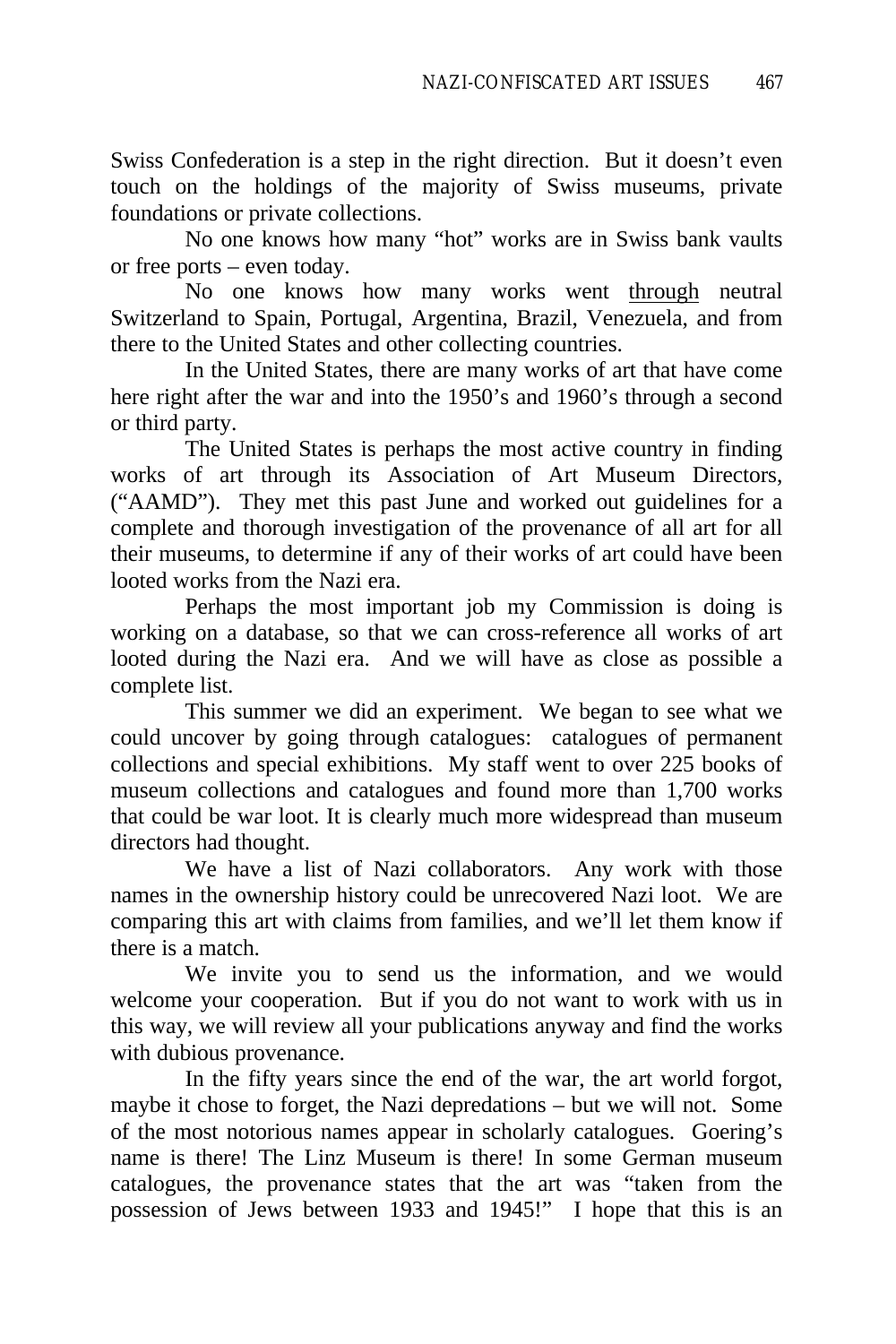Swiss Confederation is a step in the right direction. But it doesn't even touch on the holdings of the majority of Swiss museums, private foundations or private collections.

No one knows how many "hot" works are in Swiss bank vaults or free ports – even today.

No one knows how many works went <u>through</u> neutral Switzerland to Spain, Portugal, Argentina, Brazil, Venezuela, and from there to the United States and other collecting countries.

In the United States, there are many works of art that have come here right after the war and into the 1950's and 1960's through a second or third party.

The United States is perhaps the most active country in finding works of art through its Association of Art Museum Directors, ("AAMD"). They met this past June and worked out guidelines for a complete and thorough investigation of the provenance of all art for all their museums, to determine if any of their works of art could have been looted works from the Nazi era.

Perhaps the most important job my Commission is doing is working on a database, so that we can cross-reference all works of art looted during the Nazi era. And we will have as close as possible a complete list.

This summer we did an experiment. We began to see what we could uncover by going through catalogues: catalogues of permanent collections and special exhibitions. My staff went to over 225 books of museum collections and catalogues and found more than 1,700 works that could be war loot. It is clearly much more widespread than museum directors had thought.

We have a list of Nazi collaborators. Any work with those names in the ownership history could be unrecovered Nazi loot. We are comparing this art with claims from families, and we'll let them know if there is a match.

We invite you to send us the information, and we would welcome your cooperation. But if you do not want to work with us in this way, we will review all your publications anyway and find the works with dubious provenance.

In the fifty years since the end of the war, the art world forgot, maybe it chose to forget, the Nazi depredations – but we will not. Some of the most notorious names appear in scholarly catalogues. Goering's name is there! The Linz Museum is there! In some German museum catalogues, the provenance states that the art was "taken from the possession of Jews between 1933 and 1945!" I hope that this is an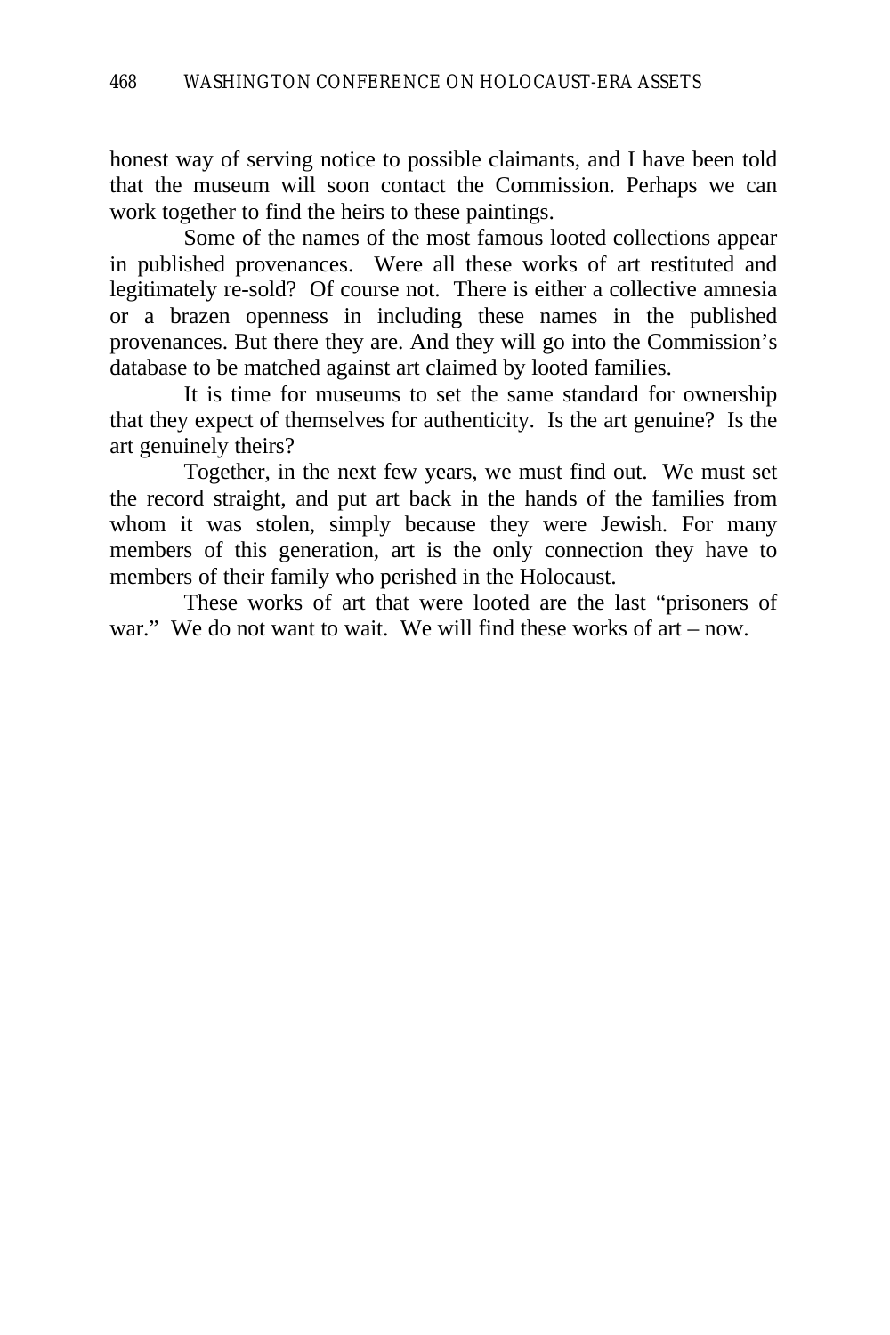honest way of serving notice to possible claimants, and I have been told that the museum will soon contact the Commission. Perhaps we can work together to find the heirs to these paintings.

Some of the names of the most famous looted collections appear in published provenances. Were all these works of art restituted and legitimately re-sold? Of course not. There is either a collective amnesia or a brazen openness in including these names in the published provenances. But there they are. And they will go into the Commission's database to be matched against art claimed by looted families.

It is time for museums to set the same standard for ownership that they expect of themselves for authenticity. Is the art genuine? Is the art genuinely theirs?

Together, in the next few years, we must find out. We must set the record straight, and put art back in the hands of the families from whom it was stolen, simply because they were Jewish. For many members of this generation, art is the only connection they have to members of their family who perished in the Holocaust.

These works of art that were looted are the last "prisoners of war." We do not want to wait. We will find these works of art – now.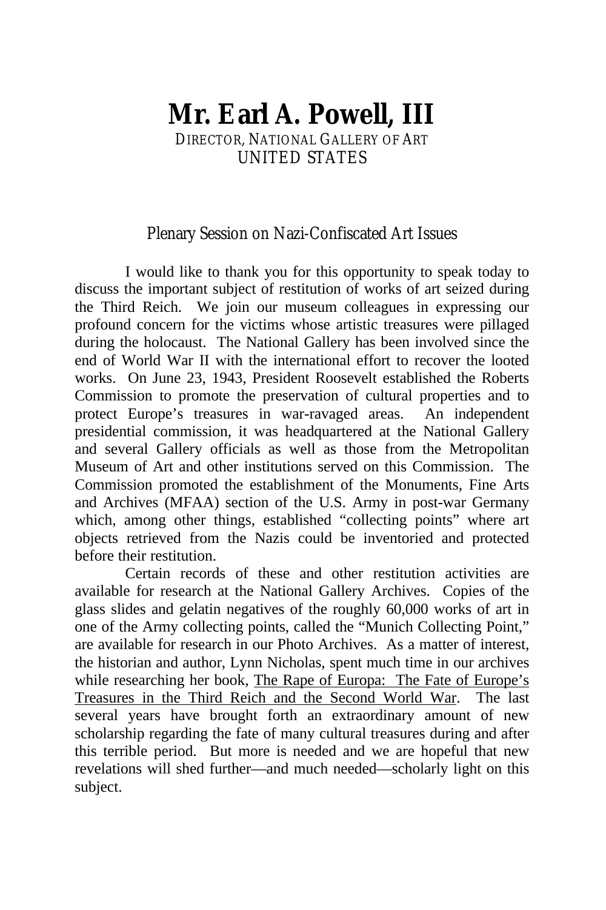# Mr. Earl A. Powell, III

DIRECTOR, NATIONAL GALLERY OF ART
UNITED STATES

## Plenary Session on Nazi-Confiscated Art Issues

I would like to thank you for this opportunity to speak today to discuss the important subject of restitution of works of art seized during the Third Reich. We join our museum colleagues in expressing our profound concern for the victims whose artistic treasures were pillaged during the holocaust. The National Gallery has been involved since the end of World War II with the international effort to recover the looted works. On June 23, 1943, President Roosevelt established the Roberts Commission to promote the preservation of cultural properties and to protect Europe's treasures in war-ravaged areas. An independent presidential commission, it was headquartered at the National Gallery and several Gallery officials as well as those from the Metropolitan Museum of Art and other institutions served on this Commission. The Commission promoted the establishment of the Monuments, Fine Arts and Archives (MFAA) section of the U.S. Army in post-war Germany which, among other things, established "collecting points" where art objects retrieved from the Nazis could be inventoried and protected before their restitution.

Certain records of these and other restitution activities are available for research at the National Gallery Archives. Copies of the glass slides and gelatin negatives of the roughly 60,000 works of art in one of the Army collecting points, called the "Munich Collecting Point," are available for research in our Photo Archives. As a matter of interest, the historian and author, Lynn Nicholas, spent much time in our archives while researching her book, <u>The Rape of Europa: The Fate of Europe's Treasures in the Third Reich and the Second World War</u>. The last several years have brought forth an extraordinary amount of new scholarship regarding the fate of many cultural treasures during and after this terrible period. But more is needed and we are hopeful that new revelations will shed further—and much needed—scholarly light on this subject.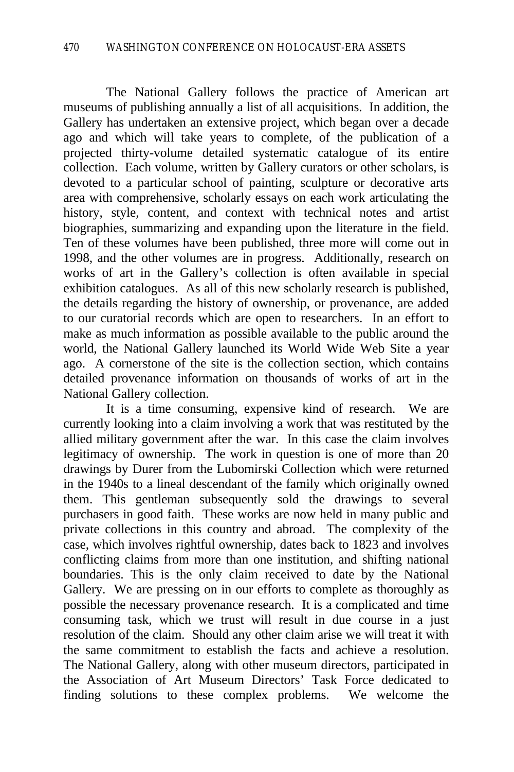The National Gallery follows the practice of American art museums of publishing annually a list of all acquisitions. In addition, the Gallery has undertaken an extensive project, which began over a decade ago and which will take years to complete, of the publication of a projected thirty-volume detailed systematic catalogue of its entire collection. Each volume, written by Gallery curators or other scholars, is devoted to a particular school of painting, sculpture or decorative arts area with comprehensive, scholarly essays on each work articulating the history, style, content, and context with technical notes and artist biographies, summarizing and expanding upon the literature in the field. Ten of these volumes have been published, three more will come out in 1998, and the other volumes are in progress. Additionally, research on works of art in the Gallery's collection is often available in special exhibition catalogues. As all of this new scholarly research is published, the details regarding the history of ownership, or provenance, are added to our curatorial records which are open to researchers. In an effort to make as much information as possible available to the public around the world, the National Gallery launched its World Wide Web Site a year ago. A cornerstone of the site is the collection section, which contains detailed provenance information on thousands of works of art in the National Gallery collection.

It is a time consuming, expensive kind of research. We are currently looking into a claim involving a work that was restituted by the allied military government after the war. In this case the claim involves legitimacy of ownership. The work in question is one of more than 20 drawings by Durer from the Lubomirski Collection which were returned in the 1940s to a lineal descendant of the family which originally owned them. This gentleman subsequently sold the drawings to several purchasers in good faith. These works are now held in many public and private collections in this country and abroad. The complexity of the case, which involves rightful ownership, dates back to 1823 and involves conflicting claims from more than one institution, and shifting national boundaries. This is the only claim received to date by the National Gallery. We are pressing on in our efforts to complete as thoroughly as possible the necessary provenance research. It is a complicated and time consuming task, which we trust will result in due course in a just resolution of the claim. Should any other claim arise we will treat it with the same commitment to establish the facts and achieve a resolution. The National Gallery, along with other museum directors, participated in the Association of Art Museum Directors' Task Force dedicated to finding solutions to these complex problems. We welcome the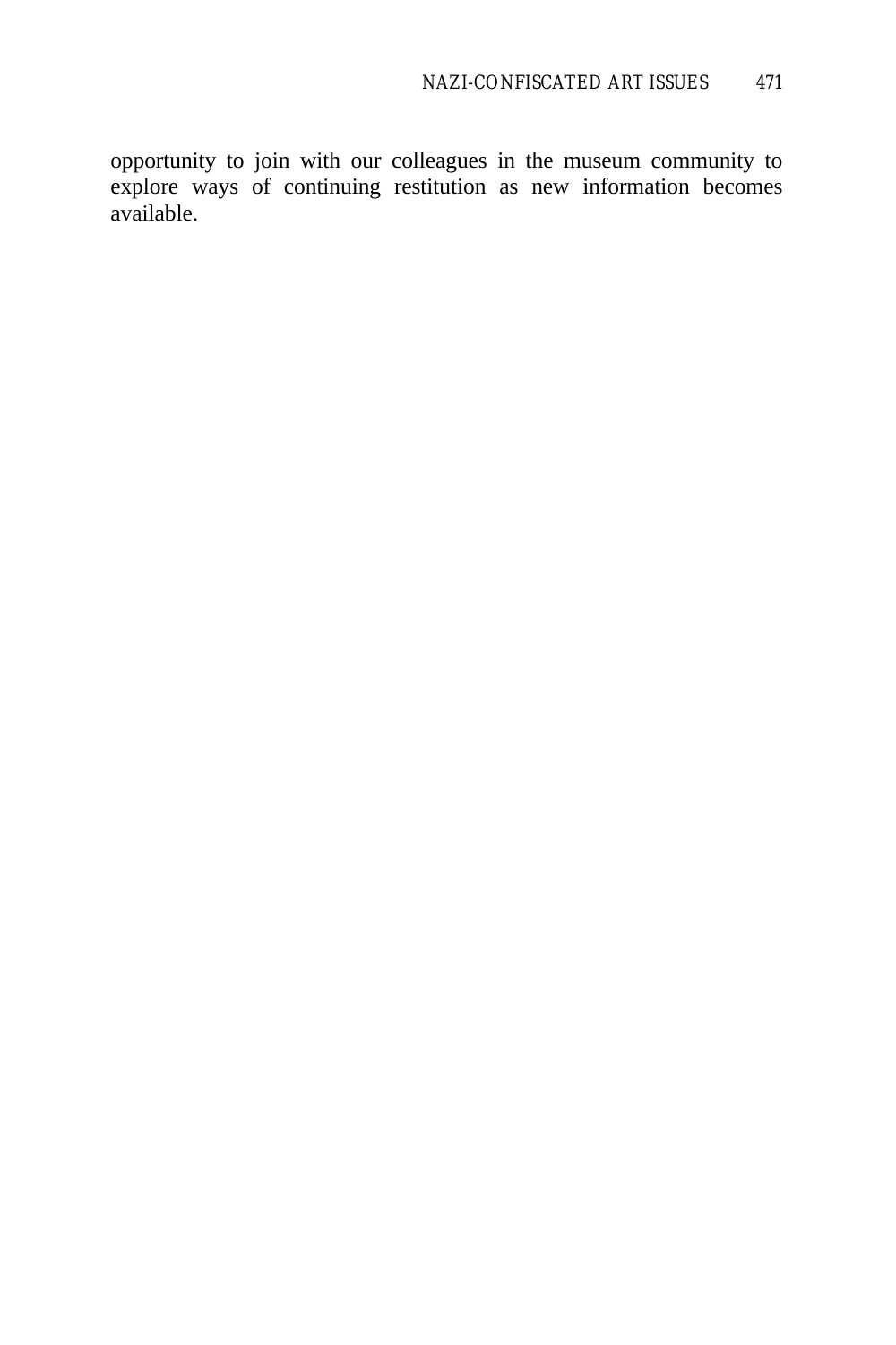opportunity to join with our colleagues in the museum community to explore ways of continuing restitution as new information becomes available.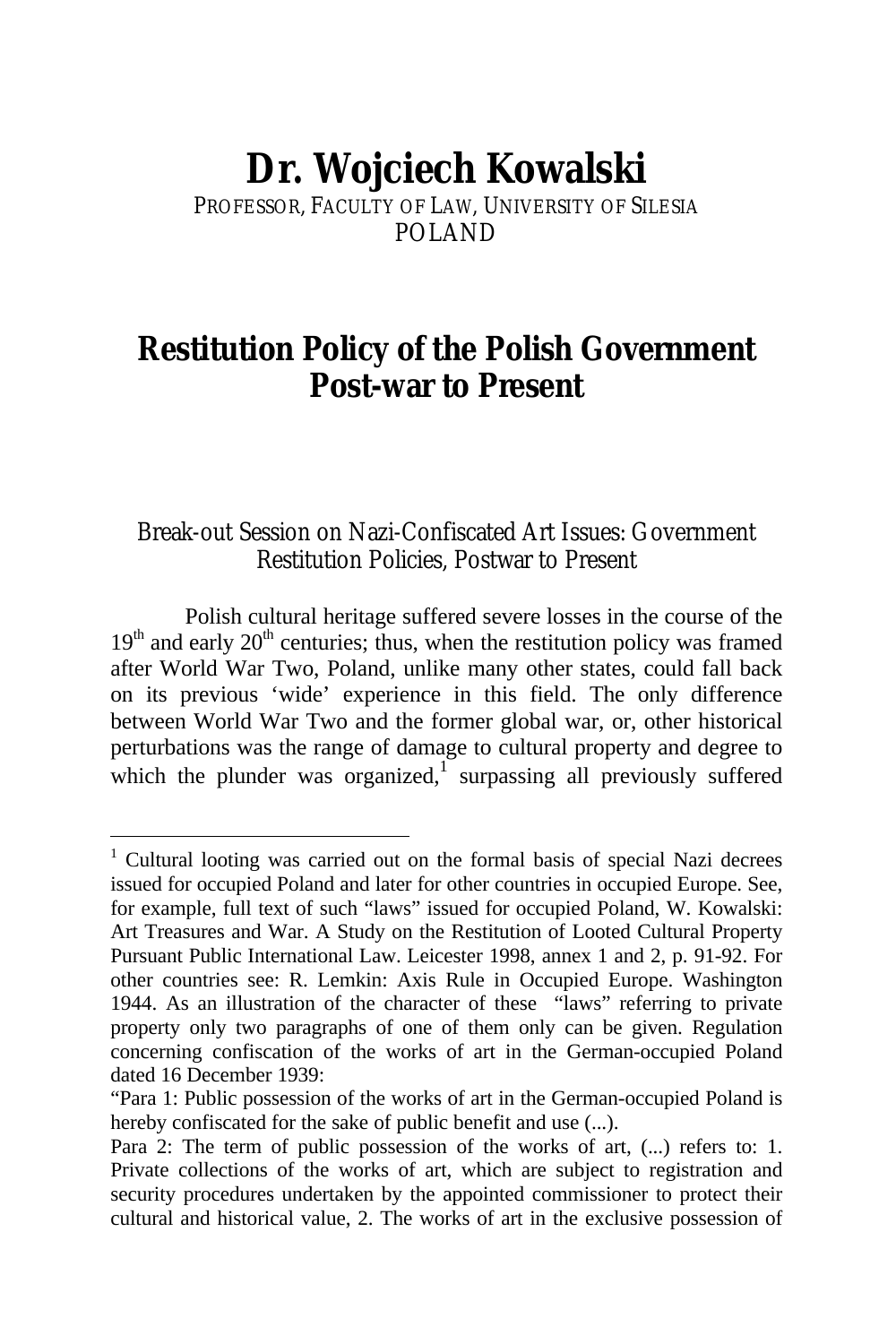# Dr. Wojciech Kowalski

PROFESSOR, FACULTY OF LAW, UNIVERSITY OF SILESIA
POLAND

## Restitution Policy of the Polish Government Post-war to Present

### Break-out Session on Nazi-Confiscated Art Issues: Government Restitution Policies, Postwar to Present

Polish cultural heritage suffered severe losses in the course of the 19th and early 20th centuries; thus, when the restitution policy was framed after World War Two, Poland, unlike many other states, could fall back on its previous 'wide' experience in this field. The only difference between World War Two and the former global war, or, other historical perturbations was the range of damage to cultural property and degree to which the plunder was organized,[1] surpassing all previously suffered

[1] Cultural looting was carried out on the formal basis of special Nazi decrees issued for occupied Poland and later for other countries in occupied Europe. See, for example, full text of such "laws" issued for occupied Poland, W. Kowalski: Art Treasures and War. A Study on the Restitution of Looted Cultural Property Pursuant Public International Law. Leicester 1998, annex 1 and 2, p. 91-92. For other countries see: R. Lemkin: Axis Rule in Occupied Europe. Washington 1944. As an illustration of the character of these "laws" referring to private property only two paragraphs of one of them only can be given. Regulation concerning confiscation of the works of art in the German-occupied Poland dated 16 December 1939:

"Para 1: Public possession of the works of art in the German-occupied Poland is hereby confiscated for the sake of public benefit and use (...).

Para 2: The term of public possession of the works of art, (...) refers to: 1. Private collections of the works of art, which are subject to registration and security procedures undertaken by the appointed commissioner to protect their cultural and historical value, 2. The works of art in the exclusive possession of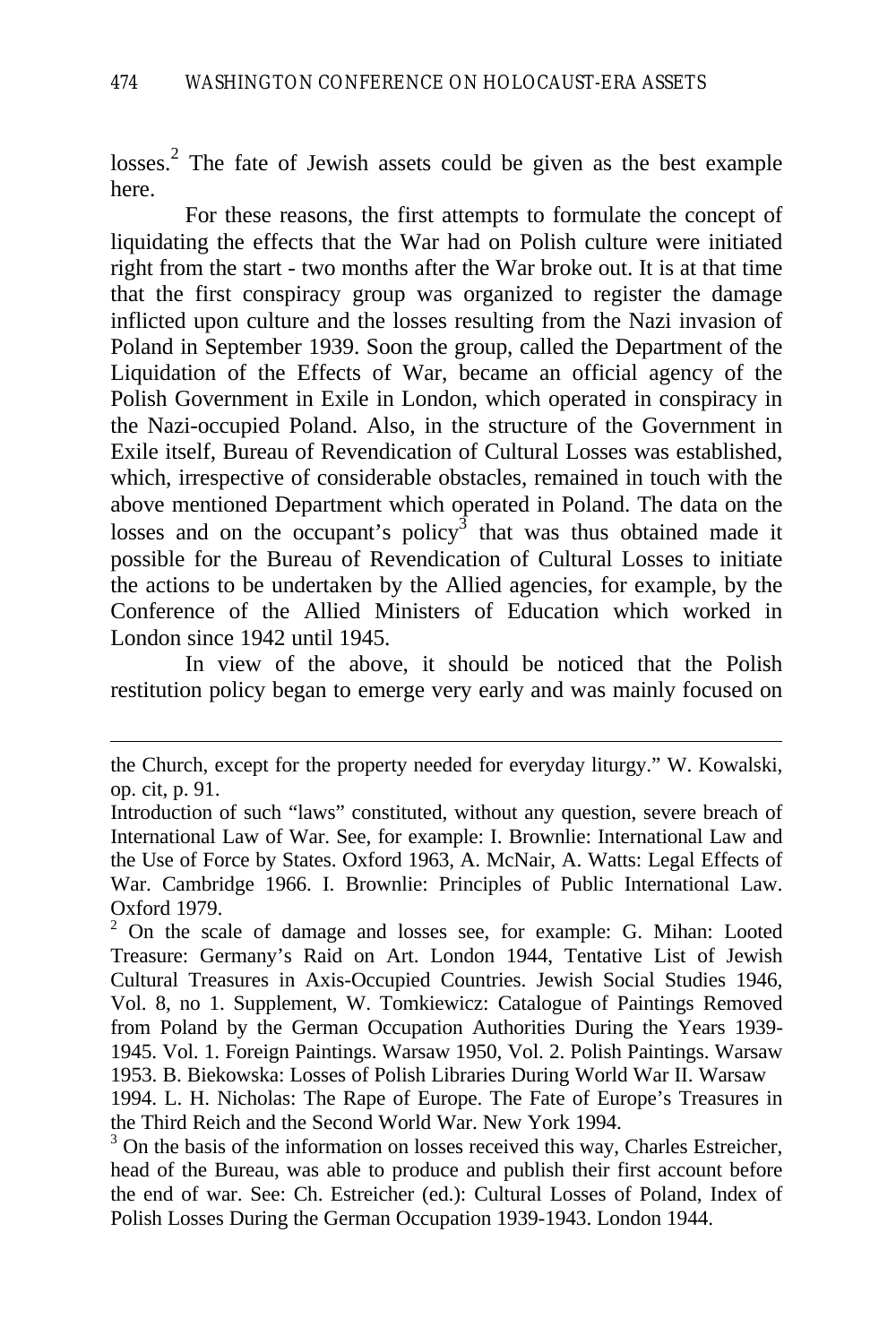losses.[2] The fate of Jewish assets could be given as the best example here.

For these reasons, the first attempts to formulate the concept of liquidating the effects that the War had on Polish culture were initiated right from the start - two months after the War broke out. It is at that time that the first conspiracy group was organized to register the damage inflicted upon culture and the losses resulting from the Nazi invasion of Poland in September 1939. Soon the group, called the Department of the Liquidation of the Effects of War, became an official agency of the Polish Government in Exile in London, which operated in conspiracy in the Nazi-occupied Poland. Also, in the structure of the Government in Exile itself, Bureau of Revendication of Cultural Losses was established, which, irrespective of considerable obstacles, remained in touch with the above mentioned Department which operated in Poland. The data on the losses and on the occupant's policy[3] that was thus obtained made it possible for the Bureau of Revendication of Cultural Losses to initiate the actions to be undertaken by the Allied agencies, for example, by the Conference of the Allied Ministers of Education which worked in London since 1942 until 1945.

In view of the above, it should be noticed that the Polish restitution policy began to emerge very early and was mainly focused on

---

the Church, except for the property needed for everyday liturgy." W. Kowalski, op. cit, p. 91.

Introduction of such "laws" constituted, without any question, severe breach of International Law of War. See, for example: I. Brownlie: International Law and the Use of Force by States. Oxford 1963, A. McNair, A. Watts: Legal Effects of War. Cambridge 1966. I. Brownlie: Principles of Public International Law. Oxford 1979.

[2] On the scale of damage and losses see, for example: G. Mihan: Looted Treasure: Germany's Raid on Art. London 1944, Tentative List of Jewish Cultural Treasures in Axis-Occupied Countries. Jewish Social Studies 1946, Vol. 8, no 1. Supplement, W. Tomkiewicz: Catalogue of Paintings Removed from Poland by the German Occupation Authorities During the Years 1939-1945. Vol. 1. Foreign Paintings. Warsaw 1950, Vol. 2. Polish Paintings. Warsaw 1953. B. Biekowska: Losses of Polish Libraries During World War II. Warsaw 1994. L. H. Nicholas: The Rape of Europe. The Fate of Europe's Treasures in the Third Reich and the Second World War. New York 1994.

[3] On the basis of the information on losses received this way, Charles Estreicher, head of the Bureau, was able to produce and publish their first account before the end of war. See: Ch. Estreicher (ed.): Cultural Losses of Poland, Index of Polish Losses During the German Occupation 1939-1943. London 1944.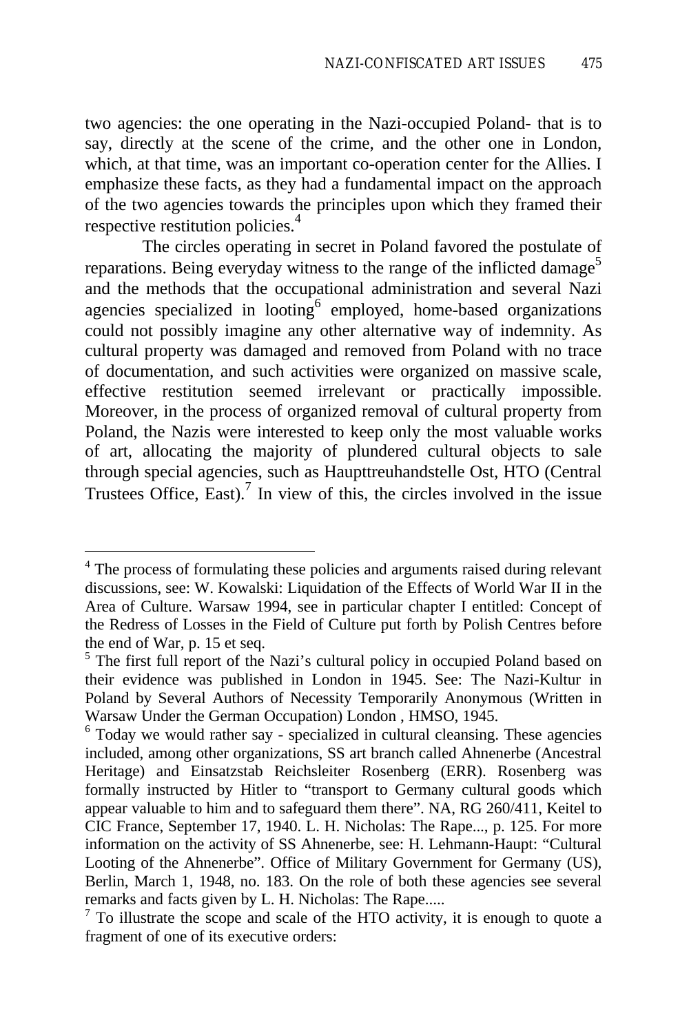two agencies: the one operating in the Nazi-occupied Poland- that is to say, directly at the scene of the crime, and the other one in London, which, at that time, was an important co-operation center for the Allies. I emphasize these facts, as they had a fundamental impact on the approach of the two agencies towards the principles upon which they framed their respective restitution policies.[4]

The circles operating in secret in Poland favored the postulate of reparations. Being everyday witness to the range of the inflicted damage[5] and the methods that the occupational administration and several Nazi agencies specialized in looting[6] employed, home-based organizations could not possibly imagine any other alternative way of indemnity. As cultural property was damaged and removed from Poland with no trace of documentation, and such activities were organized on massive scale, effective restitution seemed irrelevant or practically impossible. Moreover, in the process of organized removal of cultural property from Poland, the Nazis were interested to keep only the most valuable works of art, allocating the majority of plundered cultural objects to sale through special agencies, such as Haupttreuhandstelle Ost, HTO (Central Trustees Office, East).[7] In view of this, the circles involved in the issue

---

[4] The process of formulating these policies and arguments raised during relevant discussions, see: W. Kowalski: Liquidation of the Effects of World War II in the Area of Culture. Warsaw 1994, see in particular chapter I entitled: Concept of the Redress of Losses in the Field of Culture put forth by Polish Centres before the end of War, p. 15 et seq.

[5] The first full report of the Nazi's cultural policy in occupied Poland based on their evidence was published in London in 1945. See: The Nazi-Kultur in Poland by Several Authors of Necessity Temporarily Anonymous (Written in Warsaw Under the German Occupation) London , HMSO, 1945.

[6] Today we would rather say - specialized in cultural cleansing. These agencies included, among other organizations, SS art branch called Ahnenerbe (Ancestral Heritage) and Einsatzstab Reichsleiter Rosenberg (ERR). Rosenberg was formally instructed by Hitler to "transport to Germany cultural goods which appear valuable to him and to safeguard them there". NA, RG 260/411, Keitel to CIC France, September 17, 1940. L. H. Nicholas: The Rape..., p. 125. For more information on the activity of SS Ahnenerbe, see: H. Lehmann-Haupt: "Cultural Looting of the Ahnenerbe". Office of Military Government for Germany (US), Berlin, March 1, 1948, no. 183. On the role of both these agencies see several remarks and facts given by L. H. Nicholas: The Rape.....

[7] To illustrate the scope and scale of the HTO activity, it is enough to quote a fragment of one of its executive orders: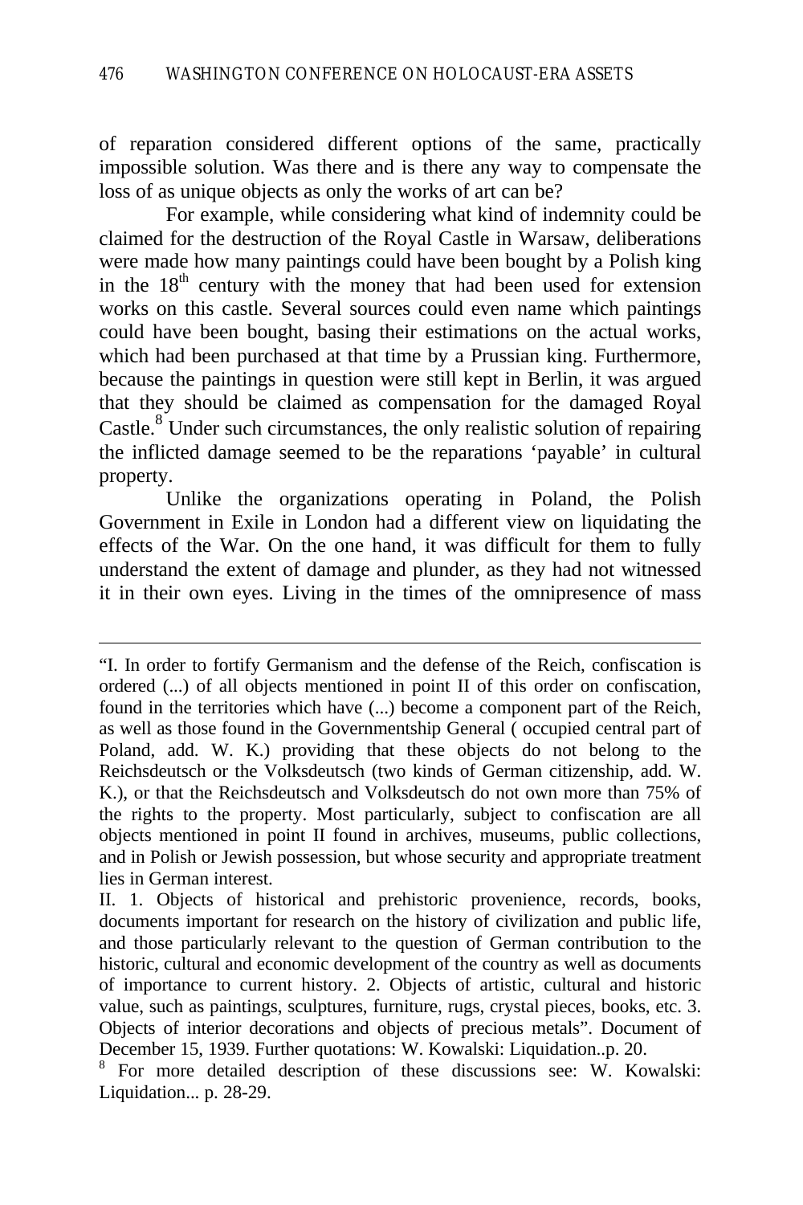of reparation considered different options of the same, practically impossible solution. Was there and is there any way to compensate the loss of as unique objects as only the works of art can be?

For example, while considering what kind of indemnity could be claimed for the destruction of the Royal Castle in Warsaw, deliberations were made how many paintings could have been bought by a Polish king in the 18th century with the money that had been used for extension works on this castle. Several sources could even name which paintings could have been bought, basing their estimations on the actual works, which had been purchased at that time by a Prussian king. Furthermore, because the paintings in question were still kept in Berlin, it was argued that they should be claimed as compensation for the damaged Royal Castle.[8] Under such circumstances, the only realistic solution of repairing the inflicted damage seemed to be the reparations 'payable' in cultural property.

Unlike the organizations operating in Poland, the Polish Government in Exile in London had a different view on liquidating the effects of the War. On the one hand, it was difficult for them to fully understand the extent of damage and plunder, as they had not witnessed it in their own eyes. Living in the times of the omnipresence of mass

---

"I. In order to fortify Germanism and the defense of the Reich, confiscation is ordered (...) of all objects mentioned in point II of this order on confiscation, found in the territories which have (...) become a component part of the Reich, as well as those found in the Governmentship General ( occupied central part of Poland, add. W. K.) providing that these objects do not belong to the Reichsdeutsch or the Volksdeutsch (two kinds of German citizenship, add. W. K.), or that the Reichsdeutsch and Volksdeutsch do not own more than 75% of the rights to the property. Most particularly, subject to confiscation are all objects mentioned in point II found in archives, museums, public collections, and in Polish or Jewish possession, but whose security and appropriate treatment lies in German interest.

II. 1. Objects of historical and prehistoric provenience, records, books, documents important for research on the history of civilization and public life, and those particularly relevant to the question of German contribution to the historic, cultural and economic development of the country as well as documents of importance to current history. 2. Objects of artistic, cultural and historic value, such as paintings, sculptures, furniture, rugs, crystal pieces, books, etc. 3. Objects of interior decorations and objects of precious metals". Document of December 15, 1939. Further quotations: W. Kowalski: Liquidation..p. 20.

[8] For more detailed description of these discussions see: W. Kowalski: Liquidation... p. 28-29.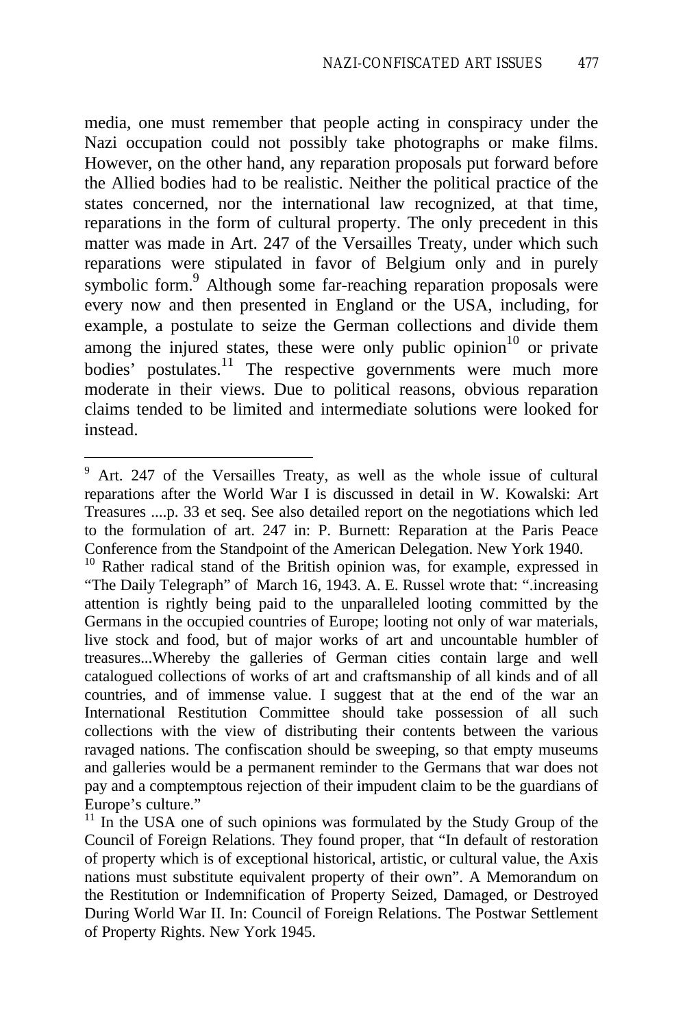media, one must remember that people acting in conspiracy under the Nazi occupation could not possibly take photographs or make films. However, on the other hand, any reparation proposals put forward before the Allied bodies had to be realistic. Neither the political practice of the states concerned, nor the international law recognized, at that time, reparations in the form of cultural property. The only precedent in this matter was made in Art. 247 of the Versailles Treaty, under which such reparations were stipulated in favor of Belgium only and in purely symbolic form.[9] Although some far-reaching reparation proposals were every now and then presented in England or the USA, including, for example, a postulate to seize the German collections and divide them among the injured states, these were only public opinion[10] or private bodies' postulates.[11] The respective governments were much more moderate in their views. Due to political reasons, obvious reparation claims tended to be limited and intermediate solutions were looked for instead.

---

[9] Art. 247 of the Versailles Treaty, as well as the whole issue of cultural reparations after the World War I is discussed in detail in W. Kowalski: Art Treasures ....p. 33 et seq. See also detailed report on the negotiations which led to the formulation of art. 247 in: P. Burnett: Reparation at the Paris Peace Conference from the Standpoint of the American Delegation. New York 1940.

[10] Rather radical stand of the British opinion was, for example, expressed in "The Daily Telegraph" of March 16, 1943. A. E. Russel wrote that: ".increasing attention is rightly being paid to the unparalleled looting committed by the Germans in the occupied countries of Europe; looting not only of war materials, live stock and food, but of major works of art and uncountable humbler of treasures...Whereby the galleries of German cities contain large and well catalogued collections of works of art and craftsmanship of all kinds and of all countries, and of immense value. I suggest that at the end of the war an International Restitution Committee should take possession of all such collections with the view of distributing their contents between the various ravaged nations. The confiscation should be sweeping, so that empty museums and galleries would be a permanent reminder to the Germans that war does not pay and a comptemptous rejection of their impudent claim to be the guardians of Europe's culture."

[11] In the USA one of such opinions was formulated by the Study Group of the Council of Foreign Relations. They found proper, that "In default of restoration of property which is of exceptional historical, artistic, or cultural value, the Axis nations must substitute equivalent property of their own". A Memorandum on the Restitution or Indemnification of Property Seized, Damaged, or Destroyed During World War II. In: Council of Foreign Relations. The Postwar Settlement of Property Rights. New York 1945.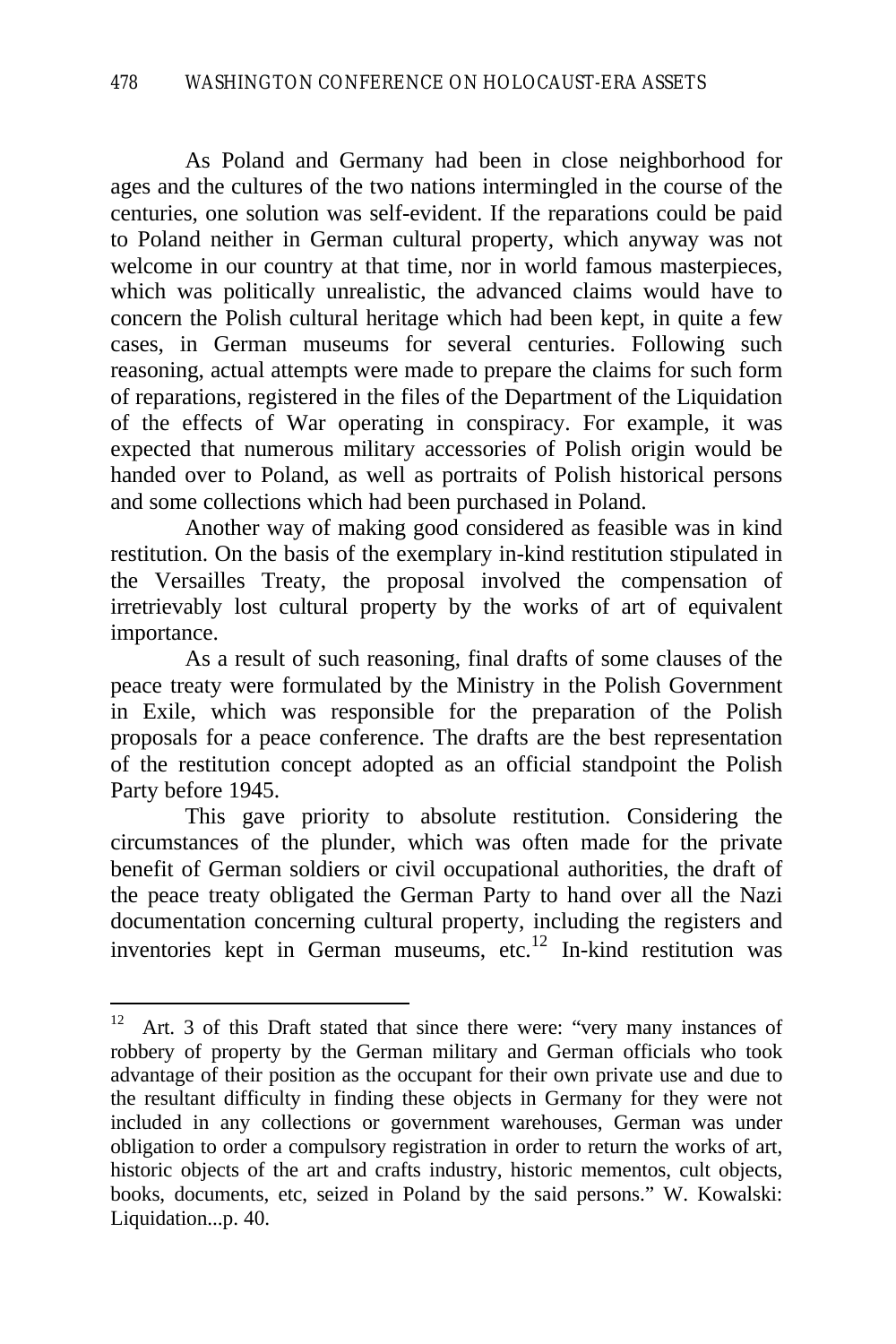As Poland and Germany had been in close neighborhood for ages and the cultures of the two nations intermingled in the course of the centuries, one solution was self-evident. If the reparations could be paid to Poland neither in German cultural property, which anyway was not welcome in our country at that time, nor in world famous masterpieces, which was politically unrealistic, the advanced claims would have to concern the Polish cultural heritage which had been kept, in quite a few cases, in German museums for several centuries. Following such reasoning, actual attempts were made to prepare the claims for such form of reparations, registered in the files of the Department of the Liquidation of the effects of War operating in conspiracy. For example, it was expected that numerous military accessories of Polish origin would be handed over to Poland, as well as portraits of Polish historical persons and some collections which had been purchased in Poland.

Another way of making good considered as feasible was in kind restitution. On the basis of the exemplary in-kind restitution stipulated in the Versailles Treaty, the proposal involved the compensation of irretrievably lost cultural property by the works of art of equivalent importance.

As a result of such reasoning, final drafts of some clauses of the peace treaty were formulated by the Ministry in the Polish Government in Exile, which was responsible for the preparation of the Polish proposals for a peace conference. The drafts are the best representation of the restitution concept adopted as an official standpoint the Polish Party before 1945.

This gave priority to absolute restitution. Considering the circumstances of the plunder, which was often made for the private benefit of German soldiers or civil occupational authorities, the draft of the peace treaty obligated the German Party to hand over all the Nazi documentation concerning cultural property, including the registers and inventories kept in German museums, etc.[12] In-kind restitution was

---

[12] Art. 3 of this Draft stated that since there were: "very many instances of robbery of property by the German military and German officials who took advantage of their position as the occupant for their own private use and due to the resultant difficulty in finding these objects in Germany for they were not included in any collections or government warehouses, German was under obligation to order a compulsory registration in order to return the works of art, historic objects of the art and crafts industry, historic mementos, cult objects, books, documents, etc, seized in Poland by the said persons." W. Kowalski: Liquidation...p. 40.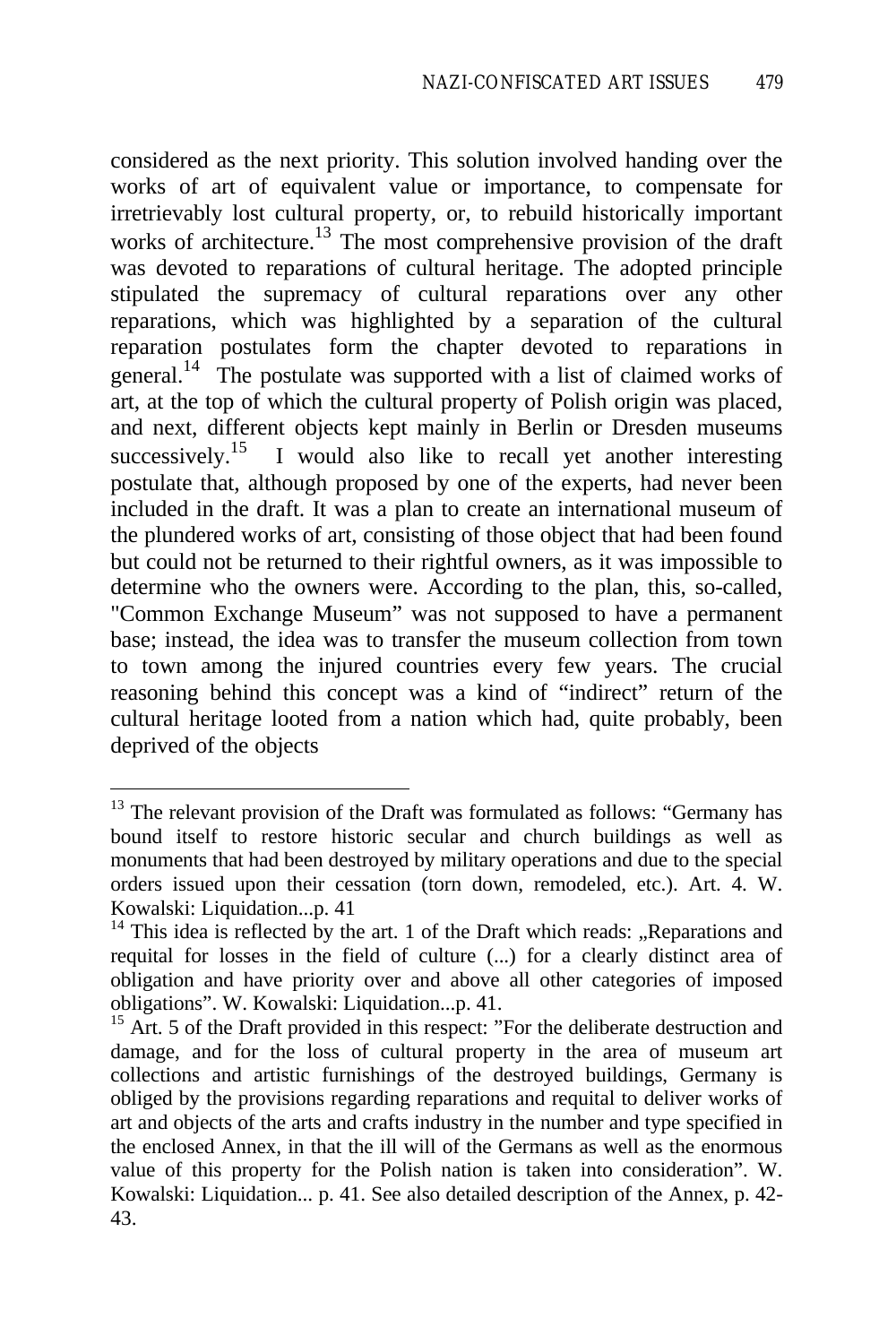considered as the next priority. This solution involved handing over the works of art of equivalent value or importance, to compensate for irretrievably lost cultural property, or, to rebuild historically important works of architecture.[13] The most comprehensive provision of the draft was devoted to reparations of cultural heritage. The adopted principle stipulated the supremacy of cultural reparations over any other reparations, which was highlighted by a separation of the cultural reparation postulates form the chapter devoted to reparations in general.[14] The postulate was supported with a list of claimed works of art, at the top of which the cultural property of Polish origin was placed, and next, different objects kept mainly in Berlin or Dresden museums successively.[15] I would also like to recall yet another interesting postulate that, although proposed by one of the experts, had never been included in the draft. It was a plan to create an international museum of the plundered works of art, consisting of those object that had been found but could not be returned to their rightful owners, as it was impossible to determine who the owners were. According to the plan, this, so-called, "Common Exchange Museum" was not supposed to have a permanent base; instead, the idea was to transfer the museum collection from town to town among the injured countries every few years. The crucial reasoning behind this concept was a kind of "indirect" return of the cultural heritage looted from a nation which had, quite probably, been deprived of the objects

---

[13] The relevant provision of the Draft was formulated as follows: "Germany has bound itself to restore historic secular and church buildings as well as monuments that had been destroyed by military operations and due to the special orders issued upon their cessation (torn down, remodeled, etc.). Art. 4. W. Kowalski: Liquidation...p. 41

[14] This idea is reflected by the art. 1 of the Draft which reads: „Reparations and requital for losses in the field of culture (...) for a clearly distinct area of obligation and have priority over and above all other categories of imposed obligations". W. Kowalski: Liquidation...p. 41.

[15] Art. 5 of the Draft provided in this respect: "For the deliberate destruction and damage, and for the loss of cultural property in the area of museum art collections and artistic furnishings of the destroyed buildings, Germany is obliged by the provisions regarding reparations and requital to deliver works of art and objects of the arts and crafts industry in the number and type specified in the enclosed Annex, in that the ill will of the Germans as well as the enormous value of this property for the Polish nation is taken into consideration". W. Kowalski: Liquidation... p. 41. See also detailed description of the Annex, p. 42-43.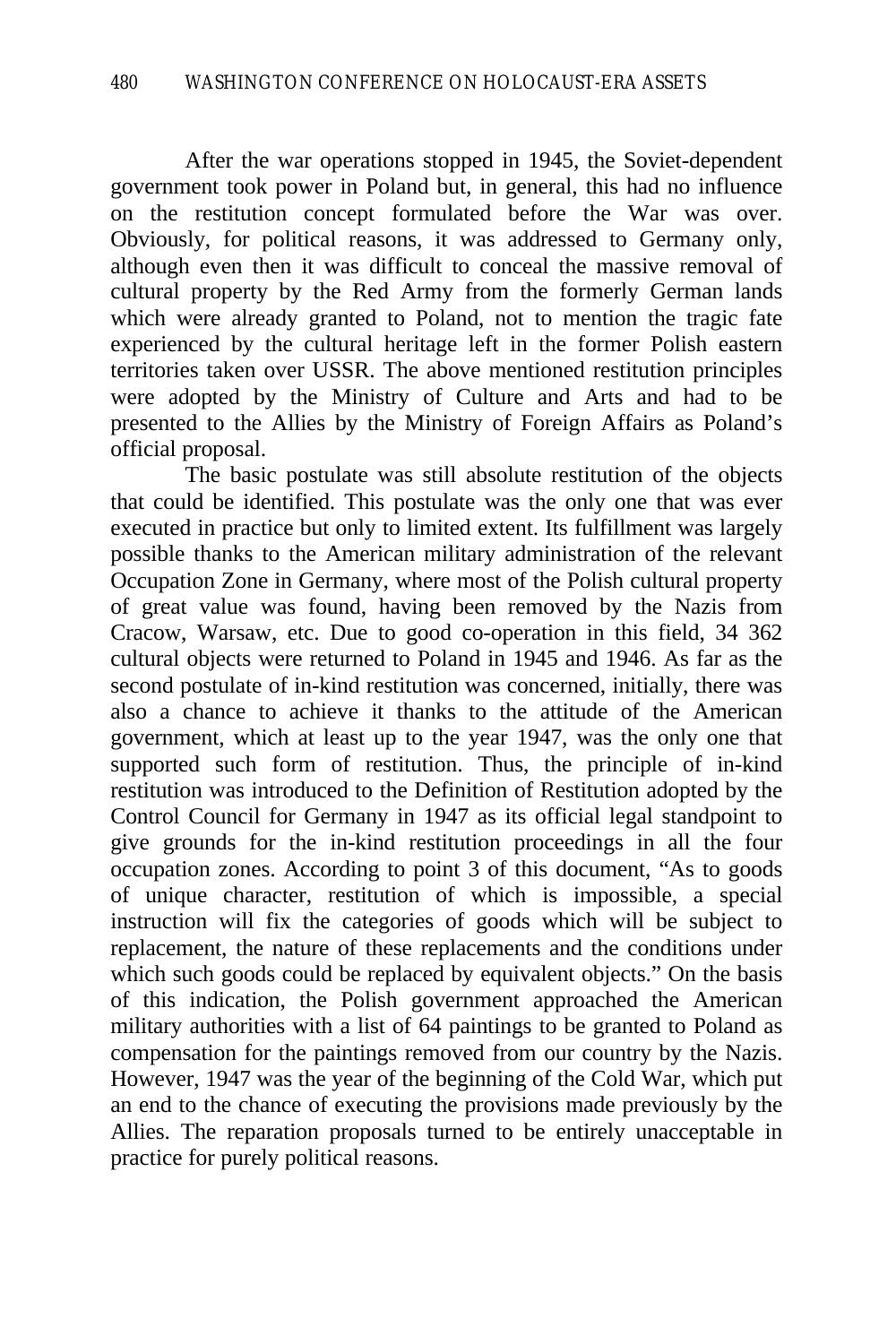After the war operations stopped in 1945, the Soviet-dependent government took power in Poland but, in general, this had no influence on the restitution concept formulated before the War was over. Obviously, for political reasons, it was addressed to Germany only, although even then it was difficult to conceal the massive removal of cultural property by the Red Army from the formerly German lands which were already granted to Poland, not to mention the tragic fate experienced by the cultural heritage left in the former Polish eastern territories taken over USSR. The above mentioned restitution principles were adopted by the Ministry of Culture and Arts and had to be presented to the Allies by the Ministry of Foreign Affairs as Poland's official proposal.

The basic postulate was still absolute restitution of the objects that could be identified. This postulate was the only one that was ever executed in practice but only to limited extent. Its fulfillment was largely possible thanks to the American military administration of the relevant Occupation Zone in Germany, where most of the Polish cultural property of great value was found, having been removed by the Nazis from Cracow, Warsaw, etc. Due to good co-operation in this field, 34 362 cultural objects were returned to Poland in 1945 and 1946. As far as the second postulate of in-kind restitution was concerned, initially, there was also a chance to achieve it thanks to the attitude of the American government, which at least up to the year 1947, was the only one that supported such form of restitution. Thus, the principle of in-kind restitution was introduced to the Definition of Restitution adopted by the Control Council for Germany in 1947 as its official legal standpoint to give grounds for the in-kind restitution proceedings in all the four occupation zones. According to point 3 of this document, "As to goods of unique character, restitution of which is impossible, a special instruction will fix the categories of goods which will be subject to replacement, the nature of these replacements and the conditions under which such goods could be replaced by equivalent objects." On the basis of this indication, the Polish government approached the American military authorities with a list of 64 paintings to be granted to Poland as compensation for the paintings removed from our country by the Nazis. However, 1947 was the year of the beginning of the Cold War, which put an end to the chance of executing the provisions made previously by the Allies. The reparation proposals turned to be entirely unacceptable in practice for purely political reasons.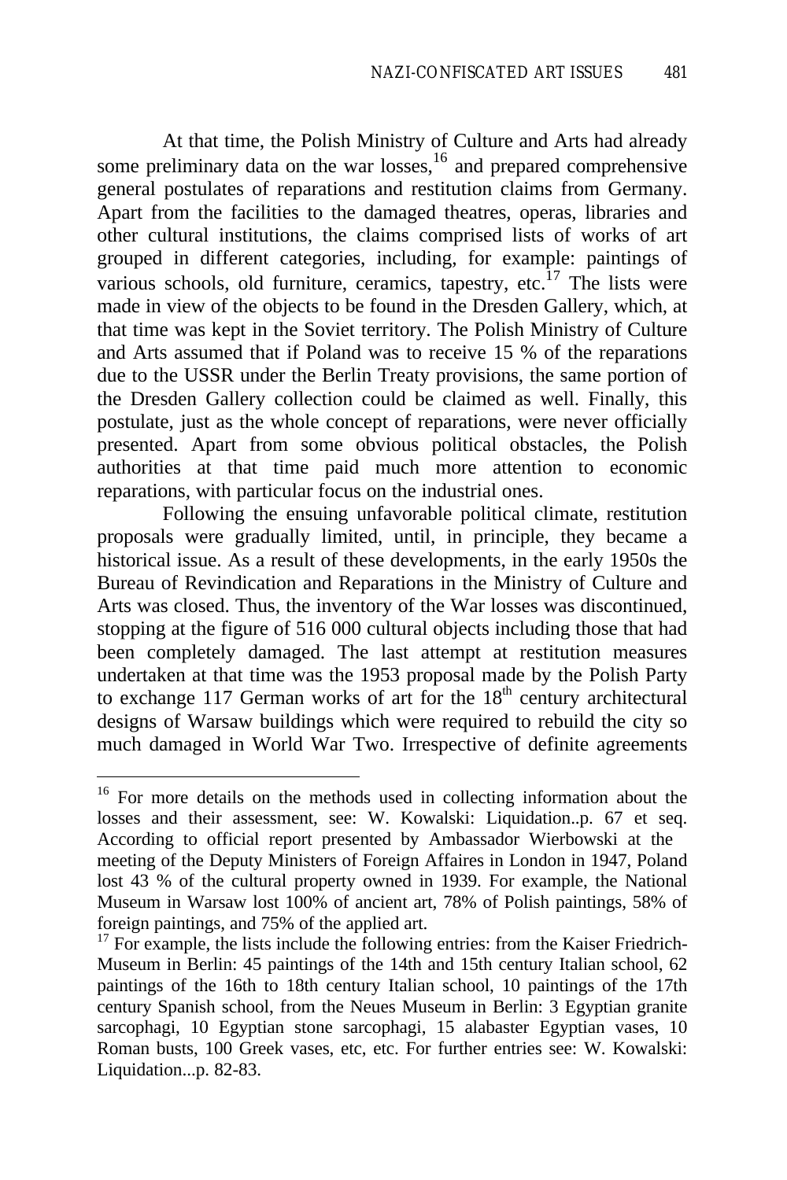At that time, the Polish Ministry of Culture and Arts had already some preliminary data on the war losses,[16] and prepared comprehensive general postulates of reparations and restitution claims from Germany. Apart from the facilities to the damaged theatres, operas, libraries and other cultural institutions, the claims comprised lists of works of art grouped in different categories, including, for example: paintings of various schools, old furniture, ceramics, tapestry, etc.[17] The lists were made in view of the objects to be found in the Dresden Gallery, which, at that time was kept in the Soviet territory. The Polish Ministry of Culture and Arts assumed that if Poland was to receive 15 % of the reparations due to the USSR under the Berlin Treaty provisions, the same portion of the Dresden Gallery collection could be claimed as well. Finally, this postulate, just as the whole concept of reparations, were never officially presented. Apart from some obvious political obstacles, the Polish authorities at that time paid much more attention to economic reparations, with particular focus on the industrial ones.

Following the ensuing unfavorable political climate, restitution proposals were gradually limited, until, in principle, they became a historical issue. As a result of these developments, in the early 1950s the Bureau of Revindication and Reparations in the Ministry of Culture and Arts was closed. Thus, the inventory of the War losses was discontinued, stopping at the figure of 516 000 cultural objects including those that had been completely damaged. The last attempt at restitution measures undertaken at that time was the 1953 proposal made by the Polish Party to exchange 117 German works of art for the 18th century architectural designs of Warsaw buildings which were required to rebuild the city so much damaged in World War Two. Irrespective of definite agreements

---

[16] For more details on the methods used in collecting information about the losses and their assessment, see: W. Kowalski: Liquidation..p. 67 et seq. According to official report presented by Ambassador Wierbowski at the meeting of the Deputy Ministers of Foreign Affaires in London in 1947, Poland lost 43 % of the cultural property owned in 1939. For example, the National Museum in Warsaw lost 100% of ancient art, 78% of Polish paintings, 58% of foreign paintings, and 75% of the applied art.

[17] For example, the lists include the following entries: from the Kaiser Friedrich-Museum in Berlin: 45 paintings of the 14th and 15th century Italian school, 62 paintings of the 16th to 18th century Italian school, 10 paintings of the 17th century Spanish school, from the Neues Museum in Berlin: 3 Egyptian granite sarcophagi, 10 Egyptian stone sarcophagi, 15 alabaster Egyptian vases, 10 Roman busts, 100 Greek vases, etc, etc. For further entries see: W. Kowalski: Liquidation...p. 82-83.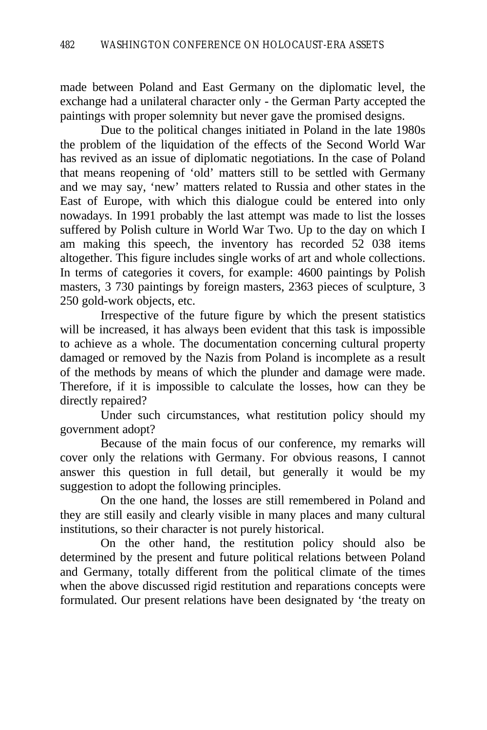made between Poland and East Germany on the diplomatic level, the exchange had a unilateral character only - the German Party accepted the paintings with proper solemnity but never gave the promised designs.

Due to the political changes initiated in Poland in the late 1980s the problem of the liquidation of the effects of the Second World War has revived as an issue of diplomatic negotiations. In the case of Poland that means reopening of 'old' matters still to be settled with Germany and we may say, 'new' matters related to Russia and other states in the East of Europe, with which this dialogue could be entered into only nowadays. In 1991 probably the last attempt was made to list the losses suffered by Polish culture in World War Two. Up to the day on which I am making this speech, the inventory has recorded 52 038 items altogether. This figure includes single works of art and whole collections. In terms of categories it covers, for example: 4600 paintings by Polish masters, 3 730 paintings by foreign masters, 2363 pieces of sculpture, 3 250 gold-work objects, etc.

Irrespective of the future figure by which the present statistics will be increased, it has always been evident that this task is impossible to achieve as a whole. The documentation concerning cultural property damaged or removed by the Nazis from Poland is incomplete as a result of the methods by means of which the plunder and damage were made. Therefore, if it is impossible to calculate the losses, how can they be directly repaired?

Under such circumstances, what restitution policy should my government adopt?

Because of the main focus of our conference, my remarks will cover only the relations with Germany. For obvious reasons, I cannot answer this question in full detail, but generally it would be my suggestion to adopt the following principles.

On the one hand, the losses are still remembered in Poland and they are still easily and clearly visible in many places and many cultural institutions, so their character is not purely historical.

On the other hand, the restitution policy should also be determined by the present and future political relations between Poland and Germany, totally different from the political climate of the times when the above discussed rigid restitution and reparations concepts were formulated. Our present relations have been designated by 'the treaty on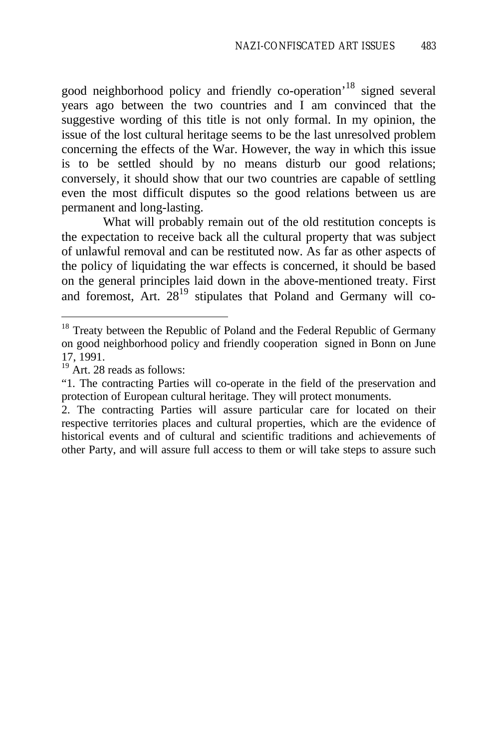good neighborhood policy and friendly co-operation'[18] signed several years ago between the two countries and I am convinced that the suggestive wording of this title is not only formal. In my opinion, the issue of the lost cultural heritage seems to be the last unresolved problem concerning the effects of the War. However, the way in which this issue is to be settled should by no means disturb our good relations; conversely, it should show that our two countries are capable of settling even the most difficult disputes so the good relations between us are permanent and long-lasting.

What will probably remain out of the old restitution concepts is the expectation to receive back all the cultural property that was subject of unlawful removal and can be restituted now. As far as other aspects of the policy of liquidating the war effects is concerned, it should be based on the general principles laid down in the above-mentioned treaty. First and foremost, Art. 28[19] stipulates that Poland and Germany will co-

---

[18] Treaty between the Republic of Poland and the Federal Republic of Germany on good neighborhood policy and friendly cooperation signed in Bonn on June 17, 1991.

[19] Art. 28 reads as follows:

"1. The contracting Parties will co-operate in the field of the preservation and protection of European cultural heritage. They will protect monuments.

2. The contracting Parties will assure particular care for located on their respective territories places and cultural properties, which are the evidence of historical events and of cultural and scientific traditions and achievements of other Party, and will assure full access to them or will take steps to assure such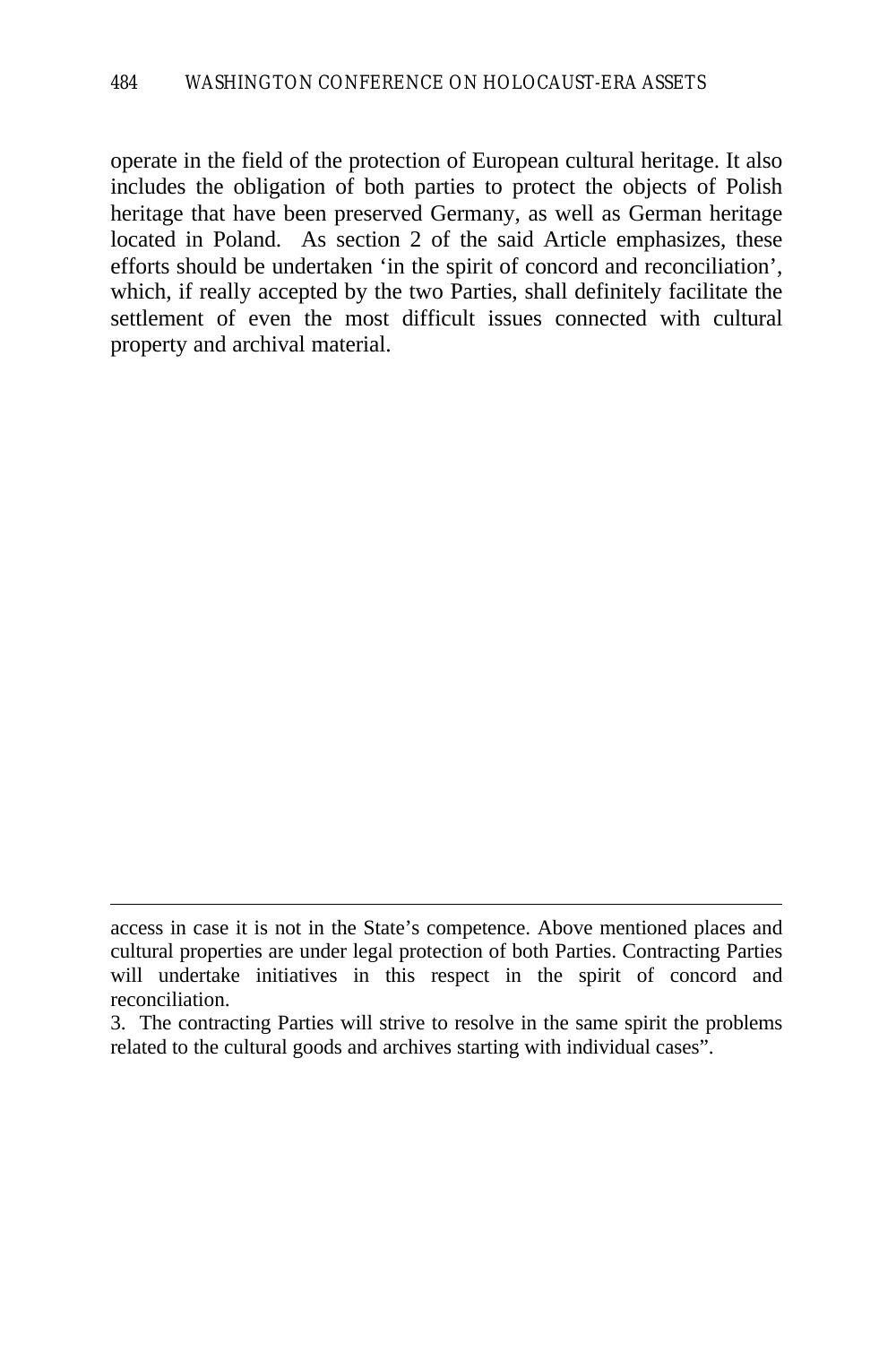operate in the field of the protection of European cultural heritage. It also includes the obligation of both parties to protect the objects of Polish heritage that have been preserved Germany, as well as German heritage located in Poland. As section 2 of the said Article emphasizes, these efforts should be undertaken 'in the spirit of concord and reconciliation', which, if really accepted by the two Parties, shall definitely facilitate the settlement of even the most difficult issues connected with cultural property and archival material.

---

access in case it is not in the State's competence. Above mentioned places and cultural properties are under legal protection of both Parties. Contracting Parties will undertake initiatives in this respect in the spirit of concord and reconciliation.

3. The contracting Parties will strive to resolve in the same spirit the problems related to the cultural goods and archives starting with individual cases".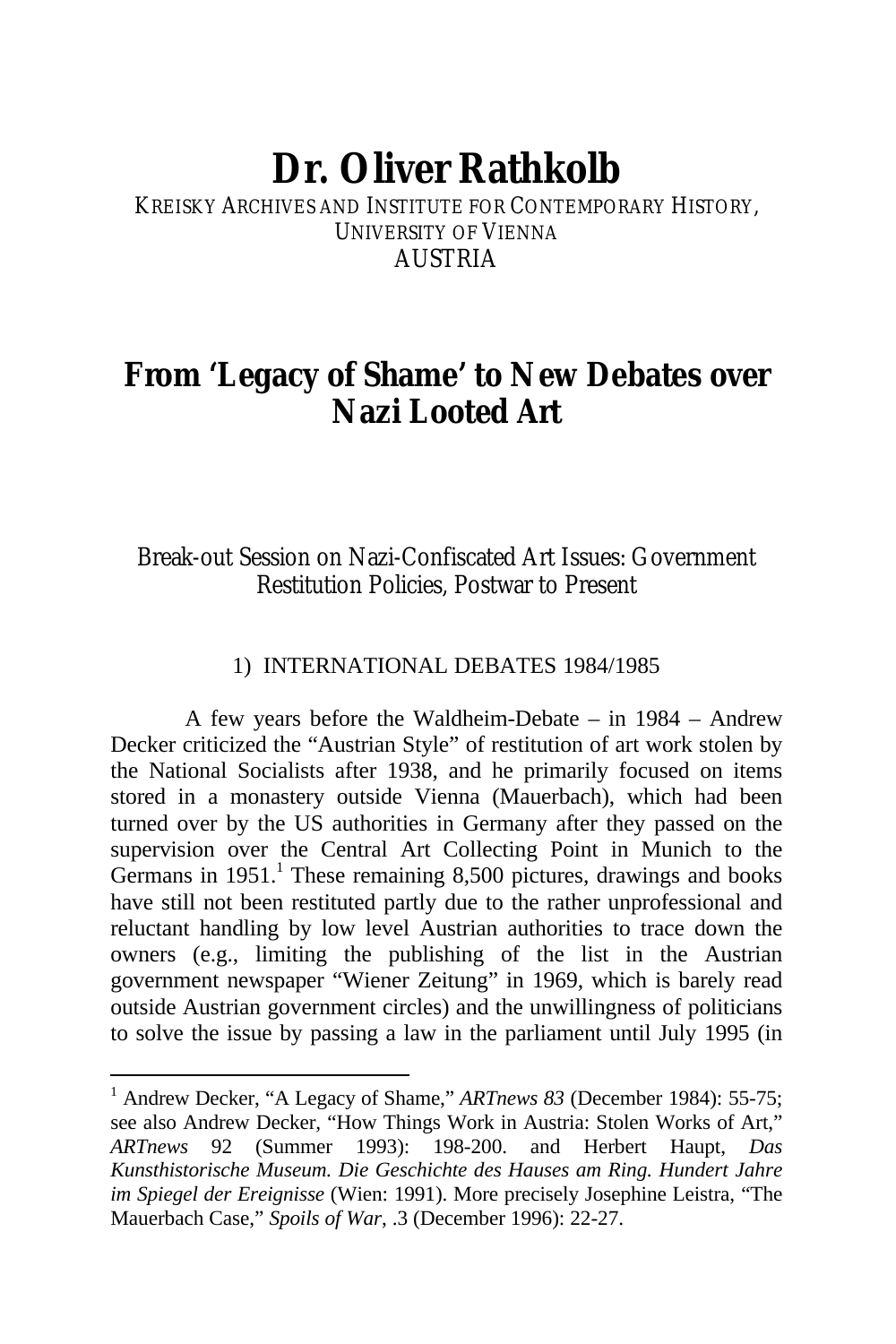# Dr. Oliver Rathkolb

KREISKY ARCHIVES AND INSTITUTE FOR CONTEMPORARY HISTORY,
UNIVERSITY OF VIENNA
AUSTRIA

## From 'Legacy of Shame' to New Debates over Nazi Looted Art

Break-out Session on Nazi-Confiscated Art Issues: Government Restitution Policies, Postwar to Present

### 1) INTERNATIONAL DEBATES 1984/1985

A few years before the Waldheim-Debate – in 1984 – Andrew Decker criticized the "Austrian Style" of restitution of art work stolen by the National Socialists after 1938, and he primarily focused on items stored in a monastery outside Vienna (Mauerbach), which had been turned over by the US authorities in Germany after they passed on the supervision over the Central Art Collecting Point in Munich to the Germans in 1951.[1] These remaining 8,500 pictures, drawings and books have still not been restituted partly due to the rather unprofessional and reluctant handling by low level Austrian authorities to trace down the owners (e.g., limiting the publishing of the list in the Austrian government newspaper "Wiener Zeitung" in 1969, which is barely read outside Austrian government circles) and the unwillingness of politicians to solve the issue by passing a law in the parliament until July 1995 (in

---

[1] Andrew Decker, "A Legacy of Shame," *ARTnews 83* (December 1984): 55-75; see also Andrew Decker, "How Things Work in Austria: Stolen Works of Art," *ARTnews* 92 (Summer 1993): 198-200. and Herbert Haupt, *Das Kunsthistorische Museum. Die Geschichte des Hauses am Ring. Hundert Jahre im Spiegel der Ereignisse* (Wien: 1991). More precisely Josephine Leistra, "The Mauerbach Case," *Spoils of War*, .3 (December 1996): 22-27.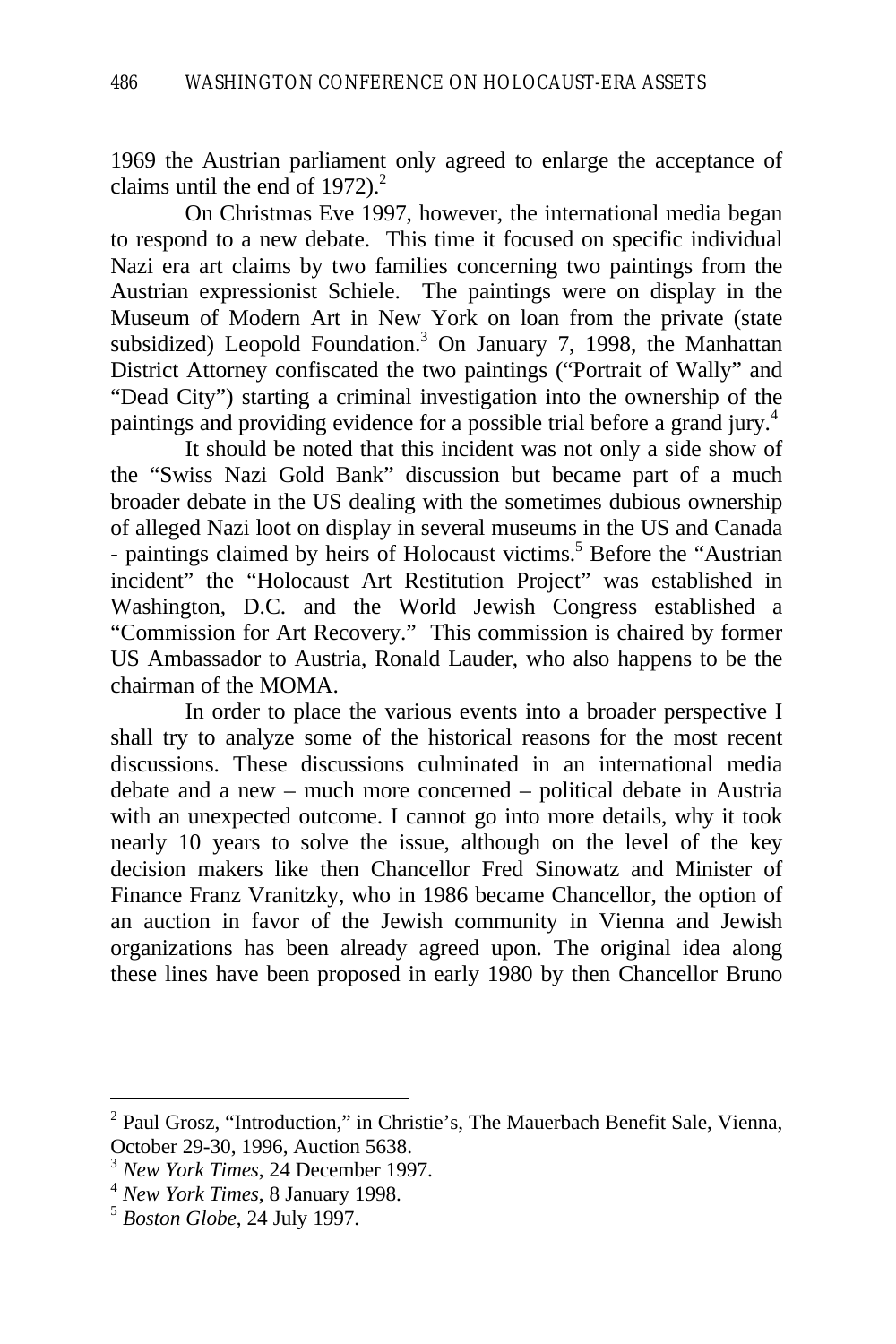1969 the Austrian parliament only agreed to enlarge the acceptance of claims until the end of 1972).[2]

On Christmas Eve 1997, however, the international media began to respond to a new debate. This time it focused on specific individual Nazi era art claims by two families concerning two paintings from the Austrian expressionist Schiele. The paintings were on display in the Museum of Modern Art in New York on loan from the private (state subsidized) Leopold Foundation.[3] On January 7, 1998, the Manhattan District Attorney confiscated the two paintings ("Portrait of Wally" and "Dead City") starting a criminal investigation into the ownership of the paintings and providing evidence for a possible trial before a grand jury.[4]

It should be noted that this incident was not only a side show of the "Swiss Nazi Gold Bank" discussion but became part of a much broader debate in the US dealing with the sometimes dubious ownership of alleged Nazi loot on display in several museums in the US and Canada - paintings claimed by heirs of Holocaust victims.[5] Before the "Austrian incident" the "Holocaust Art Restitution Project" was established in Washington, D.C. and the World Jewish Congress established a "Commission for Art Recovery." This commission is chaired by former US Ambassador to Austria, Ronald Lauder, who also happens to be the chairman of the MOMA.

In order to place the various events into a broader perspective I shall try to analyze some of the historical reasons for the most recent discussions. These discussions culminated in an international media debate and a new – much more concerned – political debate in Austria with an unexpected outcome. I cannot go into more details, why it took nearly 10 years to solve the issue, although on the level of the key decision makers like then Chancellor Fred Sinowatz and Minister of Finance Franz Vranitzky, who in 1986 became Chancellor, the option of an auction in favor of the Jewish community in Vienna and Jewish organizations has been already agreed upon. The original idea along these lines have been proposed in early 1980 by then Chancellor Bruno

---

[2] Paul Grosz, "Introduction," in Christie's, The Mauerbach Benefit Sale, Vienna, October 29-30, 1996, Auction 5638.

[3] *New York Times*, 24 December 1997.

[4] *New York Times*, 8 January 1998.

[5] *Boston Globe*, 24 July 1997.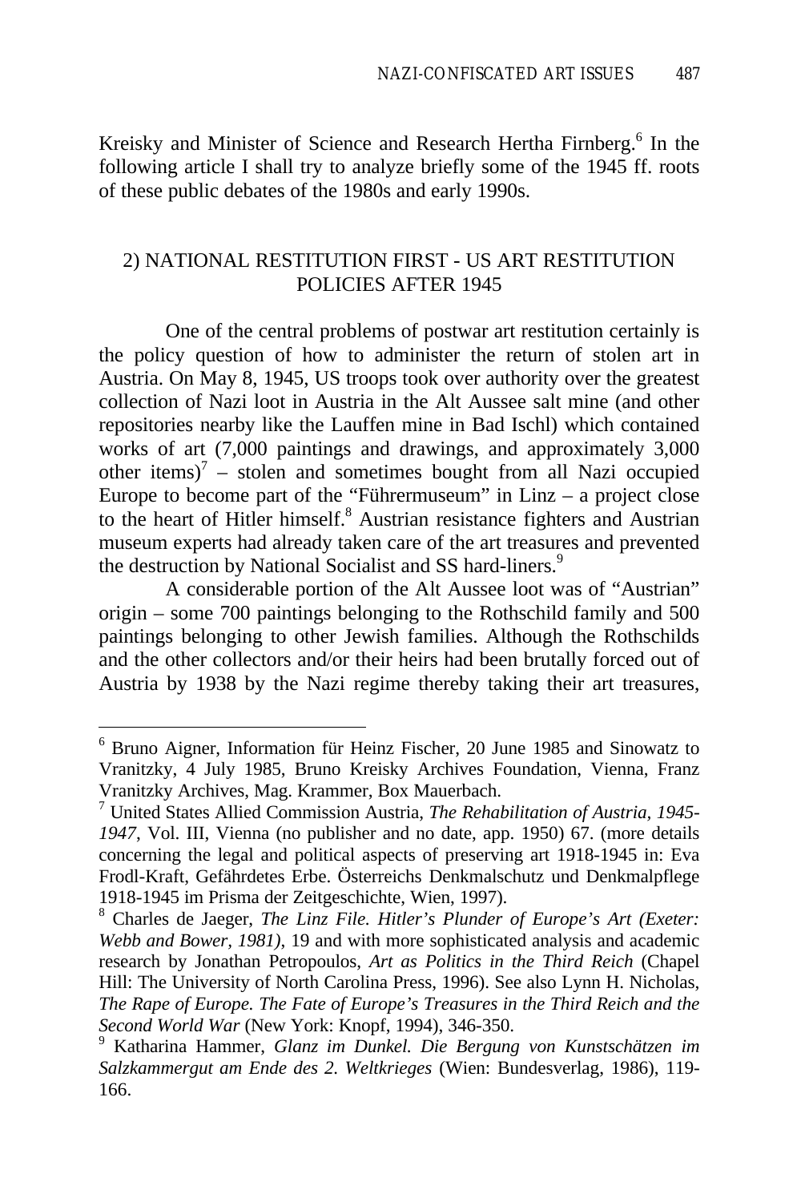Kreisky and Minister of Science and Research Hertha Firnberg.[6] In the following article I shall try to analyze briefly some of the 1945 ff. roots of these public debates of the 1980s and early 1990s.

## 2) NATIONAL RESTITUTION FIRST - US ART RESTITUTION POLICIES AFTER 1945

One of the central problems of postwar art restitution certainly is the policy question of how to administer the return of stolen art in Austria. On May 8, 1945, US troops took over authority over the greatest collection of Nazi loot in Austria in the Alt Aussee salt mine (and other repositories nearby like the Lauffen mine in Bad Ischl) which contained works of art (7,000 paintings and drawings, and approximately 3,000 other items)[7] – stolen and sometimes bought from all Nazi occupied Europe to become part of the "Führermuseum" in Linz – a project close to the heart of Hitler himself.[8] Austrian resistance fighters and Austrian museum experts had already taken care of the art treasures and prevented the destruction by National Socialist and SS hard-liners.[9]

A considerable portion of the Alt Aussee loot was of "Austrian" origin – some 700 paintings belonging to the Rothschild family and 500 paintings belonging to other Jewish families. Although the Rothschilds and the other collectors and/or their heirs had been brutally forced out of Austria by 1938 by the Nazi regime thereby taking their art treasures,

---

[6] Bruno Aigner, Information für Heinz Fischer, 20 June 1985 and Sinowatz to Vranitzky, 4 July 1985, Bruno Kreisky Archives Foundation, Vienna, Franz Vranitzky Archives, Mag. Krammer, Box Mauerbach.

[7] United States Allied Commission Austria, *The Rehabilitation of Austria, 1945-1947*, Vol. III, Vienna (no publisher and no date, app. 1950) 67. (more details concerning the legal and political aspects of preserving art 1918-1945 in: Eva Frodl-Kraft, Gefährdetes Erbe. Österreichs Denkmalschutz und Denkmalpflege 1918-1945 im Prisma der Zeitgeschichte, Wien, 1997).

[8] Charles de Jaeger, *The Linz File. Hitler's Plunder of Europe's Art (Exeter: Webb and Bower, 1981)*, 19 and with more sophisticated analysis and academic research by Jonathan Petropoulos, *Art as Politics in the Third Reich* (Chapel Hill: The University of North Carolina Press, 1996). See also Lynn H. Nicholas, *The Rape of Europe. The Fate of Europe's Treasures in the Third Reich and the Second World War* (New York: Knopf, 1994), 346-350.

[9] Katharina Hammer, *Glanz im Dunkel. Die Bergung von Kunstschätzen im Salzkammergut am Ende des 2. Weltkrieges* (Wien: Bundesverlag, 1986), 119-166.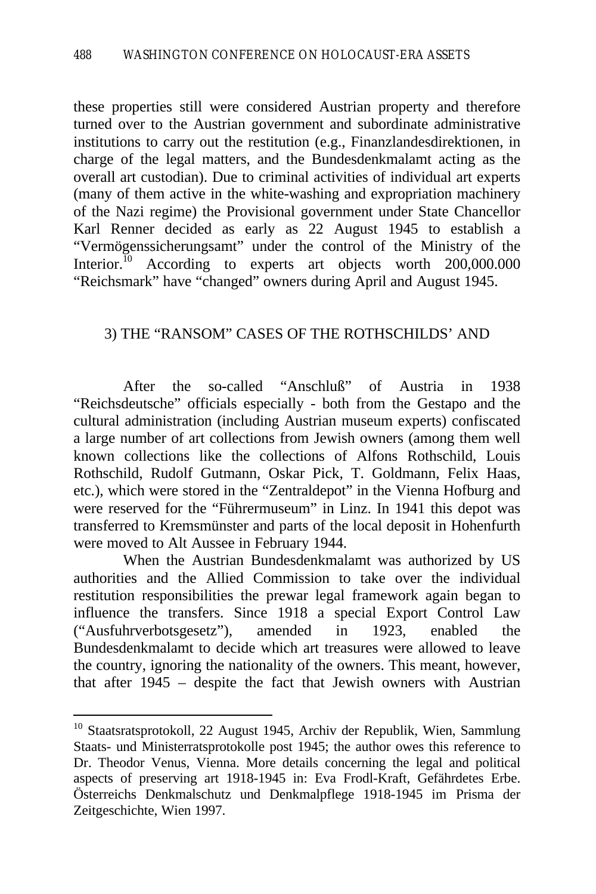these properties still were considered Austrian property and therefore turned over to the Austrian government and subordinate administrative institutions to carry out the restitution (e.g., Finanzlandesdirektionen, in charge of the legal matters, and the Bundesdenkmalamt acting as the overall art custodian). Due to criminal activities of individual art experts (many of them active in the white-washing and expropriation machinery of the Nazi regime) the Provisional government under State Chancellor Karl Renner decided as early as 22 August 1945 to establish a "Vermögenssicherungsamt" under the control of the Ministry of the Interior.[10] According to experts art objects worth 200,000.000 "Reichsmark" have "changed" owners during April and August 1945.

### 3) THE "RANSOM" CASES OF THE ROTHSCHILDS' AND

After the so-called "Anschluß" of Austria in 1938 "Reichsdeutsche" officials especially - both from the Gestapo and the cultural administration (including Austrian museum experts) confiscated a large number of art collections from Jewish owners (among them well known collections like the collections of Alfons Rothschild, Louis Rothschild, Rudolf Gutmann, Oskar Pick, T. Goldmann, Felix Haas, etc.), which were stored in the "Zentraldepot" in the Vienna Hofburg and were reserved for the "Führermuseum" in Linz. In 1941 this depot was transferred to Kremsmünster and parts of the local deposit in Hohenfurth were moved to Alt Aussee in February 1944.

When the Austrian Bundesdenkmalamt was authorized by US authorities and the Allied Commission to take over the individual restitution responsibilities the prewar legal framework again began to influence the transfers. Since 1918 a special Export Control Law ("Ausfuhrverbotsgesetz"), amended in 1923, enabled the Bundesdenkmalamt to decide which art treasures were allowed to leave the country, ignoring the nationality of the owners. This meant, however, that after 1945 – despite the fact that Jewish owners with Austrian

[10] Staatsratsprotokoll, 22 August 1945, Archiv der Republik, Wien, Sammlung Staats- und Ministerratsprotokolle post 1945; the author owes this reference to Dr. Theodor Venus, Vienna. More details concerning the legal and political aspects of preserving art 1918-1945 in: Eva Frodl-Kraft, Gefährdetes Erbe. Österreichs Denkmalschutz und Denkmalpflege 1918-1945 im Prisma der Zeitgeschichte, Wien 1997.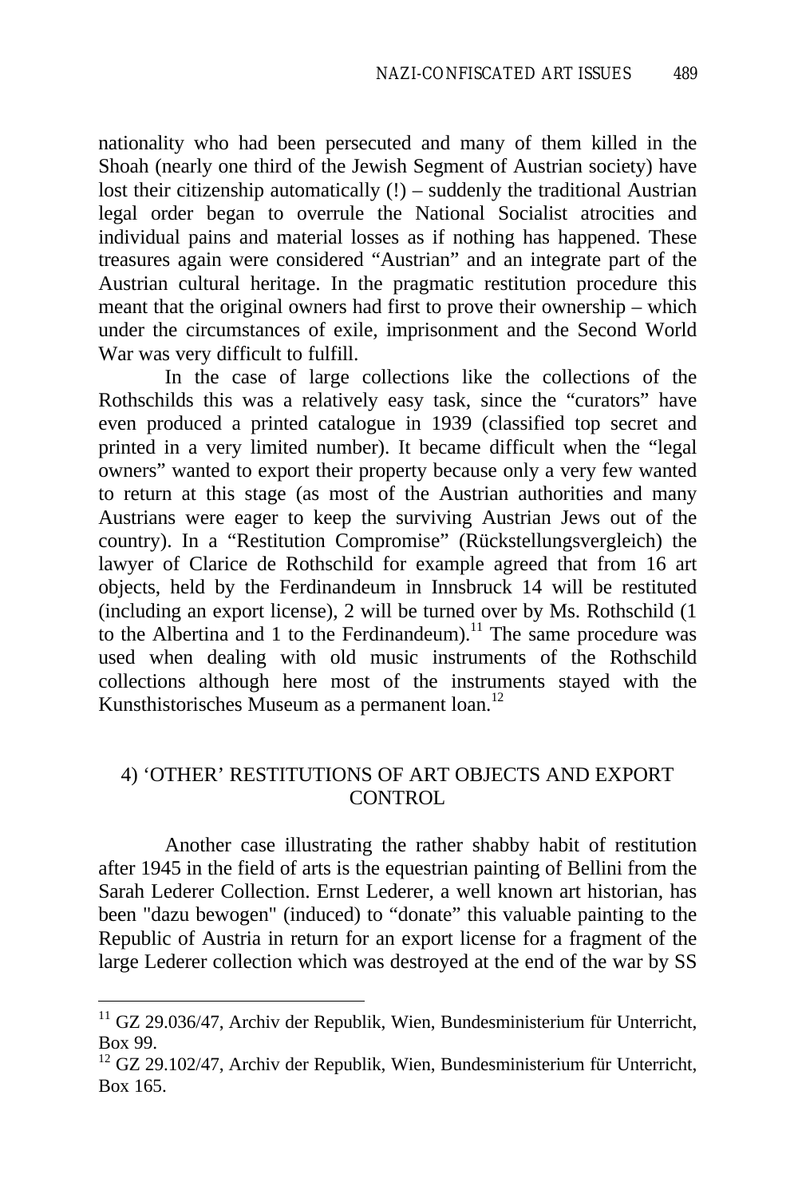nationality who had been persecuted and many of them killed in the Shoah (nearly one third of the Jewish Segment of Austrian society) have lost their citizenship automatically (!) – suddenly the traditional Austrian legal order began to overrule the National Socialist atrocities and individual pains and material losses as if nothing has happened. These treasures again were considered "Austrian" and an integrate part of the Austrian cultural heritage. In the pragmatic restitution procedure this meant that the original owners had first to prove their ownership – which under the circumstances of exile, imprisonment and the Second World War was very difficult to fulfill.

In the case of large collections like the collections of the Rothschilds this was a relatively easy task, since the "curators" have even produced a printed catalogue in 1939 (classified top secret and printed in a very limited number). It became difficult when the "legal owners" wanted to export their property because only a very few wanted to return at this stage (as most of the Austrian authorities and many Austrians were eager to keep the surviving Austrian Jews out of the country). In a "Restitution Compromise" (Rückstellungsvergleich) the lawyer of Clarice de Rothschild for example agreed that from 16 art objects, held by the Ferdinandeum in Innsbruck 14 will be restituted (including an export license), 2 will be turned over by Ms. Rothschild (1 to the Albertina and 1 to the Ferdinandeum).[11] The same procedure was used when dealing with old music instruments of the Rothschild collections although here most of the instruments stayed with the Kunsthistorisches Museum as a permanent loan.[12]

## 4) 'OTHER' RESTITUTIONS OF ART OBJECTS AND EXPORT CONTROL

Another case illustrating the rather shabby habit of restitution after 1945 in the field of arts is the equestrian painting of Bellini from the Sarah Lederer Collection. Ernst Lederer, a well known art historian, has been "dazu bewogen" (induced) to "donate" this valuable painting to the Republic of Austria in return for an export license for a fragment of the large Lederer collection which was destroyed at the end of the war by SS

---

[11] GZ 29.036/47, Archiv der Republik, Wien, Bundesministerium für Unterricht, Box 99.

[12] GZ 29.102/47, Archiv der Republik, Wien, Bundesministerium für Unterricht, Box 165.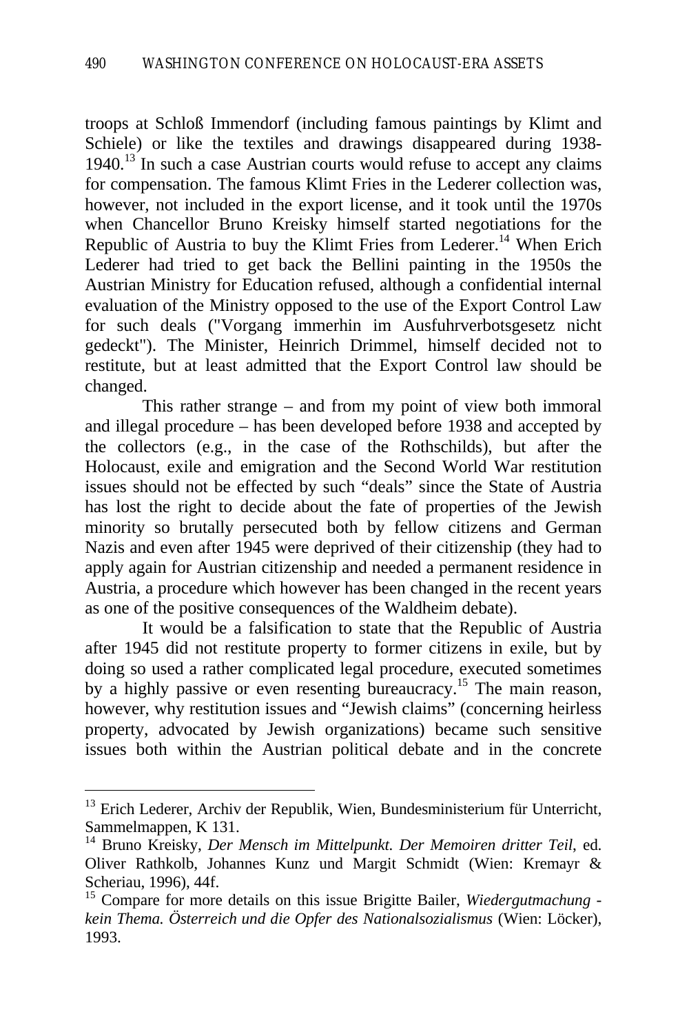troops at Schloß Immendorf (including famous paintings by Klimt and Schiele) or like the textiles and drawings disappeared during 1938-1940.[13] In such a case Austrian courts would refuse to accept any claims for compensation. The famous Klimt Fries in the Lederer collection was, however, not included in the export license, and it took until the 1970s when Chancellor Bruno Kreisky himself started negotiations for the Republic of Austria to buy the Klimt Fries from Lederer.[14] When Erich Lederer had tried to get back the Bellini painting in the 1950s the Austrian Ministry for Education refused, although a confidential internal evaluation of the Ministry opposed to the use of the Export Control Law for such deals ("Vorgang immerhin im Ausfuhrverbotsgesetz nicht gedeckt"). The Minister, Heinrich Drimmel, himself decided not to restitute, but at least admitted that the Export Control law should be changed.

This rather strange – and from my point of view both immoral and illegal procedure – has been developed before 1938 and accepted by the collectors (e.g., in the case of the Rothschilds), but after the Holocaust, exile and emigration and the Second World War restitution issues should not be effected by such "deals" since the State of Austria has lost the right to decide about the fate of properties of the Jewish minority so brutally persecuted both by fellow citizens and German Nazis and even after 1945 were deprived of their citizenship (they had to apply again for Austrian citizenship and needed a permanent residence in Austria, a procedure which however has been changed in the recent years as one of the positive consequences of the Waldheim debate).

It would be a falsification to state that the Republic of Austria after 1945 did not restitute property to former citizens in exile, but by doing so used a rather complicated legal procedure, executed sometimes by a highly passive or even resenting bureaucracy.[15] The main reason, however, why restitution issues and "Jewish claims" (concerning heirless property, advocated by Jewish organizations) became such sensitive issues both within the Austrian political debate and in the concrete

---

[13] Erich Lederer, Archiv der Republik, Wien, Bundesministerium für Unterricht, Sammelmappen, K 131.

[14] Bruno Kreisky, *Der Mensch im Mittelpunkt. Der Memoiren dritter Teil*, ed. Oliver Rathkolb, Johannes Kunz und Margit Schmidt (Wien: Kremayr & Scheriau, 1996), 44f.

[15] Compare for more details on this issue Brigitte Bailer, *Wiedergutmachung - kein Thema. Österreich und die Opfer des Nationalsozialismus* (Wien: Löcker), 1993.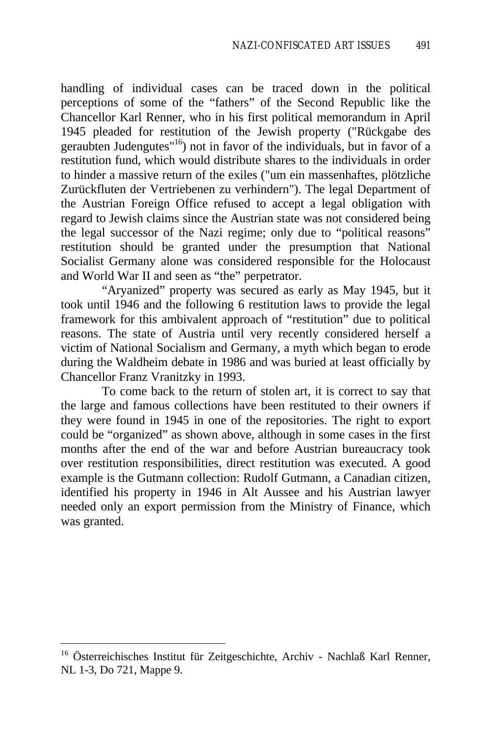handling of individual cases can be traced down in the political perceptions of some of the "fathers" of the Second Republic like the Chancellor Karl Renner, who in his first political memorandum in April 1945 pleaded for restitution of the Jewish property ("Rückgabe des geraubten Judengutes"[16]) not in favor of the individuals, but in favor of a restitution fund, which would distribute shares to the individuals in order to hinder a massive return of the exiles ("um ein massenhaftes, plötzliche Zurückfluten der Vertriebenen zu verhindern"). The legal Department of the Austrian Foreign Office refused to accept a legal obligation with regard to Jewish claims since the Austrian state was not considered being the legal successor of the Nazi regime; only due to "political reasons" restitution should be granted under the presumption that National Socialist Germany alone was considered responsible for the Holocaust and World War II and seen as "the" perpetrator.

"Aryanized" property was secured as early as May 1945, but it took until 1946 and the following 6 restitution laws to provide the legal framework for this ambivalent approach of "restitution" due to political reasons. The state of Austria until very recently considered herself a victim of National Socialism and Germany, a myth which began to erode during the Waldheim debate in 1986 and was buried at least officially by Chancellor Franz Vranitzky in 1993.

To come back to the return of stolen art, it is correct to say that the large and famous collections have been restituted to their owners if they were found in 1945 in one of the repositories. The right to export could be "organized" as shown above, although in some cases in the first months after the end of the war and before Austrian bureaucracy took over restitution responsibilities, direct restitution was executed. A good example is the Gutmann collection: Rudolf Gutmann, a Canadian citizen, identified his property in 1946 in Alt Aussee and his Austrian lawyer needed only an export permission from the Ministry of Finance, which was granted.

---

[16] Österreichisches Institut für Zeitgeschichte, Archiv - Nachlaß Karl Renner, NL 1-3, Do 721, Mappe 9.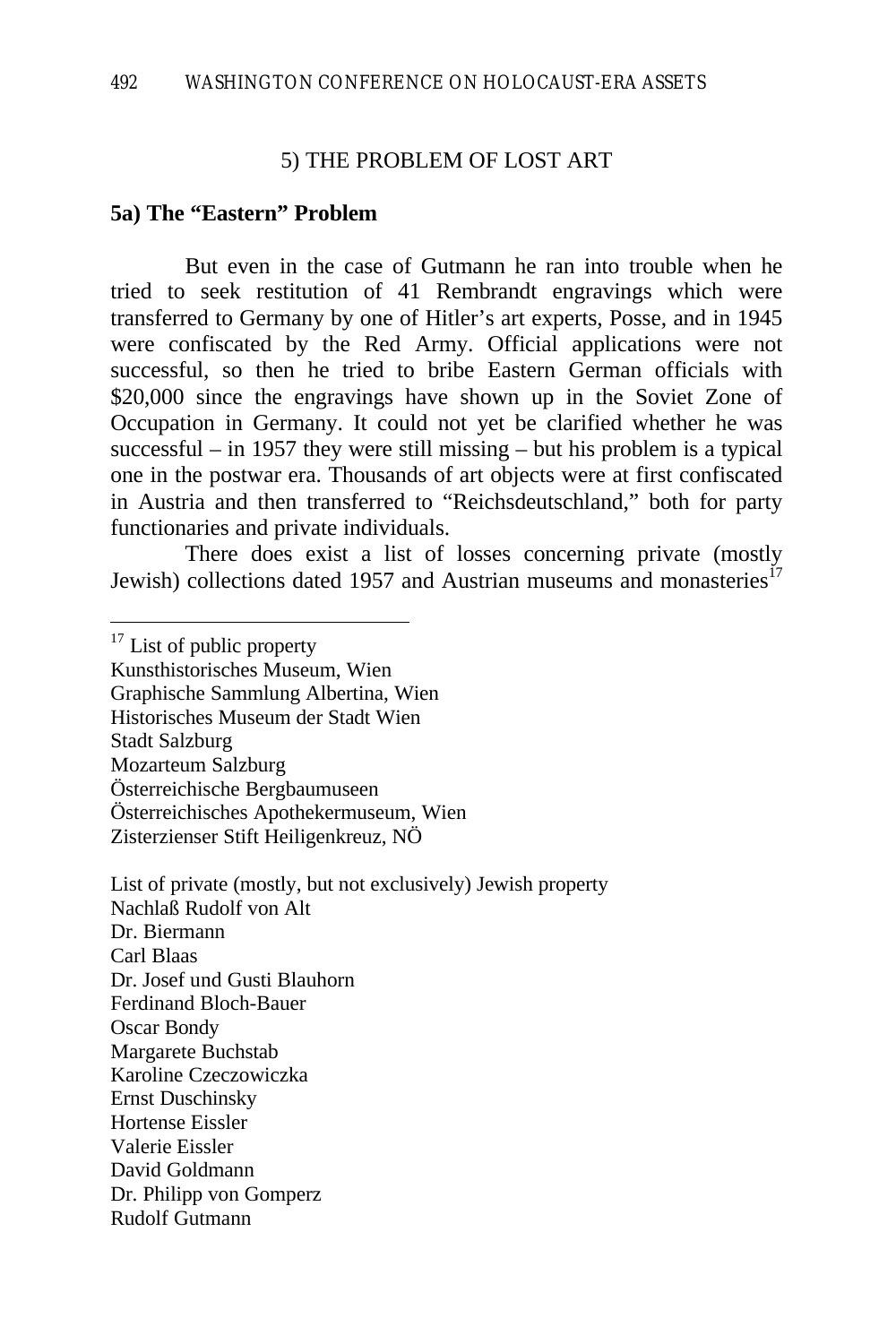5) THE PROBLEM OF LOST ART

**5a) The "Eastern" Problem**

But even in the case of Gutmann he ran into trouble when he tried to seek restitution of 41 Rembrandt engravings which were transferred to Germany by one of Hitler's art experts, Posse, and in 1945 were confiscated by the Red Army. Official applications were not successful, so then he tried to bribe Eastern German officials with $20,000 since the engravings have shown up in the Soviet Zone of Occupation in Germany. It could not yet be clarified whether he was successful – in 1957 they were still missing – but his problem is a typical one in the postwar era. Thousands of art objects were at first confiscated in Austria and then transferred to "Reichsdeutschland," both for party functionaries and private individuals.

There does exist a list of losses concerning private (mostly Jewish) collections dated 1957 and Austrian museums and monasteries[17]

---

[17] List of public property
Kunsthistorisches Museum, Wien
Graphische Sammlung Albertina, Wien
Historisches Museum der Stadt Wien
Stadt Salzburg
Mozarteum Salzburg
Österreichische Bergbaumuseen
Österreichisches Apothekermuseum, Wien
Zisterzienser Stift Heiligenkreuz, NÖ

List of private (mostly, but not exclusively) Jewish property
Nachlaß Rudolf von Alt
Dr. Biermann
Carl Blaas
Dr. Josef und Gusti Blauhorn
Ferdinand Bloch-Bauer
Oscar Bondy
Margarete Buchstab
Karoline Czeczowiczka
Ernst Duschinsky
Hortense Eissler
Valerie Eissler
David Goldmann
Dr. Philipp von Gomperz
Rudolf Gutmann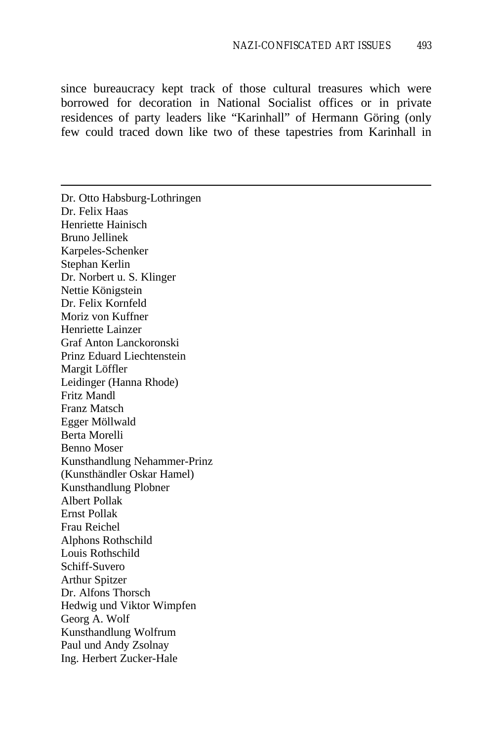since bureaucracy kept track of those cultural treasures which were borrowed for decoration in National Socialist offices or in private residences of party leaders like “Karinhall” of Hermann Göring (only few could traced down like two of these tapestries from Karinhall in

---

Dr. Otto Habsburg-Lothringen
Dr. Felix Haas
Henriette Hainisch
Bruno Jellinek
Karpeles-Schenker
Stephan Kerlin
Dr. Norbert u. S. Klinger
Nettie Königstein
Dr. Felix Kornfeld
Moriz von Kuffner
Henriette Lainzer
Graf Anton Lanckoronski
Prinz Eduard Liechtenstein
Margit Löffler
Leidinger (Hanna Rhode)
Fritz Mandl
Franz Matsch
Egger Möllwald
Berta Morelli
Benno Moser
Kunsthandlung Nehammer-Prinz
(Kunsthändler Oskar Hamel)
Kunsthandlung Plobner
Albert Pollak
Ernst Pollak
Frau Reichel
Alphons Rothschild
Louis Rothschild
Schiff-Suvero
Arthur Spitzer
Dr. Alfons Thorsch
Hedwig und Viktor Wimpfen
Georg A. Wolf
Kunsthandlung Wolfrum
Paul und Andy Zsolnay
Ing. Herbert Zucker-Hale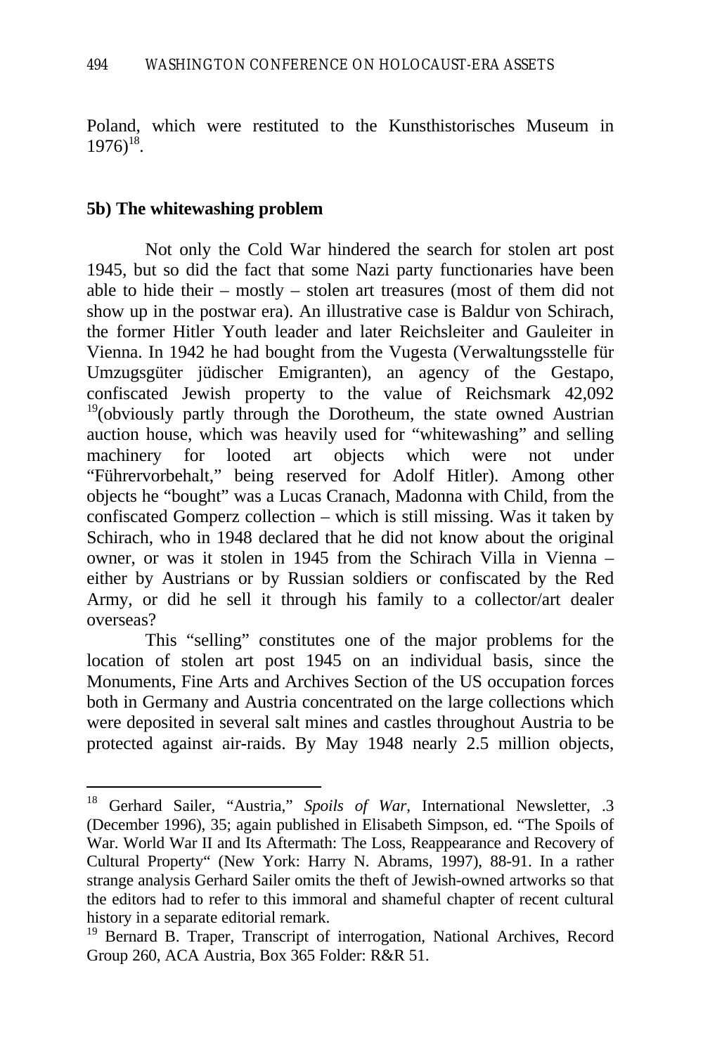Poland, which were restituted to the Kunsthistorisches Museum in 1976)[18].

### 5b) The whitewashing problem

Not only the Cold War hindered the search for stolen art post 1945, but so did the fact that some Nazi party functionaries have been able to hide their – mostly – stolen art treasures (most of them did not show up in the postwar era). An illustrative case is Baldur von Schirach, the former Hitler Youth leader and later Reichsleiter and Gauleiter in Vienna. In 1942 he had bought from the Vugesta (Verwaltungsstelle für Umzugsgüter jüdischer Emigranten), an agency of the Gestapo, confiscated Jewish property to the value of Reichsmark 42,092 [19](obviously partly through the Dorotheum, the state owned Austrian auction house, which was heavily used for "whitewashing" and selling machinery for looted art objects which were not under "Führervorbehalt," being reserved for Adolf Hitler). Among other objects he "bought" was a Lucas Cranach, Madonna with Child, from the confiscated Gomperz collection – which is still missing. Was it taken by Schirach, who in 1948 declared that he did not know about the original owner, or was it stolen in 1945 from the Schirach Villa in Vienna – either by Austrians or by Russian soldiers or confiscated by the Red Army, or did he sell it through his family to a collector/art dealer overseas?

This "selling" constitutes one of the major problems for the location of stolen art post 1945 on an individual basis, since the Monuments, Fine Arts and Archives Section of the US occupation forces both in Germany and Austria concentrated on the large collections which were deposited in several salt mines and castles throughout Austria to be protected against air-raids. By May 1948 nearly 2.5 million objects,

---

[18] Gerhard Sailer, "Austria," *Spoils of War*, International Newsletter, .3 (December 1996), 35; again published in Elisabeth Simpson, ed. "The Spoils of War. World War II and Its Aftermath: The Loss, Reappearance and Recovery of Cultural Property" (New York: Harry N. Abrams, 1997), 88-91. In a rather strange analysis Gerhard Sailer omits the theft of Jewish-owned artworks so that the editors had to refer to this immoral and shameful chapter of recent cultural history in a separate editorial remark.

[19] Bernard B. Traper, Transcript of interrogation, National Archives, Record Group 260, ACA Austria, Box 365 Folder: R&R 51.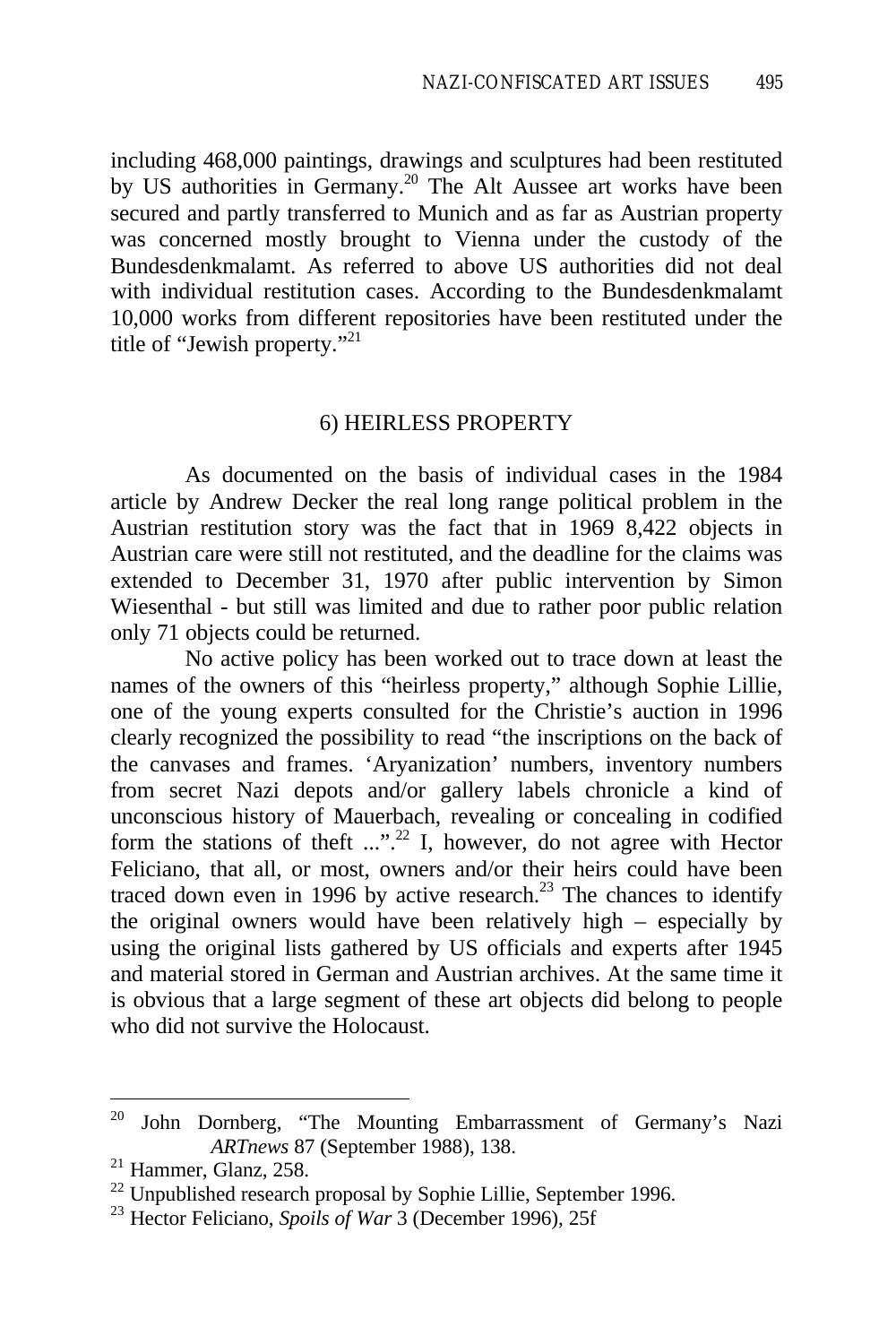including 468,000 paintings, drawings and sculptures had been restituted by US authorities in Germany.[20] The Alt Aussee art works have been secured and partly transferred to Munich and as far as Austrian property was concerned mostly brought to Vienna under the custody of the Bundesdenkmalamt. As referred to above US authorities did not deal with individual restitution cases. According to the Bundesdenkmalamt 10,000 works from different repositories have been restituted under the title of "Jewish property."[21]

## 6) HEIRLESS PROPERTY

As documented on the basis of individual cases in the 1984 article by Andrew Decker the real long range political problem in the Austrian restitution story was the fact that in 1969 8,422 objects in Austrian care were still not restituted, and the deadline for the claims was extended to December 31, 1970 after public intervention by Simon Wiesenthal - but still was limited and due to rather poor public relation only 71 objects could be returned.

No active policy has been worked out to trace down at least the names of the owners of this "heirless property," although Sophie Lillie, one of the young experts consulted for the Christie's auction in 1996 clearly recognized the possibility to read "the inscriptions on the back of the canvases and frames. 'Aryanization' numbers, inventory numbers from secret Nazi depots and/or gallery labels chronicle a kind of unconscious history of Mauerbach, revealing or concealing in codified form the stations of theft ...".[22] I, however, do not agree with Hector Feliciano, that all, or most, owners and/or their heirs could have been traced down even in 1996 by active research.[23] The chances to identify the original owners would have been relatively high – especially by using the original lists gathered by US officials and experts after 1945 and material stored in German and Austrian archives. At the same time it is obvious that a large segment of these art objects did belong to people who did not survive the Holocaust.

---

[20] John Dornberg, "The Mounting Embarrassment of Germany's Nazi *ARTnews* 87 (September 1988), 138.

[21] Hammer, Glanz, 258.

[22] Unpublished research proposal by Sophie Lillie, September 1996.

[23] Hector Feliciano, *Spoils of War* 3 (December 1996), 25f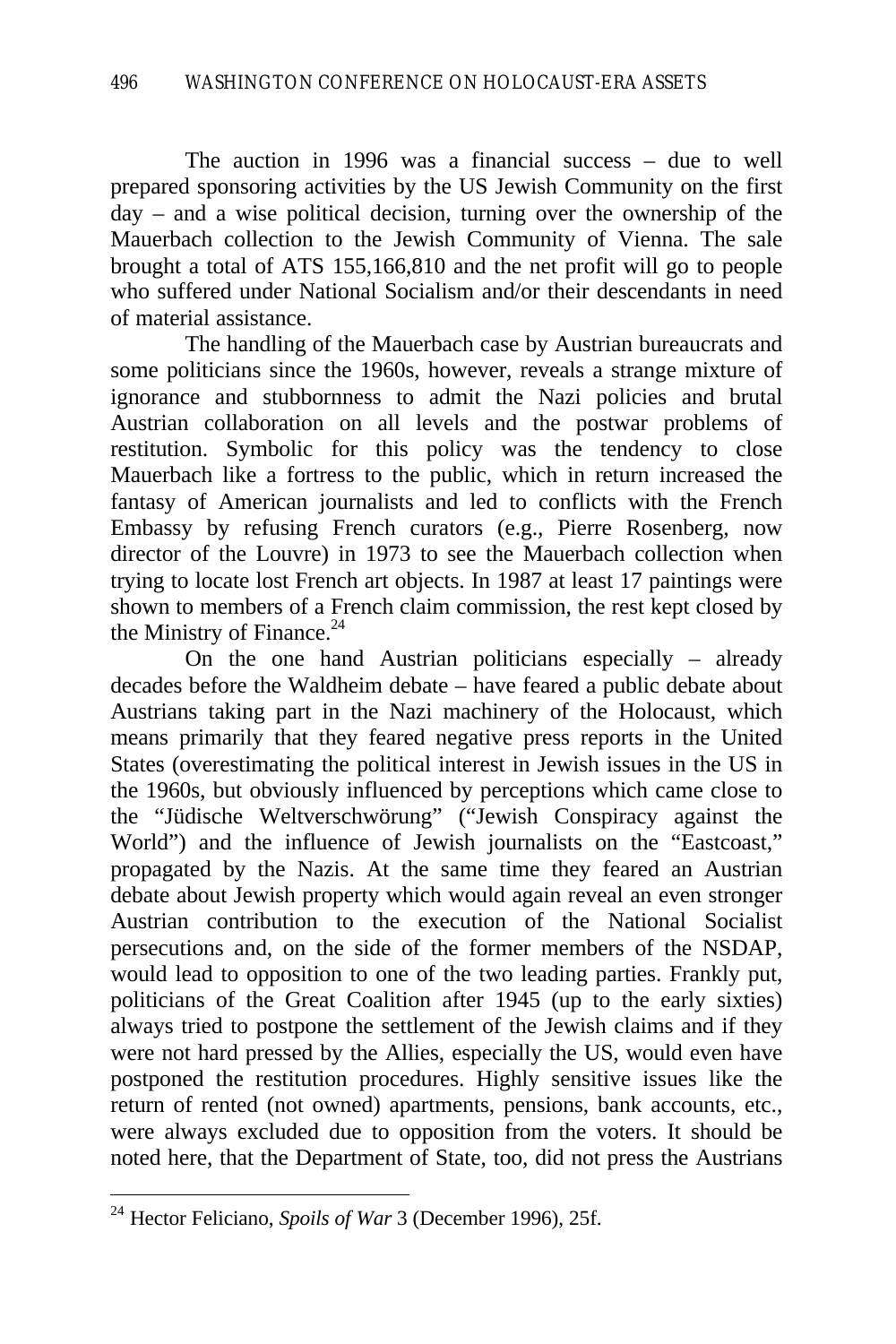The auction in 1996 was a financial success – due to well prepared sponsoring activities by the US Jewish Community on the first day – and a wise political decision, turning over the ownership of the Mauerbach collection to the Jewish Community of Vienna. The sale brought a total of ATS 155,166,810 and the net profit will go to people who suffered under National Socialism and/or their descendants in need of material assistance.

The handling of the Mauerbach case by Austrian bureaucrats and some politicians since the 1960s, however, reveals a strange mixture of ignorance and stubbornness to admit the Nazi policies and brutal Austrian collaboration on all levels and the postwar problems of restitution. Symbolic for this policy was the tendency to close Mauerbach like a fortress to the public, which in return increased the fantasy of American journalists and led to conflicts with the French Embassy by refusing French curators (e.g., Pierre Rosenberg, now director of the Louvre) in 1973 to see the Mauerbach collection when trying to locate lost French art objects. In 1987 at least 17 paintings were shown to members of a French claim commission, the rest kept closed by the Ministry of Finance.[24]

On the one hand Austrian politicians especially – already decades before the Waldheim debate – have feared a public debate about Austrians taking part in the Nazi machinery of the Holocaust, which means primarily that they feared negative press reports in the United States (overestimating the political interest in Jewish issues in the US in the 1960s, but obviously influenced by perceptions which came close to the "Jüdische Weltverschwörung" ("Jewish Conspiracy against the World") and the influence of Jewish journalists on the "Eastcoast," propagated by the Nazis. At the same time they feared an Austrian debate about Jewish property which would again reveal an even stronger Austrian contribution to the execution of the National Socialist persecutions and, on the side of the former members of the NSDAP, would lead to opposition to one of the two leading parties. Frankly put, politicians of the Great Coalition after 1945 (up to the early sixties) always tried to postpone the settlement of the Jewish claims and if they were not hard pressed by the Allies, especially the US, would even have postponed the restitution procedures. Highly sensitive issues like the return of rented (not owned) apartments, pensions, bank accounts, etc., were always excluded due to opposition from the voters. It should be noted here, that the Department of State, too, did not press the Austrians

---

[24] Hector Feliciano, *Spoils of War* 3 (December 1996), 25f.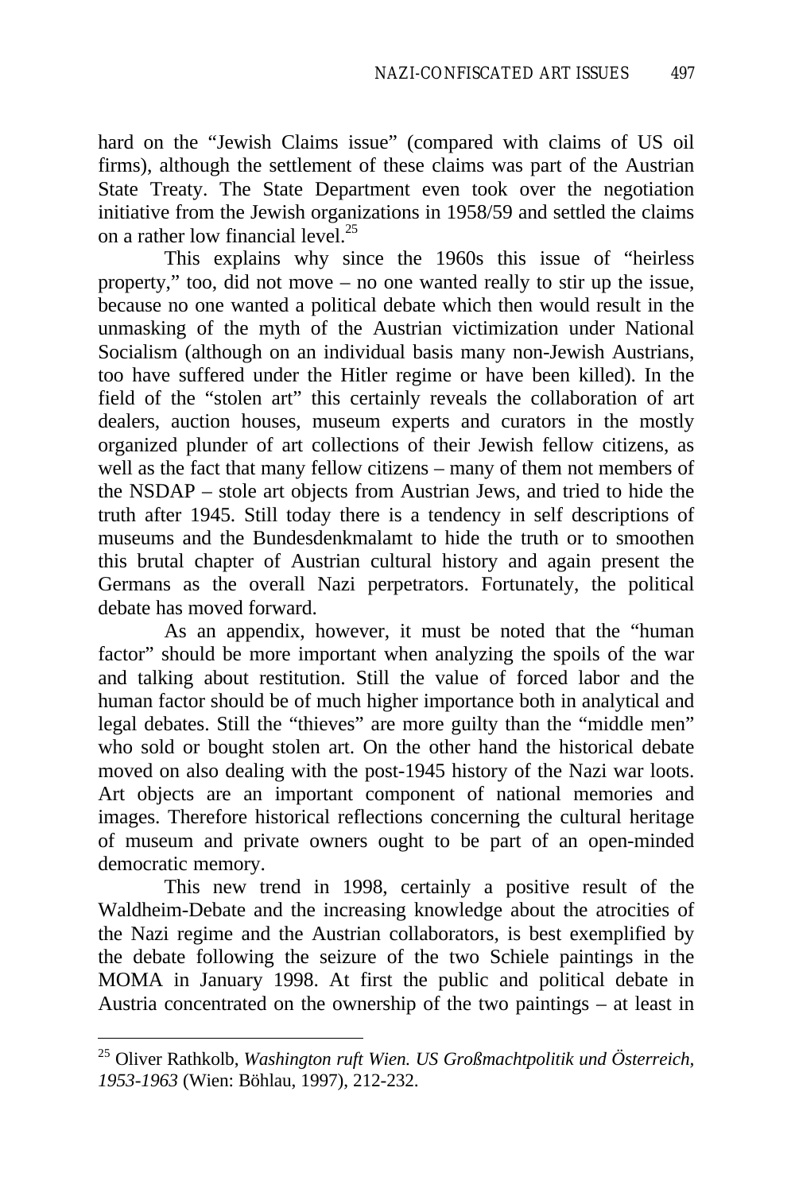hard on the "Jewish Claims issue" (compared with claims of US oil firms), although the settlement of these claims was part of the Austrian State Treaty. The State Department even took over the negotiation initiative from the Jewish organizations in 1958/59 and settled the claims on a rather low financial level.[25]

This explains why since the 1960s this issue of "heirless property," too, did not move – no one wanted really to stir up the issue, because no one wanted a political debate which then would result in the unmasking of the myth of the Austrian victimization under National Socialism (although on an individual basis many non-Jewish Austrians, too have suffered under the Hitler regime or have been killed). In the field of the "stolen art" this certainly reveals the collaboration of art dealers, auction houses, museum experts and curators in the mostly organized plunder of art collections of their Jewish fellow citizens, as well as the fact that many fellow citizens – many of them not members of the NSDAP – stole art objects from Austrian Jews, and tried to hide the truth after 1945. Still today there is a tendency in self descriptions of museums and the Bundesdenkmalamt to hide the truth or to smoothen this brutal chapter of Austrian cultural history and again present the Germans as the overall Nazi perpetrators. Fortunately, the political debate has moved forward.

As an appendix, however, it must be noted that the "human factor" should be more important when analyzing the spoils of the war and talking about restitution. Still the value of forced labor and the human factor should be of much higher importance both in analytical and legal debates. Still the "thieves" are more guilty than the "middle men" who sold or bought stolen art. On the other hand the historical debate moved on also dealing with the post-1945 history of the Nazi war loots. Art objects are an important component of national memories and images. Therefore historical reflections concerning the cultural heritage of museum and private owners ought to be part of an open-minded democratic memory.

This new trend in 1998, certainly a positive result of the Waldheim-Debate and the increasing knowledge about the atrocities of the Nazi regime and the Austrian collaborators, is best exemplified by the debate following the seizure of the two Schiele paintings in the MOMA in January 1998. At first the public and political debate in Austria concentrated on the ownership of the two paintings – at least in

---

[25] Oliver Rathkolb, *Washington ruft Wien. US Großmachtpolitik und Österreich, 1953-1963* (Wien: Böhlau, 1997), 212-232.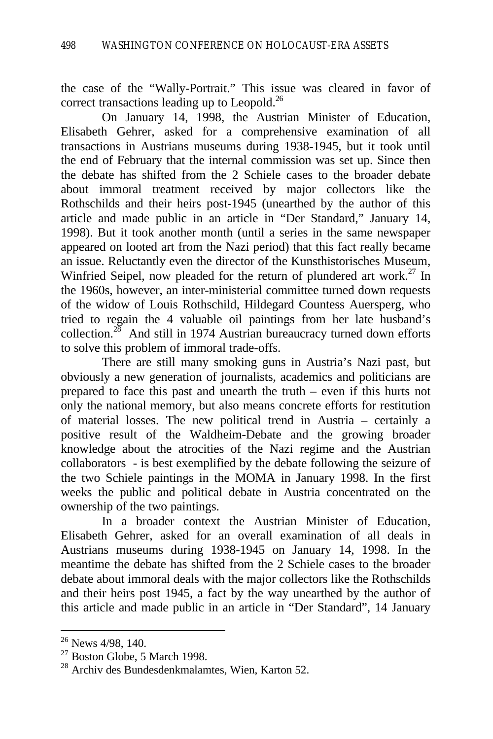the case of the "Wally-Portrait." This issue was cleared in favor of correct transactions leading up to Leopold.[26]

On January 14, 1998, the Austrian Minister of Education, Elisabeth Gehrer, asked for a comprehensive examination of all transactions in Austrians museums during 1938-1945, but it took until the end of February that the internal commission was set up. Since then the debate has shifted from the 2 Schiele cases to the broader debate about immoral treatment received by major collectors like the Rothschilds and their heirs post-1945 (unearthed by the author of this article and made public in an article in "Der Standard," January 14, 1998). But it took another month (until a series in the same newspaper appeared on looted art from the Nazi period) that this fact really became an issue. Reluctantly even the director of the Kunsthistorisches Museum, Winfried Seipel, now pleaded for the return of plundered art work.[27] In the 1960s, however, an inter-ministerial committee turned down requests of the widow of Louis Rothschild, Hildegard Countess Auersperg, who tried to regain the 4 valuable oil paintings from her late husband's collection.[28] And still in 1974 Austrian bureaucracy turned down efforts to solve this problem of immoral trade-offs.

There are still many smoking guns in Austria's Nazi past, but obviously a new generation of journalists, academics and politicians are prepared to face this past and unearth the truth – even if this hurts not only the national memory, but also means concrete efforts for restitution of material losses. The new political trend in Austria – certainly a positive result of the Waldheim-Debate and the growing broader knowledge about the atrocities of the Nazi regime and the Austrian collaborators - is best exemplified by the debate following the seizure of the two Schiele paintings in the MOMA in January 1998. In the first weeks the public and political debate in Austria concentrated on the ownership of the two paintings.

In a broader context the Austrian Minister of Education, Elisabeth Gehrer, asked for an overall examination of all deals in Austrians museums during 1938-1945 on January 14, 1998. In the meantime the debate has shifted from the 2 Schiele cases to the broader debate about immoral deals with the major collectors like the Rothschilds and their heirs post 1945, a fact by the way unearthed by the author of this article and made public in an article in "Der Standard", 14 January

---

[26] News 4/98, 140.

[27] Boston Globe, 5 March 1998.

[28] Archiv des Bundesdenkmalamtes, Wien, Karton 52.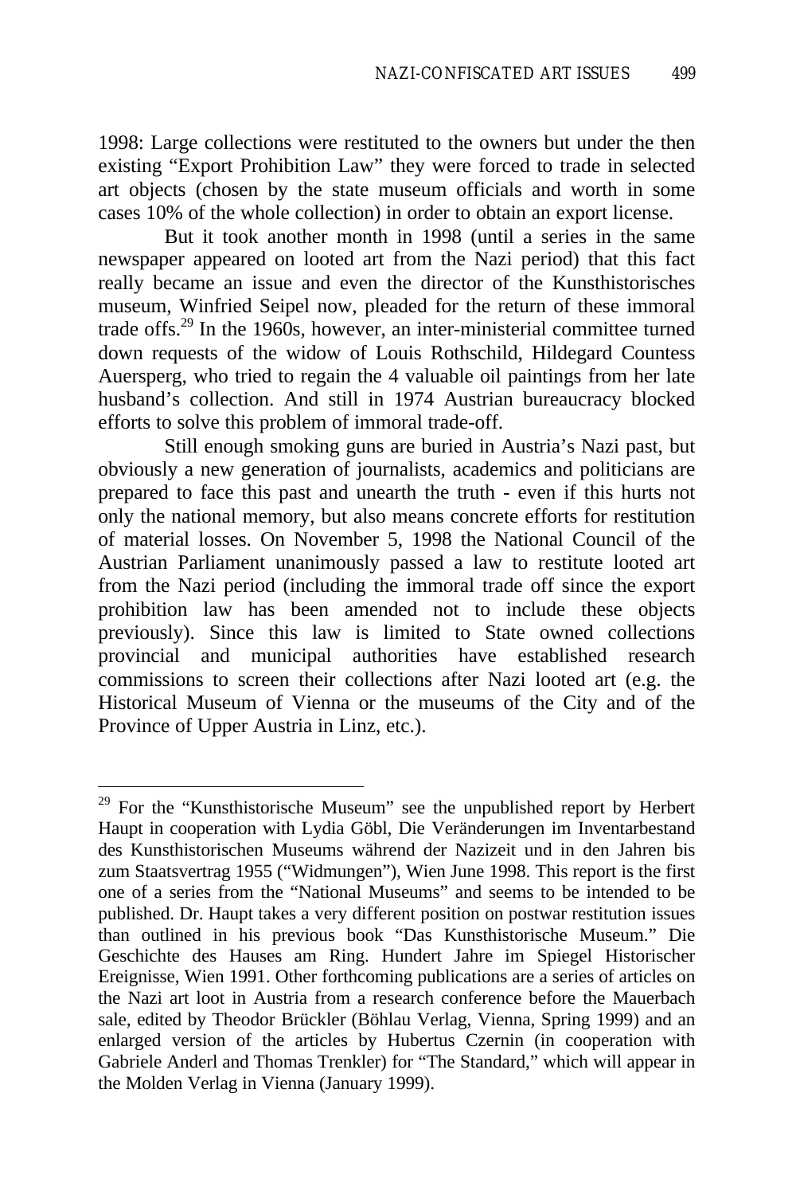1998: Large collections were restituted to the owners but under the then existing "Export Prohibition Law" they were forced to trade in selected art objects (chosen by the state museum officials and worth in some cases 10% of the whole collection) in order to obtain an export license.

But it took another month in 1998 (until a series in the same newspaper appeared on looted art from the Nazi period) that this fact really became an issue and even the director of the Kunsthistorisches museum, Winfried Seipel now, pleaded for the return of these immoral trade offs.[29] In the 1960s, however, an inter-ministerial committee turned down requests of the widow of Louis Rothschild, Hildegard Countess Auersperg, who tried to regain the 4 valuable oil paintings from her late husband's collection. And still in 1974 Austrian bureaucracy blocked efforts to solve this problem of immoral trade-off.

Still enough smoking guns are buried in Austria's Nazi past, but obviously a new generation of journalists, academics and politicians are prepared to face this past and unearth the truth - even if this hurts not only the national memory, but also means concrete efforts for restitution of material losses. On November 5, 1998 the National Council of the Austrian Parliament unanimously passed a law to restitute looted art from the Nazi period (including the immoral trade off since the export prohibition law has been amended not to include these objects previously). Since this law is limited to State owned collections provincial and municipal authorities have established research commissions to screen their collections after Nazi looted art (e.g. the Historical Museum of Vienna or the museums of the City and of the Province of Upper Austria in Linz, etc.).

---

[29] For the "Kunsthistorische Museum" see the unpublished report by Herbert Haupt in cooperation with Lydia Göbl, Die Veränderungen im Inventarbestand des Kunsthistorischen Museums während der Nazizeit und in den Jahren bis zum Staatsvertrag 1955 ("Widmungen"), Wien June 1998. This report is the first one of a series from the "National Museums" and seems to be intended to be published. Dr. Haupt takes a very different position on postwar restitution issues than outlined in his previous book "Das Kunsthistorische Museum." Die Geschichte des Hauses am Ring. Hundert Jahre im Spiegel Historischer Ereignisse, Wien 1991. Other forthcoming publications are a series of articles on the Nazi art loot in Austria from a research conference before the Mauerbach sale, edited by Theodor Brückler (Böhlau Verlag, Vienna, Spring 1999) and an enlarged version of the articles by Hubertus Czernin (in cooperation with Gabriele Anderl and Thomas Trenkler) for "The Standard," which will appear in the Molden Verlag in Vienna (January 1999).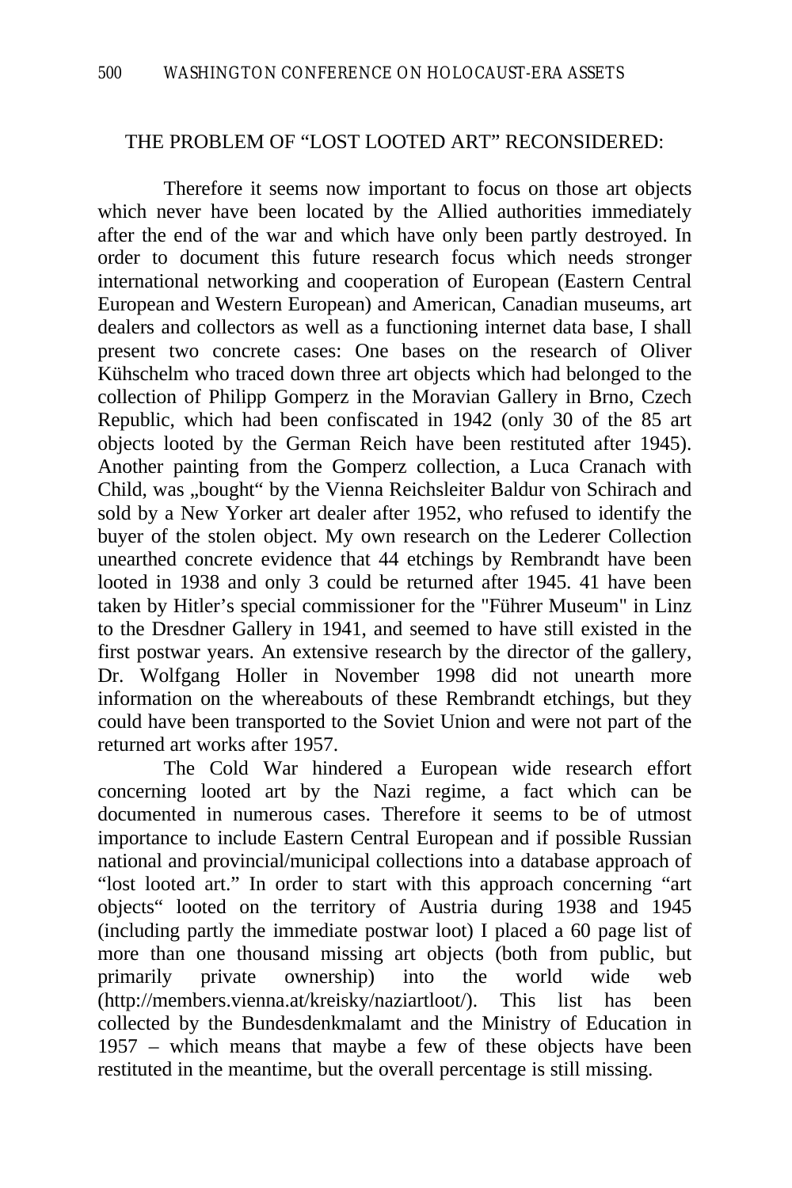THE PROBLEM OF "LOST LOOTED ART" RECONSIDERED:

Therefore it seems now important to focus on those art objects which never have been located by the Allied authorities immediately after the end of the war and which have only been partly destroyed. In order to document this future research focus which needs stronger international networking and cooperation of European (Eastern Central European and Western European) and American, Canadian museums, art dealers and collectors as well as a functioning internet data base, I shall present two concrete cases: One bases on the research of Oliver Kühschelm who traced down three art objects which had belonged to the collection of Philipp Gomperz in the Moravian Gallery in Brno, Czech Republic, which had been confiscated in 1942 (only 30 of the 85 art objects looted by the German Reich have been restituted after 1945). Another painting from the Gomperz collection, a Luca Cranach with Child, was „bought" by the Vienna Reichsleiter Baldur von Schirach and sold by a New Yorker art dealer after 1952, who refused to identify the buyer of the stolen object. My own research on the Lederer Collection unearthed concrete evidence that 44 etchings by Rembrandt have been looted in 1938 and only 3 could be returned after 1945. 41 have been taken by Hitler's special commissioner for the "Führer Museum" in Linz to the Dresdner Gallery in 1941, and seemed to have still existed in the first postwar years. An extensive research by the director of the gallery, Dr. Wolfgang Holler in November 1998 did not unearth more information on the whereabouts of these Rembrandt etchings, but they could have been transported to the Soviet Union and were not part of the returned art works after 1957.

The Cold War hindered a European wide research effort concerning looted art by the Nazi regime, a fact which can be documented in numerous cases. Therefore it seems to be of utmost importance to include Eastern Central European and if possible Russian national and provincial/municipal collections into a database approach of "lost looted art." In order to start with this approach concerning "art objects" looted on the territory of Austria during 1938 and 1945 (including partly the immediate postwar loot) I placed a 60 page list of more than one thousand missing art objects (both from public, but primarily private ownership) into the world wide web (http://members.vienna.at/kreisky/naziartloot/). This list has been collected by the Bundesdenkmalamt and the Ministry of Education in 1957 – which means that maybe a few of these objects have been restituted in the meantime, but the overall percentage is still missing.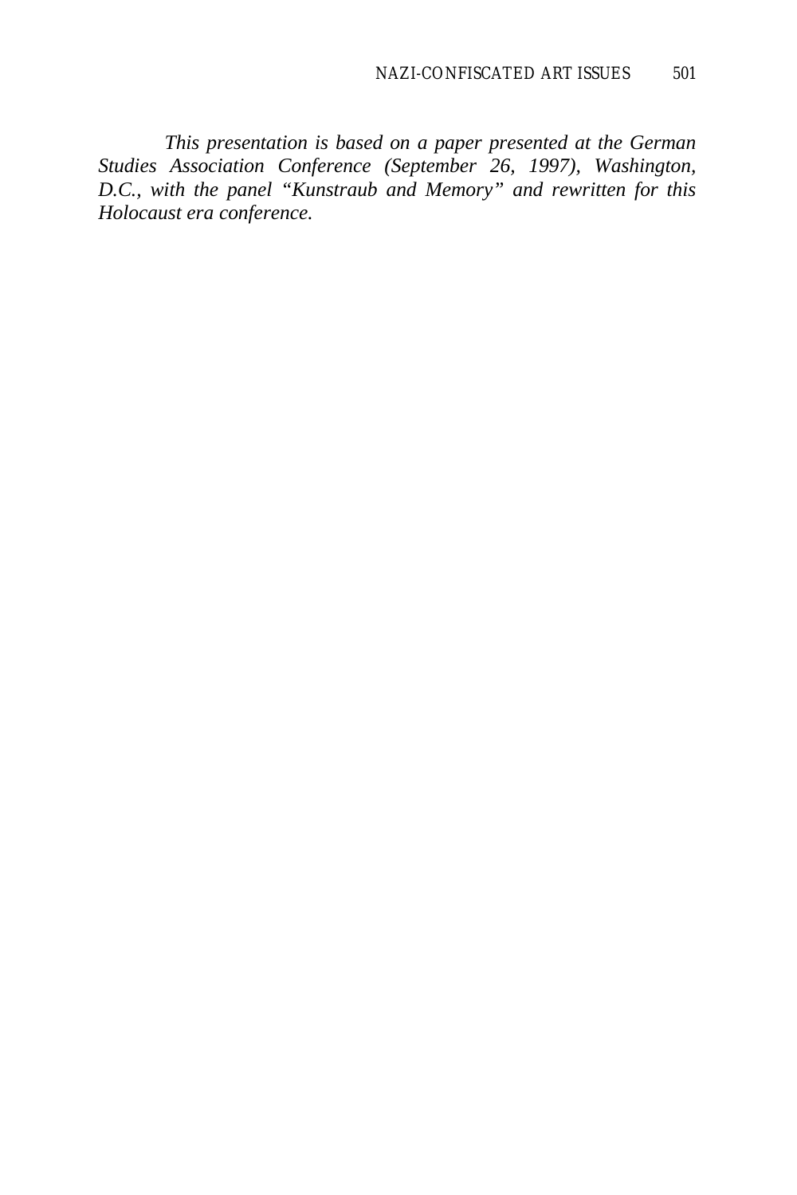*This presentation is based on a paper presented at the German Studies Association Conference (September 26, 1997), Washington, D.C., with the panel "Kunstraub and Memory" and rewritten for this Holocaust era conference.*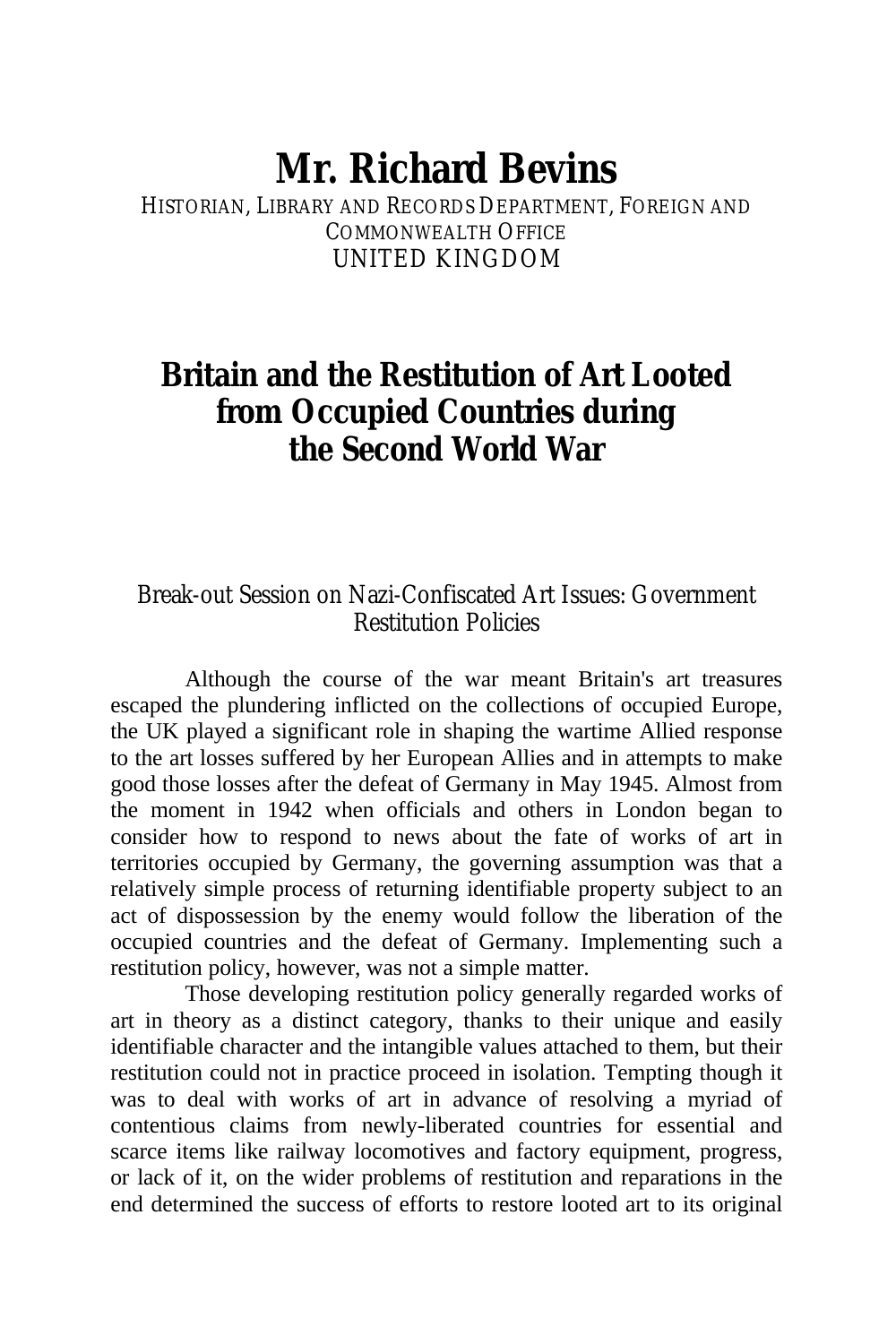# Mr. Richard Bevins

HISTORIAN, LIBRARY AND RECORDS DEPARTMENT, FOREIGN AND COMMONWEALTH OFFICE
UNITED KINGDOM

## Britain and the Restitution of Art Looted from Occupied Countries during the Second World War

Break-out Session on Nazi-Confiscated Art Issues: Government Restitution Policies

Although the course of the war meant Britain's art treasures escaped the plundering inflicted on the collections of occupied Europe, the UK played a significant role in shaping the wartime Allied response to the art losses suffered by her European Allies and in attempts to make good those losses after the defeat of Germany in May 1945. Almost from the moment in 1942 when officials and others in London began to consider how to respond to news about the fate of works of art in territories occupied by Germany, the governing assumption was that a relatively simple process of returning identifiable property subject to an act of dispossession by the enemy would follow the liberation of the occupied countries and the defeat of Germany. Implementing such a restitution policy, however, was not a simple matter.

Those developing restitution policy generally regarded works of art in theory as a distinct category, thanks to their unique and easily identifiable character and the intangible values attached to them, but their restitution could not in practice proceed in isolation. Tempting though it was to deal with works of art in advance of resolving a myriad of contentious claims from newly-liberated countries for essential and scarce items like railway locomotives and factory equipment, progress, or lack of it, on the wider problems of restitution and reparations in the end determined the success of efforts to restore looted art to its original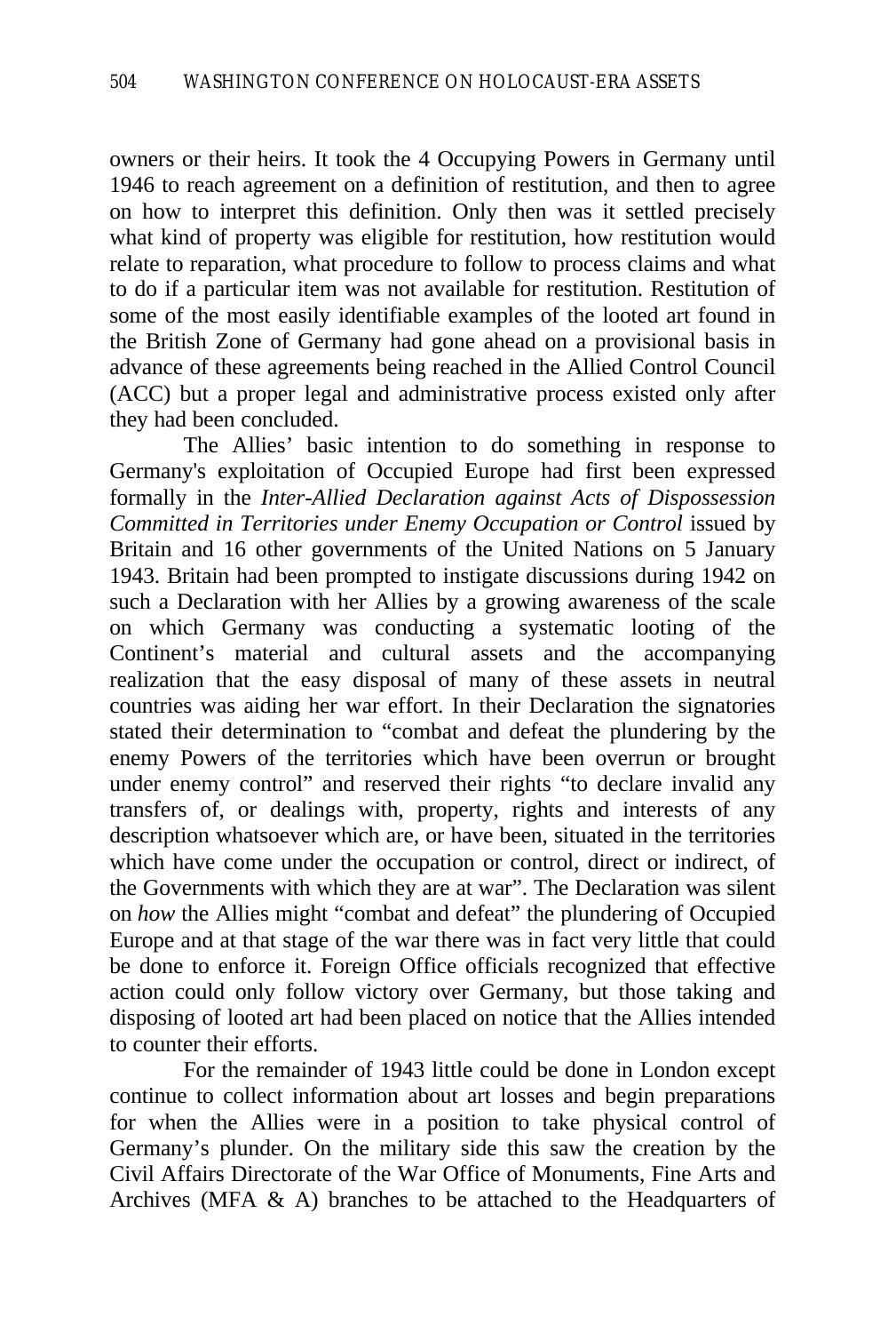owners or their heirs. It took the 4 Occupying Powers in Germany until 1946 to reach agreement on a definition of restitution, and then to agree on how to interpret this definition. Only then was it settled precisely what kind of property was eligible for restitution, how restitution would relate to reparation, what procedure to follow to process claims and what to do if a particular item was not available for restitution. Restitution of some of the most easily identifiable examples of the looted art found in the British Zone of Germany had gone ahead on a provisional basis in advance of these agreements being reached in the Allied Control Council (ACC) but a proper legal and administrative process existed only after they had been concluded.

The Allies' basic intention to do something in response to Germany's exploitation of Occupied Europe had first been expressed formally in the *Inter-Allied Declaration against Acts of Dispossession Committed in Territories under Enemy Occupation or Control* issued by Britain and 16 other governments of the United Nations on 5 January 1943. Britain had been prompted to instigate discussions during 1942 on such a Declaration with her Allies by a growing awareness of the scale on which Germany was conducting a systematic looting of the Continent's material and cultural assets and the accompanying realization that the easy disposal of many of these assets in neutral countries was aiding her war effort. In their Declaration the signatories stated their determination to "combat and defeat the plundering by the enemy Powers of the territories which have been overrun or brought under enemy control" and reserved their rights "to declare invalid any transfers of, or dealings with, property, rights and interests of any description whatsoever which are, or have been, situated in the territories which have come under the occupation or control, direct or indirect, of the Governments with which they are at war". The Declaration was silent on *how* the Allies might "combat and defeat" the plundering of Occupied Europe and at that stage of the war there was in fact very little that could be done to enforce it. Foreign Office officials recognized that effective action could only follow victory over Germany, but those taking and disposing of looted art had been placed on notice that the Allies intended to counter their efforts.

For the remainder of 1943 little could be done in London except continue to collect information about art losses and begin preparations for when the Allies were in a position to take physical control of Germany's plunder. On the military side this saw the creation by the Civil Affairs Directorate of the War Office of Monuments, Fine Arts and Archives (MFA & A) branches to be attached to the Headquarters of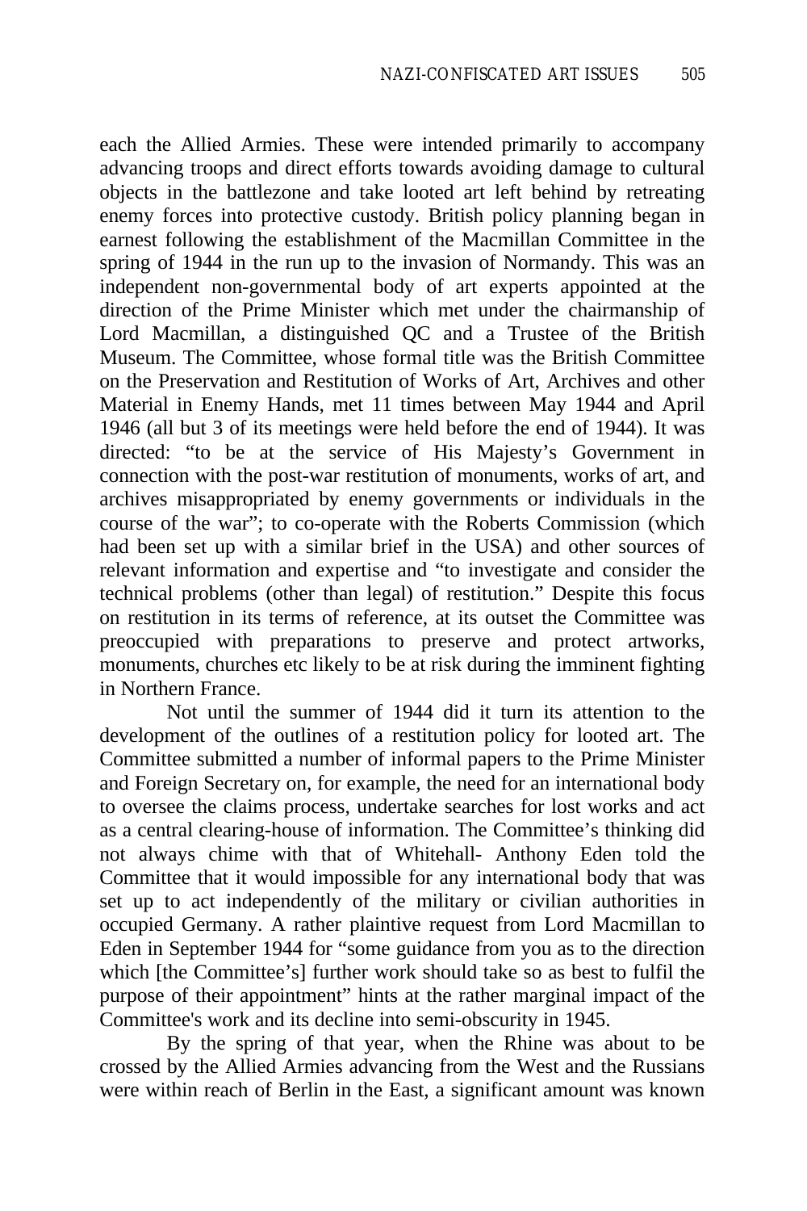each the Allied Armies. These were intended primarily to accompany advancing troops and direct efforts towards avoiding damage to cultural objects in the battlezone and take looted art left behind by retreating enemy forces into protective custody. British policy planning began in earnest following the establishment of the Macmillan Committee in the spring of 1944 in the run up to the invasion of Normandy. This was an independent non-governmental body of art experts appointed at the direction of the Prime Minister which met under the chairmanship of Lord Macmillan, a distinguished QC and a Trustee of the British Museum. The Committee, whose formal title was the British Committee on the Preservation and Restitution of Works of Art, Archives and other Material in Enemy Hands, met 11 times between May 1944 and April 1946 (all but 3 of its meetings were held before the end of 1944). It was directed: "to be at the service of His Majesty's Government in connection with the post-war restitution of monuments, works of art, and archives misappropriated by enemy governments or individuals in the course of the war"; to co-operate with the Roberts Commission (which had been set up with a similar brief in the USA) and other sources of relevant information and expertise and "to investigate and consider the technical problems (other than legal) of restitution." Despite this focus on restitution in its terms of reference, at its outset the Committee was preoccupied with preparations to preserve and protect artworks, monuments, churches etc likely to be at risk during the imminent fighting in Northern France.

Not until the summer of 1944 did it turn its attention to the development of the outlines of a restitution policy for looted art. The Committee submitted a number of informal papers to the Prime Minister and Foreign Secretary on, for example, the need for an international body to oversee the claims process, undertake searches for lost works and act as a central clearing-house of information. The Committee's thinking did not always chime with that of Whitehall- Anthony Eden told the Committee that it would impossible for any international body that was set up to act independently of the military or civilian authorities in occupied Germany. A rather plaintive request from Lord Macmillan to Eden in September 1944 for "some guidance from you as to the direction which [the Committee's] further work should take so as best to fulfil the purpose of their appointment" hints at the rather marginal impact of the Committee's work and its decline into semi-obscurity in 1945.

By the spring of that year, when the Rhine was about to be crossed by the Allied Armies advancing from the West and the Russians were within reach of Berlin in the East, a significant amount was known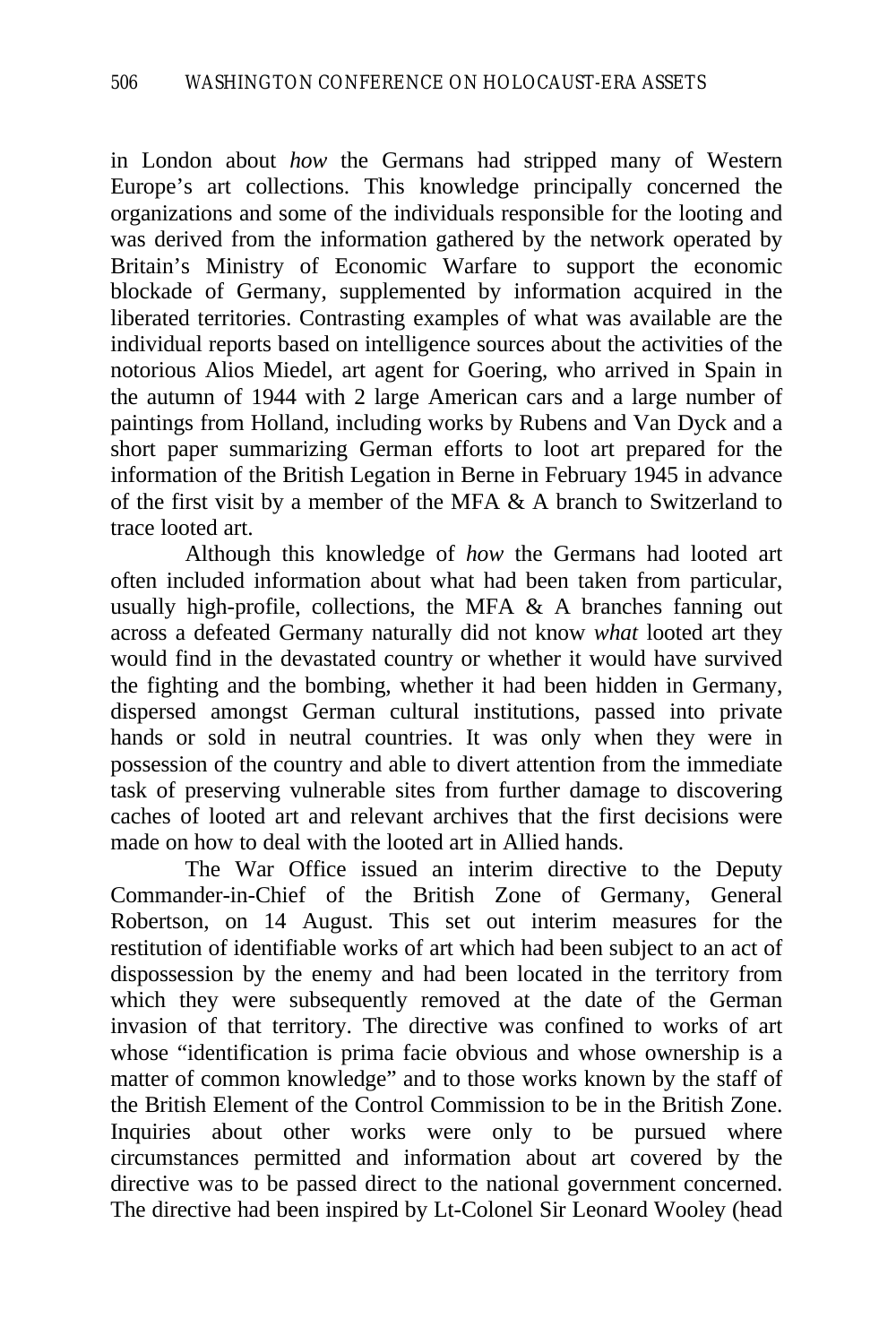in London about *how* the Germans had stripped many of Western Europe's art collections. This knowledge principally concerned the organizations and some of the individuals responsible for the looting and was derived from the information gathered by the network operated by Britain's Ministry of Economic Warfare to support the economic blockade of Germany, supplemented by information acquired in the liberated territories. Contrasting examples of what was available are the individual reports based on intelligence sources about the activities of the notorious Alios Miedel, art agent for Goering, who arrived in Spain in the autumn of 1944 with 2 large American cars and a large number of paintings from Holland, including works by Rubens and Van Dyck and a short paper summarizing German efforts to loot art prepared for the information of the British Legation in Berne in February 1945 in advance of the first visit by a member of the MFA & A branch to Switzerland to trace looted art.

Although this knowledge of *how* the Germans had looted art often included information about what had been taken from particular, usually high-profile, collections, the MFA & A branches fanning out across a defeated Germany naturally did not know *what* looted art they would find in the devastated country or whether it would have survived the fighting and the bombing, whether it had been hidden in Germany, dispersed amongst German cultural institutions, passed into private hands or sold in neutral countries. It was only when they were in possession of the country and able to divert attention from the immediate task of preserving vulnerable sites from further damage to discovering caches of looted art and relevant archives that the first decisions were made on how to deal with the looted art in Allied hands.

The War Office issued an interim directive to the Deputy Commander-in-Chief of the British Zone of Germany, General Robertson, on 14 August. This set out interim measures for the restitution of identifiable works of art which had been subject to an act of dispossession by the enemy and had been located in the territory from which they were subsequently removed at the date of the German invasion of that territory. The directive was confined to works of art whose "identification is prima facie obvious and whose ownership is a matter of common knowledge" and to those works known by the staff of the British Element of the Control Commission to be in the British Zone. Inquiries about other works were only to be pursued where circumstances permitted and information about art covered by the directive was to be passed direct to the national government concerned. The directive had been inspired by Lt-Colonel Sir Leonard Wooley (head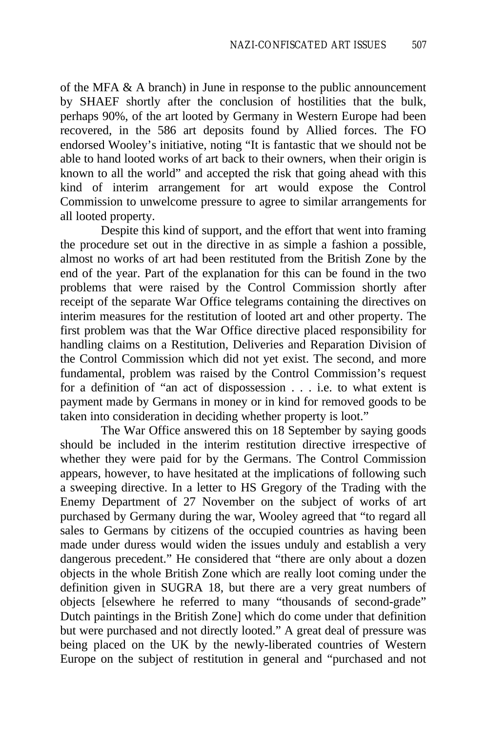of the MFA & A branch) in June in response to the public announcement by SHAEF shortly after the conclusion of hostilities that the bulk, perhaps 90%, of the art looted by Germany in Western Europe had been recovered, in the 586 art deposits found by Allied forces. The FO endorsed Wooley's initiative, noting "It is fantastic that we should not be able to hand looted works of art back to their owners, when their origin is known to all the world" and accepted the risk that going ahead with this kind of interim arrangement for art would expose the Control Commission to unwelcome pressure to agree to similar arrangements for all looted property.

Despite this kind of support, and the effort that went into framing the procedure set out in the directive in as simple a fashion a possible, almost no works of art had been restituted from the British Zone by the end of the year. Part of the explanation for this can be found in the two problems that were raised by the Control Commission shortly after receipt of the separate War Office telegrams containing the directives on interim measures for the restitution of looted art and other property. The first problem was that the War Office directive placed responsibility for handling claims on a Restitution, Deliveries and Reparation Division of the Control Commission which did not yet exist. The second, and more fundamental, problem was raised by the Control Commission's request for a definition of "an act of dispossession . . . i.e. to what extent is payment made by Germans in money or in kind for removed goods to be taken into consideration in deciding whether property is loot."

The War Office answered this on 18 September by saying goods should be included in the interim restitution directive irrespective of whether they were paid for by the Germans. The Control Commission appears, however, to have hesitated at the implications of following such a sweeping directive. In a letter to HS Gregory of the Trading with the Enemy Department of 27 November on the subject of works of art purchased by Germany during the war, Wooley agreed that "to regard all sales to Germans by citizens of the occupied countries as having been made under duress would widen the issues unduly and establish a very dangerous precedent." He considered that "there are only about a dozen objects in the whole British Zone which are really loot coming under the definition given in SUGRA 18, but there are a very great numbers of objects [elsewhere he referred to many "thousands of second-grade" Dutch paintings in the British Zone] which do come under that definition but were purchased and not directly looted." A great deal of pressure was being placed on the UK by the newly-liberated countries of Western Europe on the subject of restitution in general and "purchased and not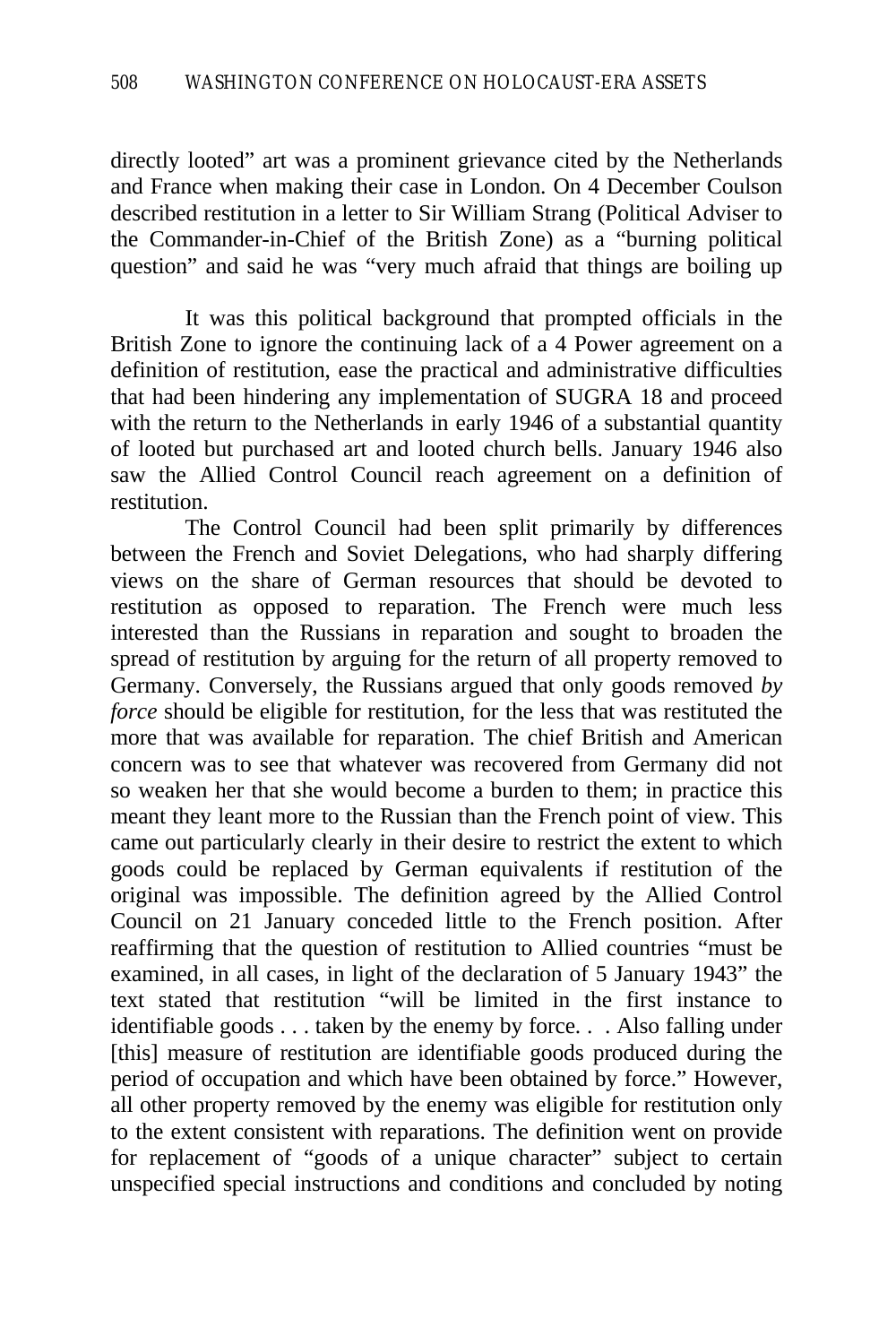directly looted" art was a prominent grievance cited by the Netherlands and France when making their case in London. On 4 December Coulson described restitution in a letter to Sir William Strang (Political Adviser to the Commander-in-Chief of the British Zone) as a "burning political question" and said he was "very much afraid that things are boiling up

It was this political background that prompted officials in the British Zone to ignore the continuing lack of a 4 Power agreement on a definition of restitution, ease the practical and administrative difficulties that had been hindering any implementation of SUGRA 18 and proceed with the return to the Netherlands in early 1946 of a substantial quantity of looted but purchased art and looted church bells. January 1946 also saw the Allied Control Council reach agreement on a definition of restitution.

The Control Council had been split primarily by differences between the French and Soviet Delegations, who had sharply differing views on the share of German resources that should be devoted to restitution as opposed to reparation. The French were much less interested than the Russians in reparation and sought to broaden the spread of restitution by arguing for the return of all property removed to Germany. Conversely, the Russians argued that only goods removed *by force* should be eligible for restitution, for the less that was restituted the more that was available for reparation. The chief British and American concern was to see that whatever was recovered from Germany did not so weaken her that she would become a burden to them; in practice this meant they leant more to the Russian than the French point of view. This came out particularly clearly in their desire to restrict the extent to which goods could be replaced by German equivalents if restitution of the original was impossible. The definition agreed by the Allied Control Council on 21 January conceded little to the French position. After reaffirming that the question of restitution to Allied countries "must be examined, in all cases, in light of the declaration of 5 January 1943" the text stated that restitution "will be limited in the first instance to identifiable goods . . . taken by the enemy by force. . . Also falling under [this] measure of restitution are identifiable goods produced during the period of occupation and which have been obtained by force." However, all other property removed by the enemy was eligible for restitution only to the extent consistent with reparations. The definition went on provide for replacement of "goods of a unique character" subject to certain unspecified special instructions and conditions and concluded by noting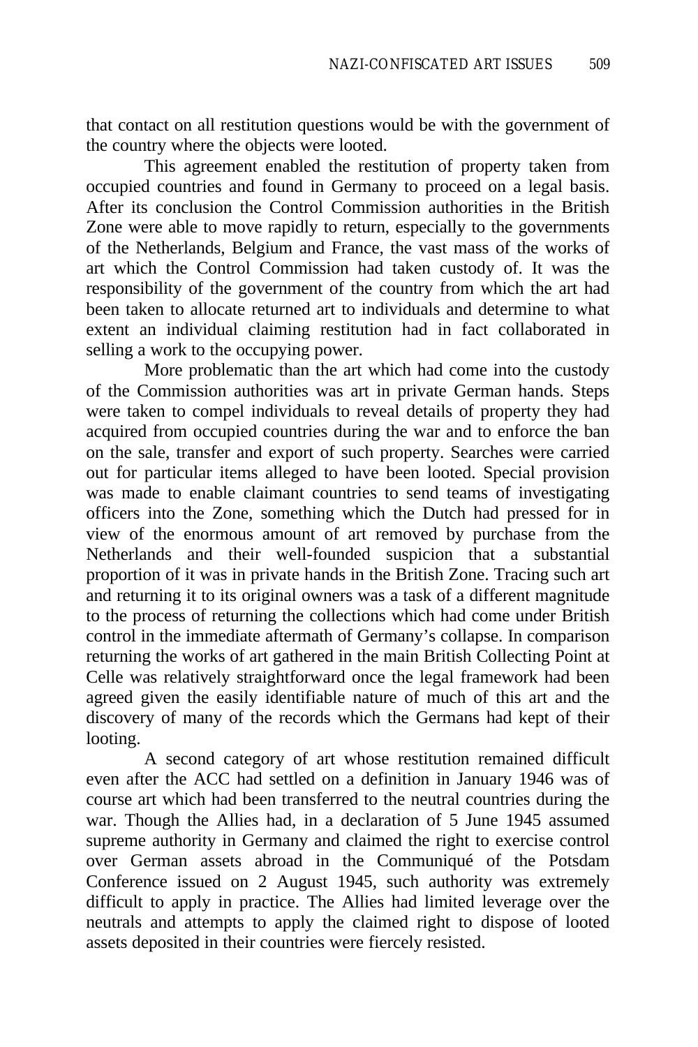that contact on all restitution questions would be with the government of the country where the objects were looted.

This agreement enabled the restitution of property taken from occupied countries and found in Germany to proceed on a legal basis. After its conclusion the Control Commission authorities in the British Zone were able to move rapidly to return, especially to the governments of the Netherlands, Belgium and France, the vast mass of the works of art which the Control Commission had taken custody of. It was the responsibility of the government of the country from which the art had been taken to allocate returned art to individuals and determine to what extent an individual claiming restitution had in fact collaborated in selling a work to the occupying power.

More problematic than the art which had come into the custody of the Commission authorities was art in private German hands. Steps were taken to compel individuals to reveal details of property they had acquired from occupied countries during the war and to enforce the ban on the sale, transfer and export of such property. Searches were carried out for particular items alleged to have been looted. Special provision was made to enable claimant countries to send teams of investigating officers into the Zone, something which the Dutch had pressed for in view of the enormous amount of art removed by purchase from the Netherlands and their well-founded suspicion that a substantial proportion of it was in private hands in the British Zone. Tracing such art and returning it to its original owners was a task of a different magnitude to the process of returning the collections which had come under British control in the immediate aftermath of Germany's collapse. In comparison returning the works of art gathered in the main British Collecting Point at Celle was relatively straightforward once the legal framework had been agreed given the easily identifiable nature of much of this art and the discovery of many of the records which the Germans had kept of their looting.

A second category of art whose restitution remained difficult even after the ACC had settled on a definition in January 1946 was of course art which had been transferred to the neutral countries during the war. Though the Allies had, in a declaration of 5 June 1945 assumed supreme authority in Germany and claimed the right to exercise control over German assets abroad in the Communiqué of the Potsdam Conference issued on 2 August 1945, such authority was extremely difficult to apply in practice. The Allies had limited leverage over the neutrals and attempts to apply the claimed right to dispose of looted assets deposited in their countries were fiercely resisted.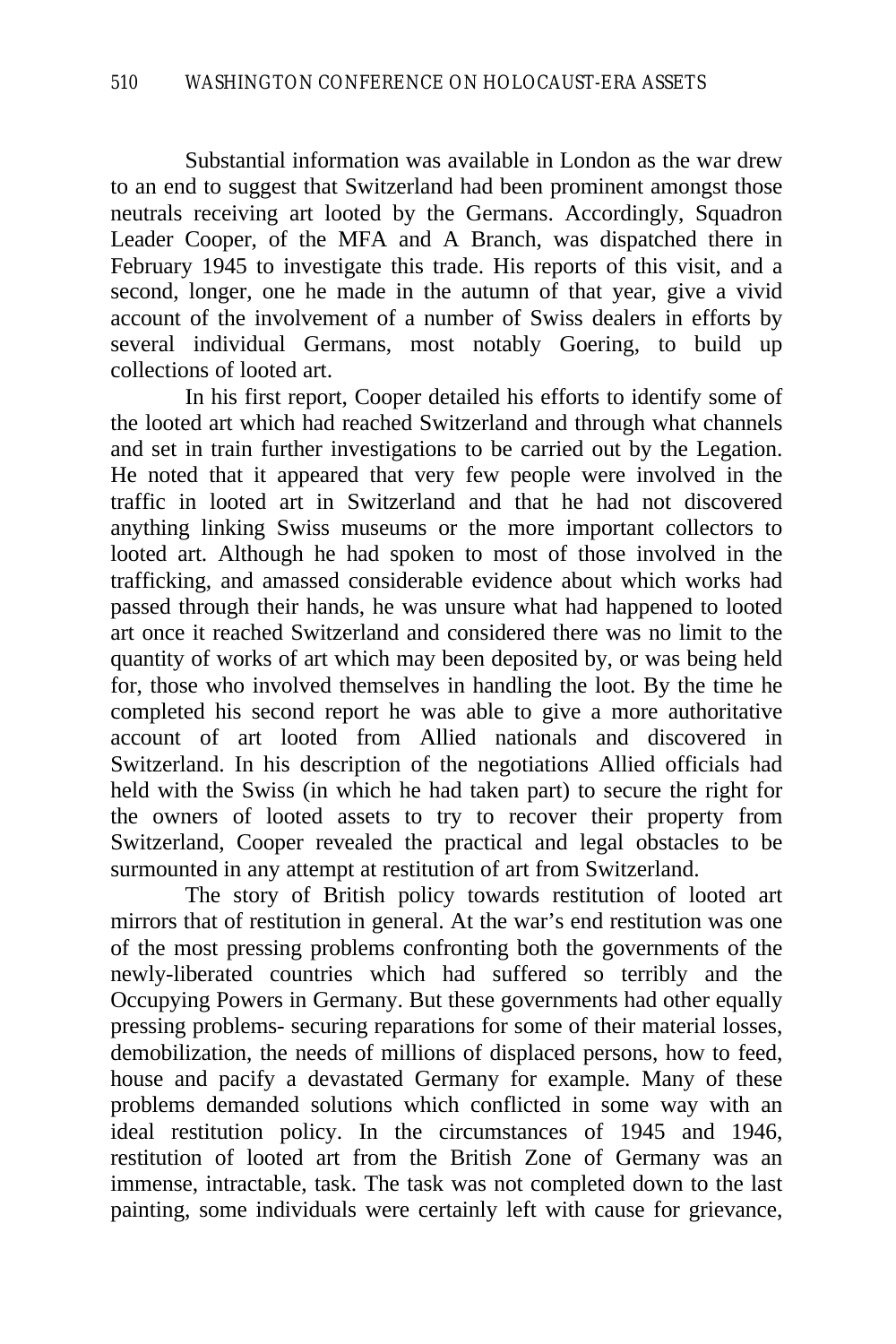Substantial information was available in London as the war drew to an end to suggest that Switzerland had been prominent amongst those neutrals receiving art looted by the Germans. Accordingly, Squadron Leader Cooper, of the MFA and A Branch, was dispatched there in February 1945 to investigate this trade. His reports of this visit, and a second, longer, one he made in the autumn of that year, give a vivid account of the involvement of a number of Swiss dealers in efforts by several individual Germans, most notably Goering, to build up collections of looted art.

In his first report, Cooper detailed his efforts to identify some of the looted art which had reached Switzerland and through what channels and set in train further investigations to be carried out by the Legation. He noted that it appeared that very few people were involved in the traffic in looted art in Switzerland and that he had not discovered anything linking Swiss museums or the more important collectors to looted art. Although he had spoken to most of those involved in the trafficking, and amassed considerable evidence about which works had passed through their hands, he was unsure what had happened to looted art once it reached Switzerland and considered there was no limit to the quantity of works of art which may been deposited by, or was being held for, those who involved themselves in handling the loot. By the time he completed his second report he was able to give a more authoritative account of art looted from Allied nationals and discovered in Switzerland. In his description of the negotiations Allied officials had held with the Swiss (in which he had taken part) to secure the right for the owners of looted assets to try to recover their property from Switzerland, Cooper revealed the practical and legal obstacles to be surmounted in any attempt at restitution of art from Switzerland.

The story of British policy towards restitution of looted art mirrors that of restitution in general. At the war's end restitution was one of the most pressing problems confronting both the governments of the newly-liberated countries which had suffered so terribly and the Occupying Powers in Germany. But these governments had other equally pressing problems- securing reparations for some of their material losses, demobilization, the needs of millions of displaced persons, how to feed, house and pacify a devastated Germany for example. Many of these problems demanded solutions which conflicted in some way with an ideal restitution policy. In the circumstances of 1945 and 1946, restitution of looted art from the British Zone of Germany was an immense, intractable, task. The task was not completed down to the last painting, some individuals were certainly left with cause for grievance,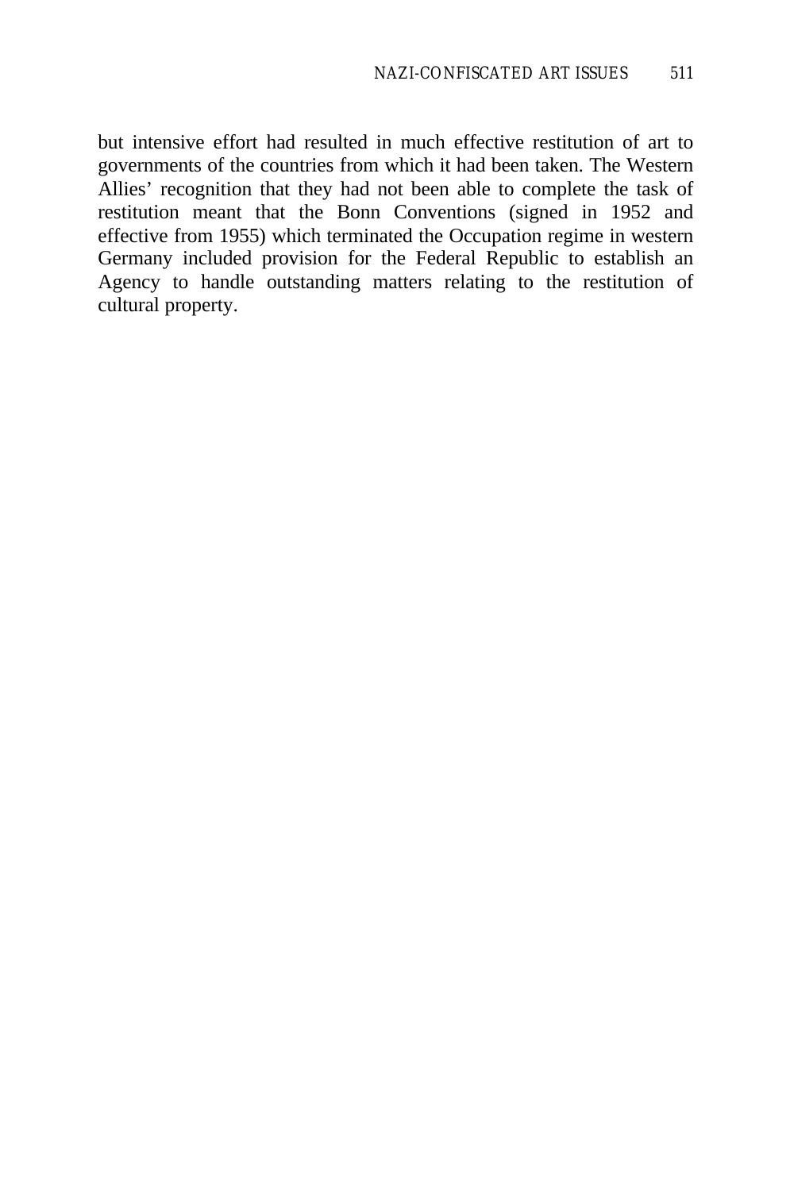but intensive effort had resulted in much effective restitution of art to governments of the countries from which it had been taken. The Western Allies' recognition that they had not been able to complete the task of restitution meant that the Bonn Conventions (signed in 1952 and effective from 1955) which terminated the Occupation regime in western Germany included provision for the Federal Republic to establish an Agency to handle outstanding matters relating to the restitution of cultural property.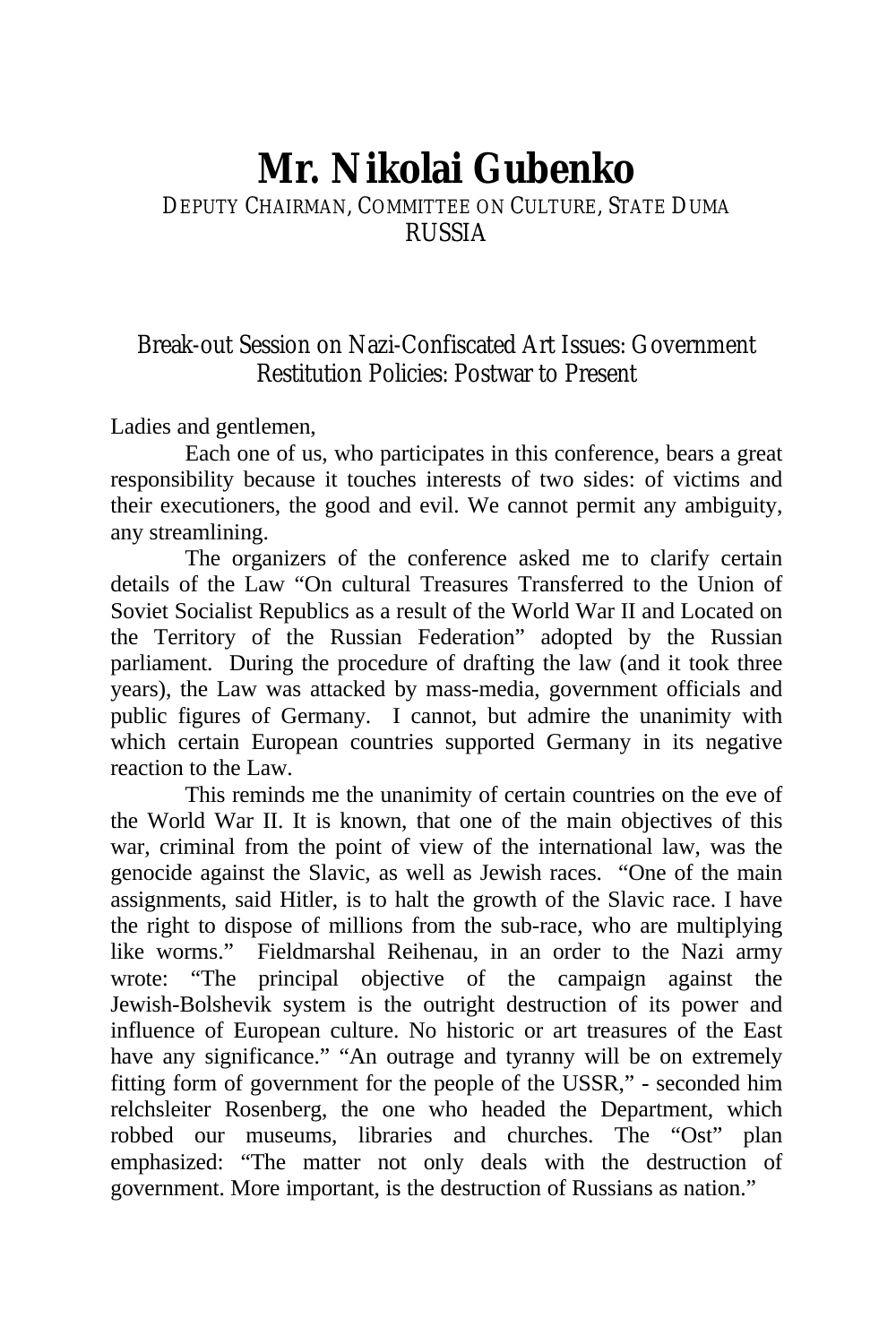# Mr. Nikolai Gubenko

DEPUTY CHAIRMAN, COMMITTEE ON CULTURE, STATE DUMA
RUSSIA

## Break-out Session on Nazi-Confiscated Art Issues: Government Restitution Policies: Postwar to Present

Ladies and gentlemen,

Each one of us, who participates in this conference, bears a great responsibility because it touches interests of two sides: of victims and their executioners, the good and evil. We cannot permit any ambiguity, any streamlining.

The organizers of the conference asked me to clarify certain details of the Law "On cultural Treasures Transferred to the Union of Soviet Socialist Republics as a result of the World War II and Located on the Territory of the Russian Federation" adopted by the Russian parliament. During the procedure of drafting the law (and it took three years), the Law was attacked by mass-media, government officials and public figures of Germany. I cannot, but admire the unanimity with which certain European countries supported Germany in its negative reaction to the Law.

This reminds me the unanimity of certain countries on the eve of the World War II. It is known, that one of the main objectives of this war, criminal from the point of view of the international law, was the genocide against the Slavic, as well as Jewish races. "One of the main assignments, said Hitler, is to halt the growth of the Slavic race. I have the right to dispose of millions from the sub-race, who are multiplying like worms." Fieldmarshal Reihenau, in an order to the Nazi army wrote: "The principal objective of the campaign against the Jewish-Bolshevik system is the outright destruction of its power and influence of European culture. No historic or art treasures of the East have any significance." "An outrage and tyranny will be on extremely fitting form of government for the people of the USSR," - seconded him relchsleiter Rosenberg, the one who headed the Department, which robbed our museums, libraries and churches. The "Ost" plan emphasized: "The matter not only deals with the destruction of government. More important, is the destruction of Russians as nation."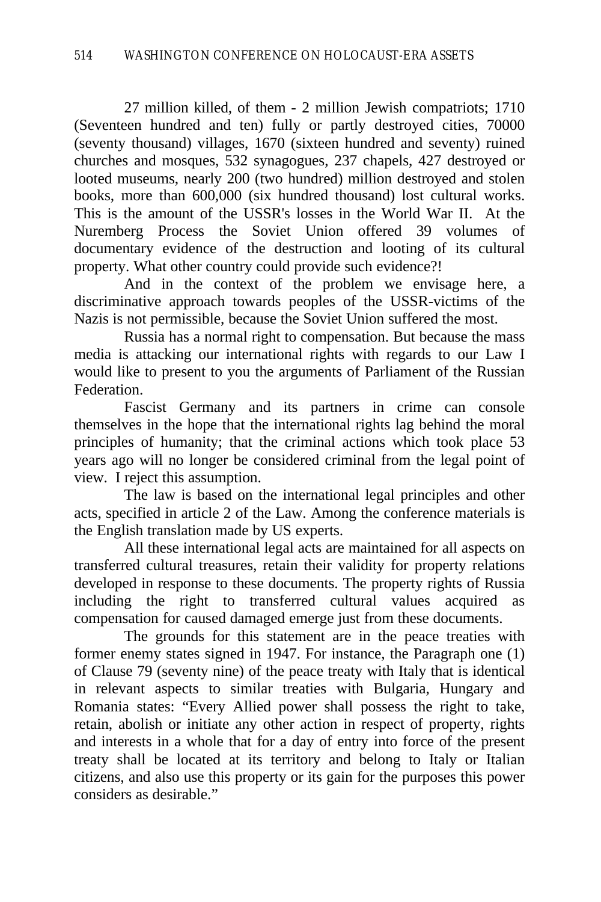27 million killed, of them - 2 million Jewish compatriots; 1710 (Seventeen hundred and ten) fully or partly destroyed cities, 70000 (seventy thousand) villages, 1670 (sixteen hundred and seventy) ruined churches and mosques, 532 synagogues, 237 chapels, 427 destroyed or looted museums, nearly 200 (two hundred) million destroyed and stolen books, more than 600,000 (six hundred thousand) lost cultural works. This is the amount of the USSR's losses in the World War II. At the Nuremberg Process the Soviet Union offered 39 volumes of documentary evidence of the destruction and looting of its cultural property. What other country could provide such evidence?!

And in the context of the problem we envisage here, a discriminative approach towards peoples of the USSR-victims of the Nazis is not permissible, because the Soviet Union suffered the most.

Russia has a normal right to compensation. But because the mass media is attacking our international rights with regards to our Law I would like to present to you the arguments of Parliament of the Russian Federation.

Fascist Germany and its partners in crime can console themselves in the hope that the international rights lag behind the moral principles of humanity; that the criminal actions which took place 53 years ago will no longer be considered criminal from the legal point of view. I reject this assumption.

The law is based on the international legal principles and other acts, specified in article 2 of the Law. Among the conference materials is the English translation made by US experts.

All these international legal acts are maintained for all aspects on transferred cultural treasures, retain their validity for property relations developed in response to these documents. The property rights of Russia including the right to transferred cultural values acquired as compensation for caused damaged emerge just from these documents.

The grounds for this statement are in the peace treaties with former enemy states signed in 1947. For instance, the Paragraph one (1) of Clause 79 (seventy nine) of the peace treaty with Italy that is identical in relevant aspects to similar treaties with Bulgaria, Hungary and Romania states: “Every Allied power shall possess the right to take, retain, abolish or initiate any other action in respect of property, rights and interests in a whole that for a day of entry into force of the present treaty shall be located at its territory and belong to Italy or Italian citizens, and also use this property or its gain for the purposes this power considers as desirable.”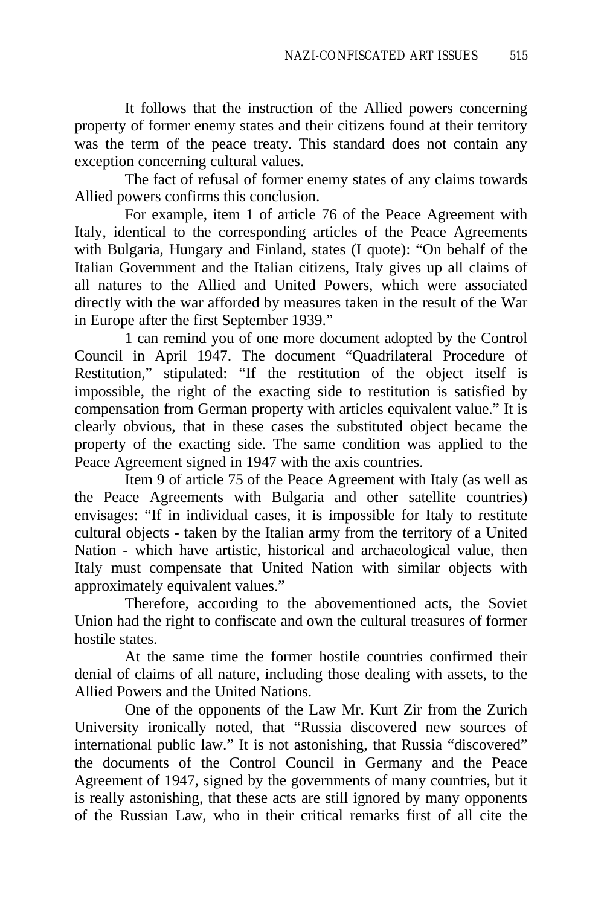It follows that the instruction of the Allied powers concerning property of former enemy states and their citizens found at their territory was the term of the peace treaty. This standard does not contain any exception concerning cultural values.

The fact of refusal of former enemy states of any claims towards Allied powers confirms this conclusion.

For example, item 1 of article 76 of the Peace Agreement with Italy, identical to the corresponding articles of the Peace Agreements with Bulgaria, Hungary and Finland, states (I quote): "On behalf of the Italian Government and the Italian citizens, Italy gives up all claims of all natures to the Allied and United Powers, which were associated directly with the war afforded by measures taken in the result of the War in Europe after the first September 1939."

1 can remind you of one more document adopted by the Control Council in April 1947. The document "Quadrilateral Procedure of Restitution," stipulated: "If the restitution of the object itself is impossible, the right of the exacting side to restitution is satisfied by compensation from German property with articles equivalent value." It is clearly obvious, that in these cases the substituted object became the property of the exacting side. The same condition was applied to the Peace Agreement signed in 1947 with the axis countries.

Item 9 of article 75 of the Peace Agreement with Italy (as well as the Peace Agreements with Bulgaria and other satellite countries) envisages: "If in individual cases, it is impossible for Italy to restitute cultural objects - taken by the Italian army from the territory of a United Nation - which have artistic, historical and archaeological value, then Italy must compensate that United Nation with similar objects with approximately equivalent values."

Therefore, according to the abovementioned acts, the Soviet Union had the right to confiscate and own the cultural treasures of former hostile states.

At the same time the former hostile countries confirmed their denial of claims of all nature, including those dealing with assets, to the Allied Powers and the United Nations.

One of the opponents of the Law Mr. Kurt Zir from the Zurich University ironically noted, that "Russia discovered new sources of international public law." It is not astonishing, that Russia "discovered" the documents of the Control Council in Germany and the Peace Agreement of 1947, signed by the governments of many countries, but it is really astonishing, that these acts are still ignored by many opponents of the Russian Law, who in their critical remarks first of all cite the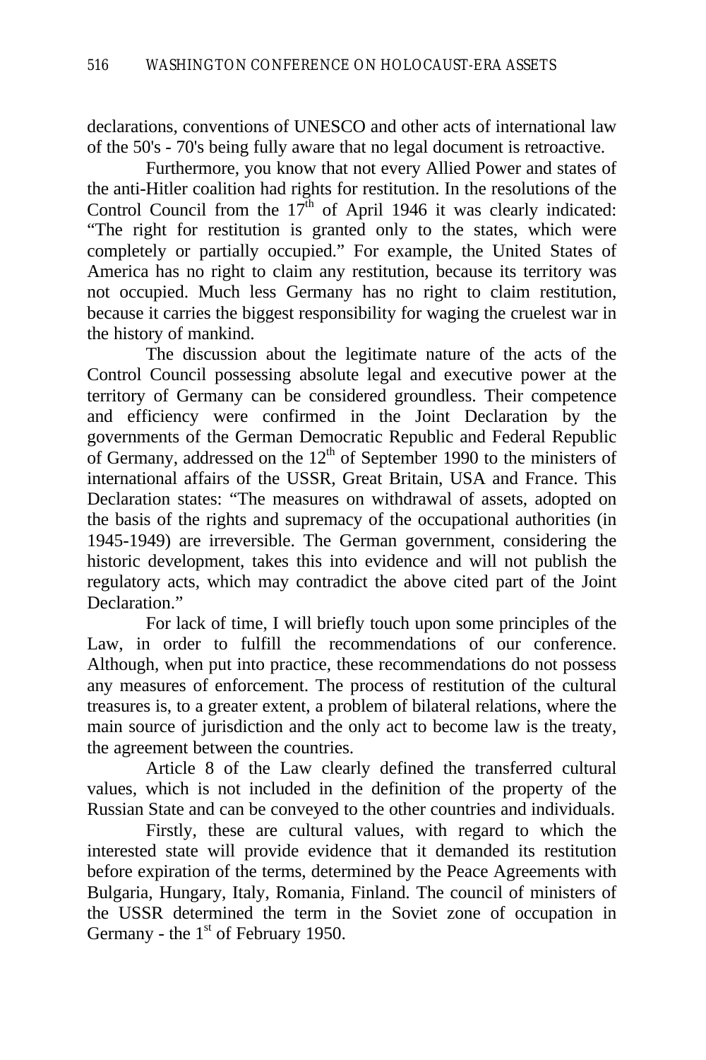declarations, conventions of UNESCO and other acts of international law of the 50's - 70's being fully aware that no legal document is retroactive.

Furthermore, you know that not every Allied Power and states of the anti-Hitler coalition had rights for restitution. In the resolutions of the Control Council from the 17th of April 1946 it was clearly indicated: “The right for restitution is granted only to the states, which were completely or partially occupied.” For example, the United States of America has no right to claim any restitution, because its territory was not occupied. Much less Germany has no right to claim restitution, because it carries the biggest responsibility for waging the cruelest war in the history of mankind.

The discussion about the legitimate nature of the acts of the Control Council possessing absolute legal and executive power at the territory of Germany can be considered groundless. Their competence and efficiency were confirmed in the Joint Declaration by the governments of the German Democratic Republic and Federal Republic of Germany, addressed on the 12th of September 1990 to the ministers of international affairs of the USSR, Great Britain, USA and France. This Declaration states: “The measures on withdrawal of assets, adopted on the basis of the rights and supremacy of the occupational authorities (in 1945-1949) are irreversible. The German government, considering the historic development, takes this into evidence and will not publish the regulatory acts, which may contradict the above cited part of the Joint Declaration.”

For lack of time, I will briefly touch upon some principles of the Law, in order to fulfill the recommendations of our conference. Although, when put into practice, these recommendations do not possess any measures of enforcement. The process of restitution of the cultural treasures is, to a greater extent, a problem of bilateral relations, where the main source of jurisdiction and the only act to become law is the treaty, the agreement between the countries.

Article 8 of the Law clearly defined the transferred cultural values, which is not included in the definition of the property of the Russian State and can be conveyed to the other countries and individuals.

Firstly, these are cultural values, with regard to which the interested state will provide evidence that it demanded its restitution before expiration of the terms, determined by the Peace Agreements with Bulgaria, Hungary, Italy, Romania, Finland. The council of ministers of the USSR determined the term in the Soviet zone of occupation in Germany - the 1st of February 1950.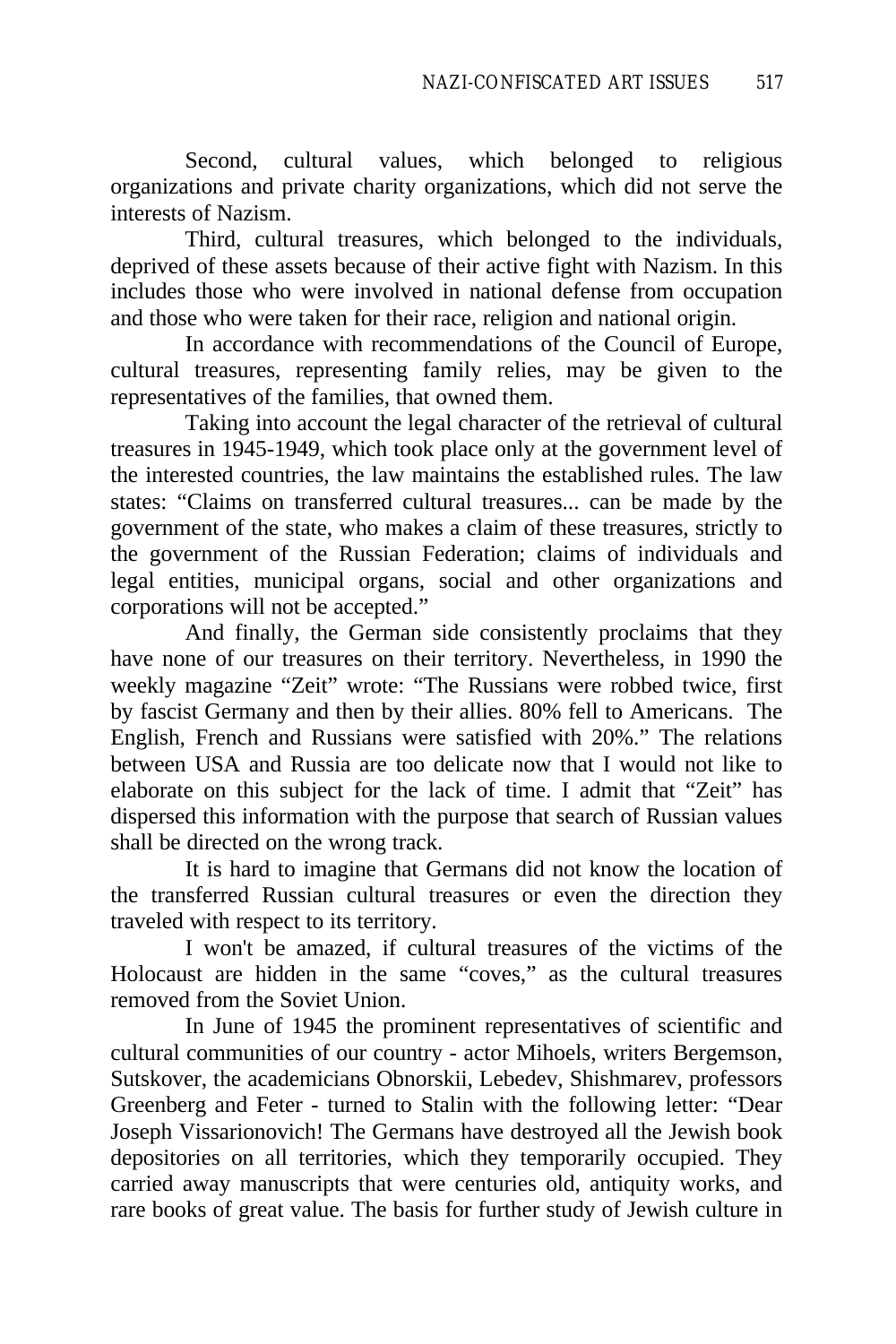Second, cultural values, which belonged to religious organizations and private charity organizations, which did not serve the interests of Nazism.

Third, cultural treasures, which belonged to the individuals, deprived of these assets because of their active fight with Nazism. In this includes those who were involved in national defense from occupation and those who were taken for their race, religion and national origin.

In accordance with recommendations of the Council of Europe, cultural treasures, representing family relies, may be given to the representatives of the families, that owned them.

Taking into account the legal character of the retrieval of cultural treasures in 1945-1949, which took place only at the government level of the interested countries, the law maintains the established rules. The law states: "Claims on transferred cultural treasures... can be made by the government of the state, who makes a claim of these treasures, strictly to the government of the Russian Federation; claims of individuals and legal entities, municipal organs, social and other organizations and corporations will not be accepted."

And finally, the German side consistently proclaims that they have none of our treasures on their territory. Nevertheless, in 1990 the weekly magazine "Zeit" wrote: "The Russians were robbed twice, first by fascist Germany and then by their allies. 80% fell to Americans. The English, French and Russians were satisfied with 20%." The relations between USA and Russia are too delicate now that I would not like to elaborate on this subject for the lack of time. I admit that "Zeit" has dispersed this information with the purpose that search of Russian values shall be directed on the wrong track.

It is hard to imagine that Germans did not know the location of the transferred Russian cultural treasures or even the direction they traveled with respect to its territory.

I won't be amazed, if cultural treasures of the victims of the Holocaust are hidden in the same "coves," as the cultural treasures removed from the Soviet Union.

In June of 1945 the prominent representatives of scientific and cultural communities of our country - actor Mihoels, writers Bergemson, Sutskover, the academicians Obnorskii, Lebedev, Shishmarev, professors Greenberg and Feter - turned to Stalin with the following letter: "Dear Joseph Vissarionovich! The Germans have destroyed all the Jewish book depositories on all territories, which they temporarily occupied. They carried away manuscripts that were centuries old, antiquity works, and rare books of great value. The basis for further study of Jewish culture in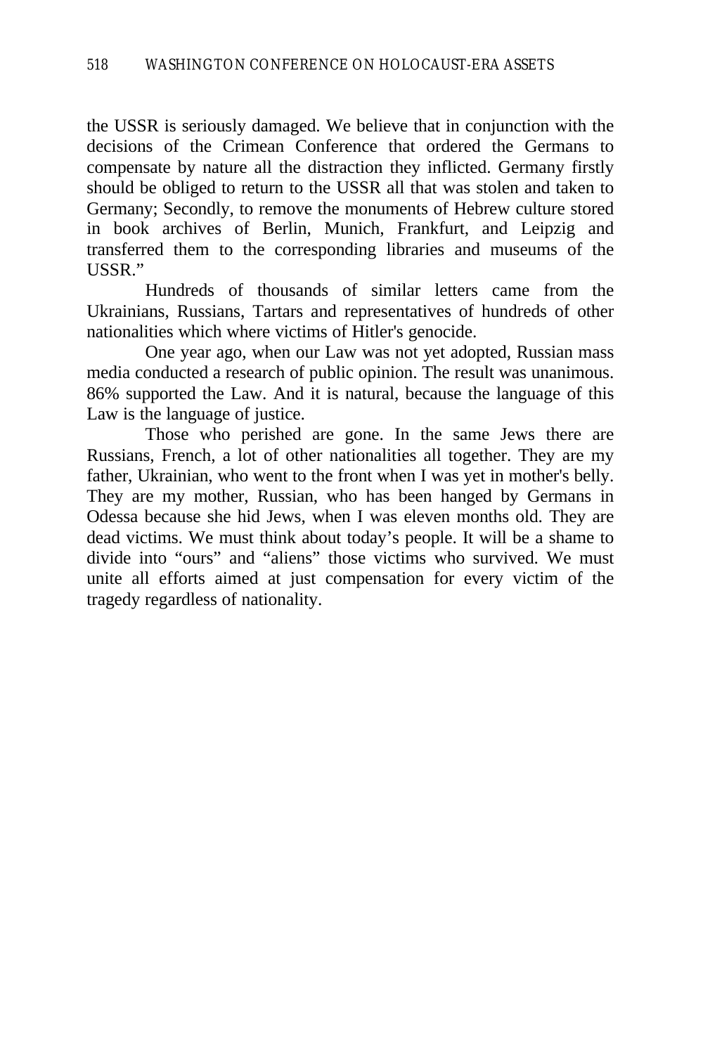the USSR is seriously damaged. We believe that in conjunction with the decisions of the Crimean Conference that ordered the Germans to compensate by nature all the distraction they inflicted. Germany firstly should be obliged to return to the USSR all that was stolen and taken to Germany; Secondly, to remove the monuments of Hebrew culture stored in book archives of Berlin, Munich, Frankfurt, and Leipzig and transferred them to the corresponding libraries and museums of the USSR."

Hundreds of thousands of similar letters came from the Ukrainians, Russians, Tartars and representatives of hundreds of other nationalities which where victims of Hitler's genocide.

One year ago, when our Law was not yet adopted, Russian mass media conducted a research of public opinion. The result was unanimous. 86% supported the Law. And it is natural, because the language of this Law is the language of justice.

Those who perished are gone. In the same Jews there are Russians, French, a lot of other nationalities all together. They are my father, Ukrainian, who went to the front when I was yet in mother's belly. They are my mother, Russian, who has been hanged by Germans in Odessa because she hid Jews, when I was eleven months old. They are dead victims. We must think about today's people. It will be a shame to divide into "ours" and "aliens" those victims who survived. We must unite all efforts aimed at just compensation for every victim of the tragedy regardless of nationality.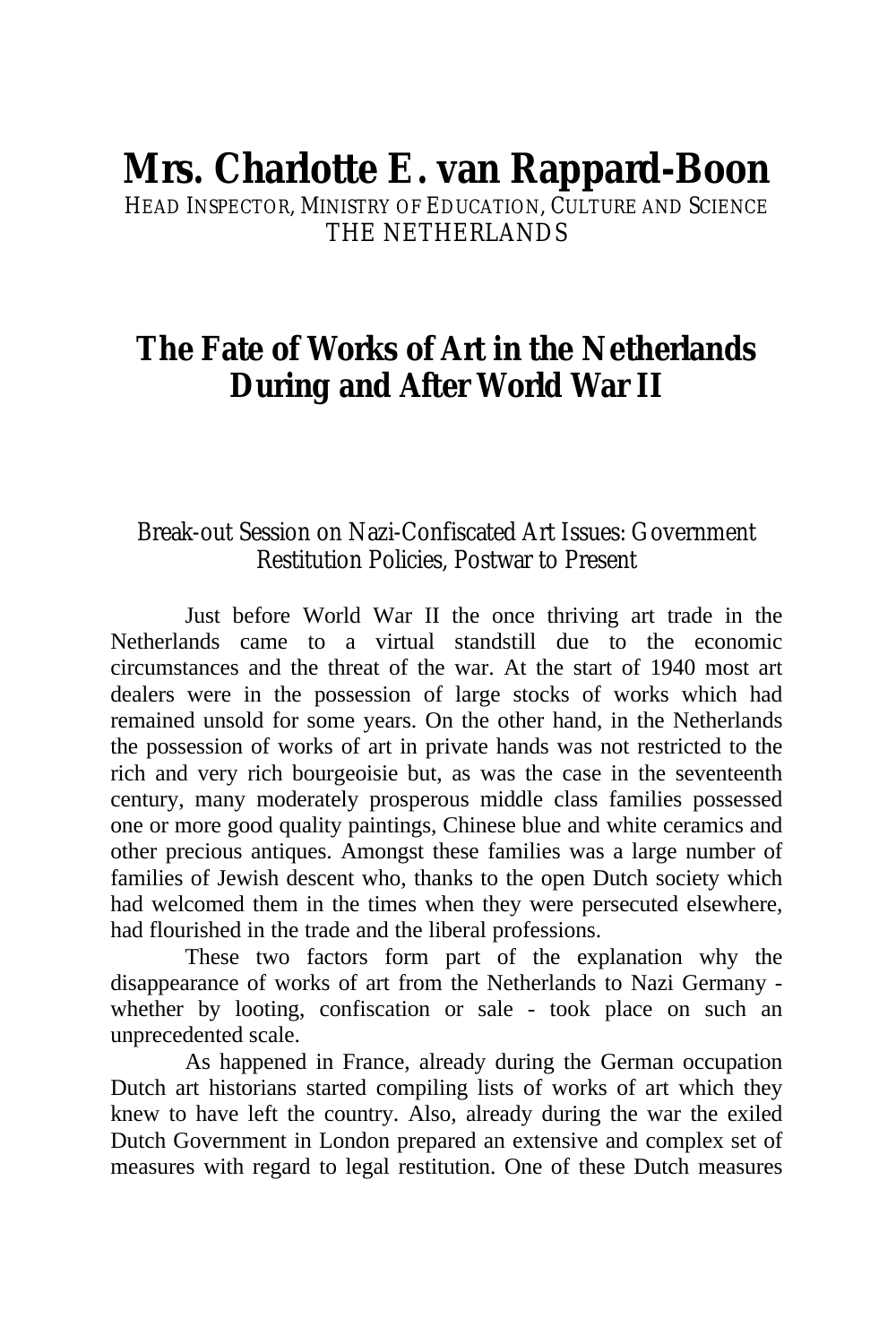# Mrs. Charlotte E. van Rappard-Boon

HEAD INSPECTOR, MINISTRY OF EDUCATION, CULTURE AND SCIENCE
THE NETHERLANDS

## The Fate of Works of Art in the Netherlands During and After World War II

Break-out Session on Nazi-Confiscated Art Issues: Government Restitution Policies, Postwar to Present

Just before World War II the once thriving art trade in the Netherlands came to a virtual standstill due to the economic circumstances and the threat of the war. At the start of 1940 most art dealers were in the possession of large stocks of works which had remained unsold for some years. On the other hand, in the Netherlands the possession of works of art in private hands was not restricted to the rich and very rich bourgeoisie but, as was the case in the seventeenth century, many moderately prosperous middle class families possessed one or more good quality paintings, Chinese blue and white ceramics and other precious antiques. Amongst these families was a large number of families of Jewish descent who, thanks to the open Dutch society which had welcomed them in the times when they were persecuted elsewhere, had flourished in the trade and the liberal professions.

These two factors form part of the explanation why the disappearance of works of art from the Netherlands to Nazi Germany - whether by looting, confiscation or sale - took place on such an unprecedented scale.

As happened in France, already during the German occupation Dutch art historians started compiling lists of works of art which they knew to have left the country. Also, already during the war the exiled Dutch Government in London prepared an extensive and complex set of measures with regard to legal restitution. One of these Dutch measures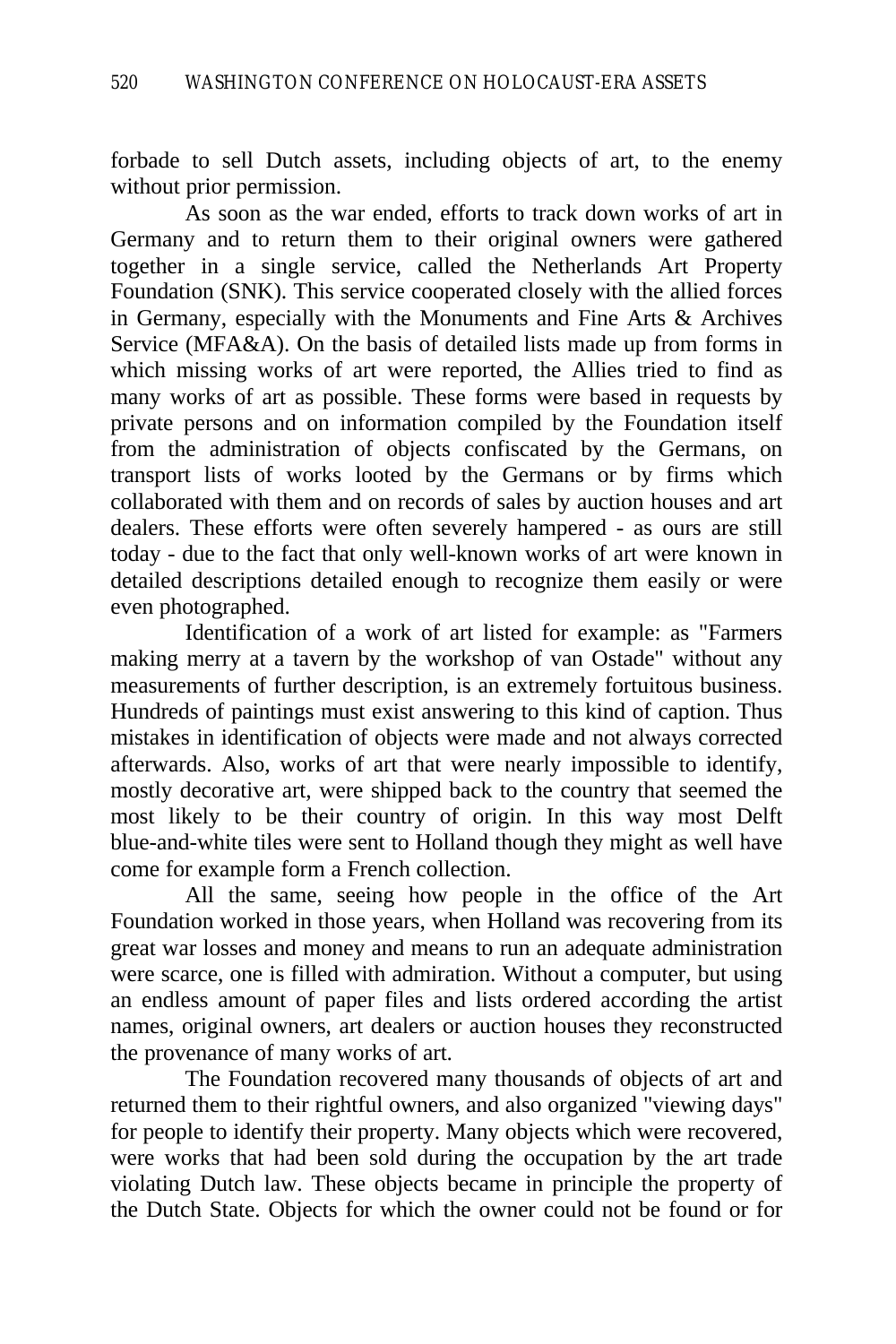forbade to sell Dutch assets, including objects of art, to the enemy without prior permission.

As soon as the war ended, efforts to track down works of art in Germany and to return them to their original owners were gathered together in a single service, called the Netherlands Art Property Foundation (SNK). This service cooperated closely with the allied forces in Germany, especially with the Monuments and Fine Arts & Archives Service (MFA&A). On the basis of detailed lists made up from forms in which missing works of art were reported, the Allies tried to find as many works of art as possible. These forms were based in requests by private persons and on information compiled by the Foundation itself from the administration of objects confiscated by the Germans, on transport lists of works looted by the Germans or by firms which collaborated with them and on records of sales by auction houses and art dealers. These efforts were often severely hampered - as ours are still today - due to the fact that only well-known works of art were known in detailed descriptions detailed enough to recognize them easily or were even photographed.

Identification of a work of art listed for example: as "Farmers making merry at a tavern by the workshop of van Ostade" without any measurements of further description, is an extremely fortuitous business. Hundreds of paintings must exist answering to this kind of caption. Thus mistakes in identification of objects were made and not always corrected afterwards. Also, works of art that were nearly impossible to identify, mostly decorative art, were shipped back to the country that seemed the most likely to be their country of origin. In this way most Delft blue-and-white tiles were sent to Holland though they might as well have come for example form a French collection.

All the same, seeing how people in the office of the Art Foundation worked in those years, when Holland was recovering from its great war losses and money and means to run an adequate administration were scarce, one is filled with admiration. Without a computer, but using an endless amount of paper files and lists ordered according the artist names, original owners, art dealers or auction houses they reconstructed the provenance of many works of art.

The Foundation recovered many thousands of objects of art and returned them to their rightful owners, and also organized "viewing days" for people to identify their property. Many objects which were recovered, were works that had been sold during the occupation by the art trade violating Dutch law. These objects became in principle the property of the Dutch State. Objects for which the owner could not be found or for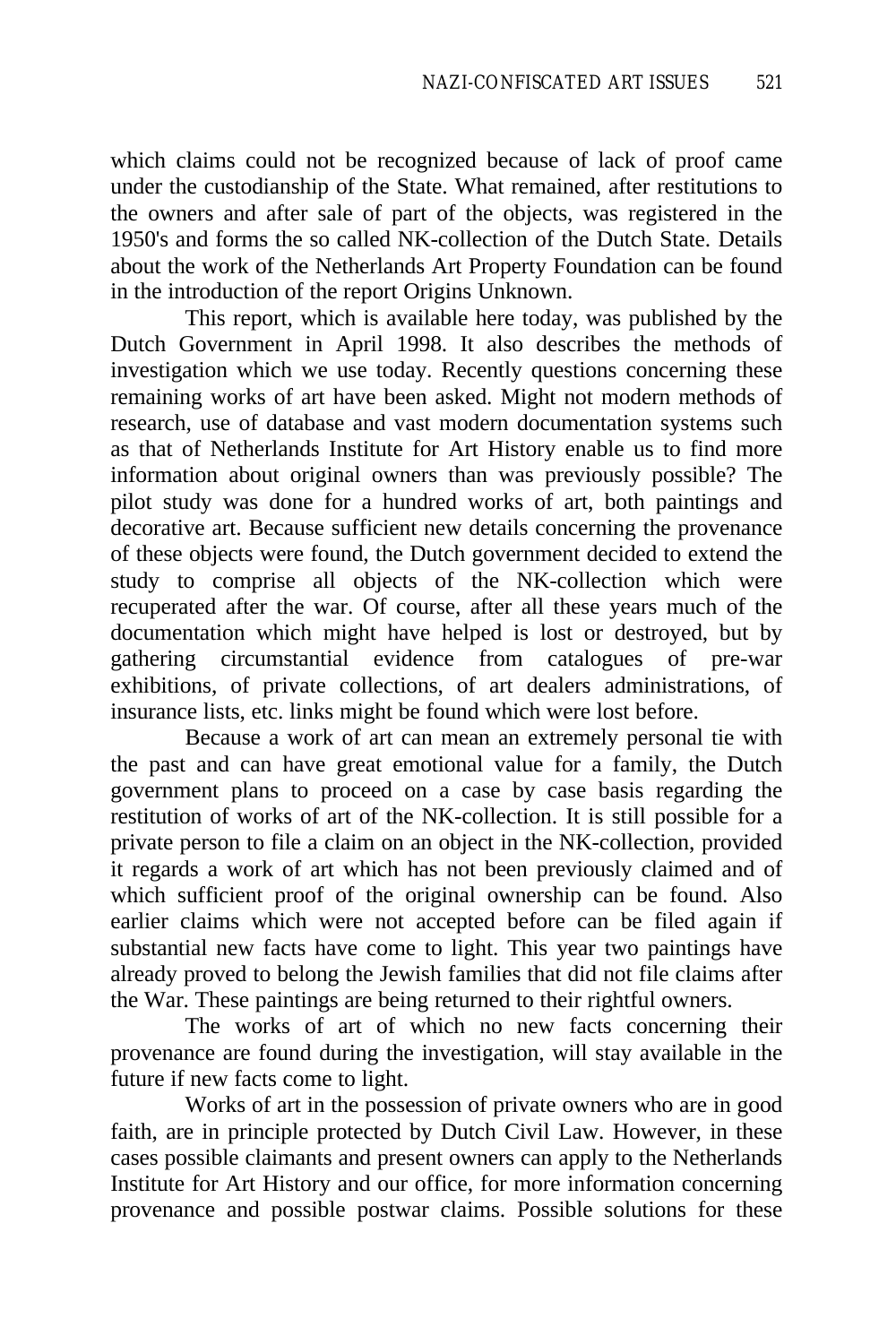which claims could not be recognized because of lack of proof came under the custodianship of the State. What remained, after restitutions to the owners and after sale of part of the objects, was registered in the 1950's and forms the so called NK-collection of the Dutch State. Details about the work of the Netherlands Art Property Foundation can be found in the introduction of the report Origins Unknown.

This report, which is available here today, was published by the Dutch Government in April 1998. It also describes the methods of investigation which we use today. Recently questions concerning these remaining works of art have been asked. Might not modern methods of research, use of database and vast modern documentation systems such as that of Netherlands Institute for Art History enable us to find more information about original owners than was previously possible? The pilot study was done for a hundred works of art, both paintings and decorative art. Because sufficient new details concerning the provenance of these objects were found, the Dutch government decided to extend the study to comprise all objects of the NK-collection which were recuperated after the war. Of course, after all these years much of the documentation which might have helped is lost or destroyed, but by gathering circumstantial evidence from catalogues of pre-war exhibitions, of private collections, of art dealers administrations, of insurance lists, etc. links might be found which were lost before.

Because a work of art can mean an extremely personal tie with the past and can have great emotional value for a family, the Dutch government plans to proceed on a case by case basis regarding the restitution of works of art of the NK-collection. It is still possible for a private person to file a claim on an object in the NK-collection, provided it regards a work of art which has not been previously claimed and of which sufficient proof of the original ownership can be found. Also earlier claims which were not accepted before can be filed again if substantial new facts have come to light. This year two paintings have already proved to belong the Jewish families that did not file claims after the War. These paintings are being returned to their rightful owners.

The works of art of which no new facts concerning their provenance are found during the investigation, will stay available in the future if new facts come to light.

Works of art in the possession of private owners who are in good faith, are in principle protected by Dutch Civil Law. However, in these cases possible claimants and present owners can apply to the Netherlands Institute for Art History and our office, for more information concerning provenance and possible postwar claims. Possible solutions for these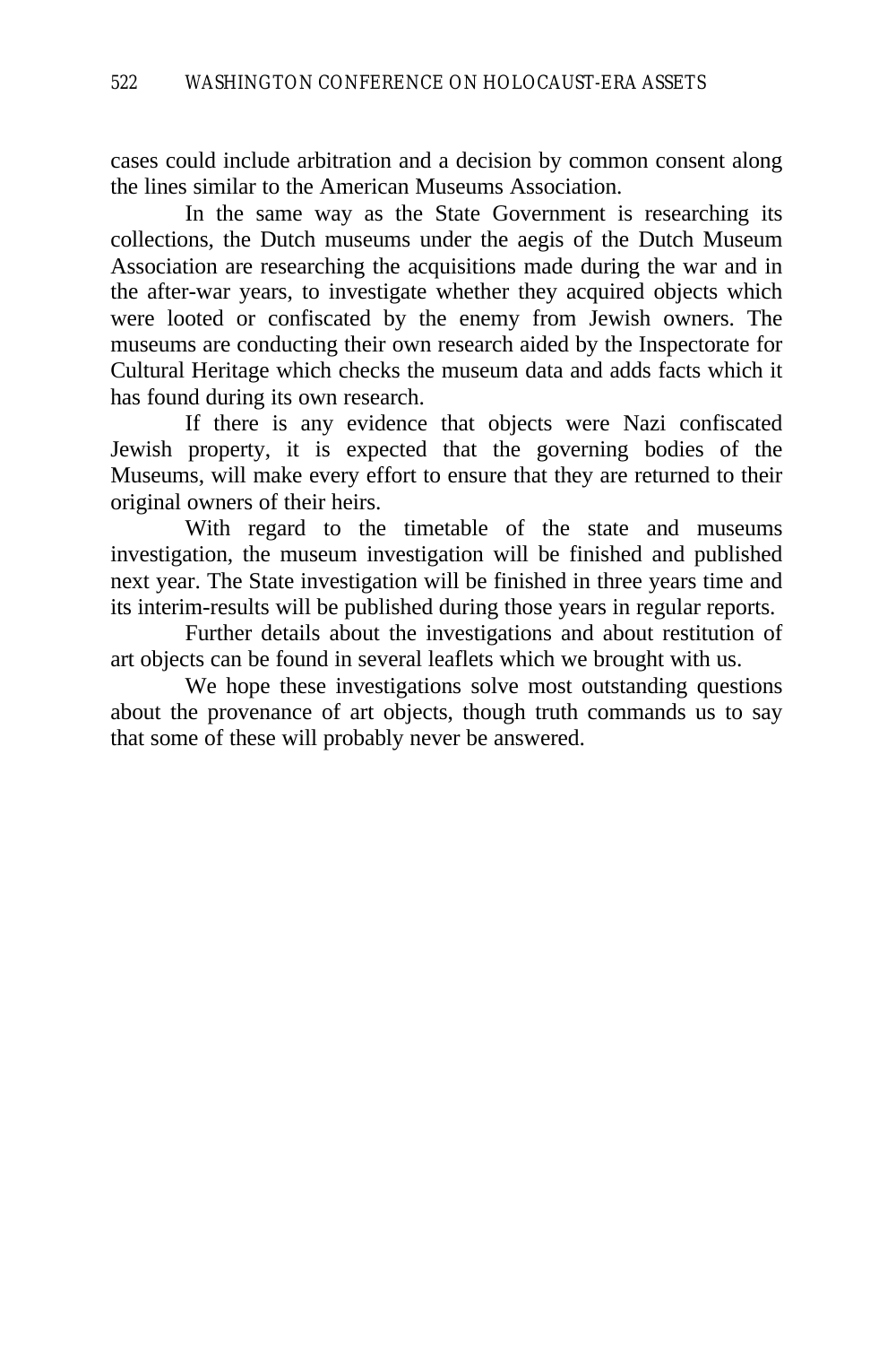cases could include arbitration and a decision by common consent along the lines similar to the American Museums Association.

In the same way as the State Government is researching its collections, the Dutch museums under the aegis of the Dutch Museum Association are researching the acquisitions made during the war and in the after-war years, to investigate whether they acquired objects which were looted or confiscated by the enemy from Jewish owners. The museums are conducting their own research aided by the Inspectorate for Cultural Heritage which checks the museum data and adds facts which it has found during its own research.

If there is any evidence that objects were Nazi confiscated Jewish property, it is expected that the governing bodies of the Museums, will make every effort to ensure that they are returned to their original owners of their heirs.

With regard to the timetable of the state and museums investigation, the museum investigation will be finished and published next year. The State investigation will be finished in three years time and its interim-results will be published during those years in regular reports.

Further details about the investigations and about restitution of art objects can be found in several leaflets which we brought with us.

We hope these investigations solve most outstanding questions about the provenance of art objects, though truth commands us to say that some of these will probably never be answered.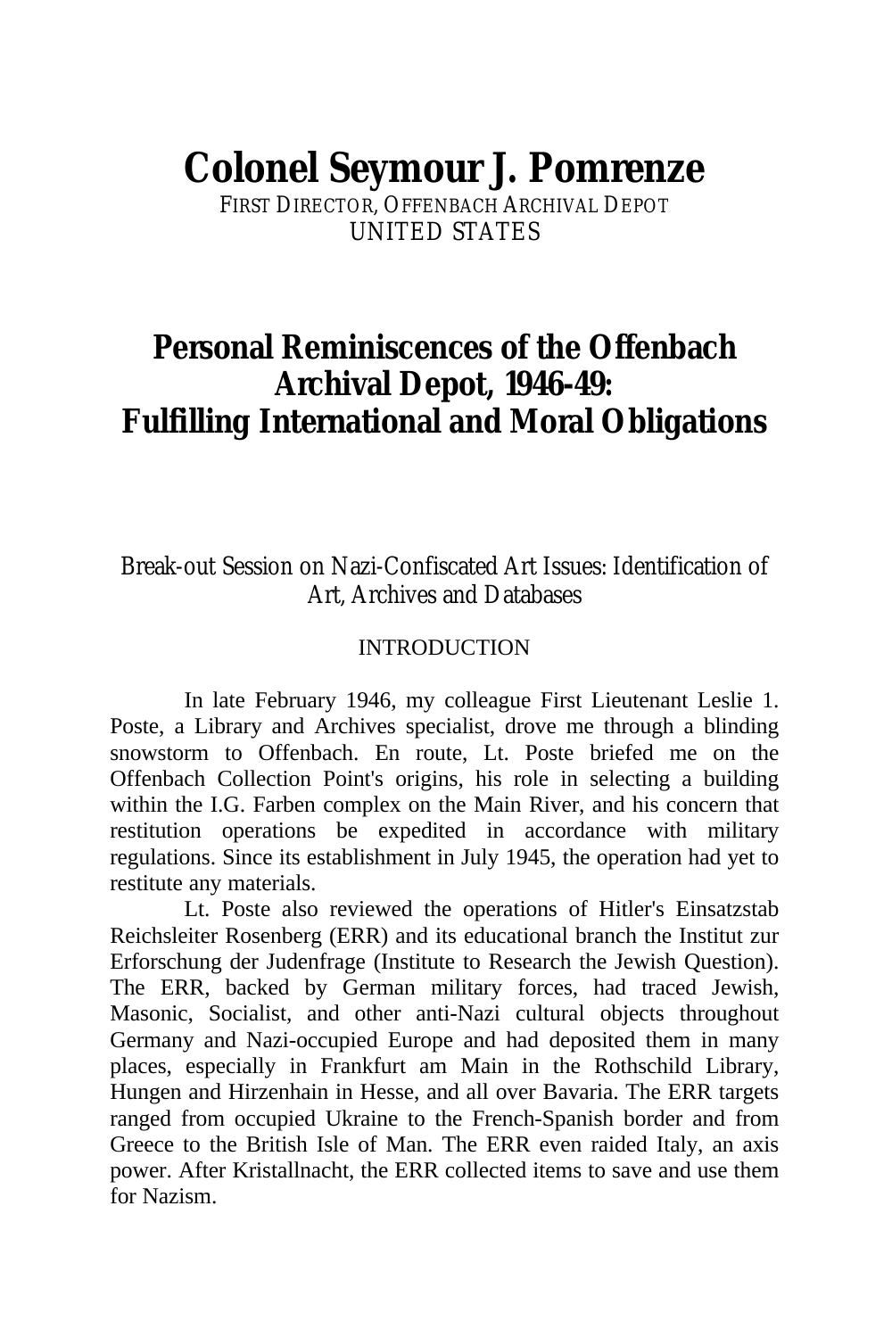# Colonel Seymour J. Pomrenze

FIRST DIRECTOR, OFFENBACH ARCHIVAL DEPOT
UNITED STATES

## Personal Reminiscences of the Offenbach Archival Depot, 1946-49: Fulfilling International and Moral Obligations

Break-out Session on Nazi-Confiscated Art Issues: Identification of Art, Archives and Databases

### INTRODUCTION

In late February 1946, my colleague First Lieutenant Leslie 1. Poste, a Library and Archives specialist, drove me through a blinding snowstorm to Offenbach. En route, Lt. Poste briefed me on the Offenbach Collection Point's origins, his role in selecting a building within the I.G. Farben complex on the Main River, and his concern that restitution operations be expedited in accordance with military regulations. Since its establishment in July 1945, the operation had yet to restitute any materials.

Lt. Poste also reviewed the operations of Hitler's Einsatzstab Reichsleiter Rosenberg (ERR) and its educational branch the Institut zur Erforschung der Judenfrage (Institute to Research the Jewish Question). The ERR, backed by German military forces, had traced Jewish, Masonic, Socialist, and other anti-Nazi cultural objects throughout Germany and Nazi-occupied Europe and had deposited them in many places, especially in Frankfurt am Main in the Rothschild Library, Hungen and Hirzenhain in Hesse, and all over Bavaria. The ERR targets ranged from occupied Ukraine to the French-Spanish border and from Greece to the British Isle of Man. The ERR even raided Italy, an axis power. After Kristallnacht, the ERR collected items to save and use them for Nazism.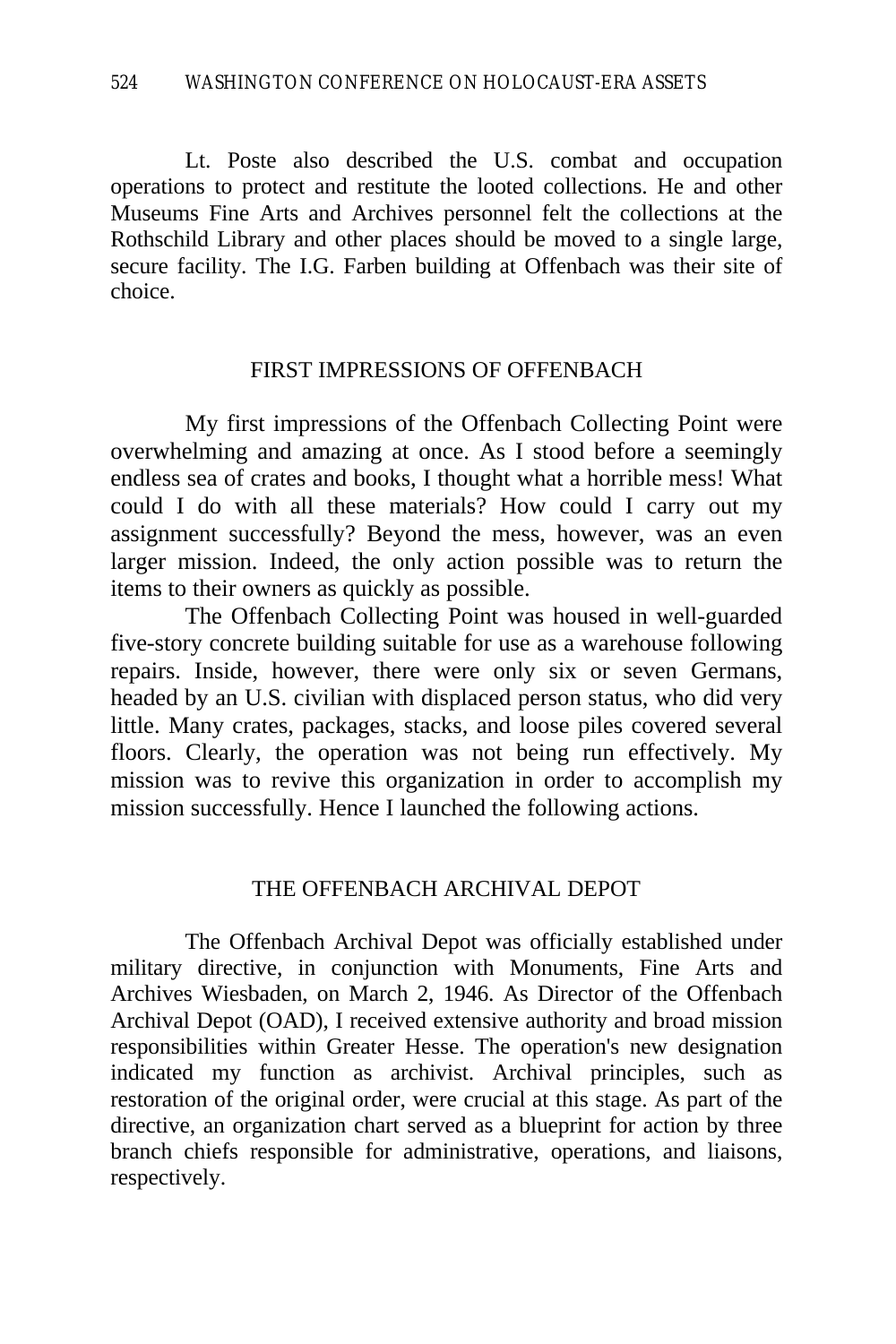Lt. Poste also described the U.S. combat and occupation operations to protect and restitute the looted collections. He and other Museums Fine Arts and Archives personnel felt the collections at the Rothschild Library and other places should be moved to a single large, secure facility. The I.G. Farben building at Offenbach was their site of choice.

## FIRST IMPRESSIONS OF OFFENBACH

My first impressions of the Offenbach Collecting Point were overwhelming and amazing at once. As I stood before a seemingly endless sea of crates and books, I thought what a horrible mess! What could I do with all these materials? How could I carry out my assignment successfully? Beyond the mess, however, was an even larger mission. Indeed, the only action possible was to return the items to their owners as quickly as possible.

The Offenbach Collecting Point was housed in well-guarded five-story concrete building suitable for use as a warehouse following repairs. Inside, however, there were only six or seven Germans, headed by an U.S. civilian with displaced person status, who did very little. Many crates, packages, stacks, and loose piles covered several floors. Clearly, the operation was not being run effectively. My mission was to revive this organization in order to accomplish my mission successfully. Hence I launched the following actions.

## THE OFFENBACH ARCHIVAL DEPOT

The Offenbach Archival Depot was officially established under military directive, in conjunction with Monuments, Fine Arts and Archives Wiesbaden, on March 2, 1946. As Director of the Offenbach Archival Depot (OAD), I received extensive authority and broad mission responsibilities within Greater Hesse. The operation's new designation indicated my function as archivist. Archival principles, such as restoration of the original order, were crucial at this stage. As part of the directive, an organization chart served as a blueprint for action by three branch chiefs responsible for administrative, operations, and liaisons, respectively.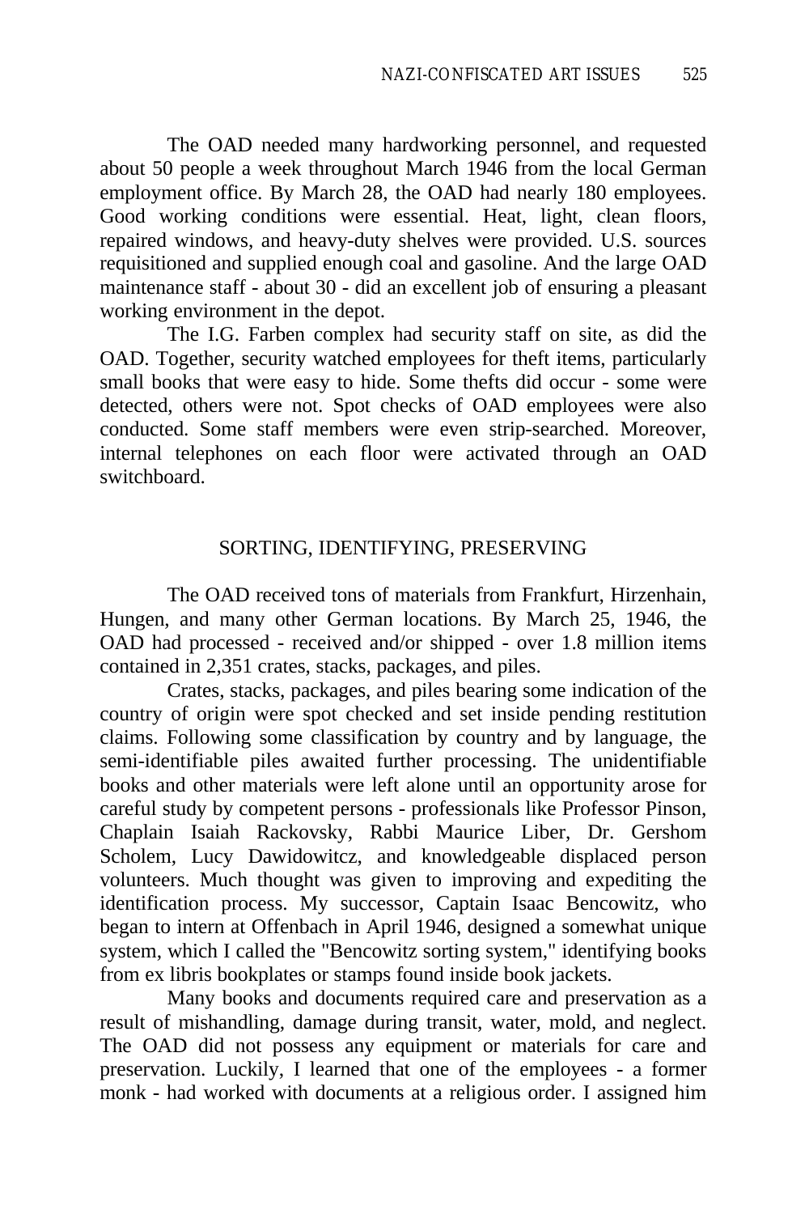The OAD needed many hardworking personnel, and requested about 50 people a week throughout March 1946 from the local German employment office. By March 28, the OAD had nearly 180 employees. Good working conditions were essential. Heat, light, clean floors, repaired windows, and heavy-duty shelves were provided. U.S. sources requisitioned and supplied enough coal and gasoline. And the large OAD maintenance staff - about 30 - did an excellent job of ensuring a pleasant working environment in the depot.

The I.G. Farben complex had security staff on site, as did the OAD. Together, security watched employees for theft items, particularly small books that were easy to hide. Some thefts did occur - some were detected, others were not. Spot checks of OAD employees were also conducted. Some staff members were even strip-searched. Moreover, internal telephones on each floor were activated through an OAD switchboard.

## SORTING, IDENTIFYING, PRESERVING

The OAD received tons of materials from Frankfurt, Hirzenhain, Hungen, and many other German locations. By March 25, 1946, the OAD had processed - received and/or shipped - over 1.8 million items contained in 2,351 crates, stacks, packages, and piles.

Crates, stacks, packages, and piles bearing some indication of the country of origin were spot checked and set inside pending restitution claims. Following some classification by country and by language, the semi-identifiable piles awaited further processing. The unidentifiable books and other materials were left alone until an opportunity arose for careful study by competent persons - professionals like Professor Pinson, Chaplain Isaiah Rackovsky, Rabbi Maurice Liber, Dr. Gershom Scholem, Lucy Dawidowitcz, and knowledgeable displaced person volunteers. Much thought was given to improving and expediting the identification process. My successor, Captain Isaac Bencowitz, who began to intern at Offenbach in April 1946, designed a somewhat unique system, which I called the "Bencowitz sorting system," identifying books from ex libris bookplates or stamps found inside book jackets.

Many books and documents required care and preservation as a result of mishandling, damage during transit, water, mold, and neglect. The OAD did not possess any equipment or materials for care and preservation. Luckily, I learned that one of the employees - a former monk - had worked with documents at a religious order. I assigned him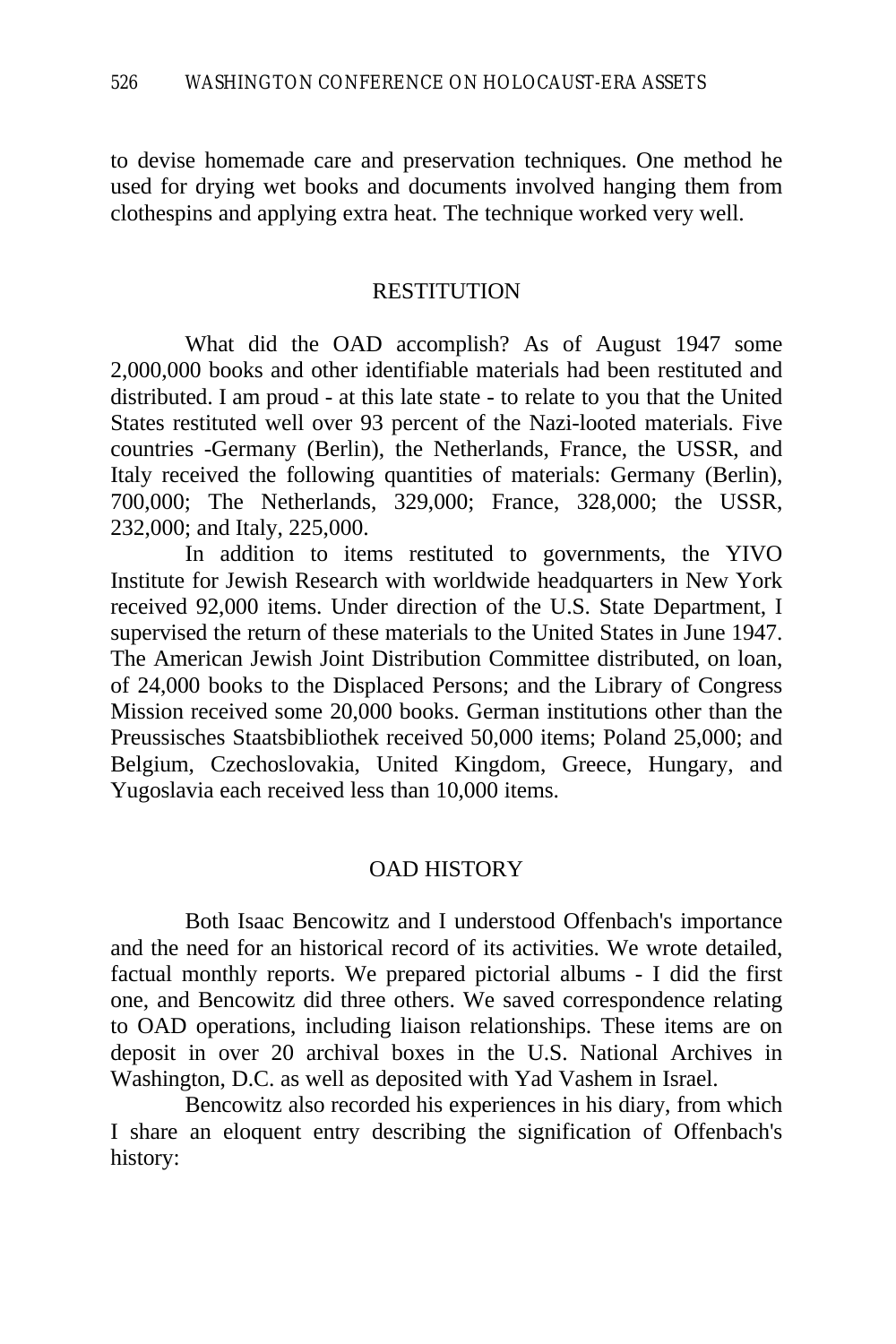to devise homemade care and preservation techniques. One method he used for drying wet books and documents involved hanging them from clothespins and applying extra heat. The technique worked very well.

## RESTITUTION

What did the OAD accomplish? As of August 1947 some 2,000,000 books and other identifiable materials had been restituted and distributed. I am proud - at this late state - to relate to you that the United States restituted well over 93 percent of the Nazi-looted materials. Five countries -Germany (Berlin), the Netherlands, France, the USSR, and Italy received the following quantities of materials: Germany (Berlin), 700,000; The Netherlands, 329,000; France, 328,000; the USSR, 232,000; and Italy, 225,000.

In addition to items restituted to governments, the YIVO Institute for Jewish Research with worldwide headquarters in New York received 92,000 items. Under direction of the U.S. State Department, I supervised the return of these materials to the United States in June 1947. The American Jewish Joint Distribution Committee distributed, on loan, of 24,000 books to the Displaced Persons; and the Library of Congress Mission received some 20,000 books. German institutions other than the Preussisches Staatsbibliothek received 50,000 items; Poland 25,000; and Belgium, Czechoslovakia, United Kingdom, Greece, Hungary, and Yugoslavia each received less than 10,000 items.

## OAD HISTORY

Both Isaac Bencowitz and I understood Offenbach's importance and the need for an historical record of its activities. We wrote detailed, factual monthly reports. We prepared pictorial albums - I did the first one, and Bencowitz did three others. We saved correspondence relating to OAD operations, including liaison relationships. These items are on deposit in over 20 archival boxes in the U.S. National Archives in Washington, D.C. as well as deposited with Yad Vashem in Israel.

Bencowitz also recorded his experiences in his diary, from which I share an eloquent entry describing the signification of Offenbach's history: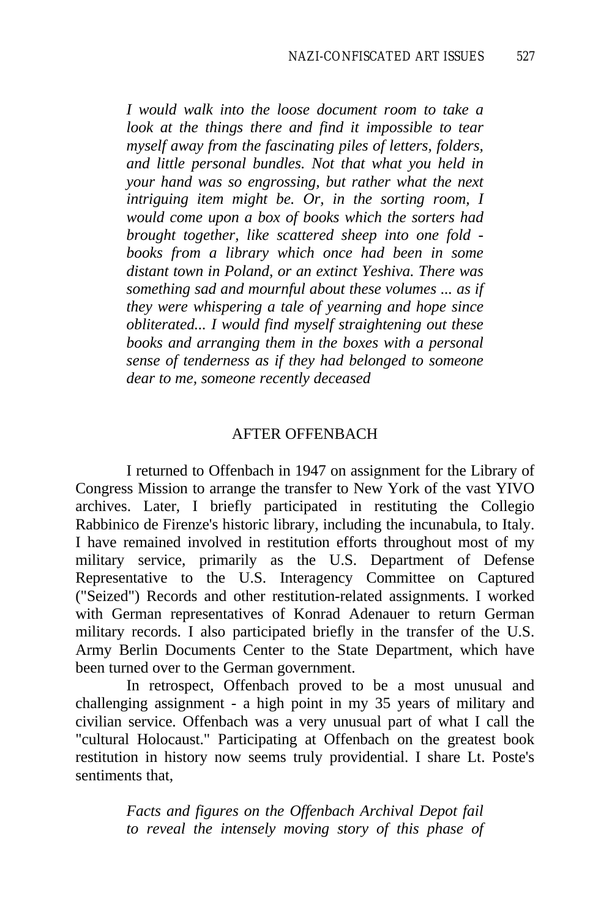> *I would walk into the loose document room to take a look at the things there and find it impossible to tear myself away from the fascinating piles of letters, folders, and little personal bundles. Not that what you held in your hand was so engrossing, but rather what the next intriguing item might be. Or, in the sorting room, I would come upon a box of books which the sorters had brought together, like scattered sheep into one fold - books from a library which once had been in some distant town in Poland, or an extinct Yeshiva. There was something sad and mournful about these volumes ... as if they were whispering a tale of yearning and hope since obliterated... I would find myself straightening out these books and arranging them in the boxes with a personal sense of tenderness as if they had belonged to someone dear to me, someone recently deceased*

## AFTER OFFENBACH

I returned to Offenbach in 1947 on assignment for the Library of Congress Mission to arrange the transfer to New York of the vast YIVO archives. Later, I briefly participated in restituting the Collegio Rabbinico de Firenze's historic library, including the incunabula, to Italy. I have remained involved in restitution efforts throughout most of my military service, primarily as the U.S. Department of Defense Representative to the U.S. Interagency Committee on Captured ("Seized") Records and other restitution-related assignments. I worked with German representatives of Konrad Adenauer to return German military records. I also participated briefly in the transfer of the U.S. Army Berlin Documents Center to the State Department, which have been turned over to the German government.

In retrospect, Offenbach proved to be a most unusual and challenging assignment - a high point in my 35 years of military and civilian service. Offenbach was a very unusual part of what I call the "cultural Holocaust." Participating at Offenbach on the greatest book restitution in history now seems truly providential. I share Lt. Poste's sentiments that,

> *Facts and figures on the Offenbach Archival Depot fail to reveal the intensely moving story of this phase of*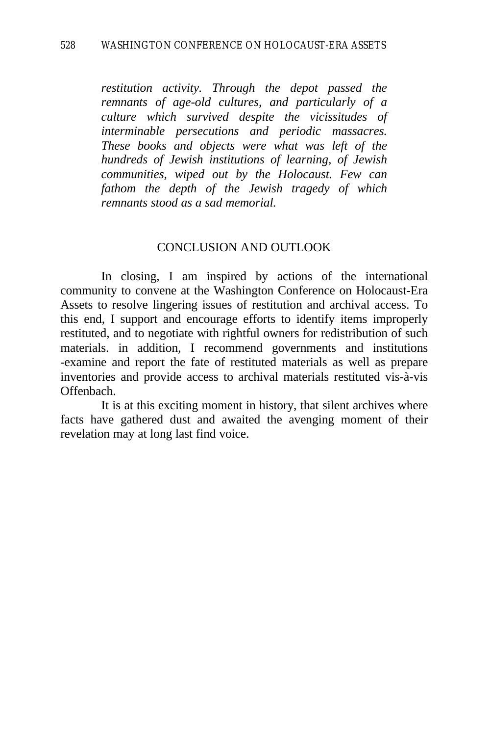*restitution activity. Through the depot passed the remnants of age-old cultures, and particularly of a culture which survived despite the vicissitudes of interminable persecutions and periodic massacres. These books and objects were what was left of the hundreds of Jewish institutions of learning, of Jewish communities, wiped out by the Holocaust. Few can fathom the depth of the Jewish tragedy of which remnants stood as a sad memorial.*

## CONCLUSION AND OUTLOOK

In closing, I am inspired by actions of the international community to convene at the Washington Conference on Holocaust-Era Assets to resolve lingering issues of restitution and archival access. To this end, I support and encourage efforts to identify items improperly restituted, and to negotiate with rightful owners for redistribution of such materials. in addition, I recommend governments and institutions -examine and report the fate of restituted materials as well as prepare inventories and provide access to archival materials restituted vis-à-vis Offenbach.

It is at this exciting moment in history, that silent archives where facts have gathered dust and awaited the avenging moment of their revelation may at long last find voice.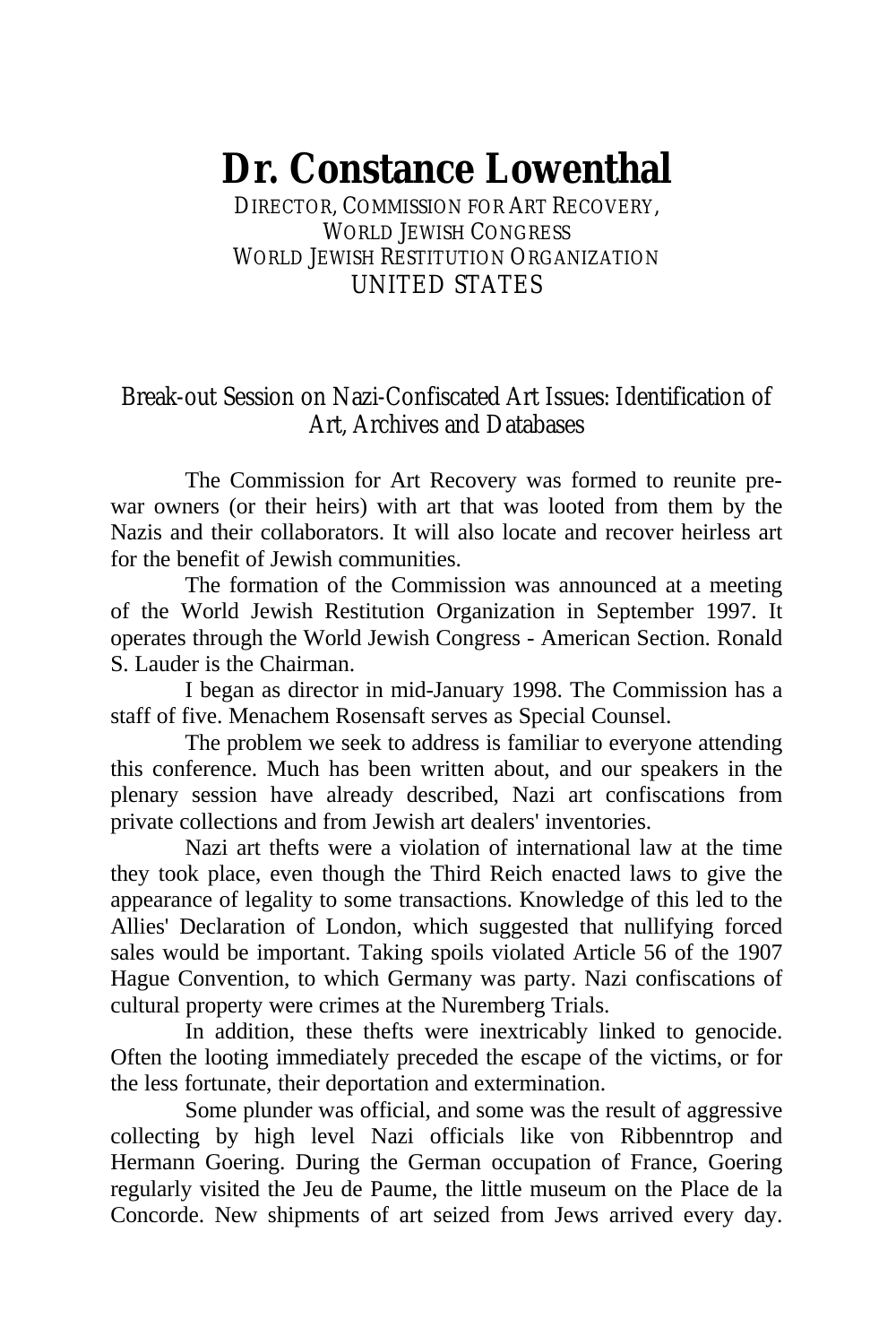# Dr. Constance Lowenthal

DIRECTOR, COMMISSION FOR ART RECOVERY,
WORLD JEWISH CONGRESS
WORLD JEWISH RESTITUTION ORGANIZATION
UNITED STATES

## Break-out Session on Nazi-Confiscated Art Issues: Identification of Art, Archives and Databases

The Commission for Art Recovery was formed to reunite pre-war owners (or their heirs) with art that was looted from them by the Nazis and their collaborators. It will also locate and recover heirless art for the benefit of Jewish communities.

The formation of the Commission was announced at a meeting of the World Jewish Restitution Organization in September 1997. It operates through the World Jewish Congress - American Section. Ronald S. Lauder is the Chairman.

I began as director in mid-January 1998. The Commission has a staff of five. Menachem Rosensaft serves as Special Counsel.

The problem we seek to address is familiar to everyone attending this conference. Much has been written about, and our speakers in the plenary session have already described, Nazi art confiscations from private collections and from Jewish art dealers' inventories.

Nazi art thefts were a violation of international law at the time they took place, even though the Third Reich enacted laws to give the appearance of legality to some transactions. Knowledge of this led to the Allies' Declaration of London, which suggested that nullifying forced sales would be important. Taking spoils violated Article 56 of the 1907 Hague Convention, to which Germany was party. Nazi confiscations of cultural property were crimes at the Nuremberg Trials.

In addition, these thefts were inextricably linked to genocide. Often the looting immediately preceded the escape of the victims, or for the less fortunate, their deportation and extermination.

Some plunder was official, and some was the result of aggressive collecting by high level Nazi officials like von Ribbenntrop and Hermann Goering. During the German occupation of France, Goering regularly visited the Jeu de Paume, the little museum on the Place de la Concorde. New shipments of art seized from Jews arrived every day.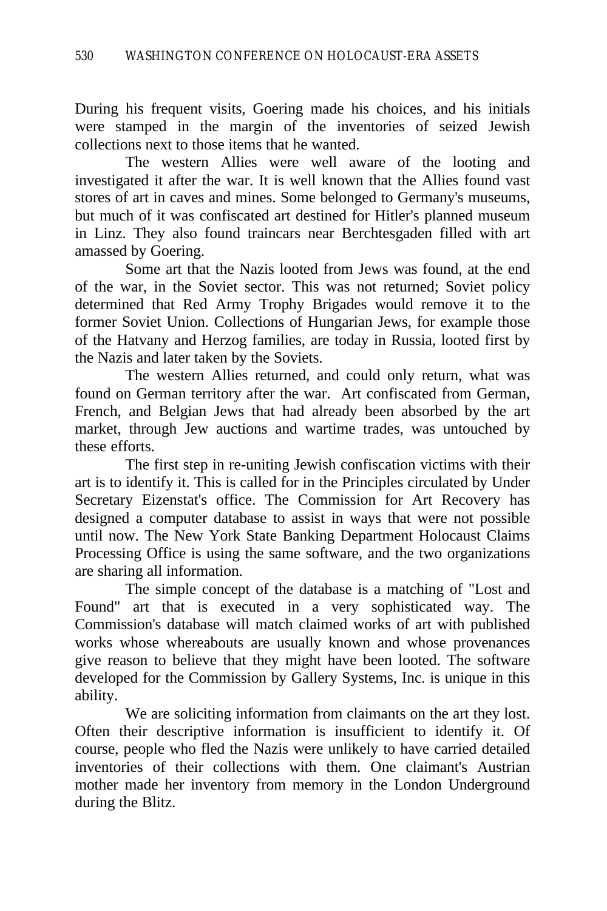During his frequent visits, Goering made his choices, and his initials were stamped in the margin of the inventories of seized Jewish collections next to those items that he wanted.

The western Allies were well aware of the looting and investigated it after the war. It is well known that the Allies found vast stores of art in caves and mines. Some belonged to Germany's museums, but much of it was confiscated art destined for Hitler's planned museum in Linz. They also found traincars near Berchtesgaden filled with art amassed by Goering.

Some art that the Nazis looted from Jews was found, at the end of the war, in the Soviet sector. This was not returned; Soviet policy determined that Red Army Trophy Brigades would remove it to the former Soviet Union. Collections of Hungarian Jews, for example those of the Hatvany and Herzog families, are today in Russia, looted first by the Nazis and later taken by the Soviets.

The western Allies returned, and could only return, what was found on German territory after the war. Art confiscated from German, French, and Belgian Jews that had already been absorbed by the art market, through Jew auctions and wartime trades, was untouched by these efforts.

The first step in re-uniting Jewish confiscation victims with their art is to identify it. This is called for in the Principles circulated by Under Secretary Eizenstat's office. The Commission for Art Recovery has designed a computer database to assist in ways that were not possible until now. The New York State Banking Department Holocaust Claims Processing Office is using the same software, and the two organizations are sharing all information.

The simple concept of the database is a matching of "Lost and Found" art that is executed in a very sophisticated way. The Commission's database will match claimed works of art with published works whose whereabouts are usually known and whose provenances give reason to believe that they might have been looted. The software developed for the Commission by Gallery Systems, Inc. is unique in this ability.

We are soliciting information from claimants on the art they lost. Often their descriptive information is insufficient to identify it. Of course, people who fled the Nazis were unlikely to have carried detailed inventories of their collections with them. One claimant's Austrian mother made her inventory from memory in the London Underground during the Blitz.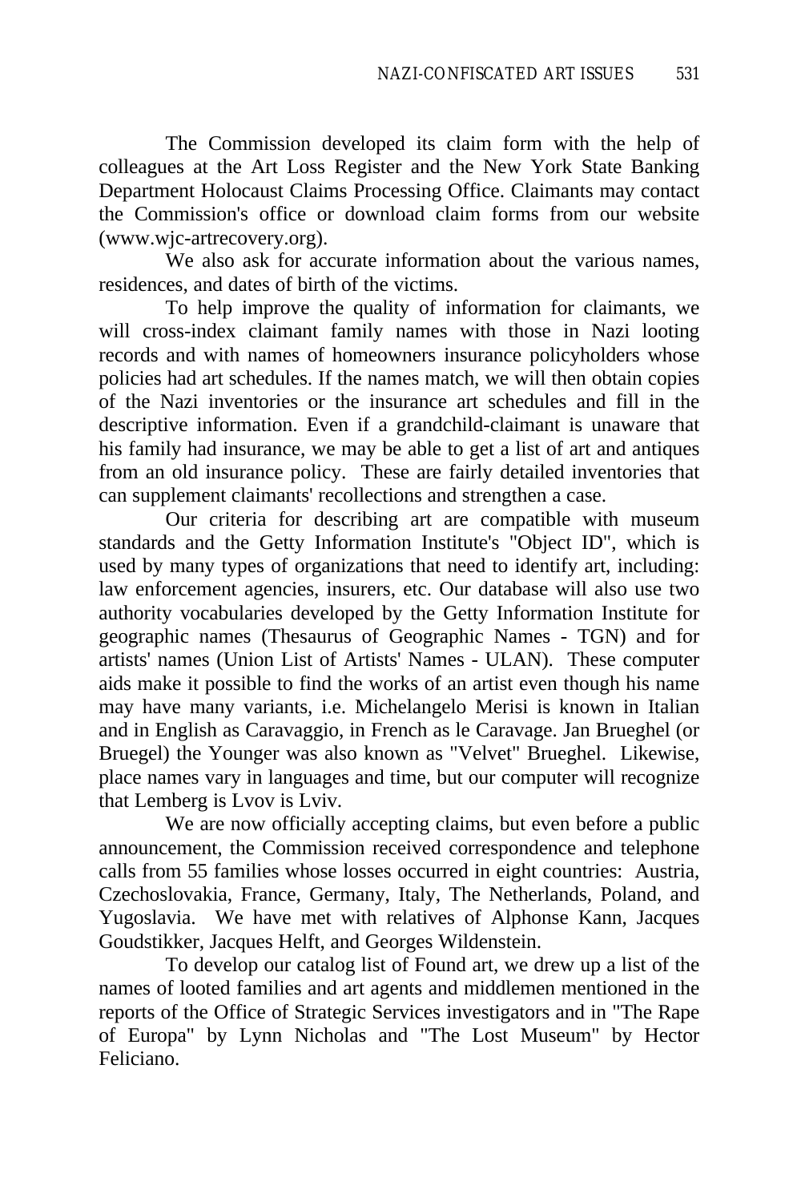The Commission developed its claim form with the help of colleagues at the Art Loss Register and the New York State Banking Department Holocaust Claims Processing Office. Claimants may contact the Commission's office or download claim forms from our website (www.wjc-artrecovery.org).

We also ask for accurate information about the various names, residences, and dates of birth of the victims.

To help improve the quality of information for claimants, we will cross-index claimant family names with those in Nazi looting records and with names of homeowners insurance policyholders whose policies had art schedules. If the names match, we will then obtain copies of the Nazi inventories or the insurance art schedules and fill in the descriptive information. Even if a grandchild-claimant is unaware that his family had insurance, we may be able to get a list of art and antiques from an old insurance policy. These are fairly detailed inventories that can supplement claimants' recollections and strengthen a case.

Our criteria for describing art are compatible with museum standards and the Getty Information Institute's "Object ID", which is used by many types of organizations that need to identify art, including: law enforcement agencies, insurers, etc. Our database will also use two authority vocabularies developed by the Getty Information Institute for geographic names (Thesaurus of Geographic Names - TGN) and for artists' names (Union List of Artists' Names - ULAN). These computer aids make it possible to find the works of an artist even though his name may have many variants, i.e. Michelangelo Merisi is known in Italian and in English as Caravaggio, in French as le Caravage. Jan Brueghel (or Bruegel) the Younger was also known as "Velvet" Brueghel. Likewise, place names vary in languages and time, but our computer will recognize that Lemberg is Lvov is Lviv.

We are now officially accepting claims, but even before a public announcement, the Commission received correspondence and telephone calls from 55 families whose losses occurred in eight countries: Austria, Czechoslovakia, France, Germany, Italy, The Netherlands, Poland, and Yugoslavia. We have met with relatives of Alphonse Kann, Jacques Goudstikker, Jacques Helft, and Georges Wildenstein.

To develop our catalog list of Found art, we drew up a list of the names of looted families and art agents and middlemen mentioned in the reports of the Office of Strategic Services investigators and in "The Rape of Europa" by Lynn Nicholas and "The Lost Museum" by Hector Feliciano.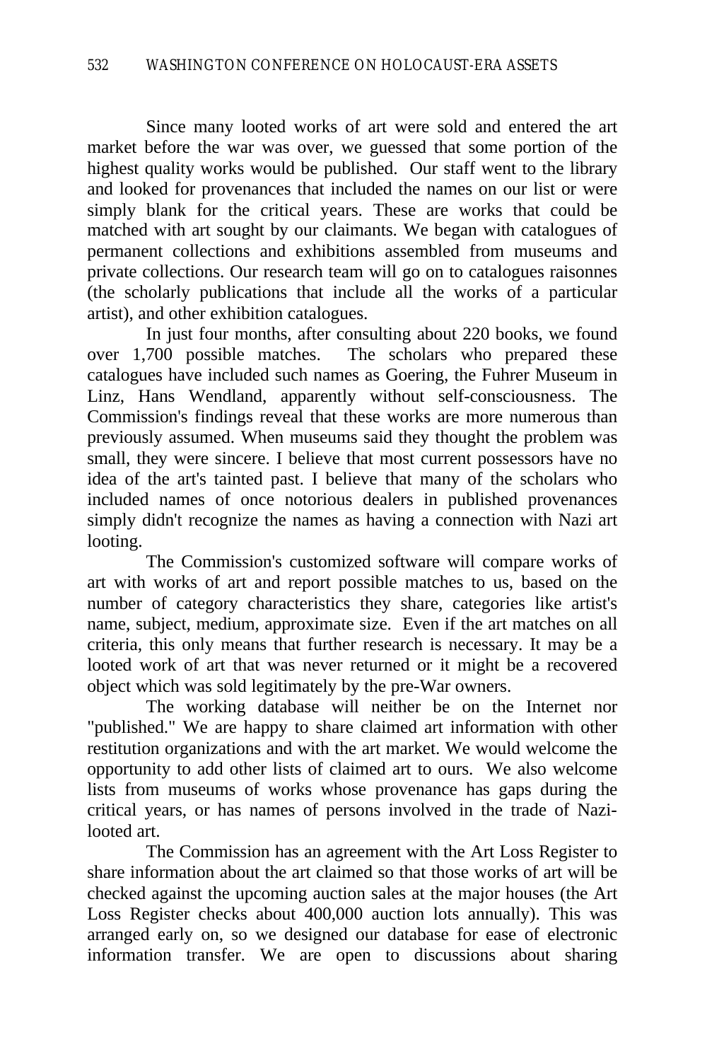Since many looted works of art were sold and entered the art market before the war was over, we guessed that some portion of the highest quality works would be published. Our staff went to the library and looked for provenances that included the names on our list or were simply blank for the critical years. These are works that could be matched with art sought by our claimants. We began with catalogues of permanent collections and exhibitions assembled from museums and private collections. Our research team will go on to catalogues raisonnes (the scholarly publications that include all the works of a particular artist), and other exhibition catalogues.

In just four months, after consulting about 220 books, we found over 1,700 possible matches. The scholars who prepared these catalogues have included such names as Goering, the Fuhrer Museum in Linz, Hans Wendland, apparently without self-consciousness. The Commission's findings reveal that these works are more numerous than previously assumed. When museums said they thought the problem was small, they were sincere. I believe that most current possessors have no idea of the art's tainted past. I believe that many of the scholars who included names of once notorious dealers in published provenances simply didn't recognize the names as having a connection with Nazi art looting.

The Commission's customized software will compare works of art with works of art and report possible matches to us, based on the number of category characteristics they share, categories like artist's name, subject, medium, approximate size. Even if the art matches on all criteria, this only means that further research is necessary. It may be a looted work of art that was never returned or it might be a recovered object which was sold legitimately by the pre-War owners.

The working database will neither be on the Internet nor "published." We are happy to share claimed art information with other restitution organizations and with the art market. We would welcome the opportunity to add other lists of claimed art to ours. We also welcome lists from museums of works whose provenance has gaps during the critical years, or has names of persons involved in the trade of Nazi-looted art.

The Commission has an agreement with the Art Loss Register to share information about the art claimed so that those works of art will be checked against the upcoming auction sales at the major houses (the Art Loss Register checks about 400,000 auction lots annually). This was arranged early on, so we designed our database for ease of electronic information transfer. We are open to discussions about sharing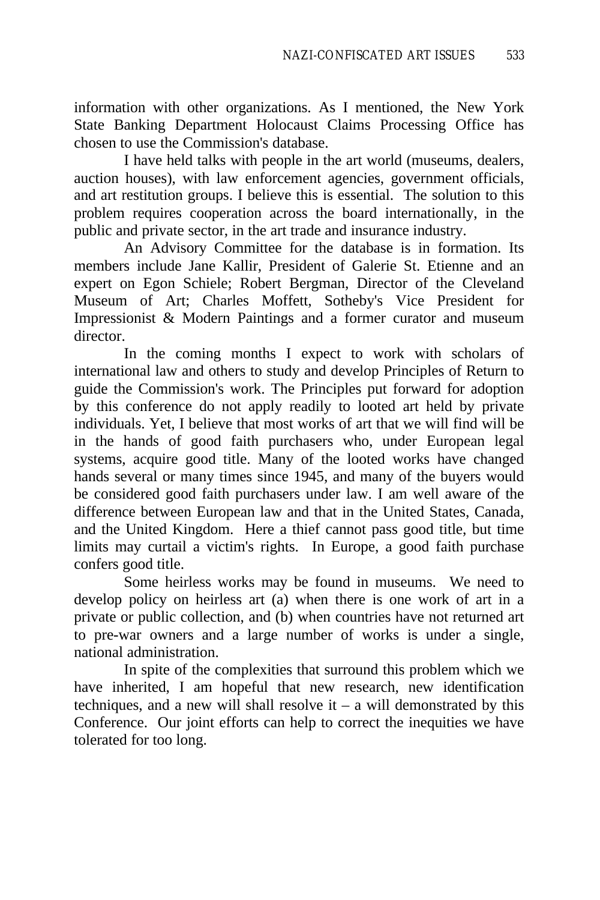information with other organizations. As I mentioned, the New York State Banking Department Holocaust Claims Processing Office has chosen to use the Commission's database.

I have held talks with people in the art world (museums, dealers, auction houses), with law enforcement agencies, government officials, and art restitution groups. I believe this is essential. The solution to this problem requires cooperation across the board internationally, in the public and private sector, in the art trade and insurance industry.

An Advisory Committee for the database is in formation. Its members include Jane Kallir, President of Galerie St. Etienne and an expert on Egon Schiele; Robert Bergman, Director of the Cleveland Museum of Art; Charles Moffett, Sotheby's Vice President for Impressionist & Modern Paintings and a former curator and museum director.

In the coming months I expect to work with scholars of international law and others to study and develop Principles of Return to guide the Commission's work. The Principles put forward for adoption by this conference do not apply readily to looted art held by private individuals. Yet, I believe that most works of art that we will find will be in the hands of good faith purchasers who, under European legal systems, acquire good title. Many of the looted works have changed hands several or many times since 1945, and many of the buyers would be considered good faith purchasers under law. I am well aware of the difference between European law and that in the United States, Canada, and the United Kingdom. Here a thief cannot pass good title, but time limits may curtail a victim's rights. In Europe, a good faith purchase confers good title.

Some heirless works may be found in museums. We need to develop policy on heirless art (a) when there is one work of art in a private or public collection, and (b) when countries have not returned art to pre-war owners and a large number of works is under a single, national administration.

In spite of the complexities that surround this problem which we have inherited, I am hopeful that new research, new identification techniques, and a new will shall resolve it – a will demonstrated by this Conference. Our joint efforts can help to correct the inequities we have tolerated for too long.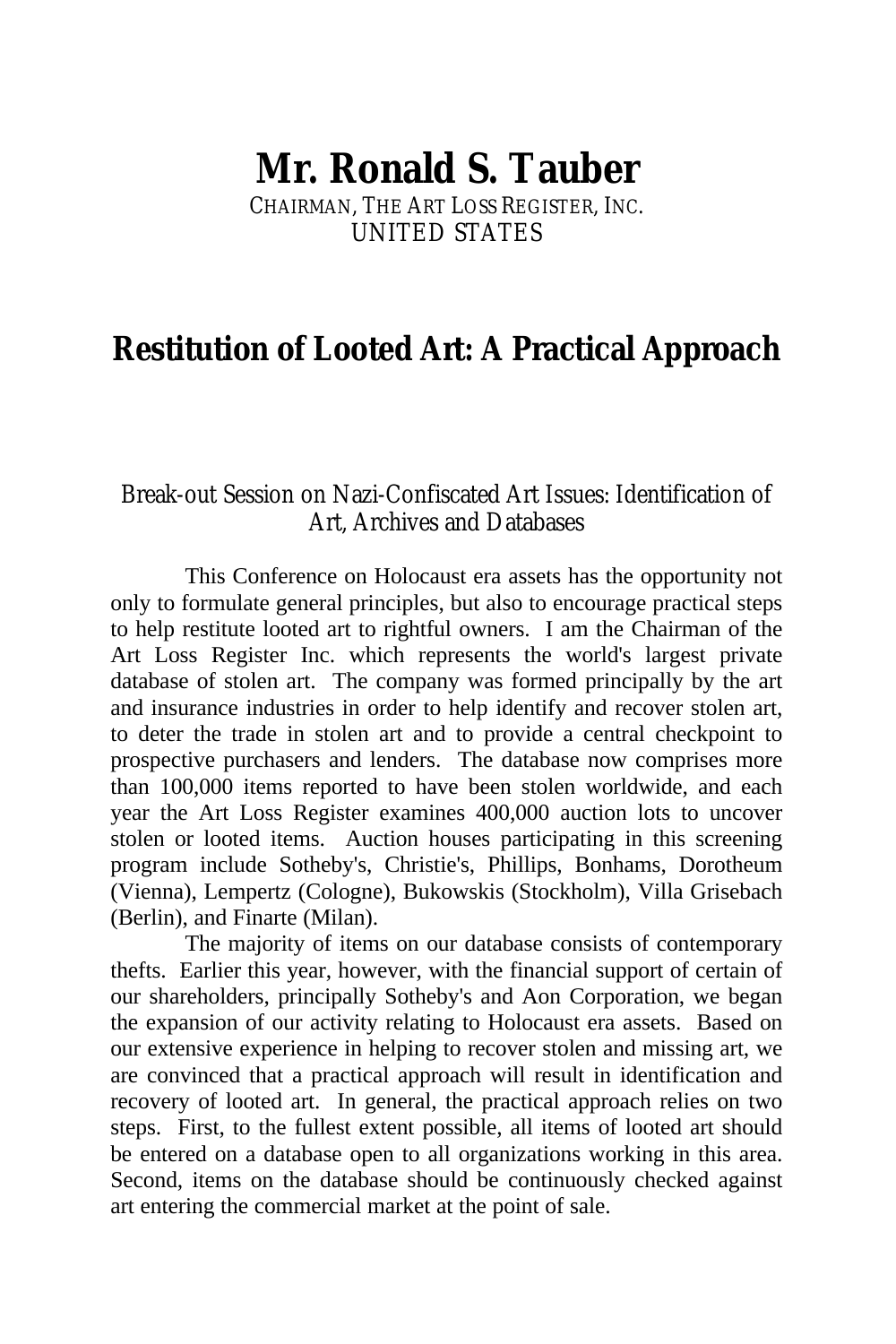# Mr. Ronald S. Tauber

CHAIRMAN, THE ART LOSS REGISTER, INC.
UNITED STATES

## Restitution of Looted Art: A Practical Approach

Break-out Session on Nazi-Confiscated Art Issues: Identification of Art, Archives and Databases

This Conference on Holocaust era assets has the opportunity not only to formulate general principles, but also to encourage practical steps to help restitute looted art to rightful owners. I am the Chairman of the Art Loss Register Inc. which represents the world's largest private database of stolen art. The company was formed principally by the art and insurance industries in order to help identify and recover stolen art, to deter the trade in stolen art and to provide a central checkpoint to prospective purchasers and lenders. The database now comprises more than 100,000 items reported to have been stolen worldwide, and each year the Art Loss Register examines 400,000 auction lots to uncover stolen or looted items. Auction houses participating in this screening program include Sotheby's, Christie's, Phillips, Bonhams, Dorotheum (Vienna), Lempertz (Cologne), Bukowskis (Stockholm), Villa Grisebach (Berlin), and Finarte (Milan).

The majority of items on our database consists of contemporary thefts. Earlier this year, however, with the financial support of certain of our shareholders, principally Sotheby's and Aon Corporation, we began the expansion of our activity relating to Holocaust era assets. Based on our extensive experience in helping to recover stolen and missing art, we are convinced that a practical approach will result in identification and recovery of looted art. In general, the practical approach relies on two steps. First, to the fullest extent possible, all items of looted art should be entered on a database open to all organizations working in this area. Second, items on the database should be continuously checked against art entering the commercial market at the point of sale.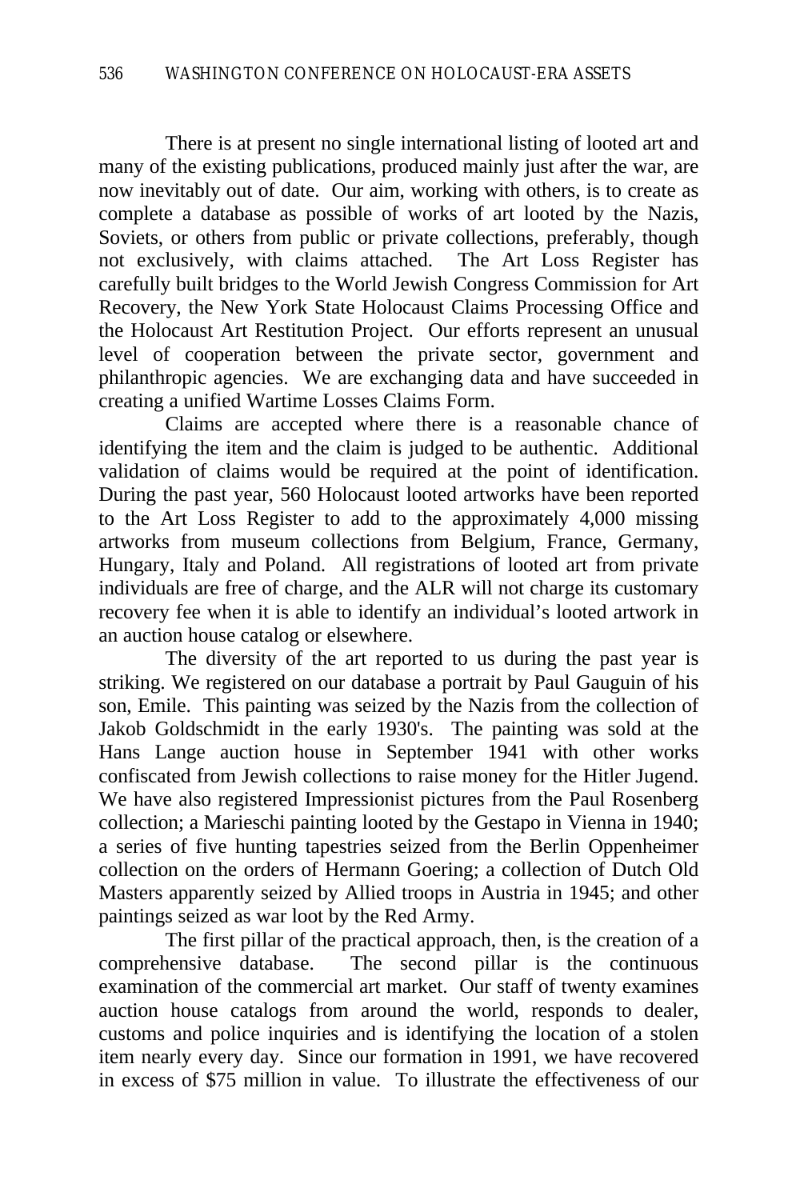There is at present no single international listing of looted art and many of the existing publications, produced mainly just after the war, are now inevitably out of date. Our aim, working with others, is to create as complete a database as possible of works of art looted by the Nazis, Soviets, or others from public or private collections, preferably, though not exclusively, with claims attached. The Art Loss Register has carefully built bridges to the World Jewish Congress Commission for Art Recovery, the New York State Holocaust Claims Processing Office and the Holocaust Art Restitution Project. Our efforts represent an unusual level of cooperation between the private sector, government and philanthropic agencies. We are exchanging data and have succeeded in creating a unified Wartime Losses Claims Form.

Claims are accepted where there is a reasonable chance of identifying the item and the claim is judged to be authentic. Additional validation of claims would be required at the point of identification. During the past year, 560 Holocaust looted artworks have been reported to the Art Loss Register to add to the approximately 4,000 missing artworks from museum collections from Belgium, France, Germany, Hungary, Italy and Poland. All registrations of looted art from private individuals are free of charge, and the ALR will not charge its customary recovery fee when it is able to identify an individual's looted artwork in an auction house catalog or elsewhere.

The diversity of the art reported to us during the past year is striking. We registered on our database a portrait by Paul Gauguin of his son, Emile. This painting was seized by the Nazis from the collection of Jakob Goldschmidt in the early 1930's. The painting was sold at the Hans Lange auction house in September 1941 with other works confiscated from Jewish collections to raise money for the Hitler Jugend. We have also registered Impressionist pictures from the Paul Rosenberg collection; a Marieschi painting looted by the Gestapo in Vienna in 1940; a series of five hunting tapestries seized from the Berlin Oppenheimer collection on the orders of Hermann Goering; a collection of Dutch Old Masters apparently seized by Allied troops in Austria in 1945; and other paintings seized as war loot by the Red Army.

The first pillar of the practical approach, then, is the creation of a comprehensive database. The second pillar is the continuous examination of the commercial art market. Our staff of twenty examines auction house catalogs from around the world, responds to dealer, customs and police inquiries and is identifying the location of a stolen item nearly every day. Since our formation in 1991, we have recovered in excess of $75 million in value. To illustrate the effectiveness of our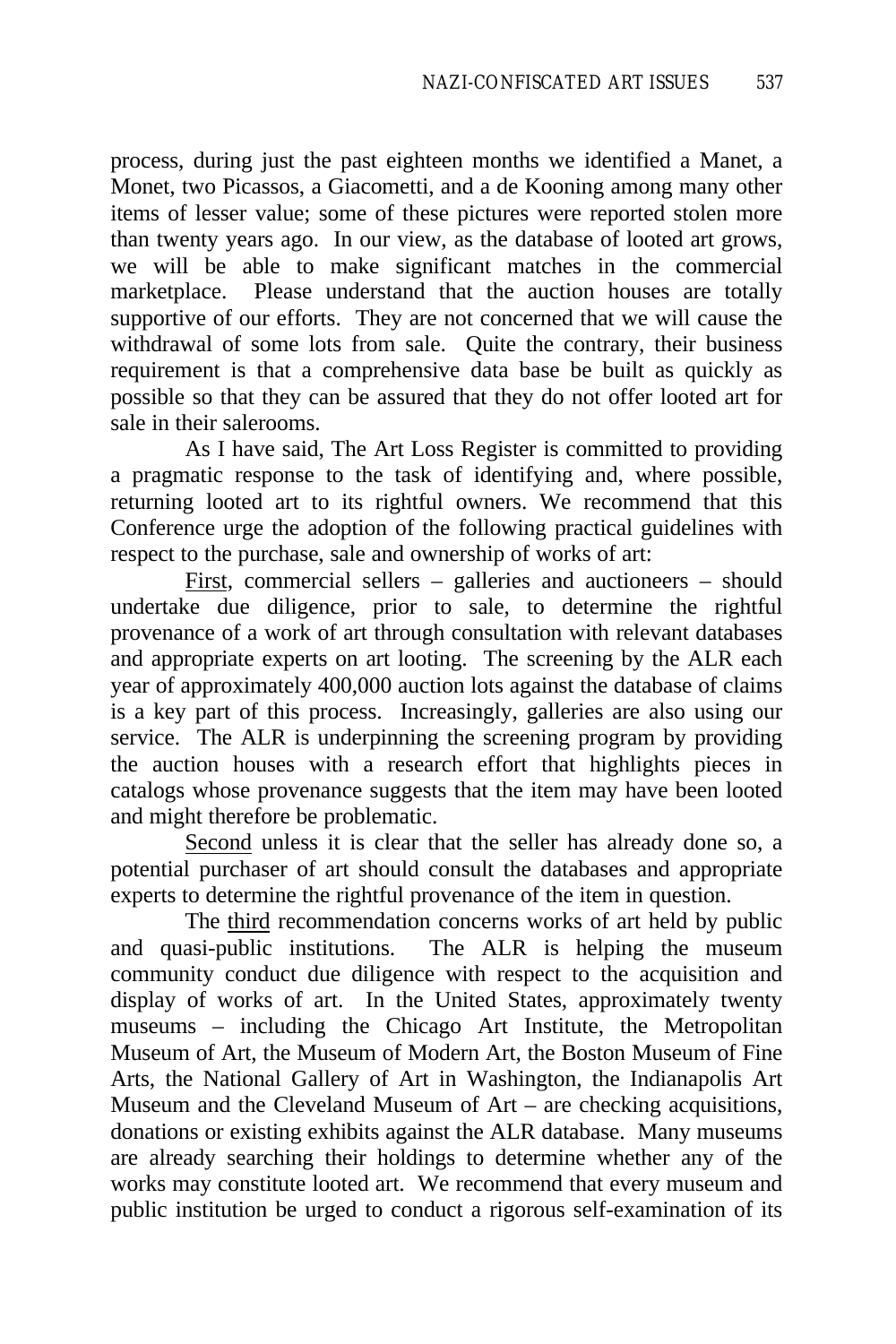process, during just the past eighteen months we identified a Manet, a Monet, two Picassos, a Giacometti, and a de Kooning among many other items of lesser value; some of these pictures were reported stolen more than twenty years ago. In our view, as the database of looted art grows, we will be able to make significant matches in the commercial marketplace. Please understand that the auction houses are totally supportive of our efforts. They are not concerned that we will cause the withdrawal of some lots from sale. Quite the contrary, their business requirement is that a comprehensive data base be built as quickly as possible so that they can be assured that they do not offer looted art for sale in their salerooms.

As I have said, The Art Loss Register is committed to providing a pragmatic response to the task of identifying and, where possible, returning looted art to its rightful owners. We recommend that this Conference urge the adoption of the following practical guidelines with respect to the purchase, sale and ownership of works of art:

<u>First</u>, commercial sellers – galleries and auctioneers – should undertake due diligence, prior to sale, to determine the rightful provenance of a work of art through consultation with relevant databases and appropriate experts on art looting. The screening by the ALR each year of approximately 400,000 auction lots against the database of claims is a key part of this process. Increasingly, galleries are also using our service. The ALR is underpinning the screening program by providing the auction houses with a research effort that highlights pieces in catalogs whose provenance suggests that the item may have been looted and might therefore be problematic.

<u>Second</u> unless it is clear that the seller has already done so, a potential purchaser of art should consult the databases and appropriate experts to determine the rightful provenance of the item in question.

The <u>third</u> recommendation concerns works of art held by public and quasi-public institutions. The ALR is helping the museum community conduct due diligence with respect to the acquisition and display of works of art. In the United States, approximately twenty museums – including the Chicago Art Institute, the Metropolitan Museum of Art, the Museum of Modern Art, the Boston Museum of Fine Arts, the National Gallery of Art in Washington, the Indianapolis Art Museum and the Cleveland Museum of Art – are checking acquisitions, donations or existing exhibits against the ALR database. Many museums are already searching their holdings to determine whether any of the works may constitute looted art. We recommend that every museum and public institution be urged to conduct a rigorous self-examination of its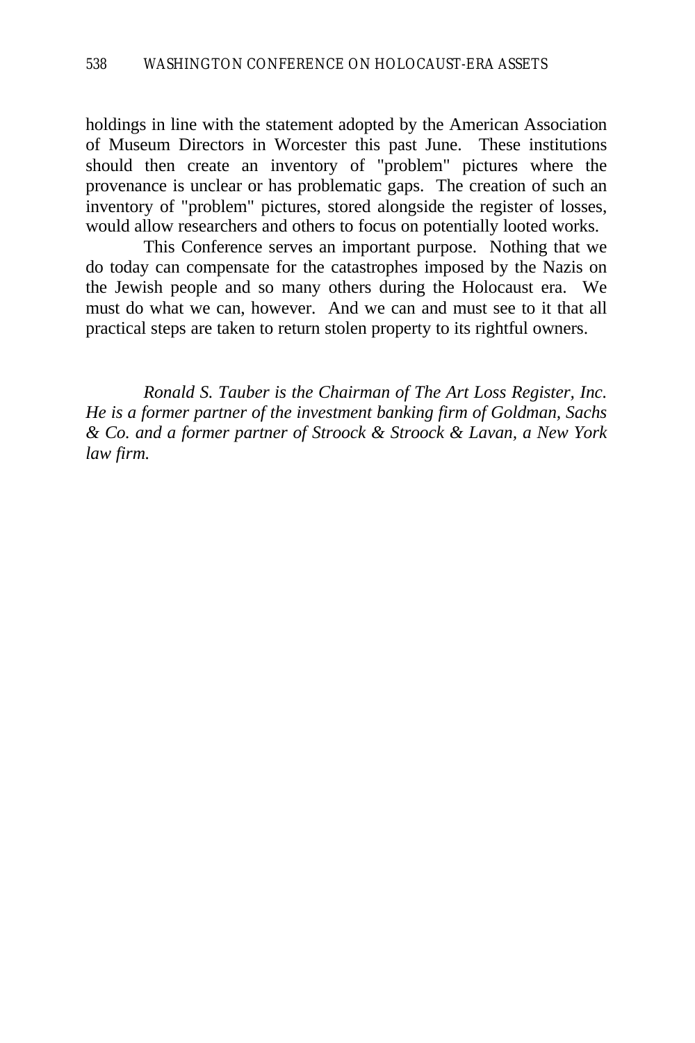holdings in line with the statement adopted by the American Association of Museum Directors in Worcester this past June. These institutions should then create an inventory of "problem" pictures where the provenance is unclear or has problematic gaps. The creation of such an inventory of "problem" pictures, stored alongside the register of losses, would allow researchers and others to focus on potentially looted works.

This Conference serves an important purpose. Nothing that we do today can compensate for the catastrophes imposed by the Nazis on the Jewish people and so many others during the Holocaust era. We must do what we can, however. And we can and must see to it that all practical steps are taken to return stolen property to its rightful owners.

*Ronald S. Tauber is the Chairman of The Art Loss Register, Inc. He is a former partner of the investment banking firm of Goldman, Sachs & Co. and a former partner of Stroock & Stroock & Lavan, a New York law firm.*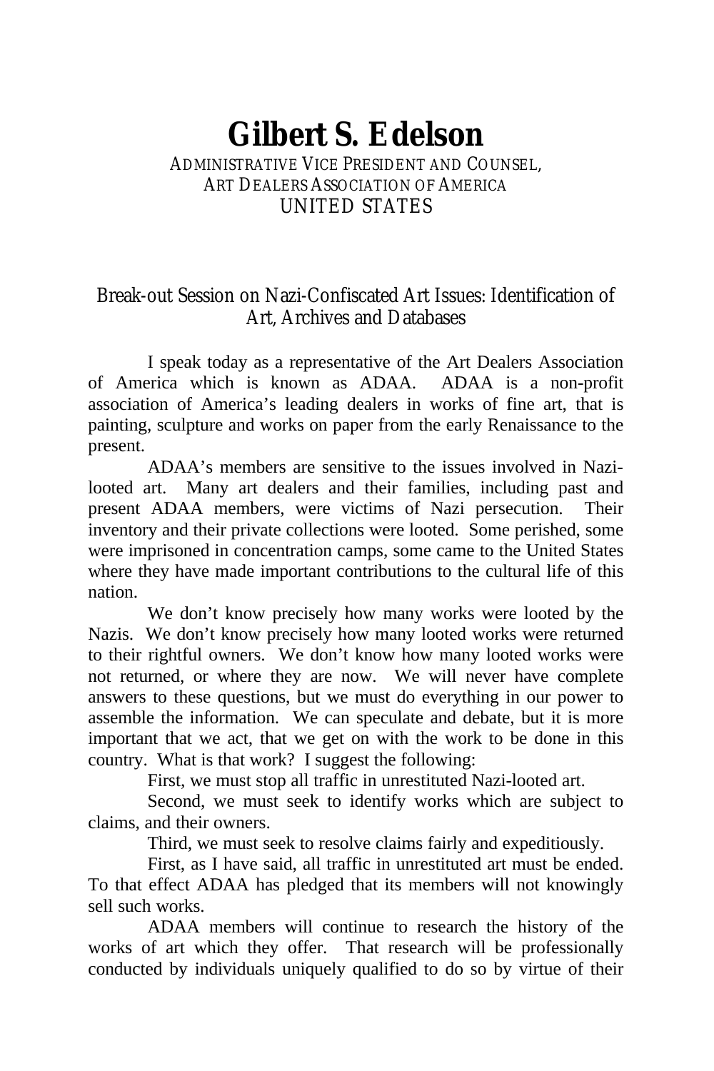# Gilbert S. Edelson

ADMINISTRATIVE VICE PRESIDENT AND COUNSEL,
ART DEALERS ASSOCIATION OF AMERICA
UNITED STATES

## Break-out Session on Nazi-Confiscated Art Issues: Identification of Art, Archives and Databases

I speak today as a representative of the Art Dealers Association of America which is known as ADAA. ADAA is a non-profit association of America's leading dealers in works of fine art, that is painting, sculpture and works on paper from the early Renaissance to the present.

ADAA's members are sensitive to the issues involved in Nazi-looted art. Many art dealers and their families, including past and present ADAA members, were victims of Nazi persecution. Their inventory and their private collections were looted. Some perished, some were imprisoned in concentration camps, some came to the United States where they have made important contributions to the cultural life of this nation.

We don't know precisely how many works were looted by the Nazis. We don't know precisely how many looted works were returned to their rightful owners. We don't know how many looted works were not returned, or where they are now. We will never have complete answers to these questions, but we must do everything in our power to assemble the information. We can speculate and debate, but it is more important that we act, that we get on with the work to be done in this country. What is that work? I suggest the following:

First, we must stop all traffic in unrestituted Nazi-looted art.

Second, we must seek to identify works which are subject to claims, and their owners.

Third, we must seek to resolve claims fairly and expeditiously.

First, as I have said, all traffic in unrestituted art must be ended. To that effect ADAA has pledged that its members will not knowingly sell such works.

ADAA members will continue to research the history of the works of art which they offer. That research will be professionally conducted by individuals uniquely qualified to do so by virtue of their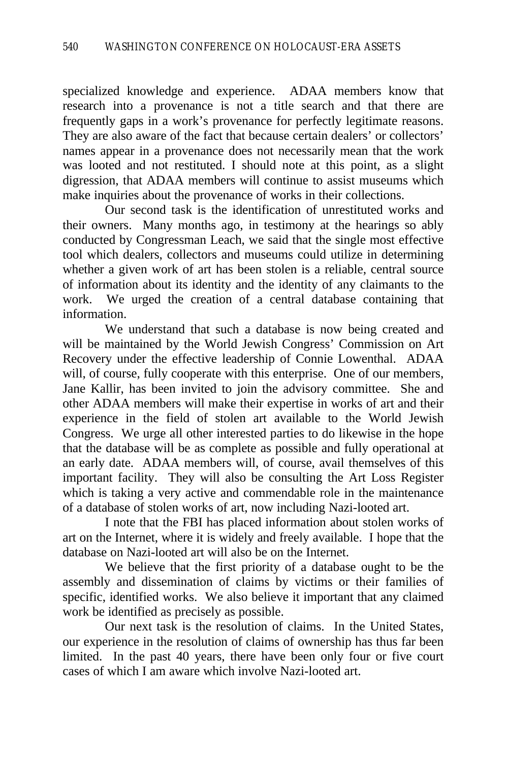specialized knowledge and experience. ADAA members know that research into a provenance is not a title search and that there are frequently gaps in a work's provenance for perfectly legitimate reasons. They are also aware of the fact that because certain dealers' or collectors' names appear in a provenance does not necessarily mean that the work was looted and not restituted. I should note at this point, as a slight digression, that ADAA members will continue to assist museums which make inquiries about the provenance of works in their collections.

Our second task is the identification of unrestituted works and their owners. Many months ago, in testimony at the hearings so ably conducted by Congressman Leach, we said that the single most effective tool which dealers, collectors and museums could utilize in determining whether a given work of art has been stolen is a reliable, central source of information about its identity and the identity of any claimants to the work. We urged the creation of a central database containing that information.

We understand that such a database is now being created and will be maintained by the World Jewish Congress' Commission on Art Recovery under the effective leadership of Connie Lowenthal. ADAA will, of course, fully cooperate with this enterprise. One of our members, Jane Kallir, has been invited to join the advisory committee. She and other ADAA members will make their expertise in works of art and their experience in the field of stolen art available to the World Jewish Congress. We urge all other interested parties to do likewise in the hope that the database will be as complete as possible and fully operational at an early date. ADAA members will, of course, avail themselves of this important facility. They will also be consulting the Art Loss Register which is taking a very active and commendable role in the maintenance of a database of stolen works of art, now including Nazi-looted art.

I note that the FBI has placed information about stolen works of art on the Internet, where it is widely and freely available. I hope that the database on Nazi-looted art will also be on the Internet.

We believe that the first priority of a database ought to be the assembly and dissemination of claims by victims or their families of specific, identified works. We also believe it important that any claimed work be identified as precisely as possible.

Our next task is the resolution of claims. In the United States, our experience in the resolution of claims of ownership has thus far been limited. In the past 40 years, there have been only four or five court cases of which I am aware which involve Nazi-looted art.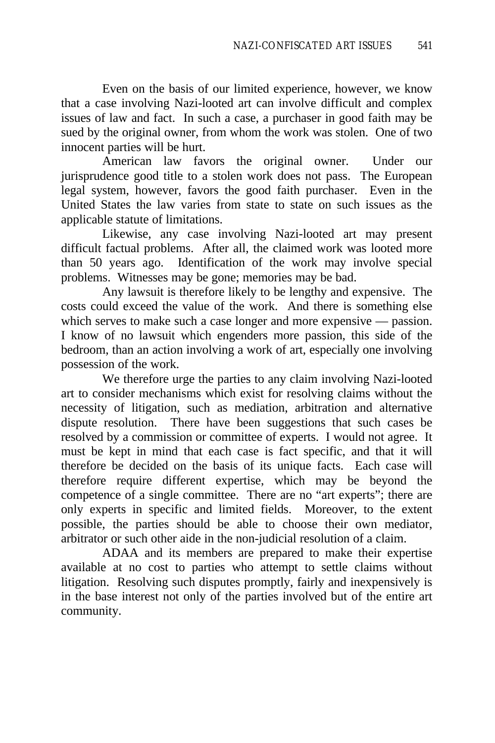Even on the basis of our limited experience, however, we know that a case involving Nazi-looted art can involve difficult and complex issues of law and fact. In such a case, a purchaser in good faith may be sued by the original owner, from whom the work was stolen. One of two innocent parties will be hurt.

American law favors the original owner. Under our jurisprudence good title to a stolen work does not pass. The European legal system, however, favors the good faith purchaser. Even in the United States the law varies from state to state on such issues as the applicable statute of limitations.

Likewise, any case involving Nazi-looted art may present difficult factual problems. After all, the claimed work was looted more than 50 years ago. Identification of the work may involve special problems. Witnesses may be gone; memories may be bad.

Any lawsuit is therefore likely to be lengthy and expensive. The costs could exceed the value of the work. And there is something else which serves to make such a case longer and more expensive — passion. I know of no lawsuit which engenders more passion, this side of the bedroom, than an action involving a work of art, especially one involving possession of the work.

We therefore urge the parties to any claim involving Nazi-looted art to consider mechanisms which exist for resolving claims without the necessity of litigation, such as mediation, arbitration and alternative dispute resolution. There have been suggestions that such cases be resolved by a commission or committee of experts. I would not agree. It must be kept in mind that each case is fact specific, and that it will therefore be decided on the basis of its unique facts. Each case will therefore require different expertise, which may be beyond the competence of a single committee. There are no "art experts"; there are only experts in specific and limited fields. Moreover, to the extent possible, the parties should be able to choose their own mediator, arbitrator or such other aide in the non-judicial resolution of a claim.

ADAA and its members are prepared to make their expertise available at no cost to parties who attempt to settle claims without litigation. Resolving such disputes promptly, fairly and inexpensively is in the base interest not only of the parties involved but of the entire art community.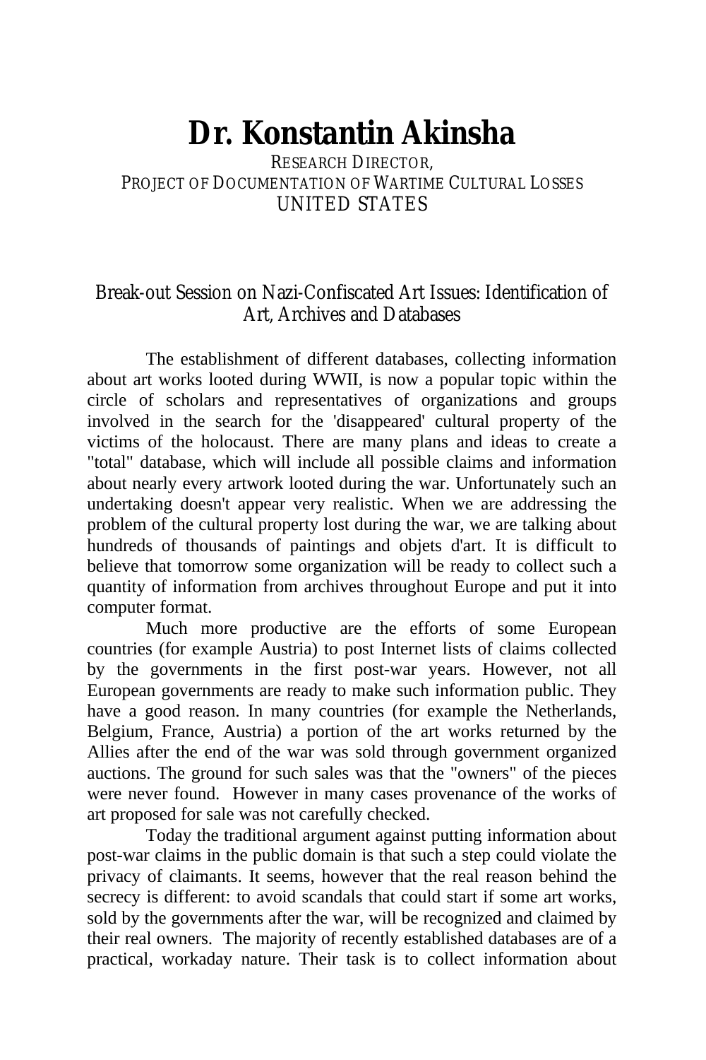# Dr. Konstantin Akinsha

RESEARCH DIRECTOR,
PROJECT OF DOCUMENTATION OF WARTIME CULTURAL LOSSES
UNITED STATES

## Break-out Session on Nazi-Confiscated Art Issues: Identification of Art, Archives and Databases

The establishment of different databases, collecting information about art works looted during WWII, is now a popular topic within the circle of scholars and representatives of organizations and groups involved in the search for the 'disappeared' cultural property of the victims of the holocaust. There are many plans and ideas to create a "total" database, which will include all possible claims and information about nearly every artwork looted during the war. Unfortunately such an undertaking doesn't appear very realistic. When we are addressing the problem of the cultural property lost during the war, we are talking about hundreds of thousands of paintings and objets d'art. It is difficult to believe that tomorrow some organization will be ready to collect such a quantity of information from archives throughout Europe and put it into computer format.

Much more productive are the efforts of some European countries (for example Austria) to post Internet lists of claims collected by the governments in the first post-war years. However, not all European governments are ready to make such information public. They have a good reason. In many countries (for example the Netherlands, Belgium, France, Austria) a portion of the art works returned by the Allies after the end of the war was sold through government organized auctions. The ground for such sales was that the "owners" of the pieces were never found. However in many cases provenance of the works of art proposed for sale was not carefully checked.

Today the traditional argument against putting information about post-war claims in the public domain is that such a step could violate the privacy of claimants. It seems, however that the real reason behind the secrecy is different: to avoid scandals that could start if some art works, sold by the governments after the war, will be recognized and claimed by their real owners. The majority of recently established databases are of a practical, workaday nature. Their task is to collect information about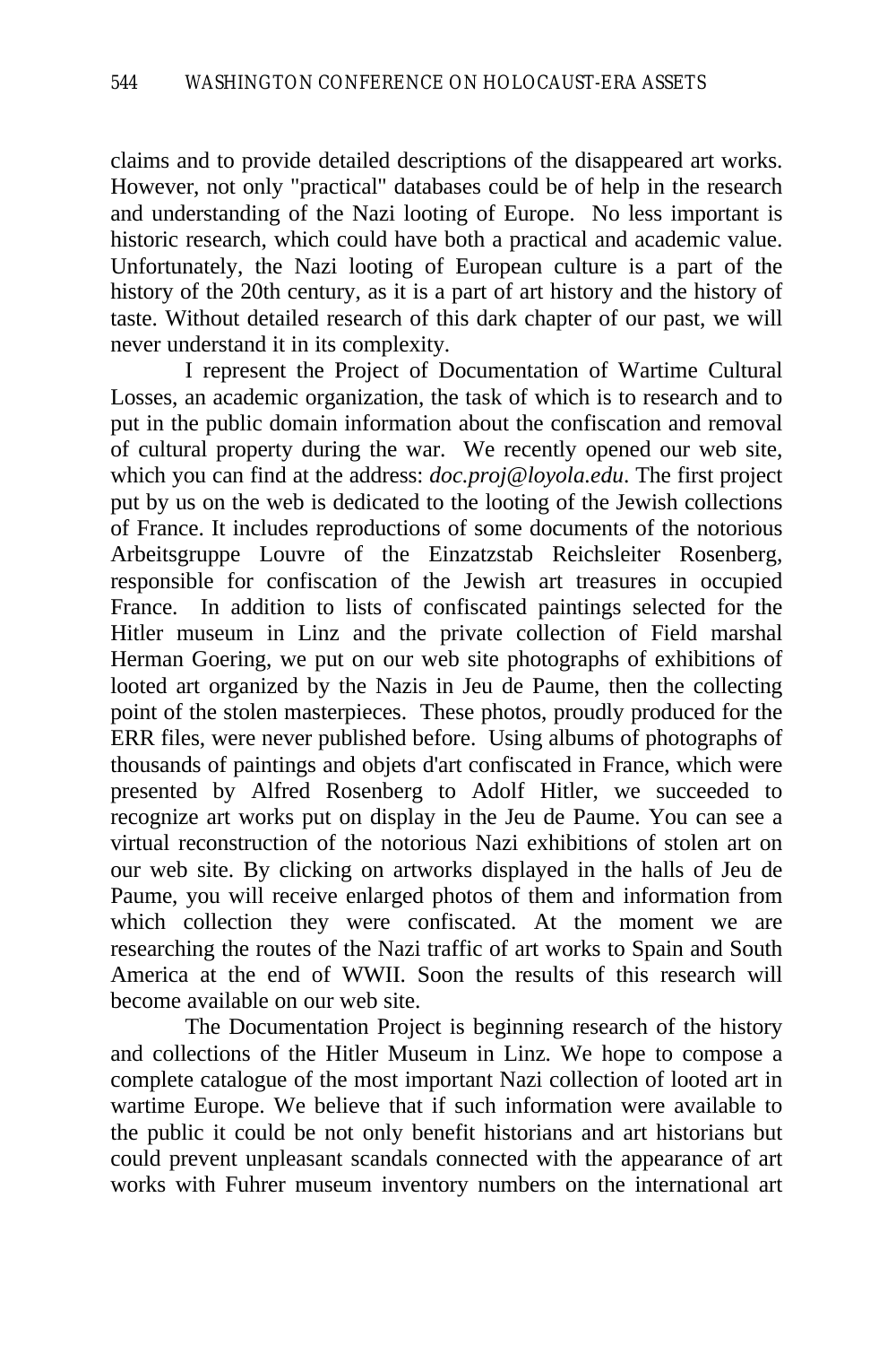claims and to provide detailed descriptions of the disappeared art works. However, not only "practical" databases could be of help in the research and understanding of the Nazi looting of Europe. No less important is historic research, which could have both a practical and academic value. Unfortunately, the Nazi looting of European culture is a part of the history of the 20th century, as it is a part of art history and the history of taste. Without detailed research of this dark chapter of our past, we will never understand it in its complexity.

I represent the Project of Documentation of Wartime Cultural Losses, an academic organization, the task of which is to research and to put in the public domain information about the confiscation and removal of cultural property during the war. We recently opened our web site, which you can find at the address: *doc.proj@loyola.edu*. The first project put by us on the web is dedicated to the looting of the Jewish collections of France. It includes reproductions of some documents of the notorious Arbeitsgruppe Louvre of the Einzatzstab Reichsleiter Rosenberg, responsible for confiscation of the Jewish art treasures in occupied France. In addition to lists of confiscated paintings selected for the Hitler museum in Linz and the private collection of Field marshal Herman Goering, we put on our web site photographs of exhibitions of looted art organized by the Nazis in Jeu de Paume, then the collecting point of the stolen masterpieces. These photos, proudly produced for the ERR files, were never published before. Using albums of photographs of thousands of paintings and objets d'art confiscated in France, which were presented by Alfred Rosenberg to Adolf Hitler, we succeeded to recognize art works put on display in the Jeu de Paume. You can see a virtual reconstruction of the notorious Nazi exhibitions of stolen art on our web site. By clicking on artworks displayed in the halls of Jeu de Paume, you will receive enlarged photos of them and information from which collection they were confiscated. At the moment we are researching the routes of the Nazi traffic of art works to Spain and South America at the end of WWII. Soon the results of this research will become available on our web site.

The Documentation Project is beginning research of the history and collections of the Hitler Museum in Linz. We hope to compose a complete catalogue of the most important Nazi collection of looted art in wartime Europe. We believe that if such information were available to the public it could be not only benefit historians and art historians but could prevent unpleasant scandals connected with the appearance of art works with Fuhrer museum inventory numbers on the international art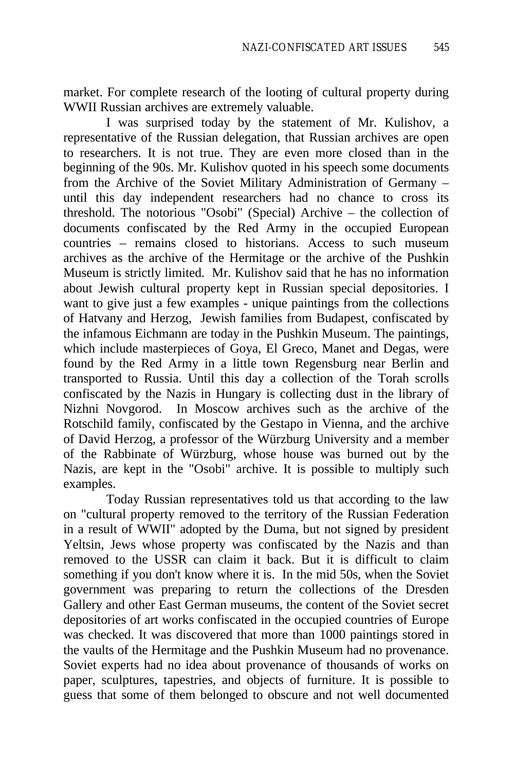market. For complete research of the looting of cultural property during WWII Russian archives are extremely valuable.

I was surprised today by the statement of Mr. Kulishov, a representative of the Russian delegation, that Russian archives are open to researchers. It is not true. They are even more closed than in the beginning of the 90s. Mr. Kulishov quoted in his speech some documents from the Archive of the Soviet Military Administration of Germany – until this day independent researchers had no chance to cross its threshold. The notorious "Osobi" (Special) Archive – the collection of documents confiscated by the Red Army in the occupied European countries – remains closed to historians. Access to such museum archives as the archive of the Hermitage or the archive of the Pushkin Museum is strictly limited. Mr. Kulishov said that he has no information about Jewish cultural property kept in Russian special depositories. I want to give just a few examples - unique paintings from the collections of Hatvany and Herzog, Jewish families from Budapest, confiscated by the infamous Eichmann are today in the Pushkin Museum. The paintings, which include masterpieces of Goya, El Greco, Manet and Degas, were found by the Red Army in a little town Regensburg near Berlin and transported to Russia. Until this day a collection of the Torah scrolls confiscated by the Nazis in Hungary is collecting dust in the library of Nizhni Novgorod. In Moscow archives such as the archive of the Rotschild family, confiscated by the Gestapo in Vienna, and the archive of David Herzog, a professor of the Würzburg University and a member of the Rabbinate of Würzburg, whose house was burned out by the Nazis, are kept in the "Osobi" archive. It is possible to multiply such examples.

Today Russian representatives told us that according to the law on "cultural property removed to the territory of the Russian Federation in a result of WWII" adopted by the Duma, but not signed by president Yeltsin, Jews whose property was confiscated by the Nazis and than removed to the USSR can claim it back. But it is difficult to claim something if you don't know where it is. In the mid 50s, when the Soviet government was preparing to return the collections of the Dresden Gallery and other East German museums, the content of the Soviet secret depositories of art works confiscated in the occupied countries of Europe was checked. It was discovered that more than 1000 paintings stored in the vaults of the Hermitage and the Pushkin Museum had no provenance. Soviet experts had no idea about provenance of thousands of works on paper, sculptures, tapestries, and objects of furniture. It is possible to guess that some of them belonged to obscure and not well documented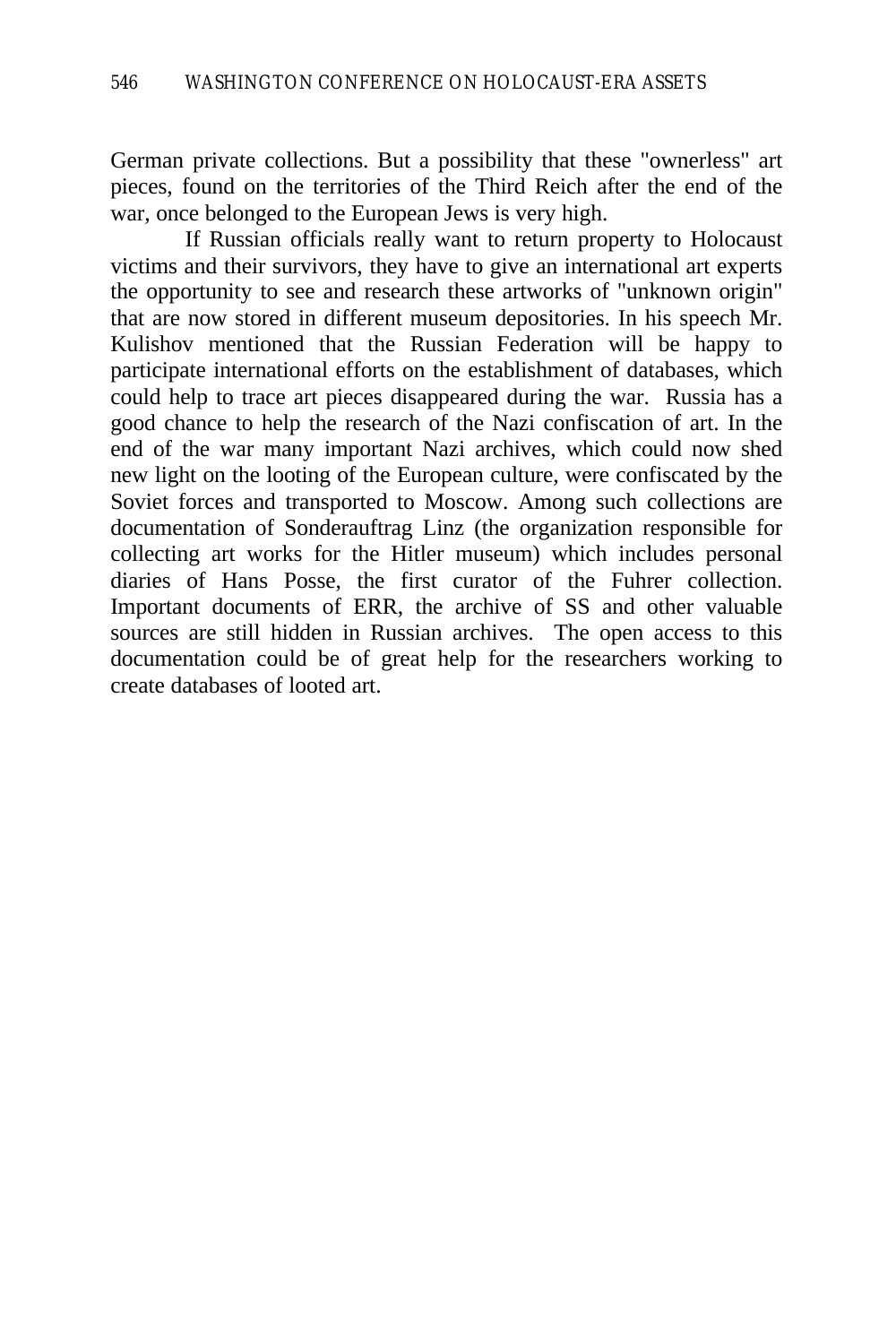German private collections. But a possibility that these "ownerless" art pieces, found on the territories of the Third Reich after the end of the war, once belonged to the European Jews is very high.

If Russian officials really want to return property to Holocaust victims and their survivors, they have to give an international art experts the opportunity to see and research these artworks of "unknown origin" that are now stored in different museum depositories. In his speech Mr. Kulishov mentioned that the Russian Federation will be happy to participate international efforts on the establishment of databases, which could help to trace art pieces disappeared during the war. Russia has a good chance to help the research of the Nazi confiscation of art. In the end of the war many important Nazi archives, which could now shed new light on the looting of the European culture, were confiscated by the Soviet forces and transported to Moscow. Among such collections are documentation of Sonderauftrag Linz (the organization responsible for collecting art works for the Hitler museum) which includes personal diaries of Hans Posse, the first curator of the Fuhrer collection. Important documents of ERR, the archive of SS and other valuable sources are still hidden in Russian archives. The open access to this documentation could be of great help for the researchers working to create databases of looted art.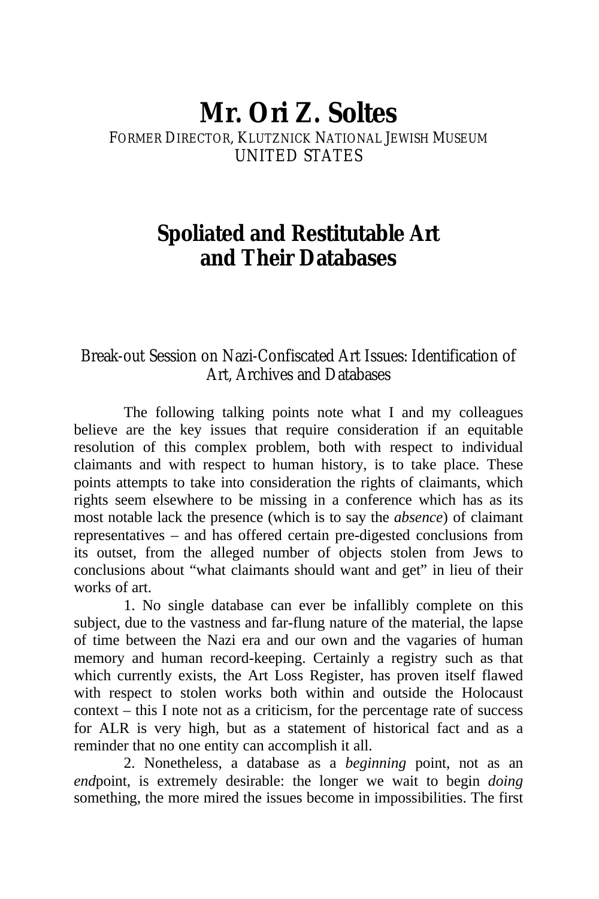# Mr. Ori Z. Soltes

FORMER DIRECTOR, KLUTZNICK NATIONAL JEWISH MUSEUM
UNITED STATES

## Spoliated and Restitutable Art and Their Databases

Break-out Session on Nazi-Confiscated Art Issues: Identification of Art, Archives and Databases

The following talking points note what I and my colleagues believe are the key issues that require consideration if an equitable resolution of this complex problem, both with respect to individual claimants and with respect to human history, is to take place. These points attempts to take into consideration the rights of claimants, which rights seem elsewhere to be missing in a conference which has as its most notable lack the presence (which is to say the *absence*) of claimant representatives – and has offered certain pre-digested conclusions from its outset, from the alleged number of objects stolen from Jews to conclusions about "what claimants should want and get" in lieu of their works of art.

1. No single database can ever be infallibly complete on this subject, due to the vastness and far-flung nature of the material, the lapse of time between the Nazi era and our own and the vagaries of human memory and human record-keeping. Certainly a registry such as that which currently exists, the Art Loss Register, has proven itself flawed with respect to stolen works both within and outside the Holocaust context – this I note not as a criticism, for the percentage rate of success for ALR is very high, but as a statement of historical fact and as a reminder that no one entity can accomplish it all.

2. Nonetheless, a database as a *beginning* point, not as an *end*point, is extremely desirable: the longer we wait to begin *doing* something, the more mired the issues become in impossibilities. The first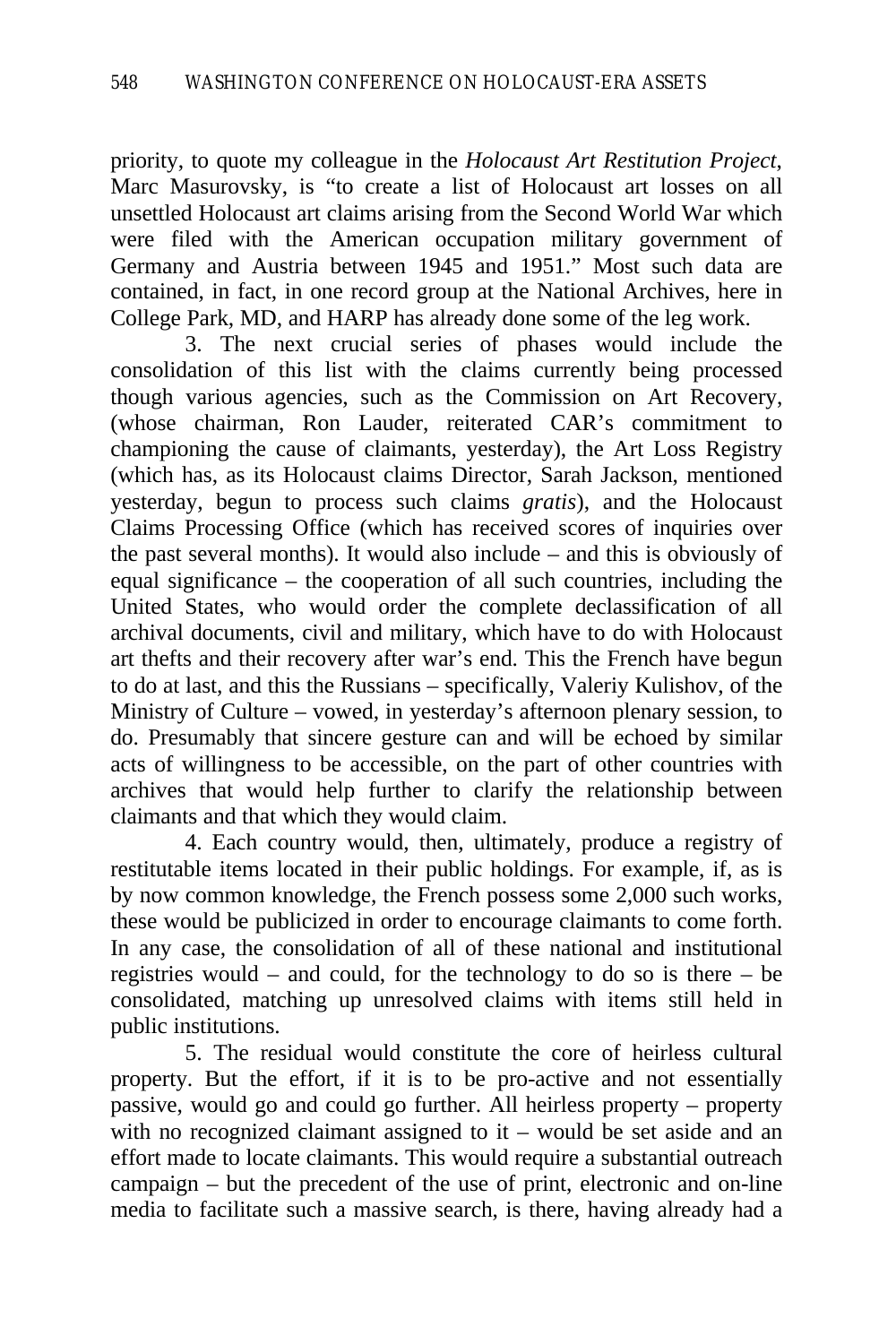priority, to quote my colleague in the *Holocaust Art Restitution Project*, Marc Masurovsky, is "to create a list of Holocaust art losses on all unsettled Holocaust art claims arising from the Second World War which were filed with the American occupation military government of Germany and Austria between 1945 and 1951." Most such data are contained, in fact, in one record group at the National Archives, here in College Park, MD, and HARP has already done some of the leg work.

3. The next crucial series of phases would include the consolidation of this list with the claims currently being processed though various agencies, such as the Commission on Art Recovery, (whose chairman, Ron Lauder, reiterated CAR's commitment to championing the cause of claimants, yesterday), the Art Loss Registry (which has, as its Holocaust claims Director, Sarah Jackson, mentioned yesterday, begun to process such claims *gratis*), and the Holocaust Claims Processing Office (which has received scores of inquiries over the past several months). It would also include – and this is obviously of equal significance – the cooperation of all such countries, including the United States, who would order the complete declassification of all archival documents, civil and military, which have to do with Holocaust art thefts and their recovery after war's end. This the French have begun to do at last, and this the Russians – specifically, Valeriy Kulishov, of the Ministry of Culture – vowed, in yesterday's afternoon plenary session, to do. Presumably that sincere gesture can and will be echoed by similar acts of willingness to be accessible, on the part of other countries with archives that would help further to clarify the relationship between claimants and that which they would claim.

4. Each country would, then, ultimately, produce a registry of restitutable items located in their public holdings. For example, if, as is by now common knowledge, the French possess some 2,000 such works, these would be publicized in order to encourage claimants to come forth. In any case, the consolidation of all of these national and institutional registries would – and could, for the technology to do so is there – be consolidated, matching up unresolved claims with items still held in public institutions.

5. The residual would constitute the core of heirless cultural property. But the effort, if it is to be pro-active and not essentially passive, would go and could go further. All heirless property – property with no recognized claimant assigned to it – would be set aside and an effort made to locate claimants. This would require a substantial outreach campaign – but the precedent of the use of print, electronic and on-line media to facilitate such a massive search, is there, having already had a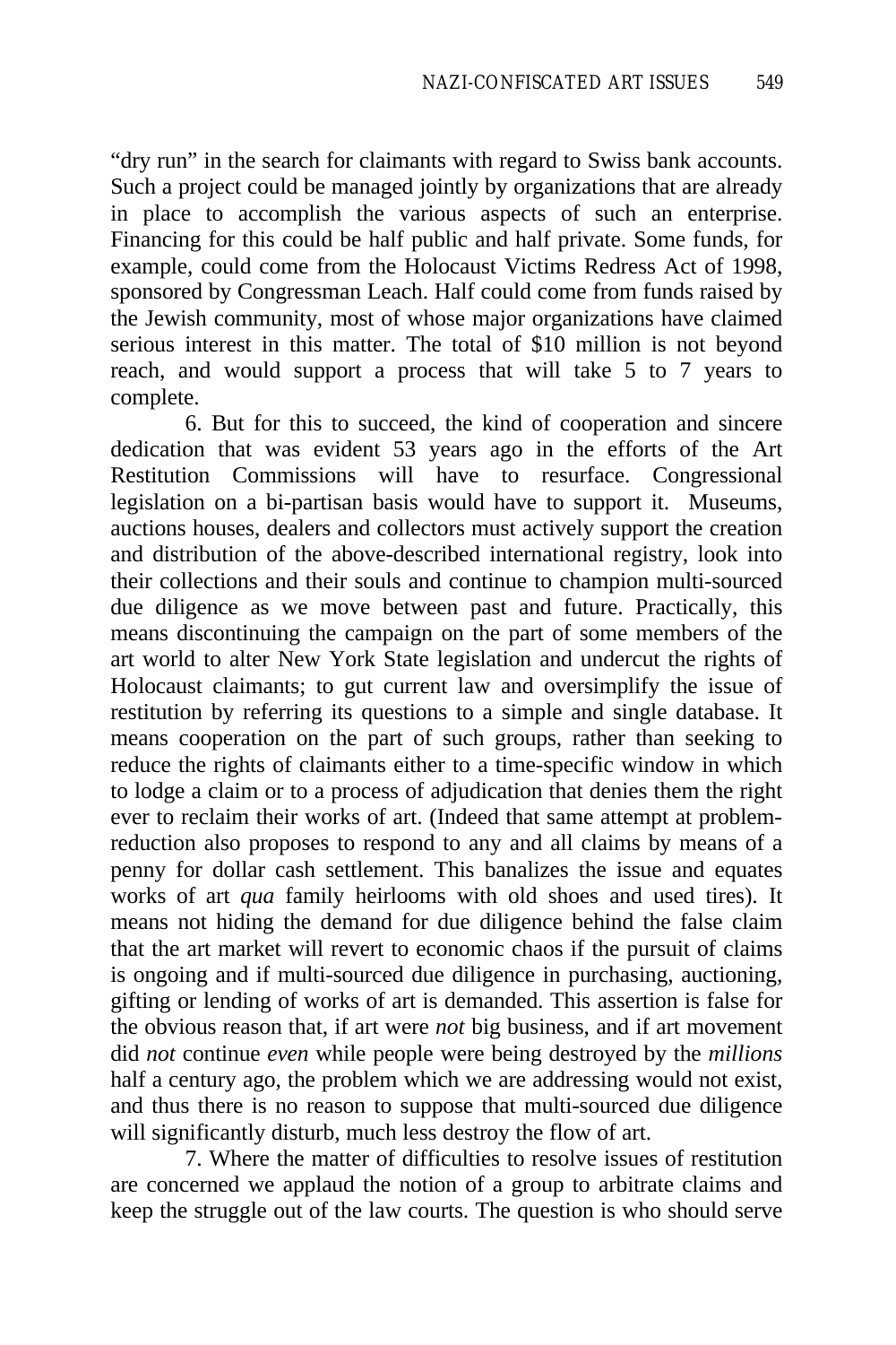"dry run" in the search for claimants with regard to Swiss bank accounts. Such a project could be managed jointly by organizations that are already in place to accomplish the various aspects of such an enterprise. Financing for this could be half public and half private. Some funds, for example, could come from the Holocaust Victims Redress Act of 1998, sponsored by Congressman Leach. Half could come from funds raised by the Jewish community, most of whose major organizations have claimed serious interest in this matter. The total of $10 million is not beyond reach, and would support a process that will take 5 to 7 years to complete.

6. But for this to succeed, the kind of cooperation and sincere dedication that was evident 53 years ago in the efforts of the Art Restitution Commissions will have to resurface. Congressional legislation on a bi-partisan basis would have to support it. Museums, auctions houses, dealers and collectors must actively support the creation and distribution of the above-described international registry, look into their collections and their souls and continue to champion multi-sourced due diligence as we move between past and future. Practically, this means discontinuing the campaign on the part of some members of the art world to alter New York State legislation and undercut the rights of Holocaust claimants; to gut current law and oversimplify the issue of restitution by referring its questions to a simple and single database. It means cooperation on the part of such groups, rather than seeking to reduce the rights of claimants either to a time-specific window in which to lodge a claim or to a process of adjudication that denies them the right ever to reclaim their works of art. (Indeed that same attempt at problem-reduction also proposes to respond to any and all claims by means of a penny for dollar cash settlement. This banalizes the issue and equates works of art *qua* family heirlooms with old shoes and used tires). It means not hiding the demand for due diligence behind the false claim that the art market will revert to economic chaos if the pursuit of claims is ongoing and if multi-sourced due diligence in purchasing, auctioning, gifting or lending of works of art is demanded. This assertion is false for the obvious reason that, if art were *not* big business, and if art movement did *not* continue *even* while people were being destroyed by the *millions* half a century ago, the problem which we are addressing would not exist, and thus there is no reason to suppose that multi-sourced due diligence will significantly disturb, much less destroy the flow of art.

7. Where the matter of difficulties to resolve issues of restitution are concerned we applaud the notion of a group to arbitrate claims and keep the struggle out of the law courts. The question is who should serve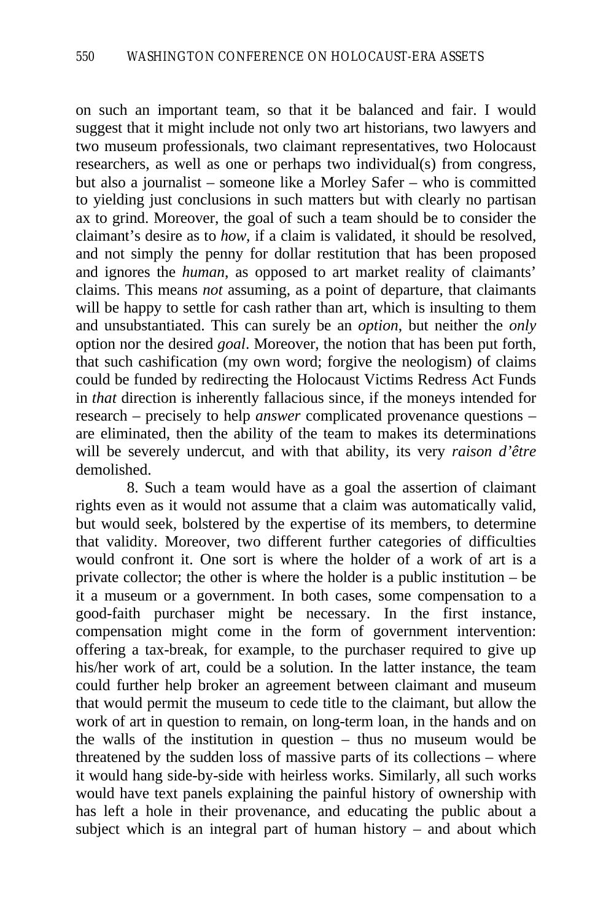on such an important team, so that it be balanced and fair. I would suggest that it might include not only two art historians, two lawyers and two museum professionals, two claimant representatives, two Holocaust researchers, as well as one or perhaps two individual(s) from congress, but also a journalist – someone like a Morley Safer – who is committed to yielding just conclusions in such matters but with clearly no partisan ax to grind. Moreover, the goal of such a team should be to consider the claimant's desire as to *how*, if a claim is validated, it should be resolved, and not simply the penny for dollar restitution that has been proposed and ignores the *human*, as opposed to art market reality of claimants' claims. This means *not* assuming, as a point of departure, that claimants will be happy to settle for cash rather than art, which is insulting to them and unsubstantiated. This can surely be an *option*, but neither the *only* option nor the desired *goal*. Moreover, the notion that has been put forth, that such cashification (my own word; forgive the neologism) of claims could be funded by redirecting the Holocaust Victims Redress Act Funds in *that* direction is inherently fallacious since, if the moneys intended for research – precisely to help *answer* complicated provenance questions – are eliminated, then the ability of the team to makes its determinations will be severely undercut, and with that ability, its very *raison d'être* demolished.

8. Such a team would have as a goal the assertion of claimant rights even as it would not assume that a claim was automatically valid, but would seek, bolstered by the expertise of its members, to determine that validity. Moreover, two different further categories of difficulties would confront it. One sort is where the holder of a work of art is a private collector; the other is where the holder is a public institution – be it a museum or a government. In both cases, some compensation to a good-faith purchaser might be necessary. In the first instance, compensation might come in the form of government intervention: offering a tax-break, for example, to the purchaser required to give up his/her work of art, could be a solution. In the latter instance, the team could further help broker an agreement between claimant and museum that would permit the museum to cede title to the claimant, but allow the work of art in question to remain, on long-term loan, in the hands and on the walls of the institution in question – thus no museum would be threatened by the sudden loss of massive parts of its collections – where it would hang side-by-side with heirless works. Similarly, all such works would have text panels explaining the painful history of ownership with has left a hole in their provenance, and educating the public about a subject which is an integral part of human history – and about which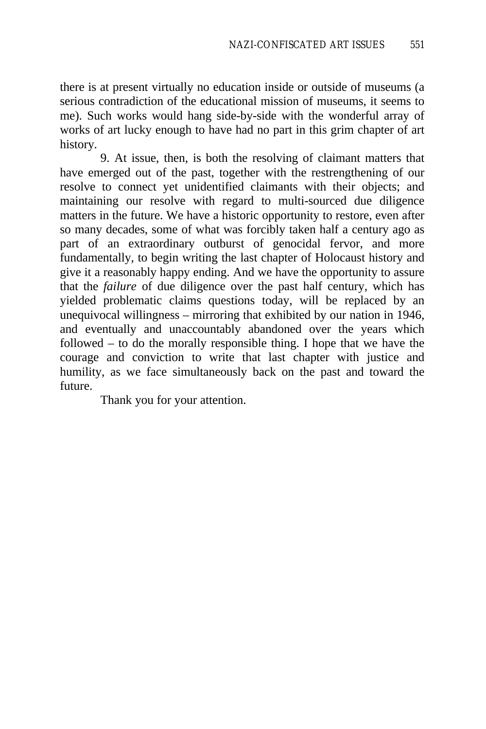there is at present virtually no education inside or outside of museums (a serious contradiction of the educational mission of museums, it seems to me). Such works would hang side-by-side with the wonderful array of works of art lucky enough to have had no part in this grim chapter of art history.

9. At issue, then, is both the resolving of claimant matters that have emerged out of the past, together with the restrengthening of our resolve to connect yet unidentified claimants with their objects; and maintaining our resolve with regard to multi-sourced due diligence matters in the future. We have a historic opportunity to restore, even after so many decades, some of what was forcibly taken half a century ago as part of an extraordinary outburst of genocidal fervor, and more fundamentally, to begin writing the last chapter of Holocaust history and give it a reasonably happy ending. And we have the opportunity to assure that the *failure* of due diligence over the past half century, which has yielded problematic claims questions today, will be replaced by an unequivocal willingness – mirroring that exhibited by our nation in 1946, and eventually and unaccountably abandoned over the years which followed – to do the morally responsible thing. I hope that we have the courage and conviction to write that last chapter with justice and humility, as we face simultaneously back on the past and toward the future.

Thank you for your attention.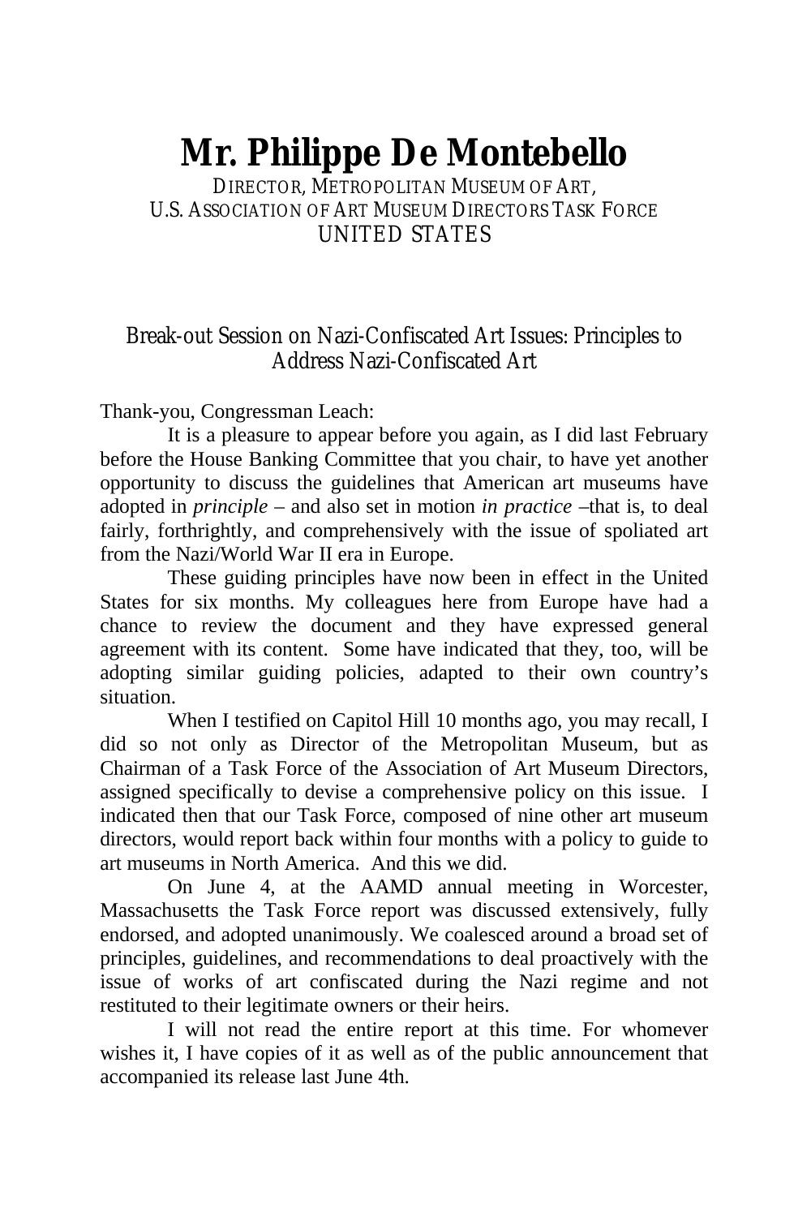# Mr. Philippe De Montebello

DIRECTOR, METROPOLITAN MUSEUM OF ART,
U.S. ASSOCIATION OF ART MUSEUM DIRECTORS TASK FORCE
UNITED STATES

## Break-out Session on Nazi-Confiscated Art Issues: Principles to Address Nazi-Confiscated Art

Thank-you, Congressman Leach:

It is a pleasure to appear before you again, as I did last February before the House Banking Committee that you chair, to have yet another opportunity to discuss the guidelines that American art museums have adopted in *principle* – and also set in motion *in practice* –that is, to deal fairly, forthrightly, and comprehensively with the issue of spoliated art from the Nazi/World War II era in Europe.

These guiding principles have now been in effect in the United States for six months. My colleagues here from Europe have had a chance to review the document and they have expressed general agreement with its content. Some have indicated that they, too, will be adopting similar guiding policies, adapted to their own country's situation.

When I testified on Capitol Hill 10 months ago, you may recall, I did so not only as Director of the Metropolitan Museum, but as Chairman of a Task Force of the Association of Art Museum Directors, assigned specifically to devise a comprehensive policy on this issue. I indicated then that our Task Force, composed of nine other art museum directors, would report back within four months with a policy to guide to art museums in North America. And this we did.

On June 4, at the AAMD annual meeting in Worcester, Massachusetts the Task Force report was discussed extensively, fully endorsed, and adopted unanimously. We coalesced around a broad set of principles, guidelines, and recommendations to deal proactively with the issue of works of art confiscated during the Nazi regime and not restituted to their legitimate owners or their heirs.

I will not read the entire report at this time. For whomever wishes it, I have copies of it as well as of the public announcement that accompanied its release last June 4th.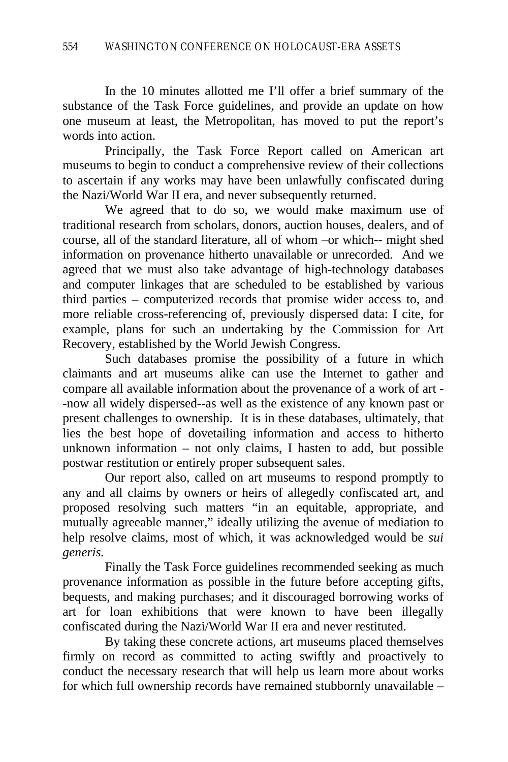In the 10 minutes allotted me I'll offer a brief summary of the substance of the Task Force guidelines, and provide an update on how one museum at least, the Metropolitan, has moved to put the report's words into action.

Principally, the Task Force Report called on American art museums to begin to conduct a comprehensive review of their collections to ascertain if any works may have been unlawfully confiscated during the Nazi/World War II era, and never subsequently returned.

We agreed that to do so, we would make maximum use of traditional research from scholars, donors, auction houses, dealers, and of course, all of the standard literature, all of whom –or which-- might shed information on provenance hitherto unavailable or unrecorded. And we agreed that we must also take advantage of high-technology databases and computer linkages that are scheduled to be established by various third parties – computerized records that promise wider access to, and more reliable cross-referencing of, previously dispersed data: I cite, for example, plans for such an undertaking by the Commission for Art Recovery, established by the World Jewish Congress.

Such databases promise the possibility of a future in which claimants and art museums alike can use the Internet to gather and compare all available information about the provenance of a work of art --now all widely dispersed--as well as the existence of any known past or present challenges to ownership. It is in these databases, ultimately, that lies the best hope of dovetailing information and access to hitherto unknown information – not only claims, I hasten to add, but possible postwar restitution or entirely proper subsequent sales.

Our report also, called on art museums to respond promptly to any and all claims by owners or heirs of allegedly confiscated art, and proposed resolving such matters "in an equitable, appropriate, and mutually agreeable manner," ideally utilizing the avenue of mediation to help resolve claims, most of which, it was acknowledged would be *sui generis*.

Finally the Task Force guidelines recommended seeking as much provenance information as possible in the future before accepting gifts, bequests, and making purchases; and it discouraged borrowing works of art for loan exhibitions that were known to have been illegally confiscated during the Nazi/World War II era and never restituted.

By taking these concrete actions, art museums placed themselves firmly on record as committed to acting swiftly and proactively to conduct the necessary research that will help us learn more about works for which full ownership records have remained stubbornly unavailable –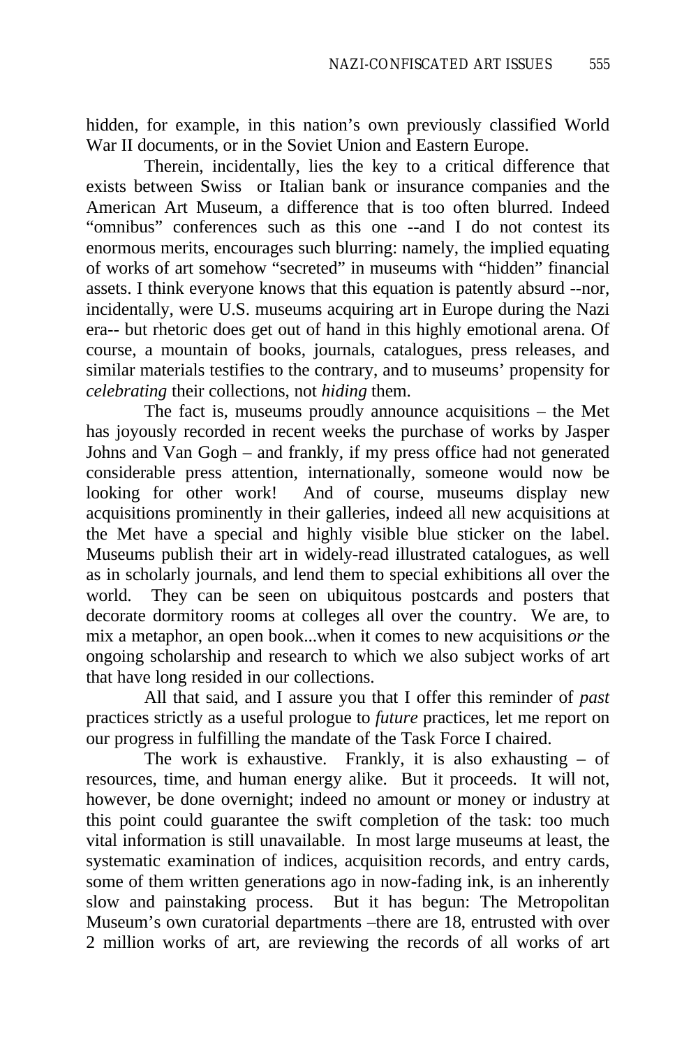hidden, for example, in this nation's own previously classified World War II documents, or in the Soviet Union and Eastern Europe.

Therein, incidentally, lies the key to a critical difference that exists between Swiss or Italian bank or insurance companies and the American Art Museum, a difference that is too often blurred. Indeed "omnibus" conferences such as this one --and I do not contest its enormous merits, encourages such blurring: namely, the implied equating of works of art somehow "secreted" in museums with "hidden" financial assets. I think everyone knows that this equation is patently absurd --nor, incidentally, were U.S. museums acquiring art in Europe during the Nazi era-- but rhetoric does get out of hand in this highly emotional arena. Of course, a mountain of books, journals, catalogues, press releases, and similar materials testifies to the contrary, and to museums' propensity for *celebrating* their collections, not *hiding* them.

The fact is, museums proudly announce acquisitions – the Met has joyously recorded in recent weeks the purchase of works by Jasper Johns and Van Gogh – and frankly, if my press office had not generated considerable press attention, internationally, someone would now be looking for other work! And of course, museums display new acquisitions prominently in their galleries, indeed all new acquisitions at the Met have a special and highly visible blue sticker on the label. Museums publish their art in widely-read illustrated catalogues, as well as in scholarly journals, and lend them to special exhibitions all over the world. They can be seen on ubiquitous postcards and posters that decorate dormitory rooms at colleges all over the country. We are, to mix a metaphor, an open book...when it comes to new acquisitions *or* the ongoing scholarship and research to which we also subject works of art that have long resided in our collections.

All that said, and I assure you that I offer this reminder of *past* practices strictly as a useful prologue to *future* practices, let me report on our progress in fulfilling the mandate of the Task Force I chaired.

The work is exhaustive. Frankly, it is also exhausting – of resources, time, and human energy alike. But it proceeds. It will not, however, be done overnight; indeed no amount or money or industry at this point could guarantee the swift completion of the task: too much vital information is still unavailable. In most large museums at least, the systematic examination of indices, acquisition records, and entry cards, some of them written generations ago in now-fading ink, is an inherently slow and painstaking process. But it has begun: The Metropolitan Museum's own curatorial departments –there are 18, entrusted with over 2 million works of art, are reviewing the records of all works of art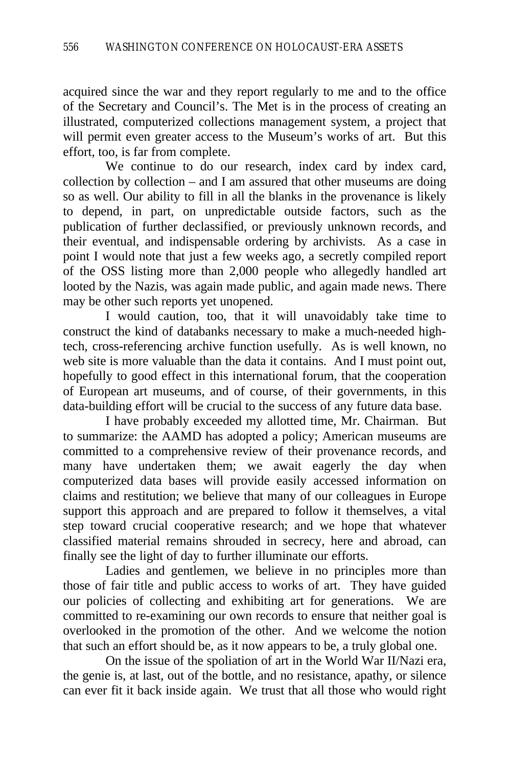acquired since the war and they report regularly to me and to the office of the Secretary and Council's. The Met is in the process of creating an illustrated, computerized collections management system, a project that will permit even greater access to the Museum's works of art. But this effort, too, is far from complete.

We continue to do our research, index card by index card, collection by collection – and I am assured that other museums are doing so as well. Our ability to fill in all the blanks in the provenance is likely to depend, in part, on unpredictable outside factors, such as the publication of further declassified, or previously unknown records, and their eventual, and indispensable ordering by archivists. As a case in point I would note that just a few weeks ago, a secretly compiled report of the OSS listing more than 2,000 people who allegedly handled art looted by the Nazis, was again made public, and again made news. There may be other such reports yet unopened.

I would caution, too, that it will unavoidably take time to construct the kind of databanks necessary to make a much-needed high-tech, cross-referencing archive function usefully. As is well known, no web site is more valuable than the data it contains. And I must point out, hopefully to good effect in this international forum, that the cooperation of European art museums, and of course, of their governments, in this data-building effort will be crucial to the success of any future data base.

I have probably exceeded my allotted time, Mr. Chairman. But to summarize: the AAMD has adopted a policy; American museums are committed to a comprehensive review of their provenance records, and many have undertaken them; we await eagerly the day when computerized data bases will provide easily accessed information on claims and restitution; we believe that many of our colleagues in Europe support this approach and are prepared to follow it themselves, a vital step toward crucial cooperative research; and we hope that whatever classified material remains shrouded in secrecy, here and abroad, can finally see the light of day to further illuminate our efforts.

Ladies and gentlemen, we believe in no principles more than those of fair title and public access to works of art. They have guided our policies of collecting and exhibiting art for generations. We are committed to re-examining our own records to ensure that neither goal is overlooked in the promotion of the other. And we welcome the notion that such an effort should be, as it now appears to be, a truly global one.

On the issue of the spoliation of art in the World War II/Nazi era, the genie is, at last, out of the bottle, and no resistance, apathy, or silence can ever fit it back inside again. We trust that all those who would right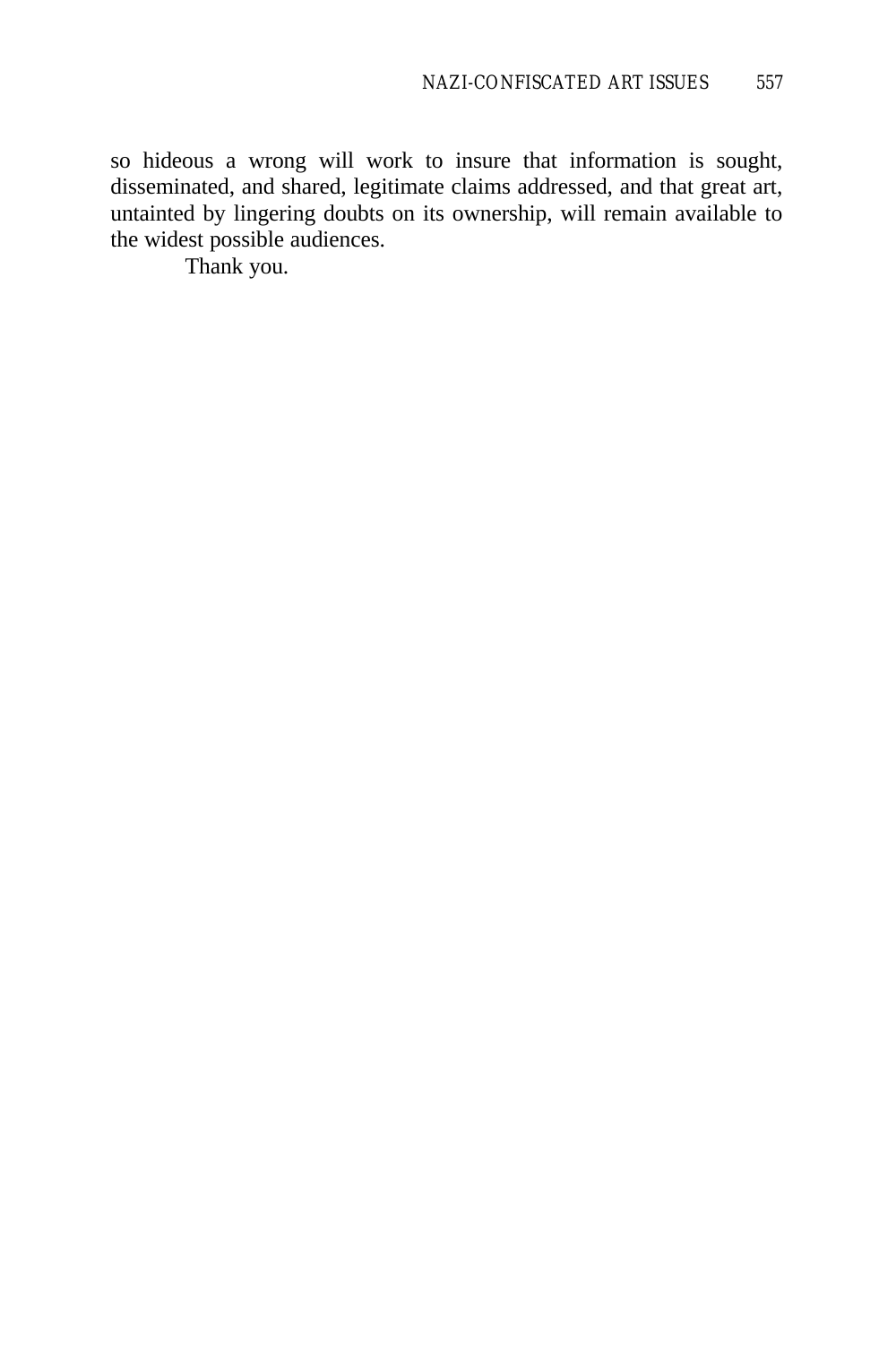so hideous a wrong will work to insure that information is sought, disseminated, and shared, legitimate claims addressed, and that great art, untainted by lingering doubts on its ownership, will remain available to the widest possible audiences.

Thank you.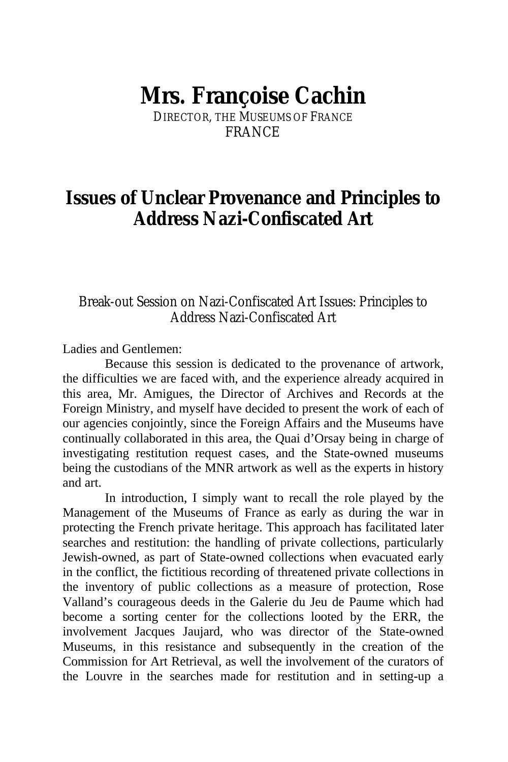# Mrs. Françoise Cachin

DIRECTOR, THE MUSEUMS OF FRANCE
FRANCE

## Issues of Unclear Provenance and Principles to Address Nazi-Confiscated Art

*Break-out Session on Nazi-Confiscated Art Issues: Principles to Address Nazi-Confiscated Art*

Ladies and Gentlemen:

Because this session is dedicated to the provenance of artwork, the difficulties we are faced with, and the experience already acquired in this area, Mr. Amigues, the Director of Archives and Records at the Foreign Ministry, and myself have decided to present the work of each of our agencies conjointly, since the Foreign Affairs and the Museums have continually collaborated in this area, the Quai d'Orsay being in charge of investigating restitution request cases, and the State-owned museums being the custodians of the MNR artwork as well as the experts in history and art.

In introduction, I simply want to recall the role played by the Management of the Museums of France as early as during the war in protecting the French private heritage. This approach has facilitated later searches and restitution: the handling of private collections, particularly Jewish-owned, as part of State-owned collections when evacuated early in the conflict, the fictitious recording of threatened private collections in the inventory of public collections as a measure of protection, Rose Valland's courageous deeds in the Galerie du Jeu de Paume which had become a sorting center for the collections looted by the ERR, the involvement Jacques Jaujard, who was director of the State-owned Museums, in this resistance and subsequently in the creation of the Commission for Art Retrieval, as well the involvement of the curators of the Louvre in the searches made for restitution and in setting-up a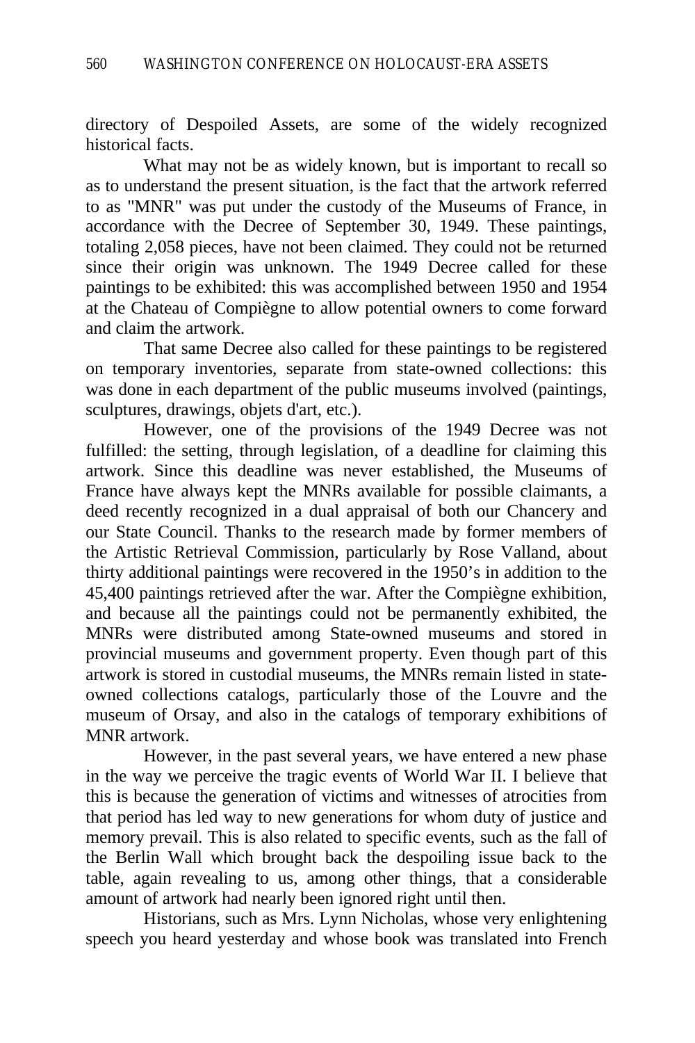directory of Despoiled Assets, are some of the widely recognized historical facts.

What may not be as widely known, but is important to recall so as to understand the present situation, is the fact that the artwork referred to as "MNR" was put under the custody of the Museums of France, in accordance with the Decree of September 30, 1949. These paintings, totaling 2,058 pieces, have not been claimed. They could not be returned since their origin was unknown. The 1949 Decree called for these paintings to be exhibited: this was accomplished between 1950 and 1954 at the Chateau of Compiègne to allow potential owners to come forward and claim the artwork.

That same Decree also called for these paintings to be registered on temporary inventories, separate from state-owned collections: this was done in each department of the public museums involved (paintings, sculptures, drawings, objets d'art, etc.).

However, one of the provisions of the 1949 Decree was not fulfilled: the setting, through legislation, of a deadline for claiming this artwork. Since this deadline was never established, the Museums of France have always kept the MNRs available for possible claimants, a deed recently recognized in a dual appraisal of both our Chancery and our State Council. Thanks to the research made by former members of the Artistic Retrieval Commission, particularly by Rose Valland, about thirty additional paintings were recovered in the 1950's in addition to the 45,400 paintings retrieved after the war. After the Compiègne exhibition, and because all the paintings could not be permanently exhibited, the MNRs were distributed among State-owned museums and stored in provincial museums and government property. Even though part of this artwork is stored in custodial museums, the MNRs remain listed in state-owned collections catalogs, particularly those of the Louvre and the museum of Orsay, and also in the catalogs of temporary exhibitions of MNR artwork.

However, in the past several years, we have entered a new phase in the way we perceive the tragic events of World War II. I believe that this is because the generation of victims and witnesses of atrocities from that period has led way to new generations for whom duty of justice and memory prevail. This is also related to specific events, such as the fall of the Berlin Wall which brought back the despoiling issue back to the table, again revealing to us, among other things, that a considerable amount of artwork had nearly been ignored right until then.

Historians, such as Mrs. Lynn Nicholas, whose very enlightening speech you heard yesterday and whose book was translated into French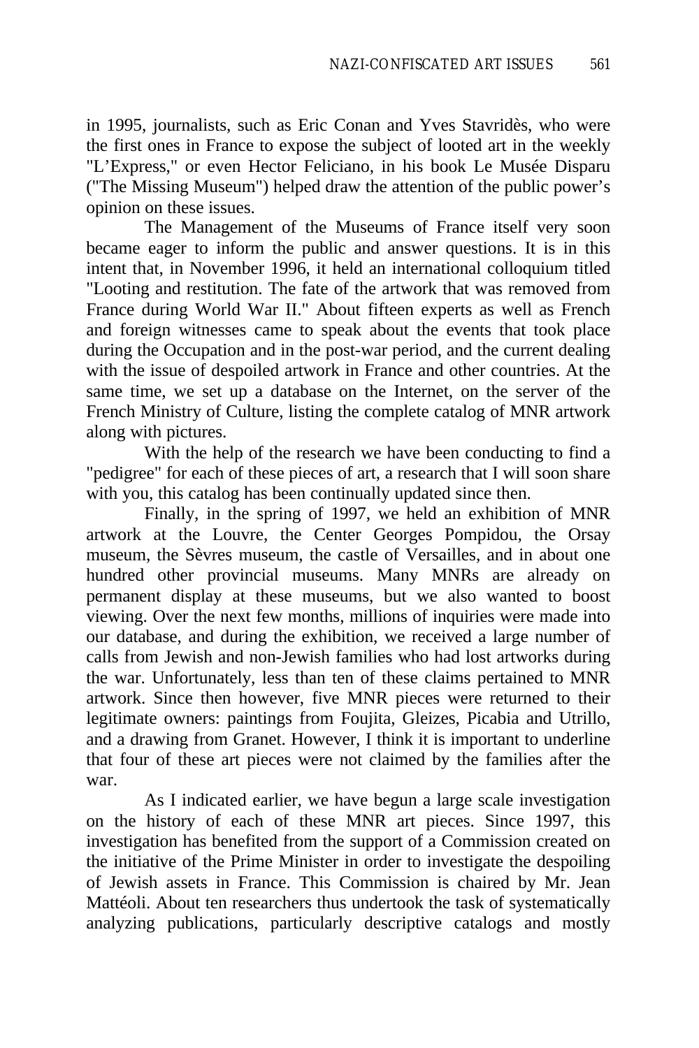in 1995, journalists, such as Eric Conan and Yves Stavridès, who were the first ones in France to expose the subject of looted art in the weekly "L'Express," or even Hector Feliciano, in his book Le Musée Disparu ("The Missing Museum") helped draw the attention of the public power's opinion on these issues.

The Management of the Museums of France itself very soon became eager to inform the public and answer questions. It is in this intent that, in November 1996, it held an international colloquium titled "Looting and restitution. The fate of the artwork that was removed from France during World War II." About fifteen experts as well as French and foreign witnesses came to speak about the events that took place during the Occupation and in the post-war period, and the current dealing with the issue of despoiled artwork in France and other countries. At the same time, we set up a database on the Internet, on the server of the French Ministry of Culture, listing the complete catalog of MNR artwork along with pictures.

With the help of the research we have been conducting to find a "pedigree" for each of these pieces of art, a research that I will soon share with you, this catalog has been continually updated since then.

Finally, in the spring of 1997, we held an exhibition of MNR artwork at the Louvre, the Center Georges Pompidou, the Orsay museum, the Sèvres museum, the castle of Versailles, and in about one hundred other provincial museums. Many MNRs are already on permanent display at these museums, but we also wanted to boost viewing. Over the next few months, millions of inquiries were made into our database, and during the exhibition, we received a large number of calls from Jewish and non-Jewish families who had lost artworks during the war. Unfortunately, less than ten of these claims pertained to MNR artwork. Since then however, five MNR pieces were returned to their legitimate owners: paintings from Foujita, Gleizes, Picabia and Utrillo, and a drawing from Granet. However, I think it is important to underline that four of these art pieces were not claimed by the families after the war.

As I indicated earlier, we have begun a large scale investigation on the history of each of these MNR art pieces. Since 1997, this investigation has benefited from the support of a Commission created on the initiative of the Prime Minister in order to investigate the despoiling of Jewish assets in France. This Commission is chaired by Mr. Jean Mattéoli. About ten researchers thus undertook the task of systematically analyzing publications, particularly descriptive catalogs and mostly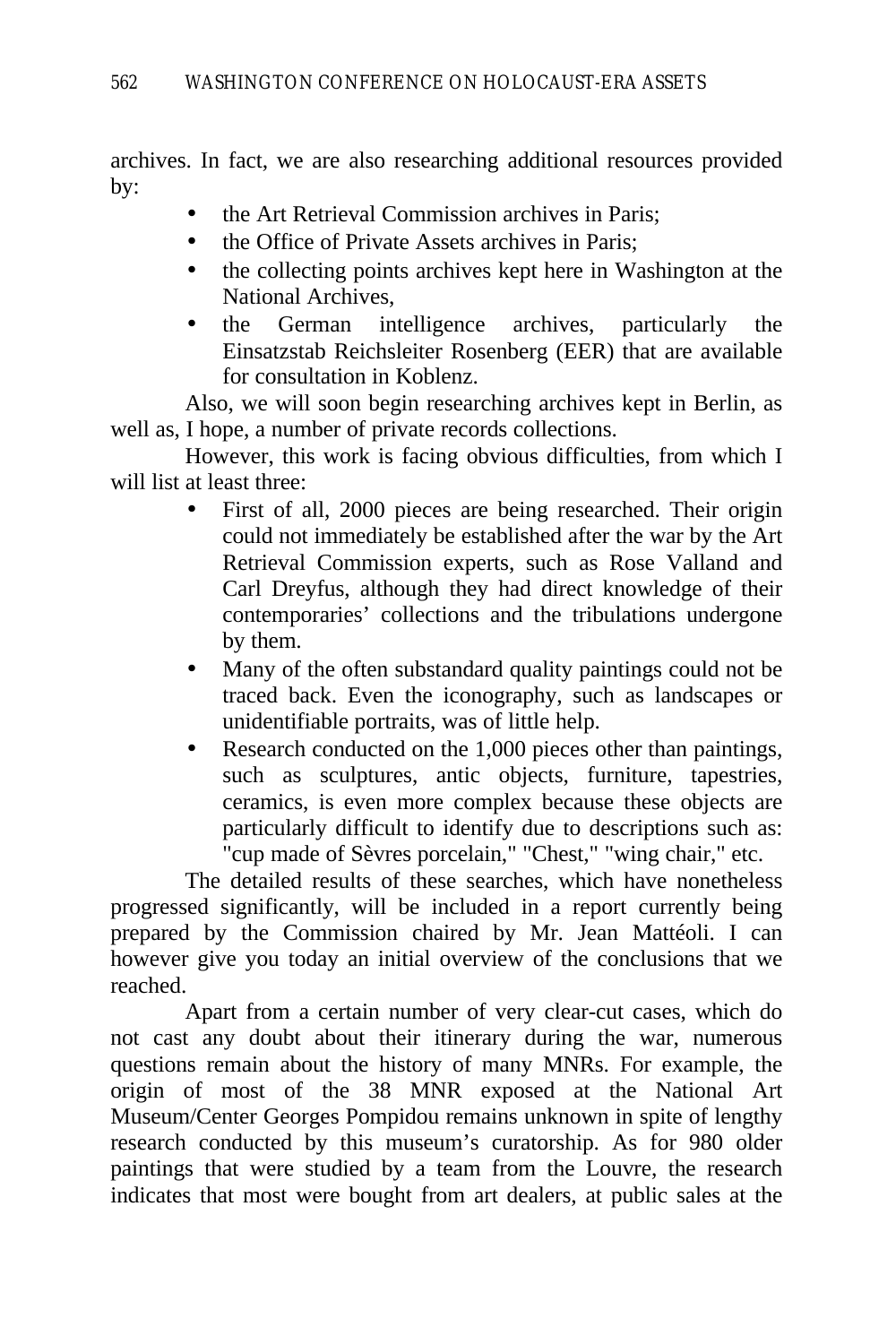archives. In fact, we are also researching additional resources provided by:

- the Art Retrieval Commission archives in Paris;
- the Office of Private Assets archives in Paris;
- the collecting points archives kept here in Washington at the National Archives,
- the German intelligence archives, particularly the Einsatzstab Reichsleiter Rosenberg (EER) that are available for consultation in Koblenz.

Also, we will soon begin researching archives kept in Berlin, as well as, I hope, a number of private records collections.

However, this work is facing obvious difficulties, from which I will list at least three:

- First of all, 2000 pieces are being researched. Their origin could not immediately be established after the war by the Art Retrieval Commission experts, such as Rose Valland and Carl Dreyfus, although they had direct knowledge of their contemporaries' collections and the tribulations undergone by them.
- Many of the often substandard quality paintings could not be traced back. Even the iconography, such as landscapes or unidentifiable portraits, was of little help.
- Research conducted on the 1,000 pieces other than paintings, such as sculptures, antic objects, furniture, tapestries, ceramics, is even more complex because these objects are particularly difficult to identify due to descriptions such as: "cup made of Sèvres porcelain," "Chest," "wing chair," etc.

The detailed results of these searches, which have nonetheless progressed significantly, will be included in a report currently being prepared by the Commission chaired by Mr. Jean Mattéoli. I can however give you today an initial overview of the conclusions that we reached.

Apart from a certain number of very clear-cut cases, which do not cast any doubt about their itinerary during the war, numerous questions remain about the history of many MNRs. For example, the origin of most of the 38 MNR exposed at the National Art Museum/Center Georges Pompidou remains unknown in spite of lengthy research conducted by this museum's curatorship. As for 980 older paintings that were studied by a team from the Louvre, the research indicates that most were bought from art dealers, at public sales at the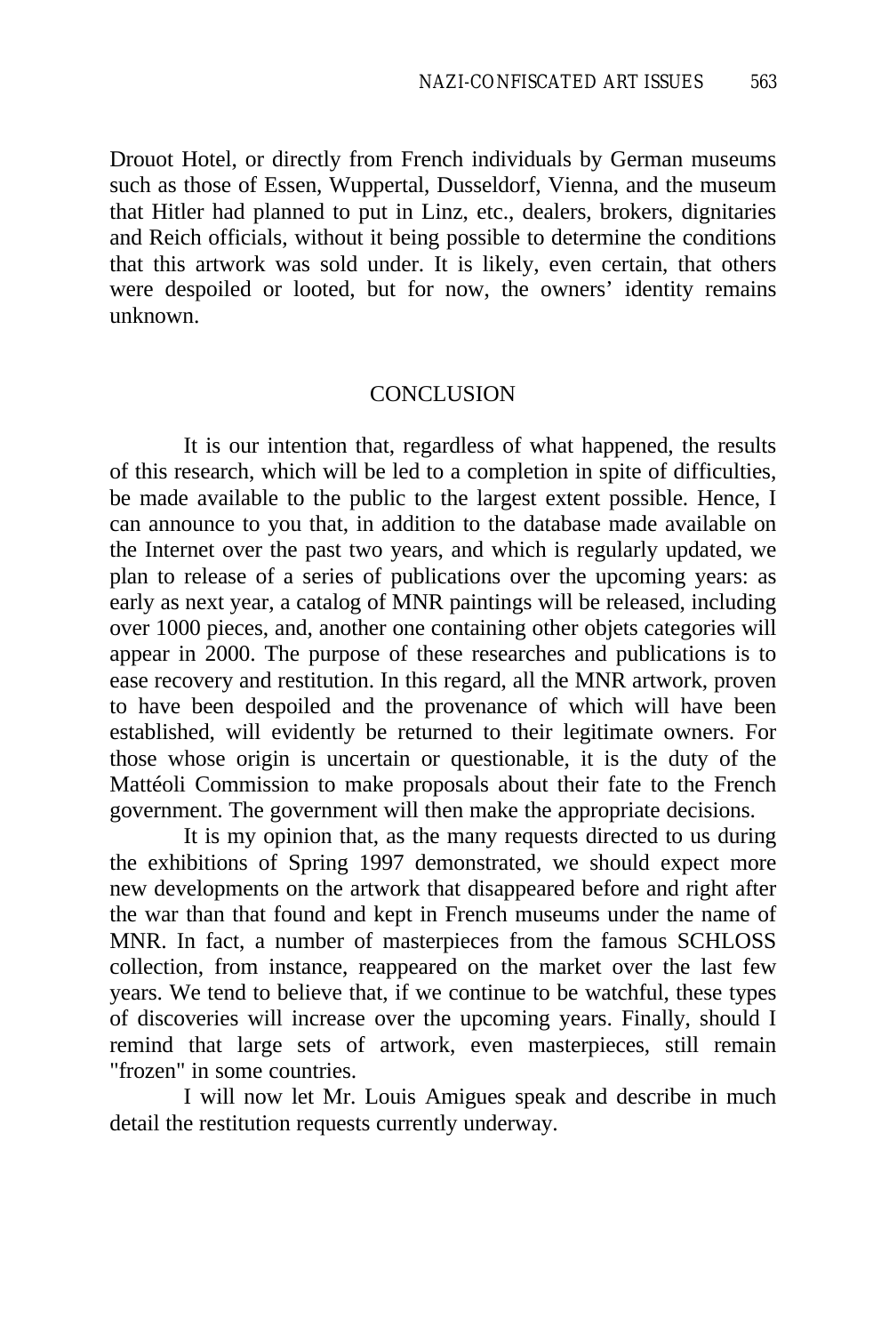Drouot Hotel, or directly from French individuals by German museums such as those of Essen, Wuppertal, Dusseldorf, Vienna, and the museum that Hitler had planned to put in Linz, etc., dealers, brokers, dignitaries and Reich officials, without it being possible to determine the conditions that this artwork was sold under. It is likely, even certain, that others were despoiled or looted, but for now, the owners' identity remains unknown.

## CONCLUSION

It is our intention that, regardless of what happened, the results of this research, which will be led to a completion in spite of difficulties, be made available to the public to the largest extent possible. Hence, I can announce to you that, in addition to the database made available on the Internet over the past two years, and which is regularly updated, we plan to release of a series of publications over the upcoming years: as early as next year, a catalog of MNR paintings will be released, including over 1000 pieces, and, another one containing other objets categories will appear in 2000. The purpose of these researches and publications is to ease recovery and restitution. In this regard, all the MNR artwork, proven to have been despoiled and the provenance of which will have been established, will evidently be returned to their legitimate owners. For those whose origin is uncertain or questionable, it is the duty of the Mattéoli Commission to make proposals about their fate to the French government. The government will then make the appropriate decisions.

It is my opinion that, as the many requests directed to us during the exhibitions of Spring 1997 demonstrated, we should expect more new developments on the artwork that disappeared before and right after the war than that found and kept in French museums under the name of MNR. In fact, a number of masterpieces from the famous SCHLOSS collection, from instance, reappeared on the market over the last few years. We tend to believe that, if we continue to be watchful, these types of discoveries will increase over the upcoming years. Finally, should I remind that large sets of artwork, even masterpieces, still remain "frozen" in some countries.

I will now let Mr. Louis Amigues speak and describe in much detail the restitution requests currently underway.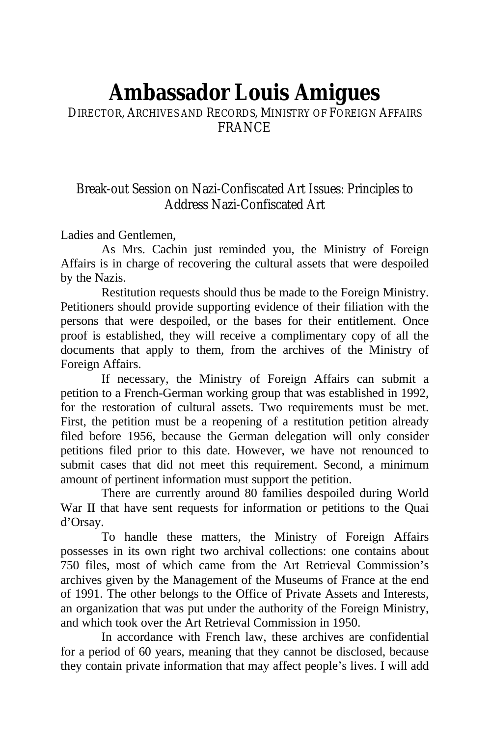# Ambassador Louis Amigues

DIRECTOR, ARCHIVES AND RECORDS, MINISTRY OF FOREIGN AFFAIRS
FRANCE

## Break-out Session on Nazi-Confiscated Art Issues: Principles to Address Nazi-Confiscated Art

Ladies and Gentlemen,

As Mrs. Cachin just reminded you, the Ministry of Foreign Affairs is in charge of recovering the cultural assets that were despoiled by the Nazis.

Restitution requests should thus be made to the Foreign Ministry. Petitioners should provide supporting evidence of their filiation with the persons that were despoiled, or the bases for their entitlement. Once proof is established, they will receive a complimentary copy of all the documents that apply to them, from the archives of the Ministry of Foreign Affairs.

If necessary, the Ministry of Foreign Affairs can submit a petition to a French-German working group that was established in 1992, for the restoration of cultural assets. Two requirements must be met. First, the petition must be a reopening of a restitution petition already filed before 1956, because the German delegation will only consider petitions filed prior to this date. However, we have not renounced to submit cases that did not meet this requirement. Second, a minimum amount of pertinent information must support the petition.

There are currently around 80 families despoiled during World War II that have sent requests for information or petitions to the Quai d'Orsay.

To handle these matters, the Ministry of Foreign Affairs possesses in its own right two archival collections: one contains about 750 files, most of which came from the Art Retrieval Commission's archives given by the Management of the Museums of France at the end of 1991. The other belongs to the Office of Private Assets and Interests, an organization that was put under the authority of the Foreign Ministry, and which took over the Art Retrieval Commission in 1950.

In accordance with French law, these archives are confidential for a period of 60 years, meaning that they cannot be disclosed, because they contain private information that may affect people's lives. I will add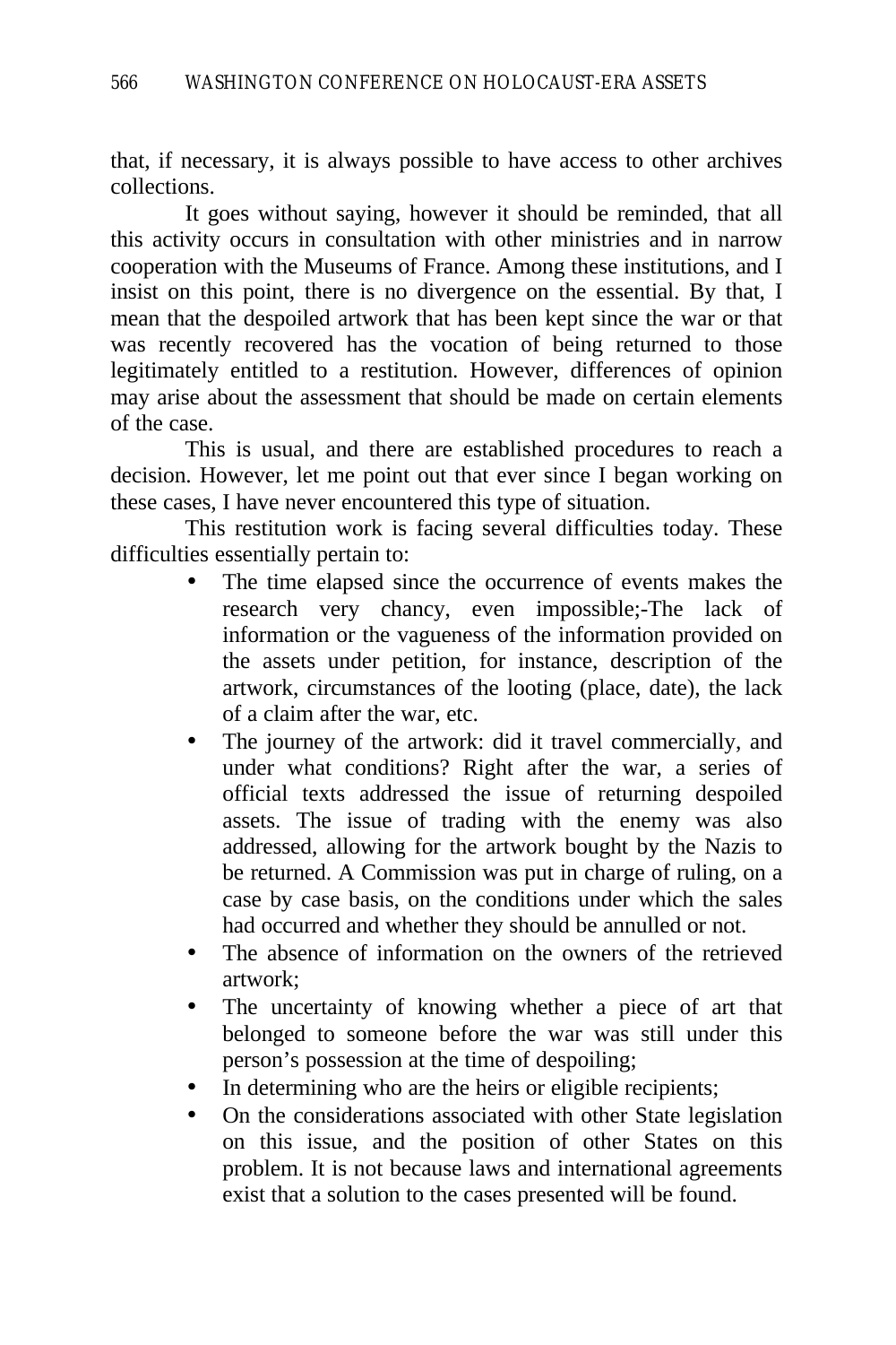that, if necessary, it is always possible to have access to other archives collections.

It goes without saying, however it should be reminded, that all this activity occurs in consultation with other ministries and in narrow cooperation with the Museums of France. Among these institutions, and I insist on this point, there is no divergence on the essential. By that, I mean that the despoiled artwork that has been kept since the war or that was recently recovered has the vocation of being returned to those legitimately entitled to a restitution. However, differences of opinion may arise about the assessment that should be made on certain elements of the case.

This is usual, and there are established procedures to reach a decision. However, let me point out that ever since I began working on these cases, I have never encountered this type of situation.

This restitution work is facing several difficulties today. These difficulties essentially pertain to:

- The time elapsed since the occurrence of events makes the research very chancy, even impossible;-The lack of information or the vagueness of the information provided on the assets under petition, for instance, description of the artwork, circumstances of the looting (place, date), the lack of a claim after the war, etc.
- The journey of the artwork: did it travel commercially, and under what conditions? Right after the war, a series of official texts addressed the issue of returning despoiled assets. The issue of trading with the enemy was also addressed, allowing for the artwork bought by the Nazis to be returned. A Commission was put in charge of ruling, on a case by case basis, on the conditions under which the sales had occurred and whether they should be annulled or not.
- The absence of information on the owners of the retrieved artwork;
- The uncertainty of knowing whether a piece of art that belonged to someone before the war was still under this person's possession at the time of despoiling;
- In determining who are the heirs or eligible recipients;
- On the considerations associated with other State legislation on this issue, and the position of other States on this problem. It is not because laws and international agreements exist that a solution to the cases presented will be found.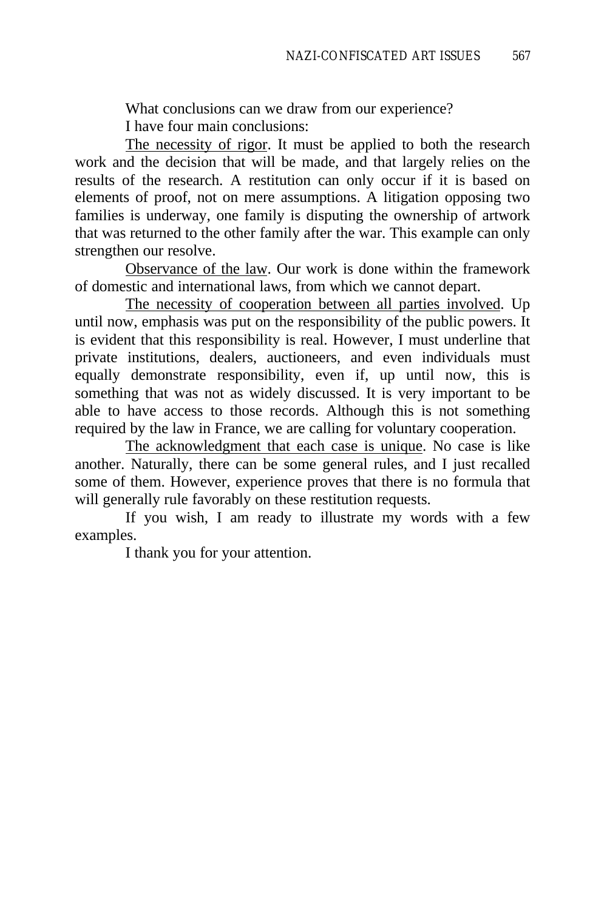What conclusions can we draw from our experience?

I have four main conclusions:

<u>The necessity of rigor</u>. It must be applied to both the research work and the decision that will be made, and that largely relies on the results of the research. A restitution can only occur if it is based on elements of proof, not on mere assumptions. A litigation opposing two families is underway, one family is disputing the ownership of artwork that was returned to the other family after the war. This example can only strengthen our resolve.

<u>Observance of the law</u>. Our work is done within the framework of domestic and international laws, from which we cannot depart.

<u>The necessity of cooperation between all parties involved</u>. Up until now, emphasis was put on the responsibility of the public powers. It is evident that this responsibility is real. However, I must underline that private institutions, dealers, auctioneers, and even individuals must equally demonstrate responsibility, even if, up until now, this is something that was not as widely discussed. It is very important to be able to have access to those records. Although this is not something required by the law in France, we are calling for voluntary cooperation.

<u>The acknowledgment that each case is unique</u>. No case is like another. Naturally, there can be some general rules, and I just recalled some of them. However, experience proves that there is no formula that will generally rule favorably on these restitution requests.

If you wish, I am ready to illustrate my words with a few examples.

I thank you for your attention.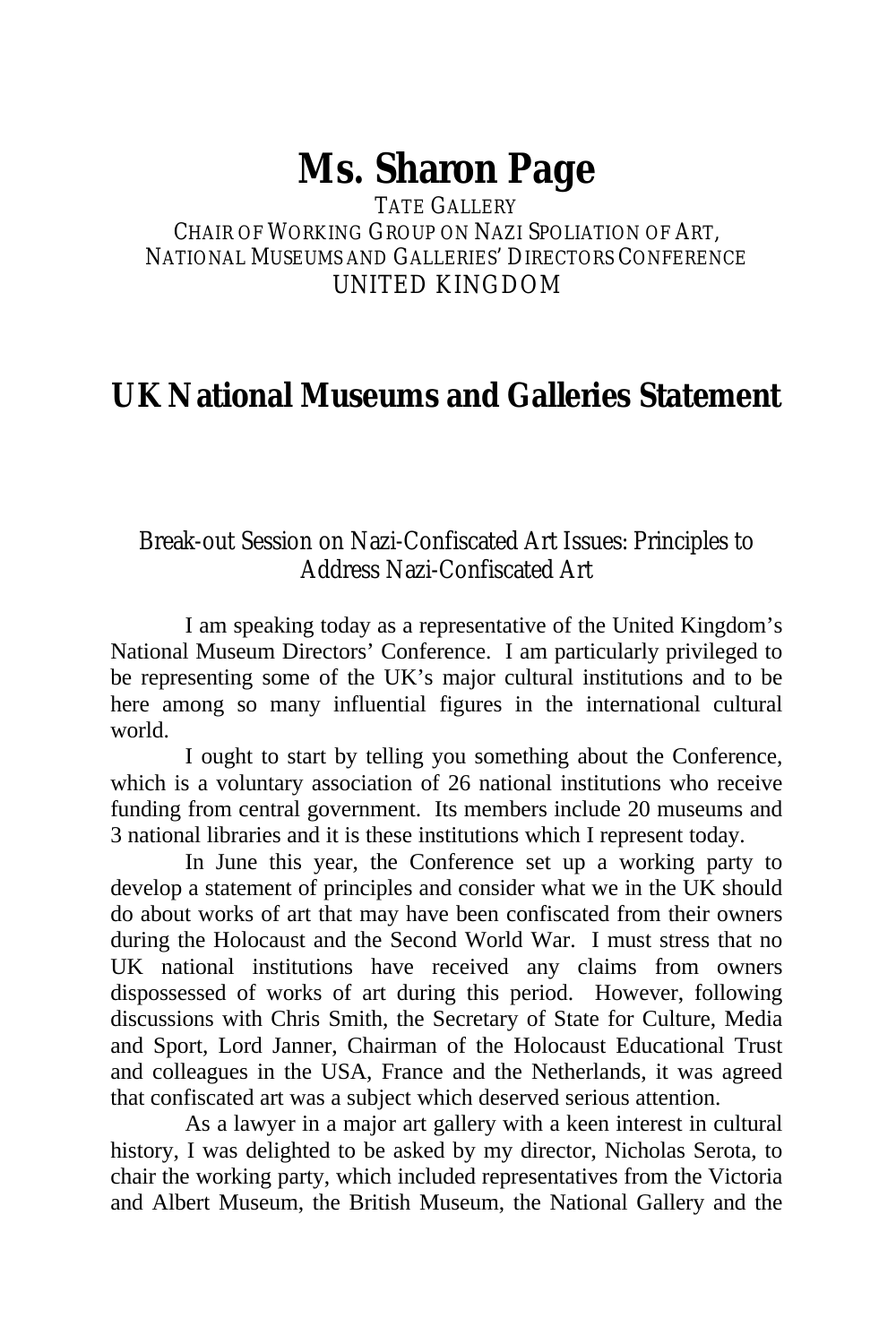# Ms. Sharon Page

TATE GALLERY
CHAIR OF WORKING GROUP ON NAZI SPOLIATION OF ART,
NATIONAL MUSEUMS AND GALLERIES' DIRECTORS CONFERENCE
UNITED KINGDOM

## UK National Museums and Galleries Statement

Break-out Session on Nazi-Confiscated Art Issues: Principles to Address Nazi-Confiscated Art

I am speaking today as a representative of the United Kingdom's National Museum Directors' Conference. I am particularly privileged to be representing some of the UK's major cultural institutions and to be here among so many influential figures in the international cultural world.

I ought to start by telling you something about the Conference, which is a voluntary association of 26 national institutions who receive funding from central government. Its members include 20 museums and 3 national libraries and it is these institutions which I represent today.

In June this year, the Conference set up a working party to develop a statement of principles and consider what we in the UK should do about works of art that may have been confiscated from their owners during the Holocaust and the Second World War. I must stress that no UK national institutions have received any claims from owners dispossessed of works of art during this period. However, following discussions with Chris Smith, the Secretary of State for Culture, Media and Sport, Lord Janner, Chairman of the Holocaust Educational Trust and colleagues in the USA, France and the Netherlands, it was agreed that confiscated art was a subject which deserved serious attention.

As a lawyer in a major art gallery with a keen interest in cultural history, I was delighted to be asked by my director, Nicholas Serota, to chair the working party, which included representatives from the Victoria and Albert Museum, the British Museum, the National Gallery and the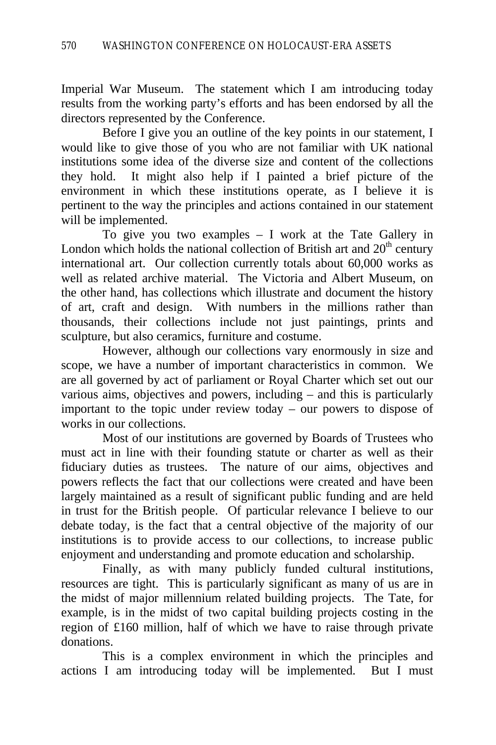Imperial War Museum. The statement which I am introducing today results from the working party's efforts and has been endorsed by all the directors represented by the Conference.

Before I give you an outline of the key points in our statement, I would like to give those of you who are not familiar with UK national institutions some idea of the diverse size and content of the collections they hold. It might also help if I painted a brief picture of the environment in which these institutions operate, as I believe it is pertinent to the way the principles and actions contained in our statement will be implemented.

To give you two examples – I work at the Tate Gallery in London which holds the national collection of British art and 20th century international art. Our collection currently totals about 60,000 works as well as related archive material. The Victoria and Albert Museum, on the other hand, has collections which illustrate and document the history of art, craft and design. With numbers in the millions rather than thousands, their collections include not just paintings, prints and sculpture, but also ceramics, furniture and costume.

However, although our collections vary enormously in size and scope, we have a number of important characteristics in common. We are all governed by act of parliament or Royal Charter which set out our various aims, objectives and powers, including – and this is particularly important to the topic under review today – our powers to dispose of works in our collections.

Most of our institutions are governed by Boards of Trustees who must act in line with their founding statute or charter as well as their fiduciary duties as trustees. The nature of our aims, objectives and powers reflects the fact that our collections were created and have been largely maintained as a result of significant public funding and are held in trust for the British people. Of particular relevance I believe to our debate today, is the fact that a central objective of the majority of our institutions is to provide access to our collections, to increase public enjoyment and understanding and promote education and scholarship.

Finally, as with many publicly funded cultural institutions, resources are tight. This is particularly significant as many of us are in the midst of major millennium related building projects. The Tate, for example, is in the midst of two capital building projects costing in the region of £160 million, half of which we have to raise through private donations.

This is a complex environment in which the principles and actions I am introducing today will be implemented. But I must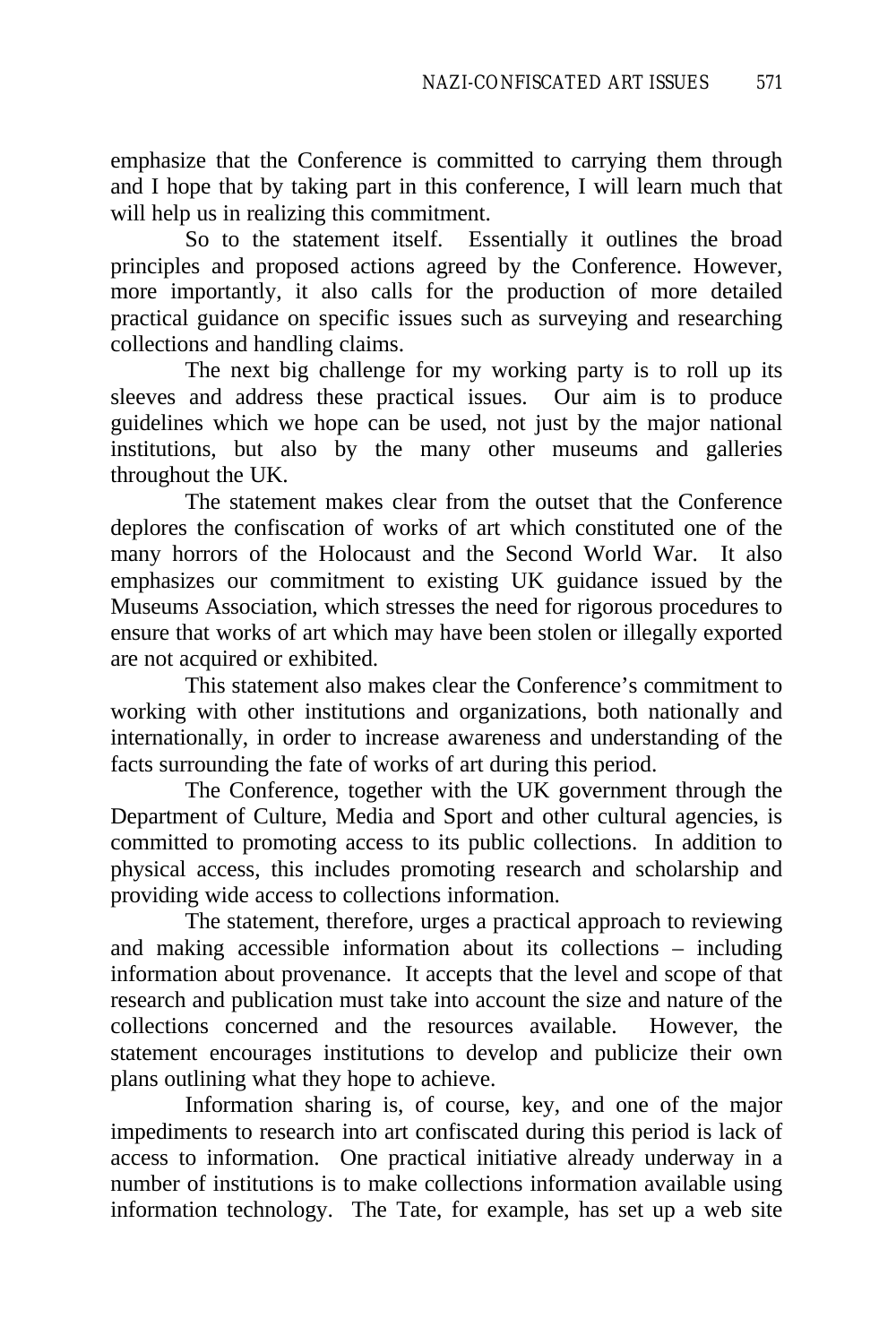emphasize that the Conference is committed to carrying them through and I hope that by taking part in this conference, I will learn much that will help us in realizing this commitment.

So to the statement itself. Essentially it outlines the broad principles and proposed actions agreed by the Conference. However, more importantly, it also calls for the production of more detailed practical guidance on specific issues such as surveying and researching collections and handling claims.

The next big challenge for my working party is to roll up its sleeves and address these practical issues. Our aim is to produce guidelines which we hope can be used, not just by the major national institutions, but also by the many other museums and galleries throughout the UK.

The statement makes clear from the outset that the Conference deplores the confiscation of works of art which constituted one of the many horrors of the Holocaust and the Second World War. It also emphasizes our commitment to existing UK guidance issued by the Museums Association, which stresses the need for rigorous procedures to ensure that works of art which may have been stolen or illegally exported are not acquired or exhibited.

This statement also makes clear the Conference's commitment to working with other institutions and organizations, both nationally and internationally, in order to increase awareness and understanding of the facts surrounding the fate of works of art during this period.

The Conference, together with the UK government through the Department of Culture, Media and Sport and other cultural agencies, is committed to promoting access to its public collections. In addition to physical access, this includes promoting research and scholarship and providing wide access to collections information.

The statement, therefore, urges a practical approach to reviewing and making accessible information about its collections – including information about provenance. It accepts that the level and scope of that research and publication must take into account the size and nature of the collections concerned and the resources available. However, the statement encourages institutions to develop and publicize their own plans outlining what they hope to achieve.

Information sharing is, of course, key, and one of the major impediments to research into art confiscated during this period is lack of access to information. One practical initiative already underway in a number of institutions is to make collections information available using information technology. The Tate, for example, has set up a web site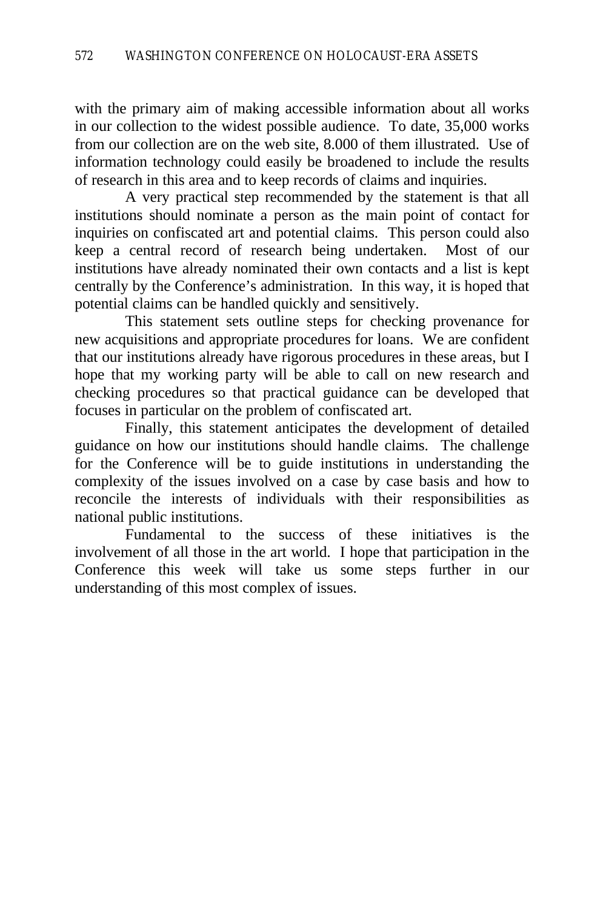with the primary aim of making accessible information about all works in our collection to the widest possible audience. To date, 35,000 works from our collection are on the web site, 8.000 of them illustrated. Use of information technology could easily be broadened to include the results of research in this area and to keep records of claims and inquiries.

A very practical step recommended by the statement is that all institutions should nominate a person as the main point of contact for inquiries on confiscated art and potential claims. This person could also keep a central record of research being undertaken. Most of our institutions have already nominated their own contacts and a list is kept centrally by the Conference's administration. In this way, it is hoped that potential claims can be handled quickly and sensitively.

This statement sets outline steps for checking provenance for new acquisitions and appropriate procedures for loans. We are confident that our institutions already have rigorous procedures in these areas, but I hope that my working party will be able to call on new research and checking procedures so that practical guidance can be developed that focuses in particular on the problem of confiscated art.

Finally, this statement anticipates the development of detailed guidance on how our institutions should handle claims. The challenge for the Conference will be to guide institutions in understanding the complexity of the issues involved on a case by case basis and how to reconcile the interests of individuals with their responsibilities as national public institutions.

Fundamental to the success of these initiatives is the involvement of all those in the art world. I hope that participation in the Conference this week will take us some steps further in our understanding of this most complex of issues.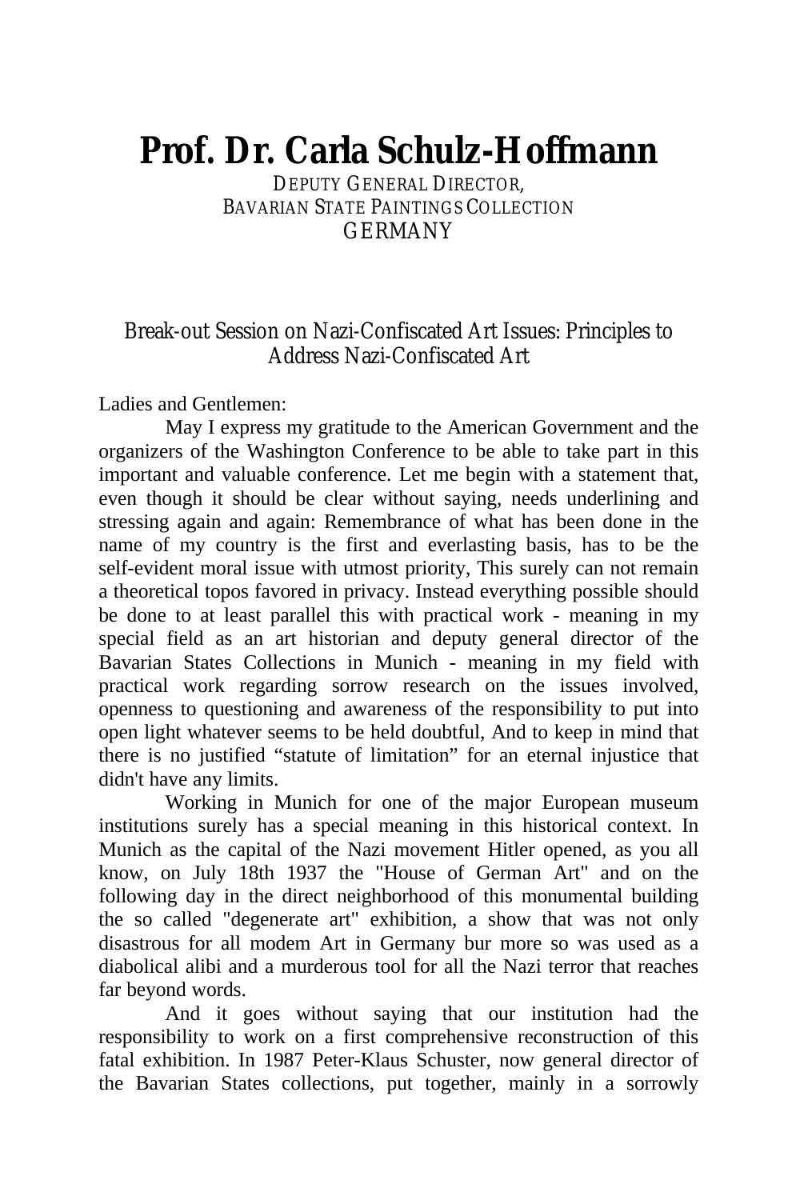# Prof. Dr. Carla Schulz-Hoffmann

DEPUTY GENERAL DIRECTOR,
BAVARIAN STATE PAINTINGS COLLECTION
GERMANY

## Break-out Session on Nazi-Confiscated Art Issues: Principles to Address Nazi-Confiscated Art

Ladies and Gentlemen:

May I express my gratitude to the American Government and the organizers of the Washington Conference to be able to take part in this important and valuable conference. Let me begin with a statement that, even though it should be clear without saying, needs underlining and stressing again and again: Remembrance of what has been done in the name of my country is the first and everlasting basis, has to be the self-evident moral issue with utmost priority, This surely can not remain a theoretical topos favored in privacy. Instead everything possible should be done to at least parallel this with practical work - meaning in my special field as an art historian and deputy general director of the Bavarian States Collections in Munich - meaning in my field with practical work regarding sorrow research on the issues involved, openness to questioning and awareness of the responsibility to put into open light whatever seems to be held doubtful, And to keep in mind that there is no justified "statute of limitation" for an eternal injustice that didn't have any limits.

Working in Munich for one of the major European museum institutions surely has a special meaning in this historical context. In Munich as the capital of the Nazi movement Hitler opened, as you all know, on July 18th 1937 the "House of German Art" and on the following day in the direct neighborhood of this monumental building the so called "degenerate art" exhibition, a show that was not only disastrous for all modem Art in Germany bur more so was used as a diabolical alibi and a murderous tool for all the Nazi terror that reaches far beyond words.

And it goes without saying that our institution had the responsibility to work on a first comprehensive reconstruction of this fatal exhibition. In 1987 Peter-Klaus Schuster, now general director of the Bavarian States collections, put together, mainly in a sorrowly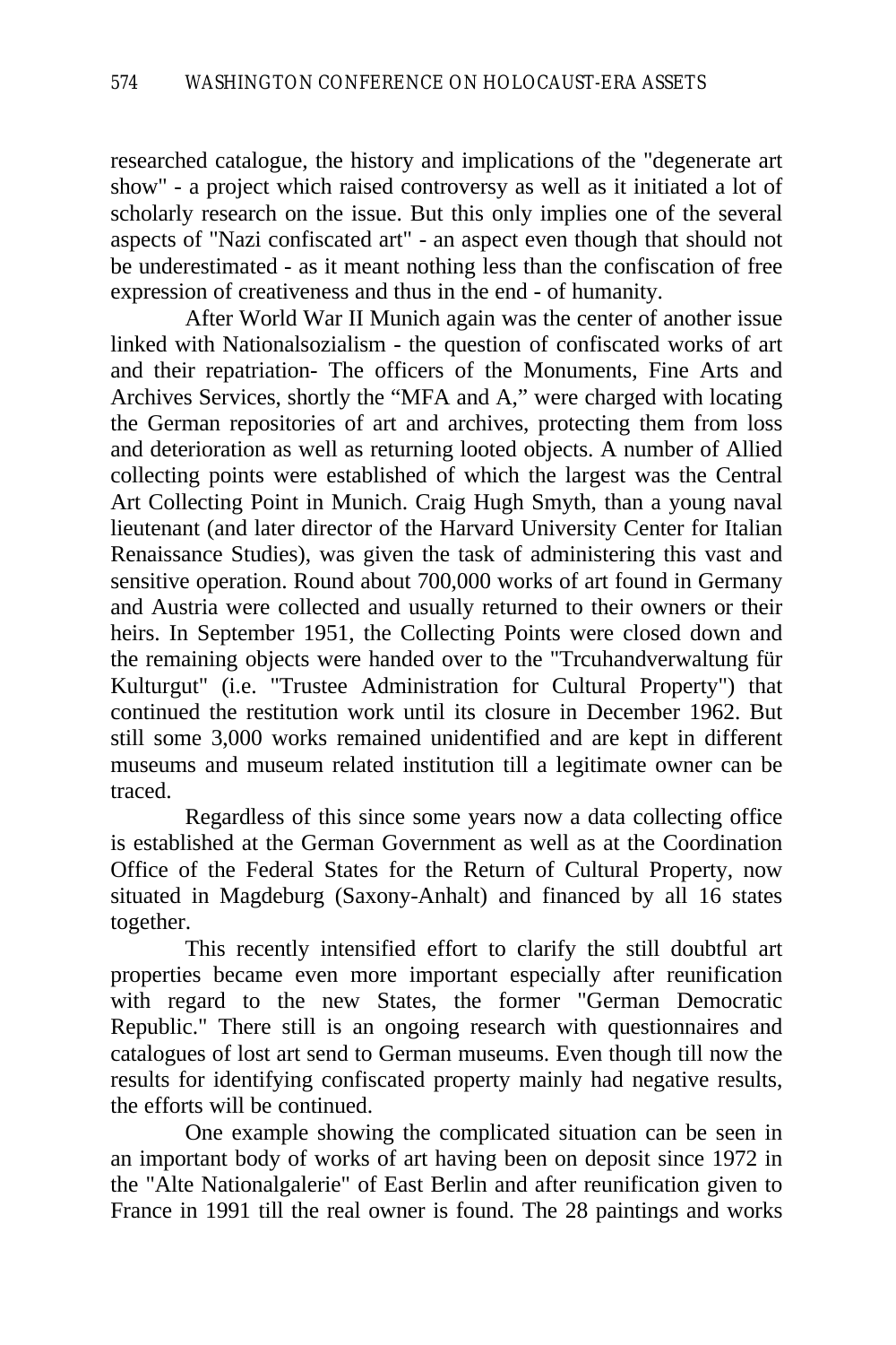researched catalogue, the history and implications of the "degenerate art show" - a project which raised controversy as well as it initiated a lot of scholarly research on the issue. But this only implies one of the several aspects of "Nazi confiscated art" - an aspect even though that should not be underestimated - as it meant nothing less than the confiscation of free expression of creativeness and thus in the end - of humanity.

After World War II Munich again was the center of another issue linked with Nationalsozialism - the question of confiscated works of art and their repatriation- The officers of the Monuments, Fine Arts and Archives Services, shortly the “MFA and A,” were charged with locating the German repositories of art and archives, protecting them from loss and deterioration as well as returning looted objects. A number of Allied collecting points were established of which the largest was the Central Art Collecting Point in Munich. Craig Hugh Smyth, than a young naval lieutenant (and later director of the Harvard University Center for Italian Renaissance Studies), was given the task of administering this vast and sensitive operation. Round about 700,000 works of art found in Germany and Austria were collected and usually returned to their owners or their heirs. In September 1951, the Collecting Points were closed down and the remaining objects were handed over to the "Trcuhandverwaltung für Kulturgut" (i.e. "Trustee Administration for Cultural Property") that continued the restitution work until its closure in December 1962. But still some 3,000 works remained unidentified and are kept in different museums and museum related institution till a legitimate owner can be traced.

Regardless of this since some years now a data collecting office is established at the German Government as well as at the Coordination Office of the Federal States for the Return of Cultural Property, now situated in Magdeburg (Saxony-Anhalt) and financed by all 16 states together.

This recently intensified effort to clarify the still doubtful art properties became even more important especially after reunification with regard to the new States, the former "German Democratic Republic." There still is an ongoing research with questionnaires and catalogues of lost art send to German museums. Even though till now the results for identifying confiscated property mainly had negative results, the efforts will be continued.

One example showing the complicated situation can be seen in an important body of works of art having been on deposit since 1972 in the "Alte Nationalgalerie" of East Berlin and after reunification given to France in 1991 till the real owner is found. The 28 paintings and works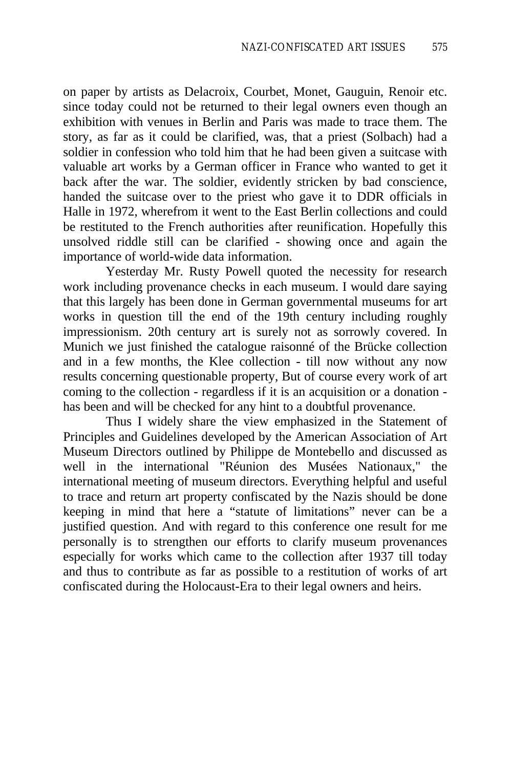on paper by artists as Delacroix, Courbet, Monet, Gauguin, Renoir etc. since today could not be returned to their legal owners even though an exhibition with venues in Berlin and Paris was made to trace them. The story, as far as it could be clarified, was, that a priest (Solbach) had a soldier in confession who told him that he had been given a suitcase with valuable art works by a German officer in France who wanted to get it back after the war. The soldier, evidently stricken by bad conscience, handed the suitcase over to the priest who gave it to DDR officials in Halle in 1972, wherefrom it went to the East Berlin collections and could be restituted to the French authorities after reunification. Hopefully this unsolved riddle still can be clarified - showing once and again the importance of world-wide data information.

Yesterday Mr. Rusty Powell quoted the necessity for research work including provenance checks in each museum. I would dare saying that this largely has been done in German governmental museums for art works in question till the end of the 19th century including roughly impressionism. 20th century art is surely not as sorrowly covered. In Munich we just finished the catalogue raisonné of the Brücke collection and in a few months, the Klee collection - till now without any now results concerning questionable property, But of course every work of art coming to the collection - regardless if it is an acquisition or a donation - has been and will be checked for any hint to a doubtful provenance.

Thus I widely share the view emphasized in the Statement of Principles and Guidelines developed by the American Association of Art Museum Directors outlined by Philippe de Montebello and discussed as well in the international "Réunion des Musées Nationaux," the international meeting of museum directors. Everything helpful and useful to trace and return art property confiscated by the Nazis should be done keeping in mind that here a “statute of limitations” never can be a justified question. And with regard to this conference one result for me personally is to strengthen our efforts to clarify museum provenances especially for works which came to the collection after 1937 till today and thus to contribute as far as possible to a restitution of works of art confiscated during the Holocaust-Era to their legal owners and heirs.